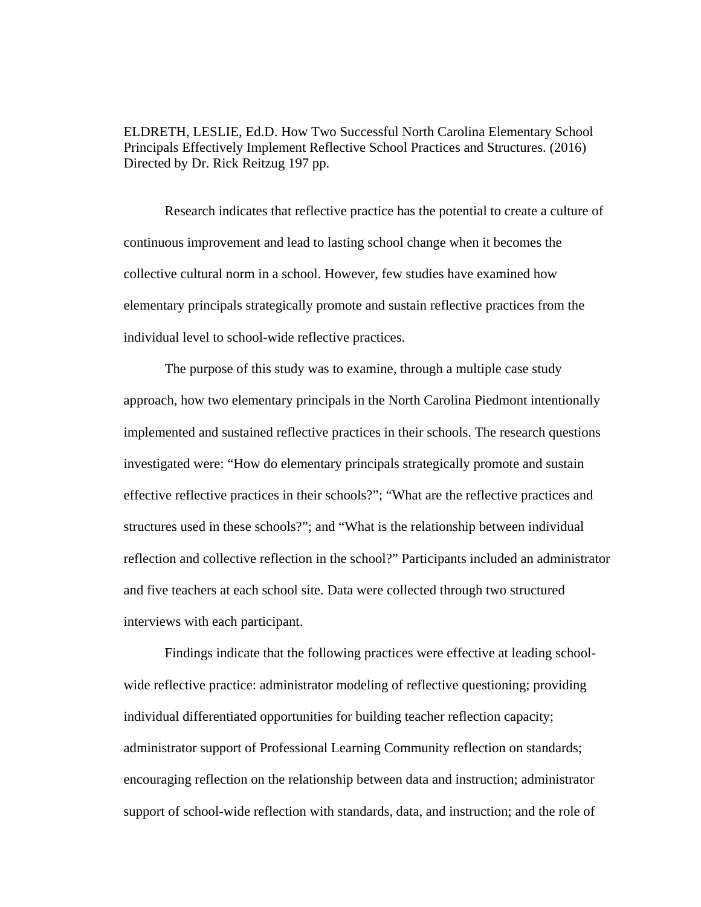ELDRETH, LESLIE, Ed.D. How Two Successful North Carolina Elementary School Principals Effectively Implement Reflective School Practices and Structures. (2016) Directed by Dr. Rick Reitzug 197 pp.

Research indicates that reflective practice has the potential to create a culture of continuous improvement and lead to lasting school change when it becomes the collective cultural norm in a school. However, few studies have examined how elementary principals strategically promote and sustain reflective practices from the individual level to school-wide reflective practices.

The purpose of this study was to examine, through a multiple case study approach, how two elementary principals in the North Carolina Piedmont intentionally implemented and sustained reflective practices in their schools. The research questions investigated were: "How do elementary principals strategically promote and sustain effective reflective practices in their schools?"; "What are the reflective practices and structures used in these schools?"; and "What is the relationship between individual reflection and collective reflection in the school?" Participants included an administrator and five teachers at each school site. Data were collected through two structured interviews with each participant.

Findings indicate that the following practices were effective at leading school-wide reflective practice: administrator modeling of reflective questioning; providing individual differentiated opportunities for building teacher reflection capacity; administrator support of Professional Learning Community reflection on standards; encouraging reflection on the relationship between data and instruction; administrator support of school-wide reflection with standards, data, and instruction; and the role of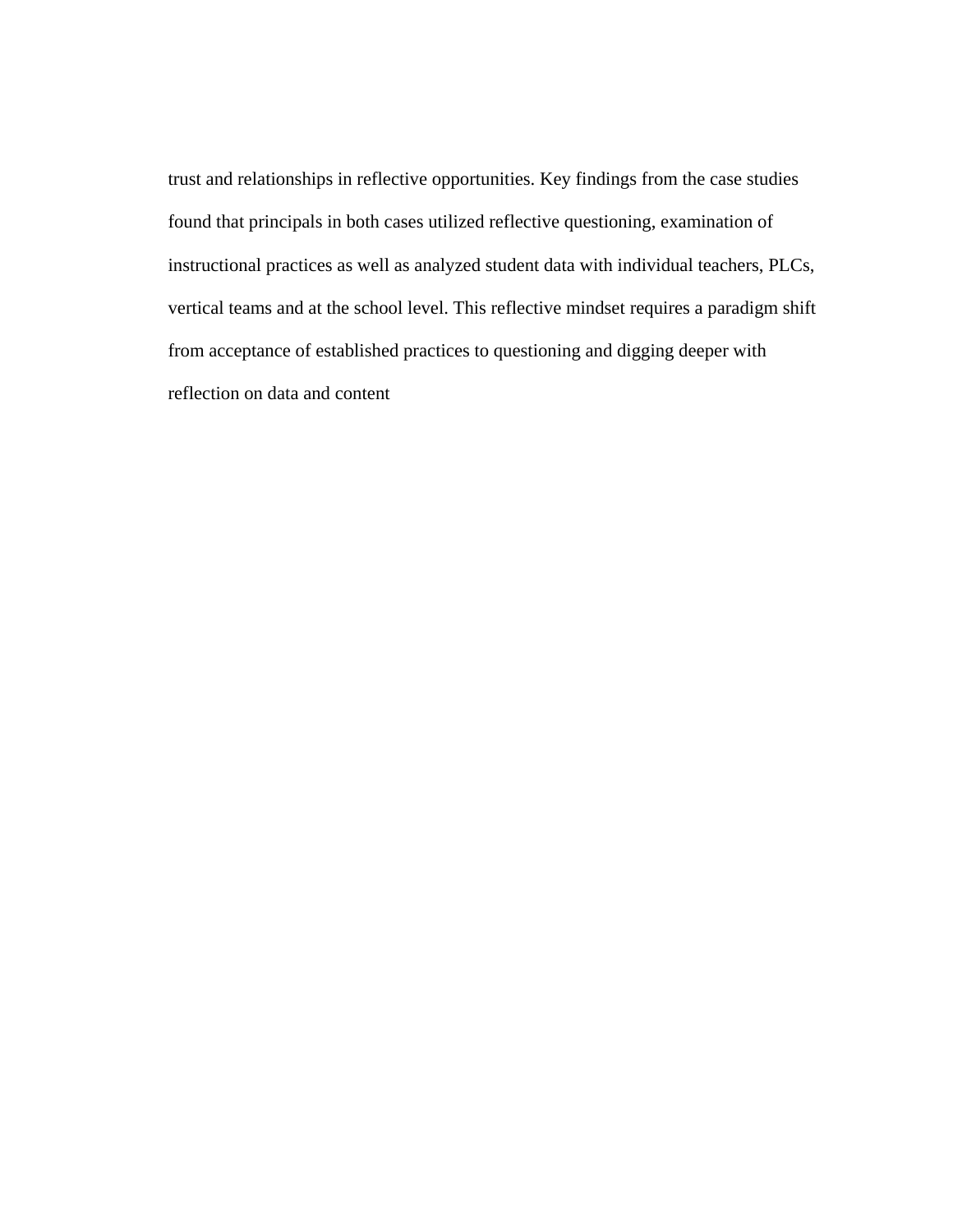trust and relationships in reflective opportunities. Key findings from the case studies found that principals in both cases utilized reflective questioning, examination of instructional practices as well as analyzed student data with individual teachers, PLCs, vertical teams and at the school level. This reflective mindset requires a paradigm shift from acceptance of established practices to questioning and digging deeper with reflection on data and content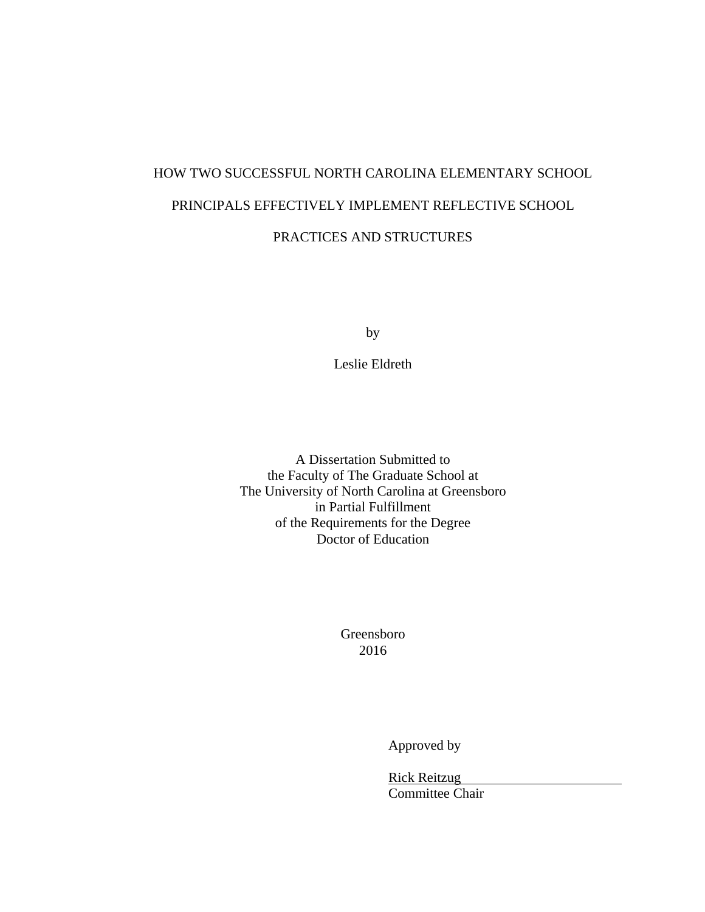# HOW TWO SUCCESSFUL NORTH CAROLINA ELEMENTARY SCHOOL PRINCIPALS EFFECTIVELY IMPLEMENT REFLECTIVE SCHOOL PRACTICES AND STRUCTURES

by

Leslie Eldreth

A Dissertation Submitted to
the Faculty of The Graduate School at
The University of North Carolina at Greensboro
in Partial Fulfillment
of the Requirements for the Degree
Doctor of Education

Greensboro
2016

Approved by

Rick Reitzug
Committee Chair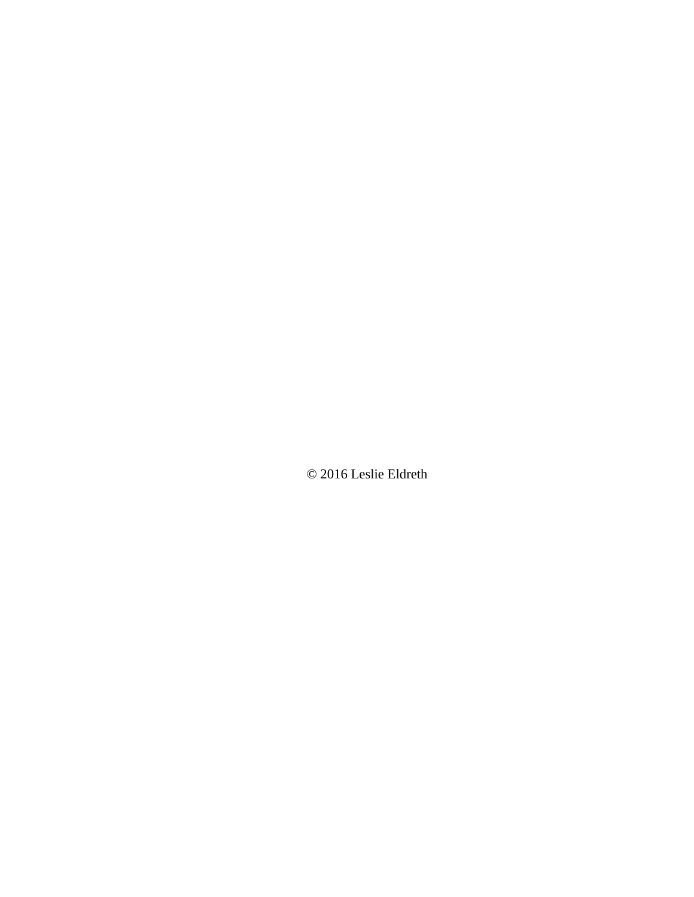© 2016 Leslie Eldreth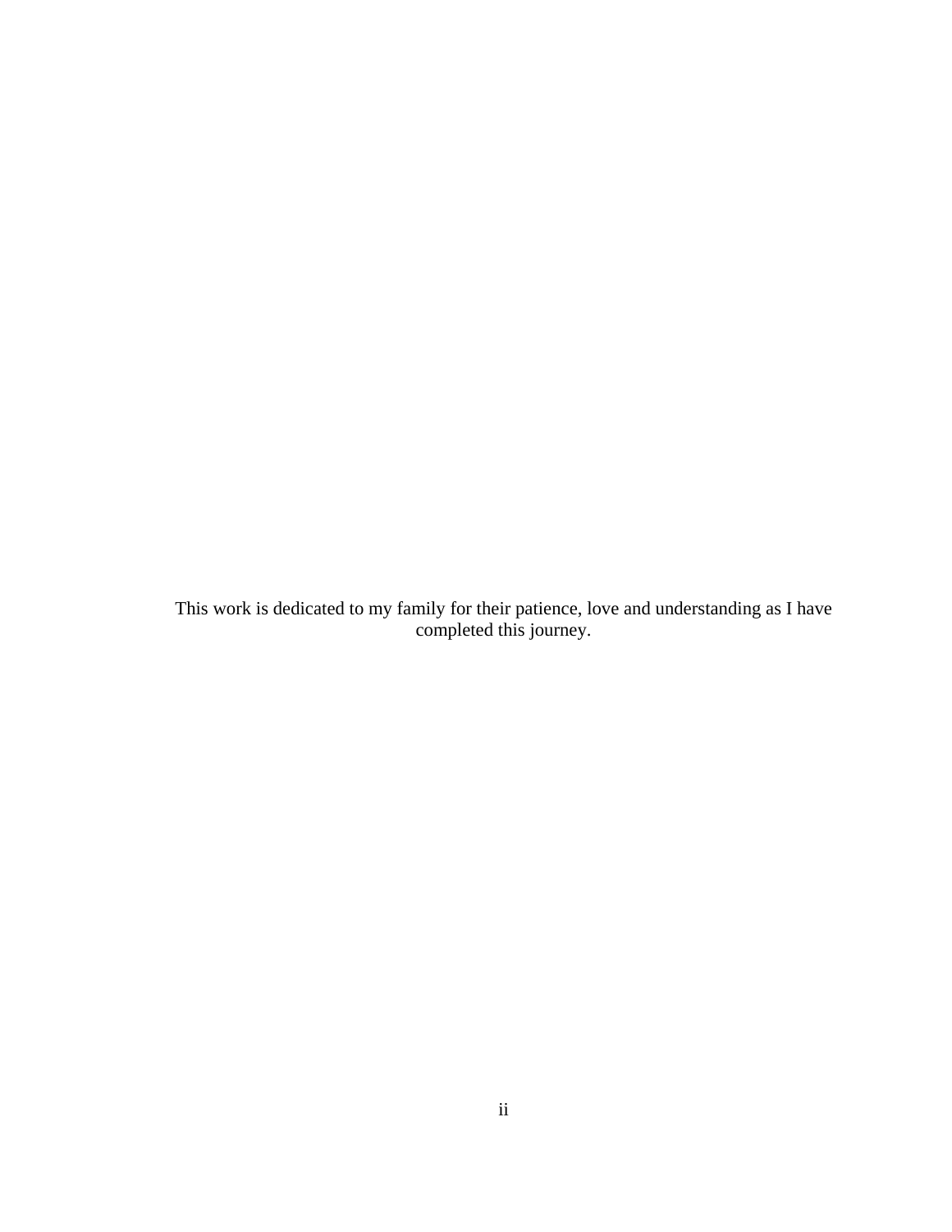This work is dedicated to my family for their patience, love and understanding as I have completed this journey.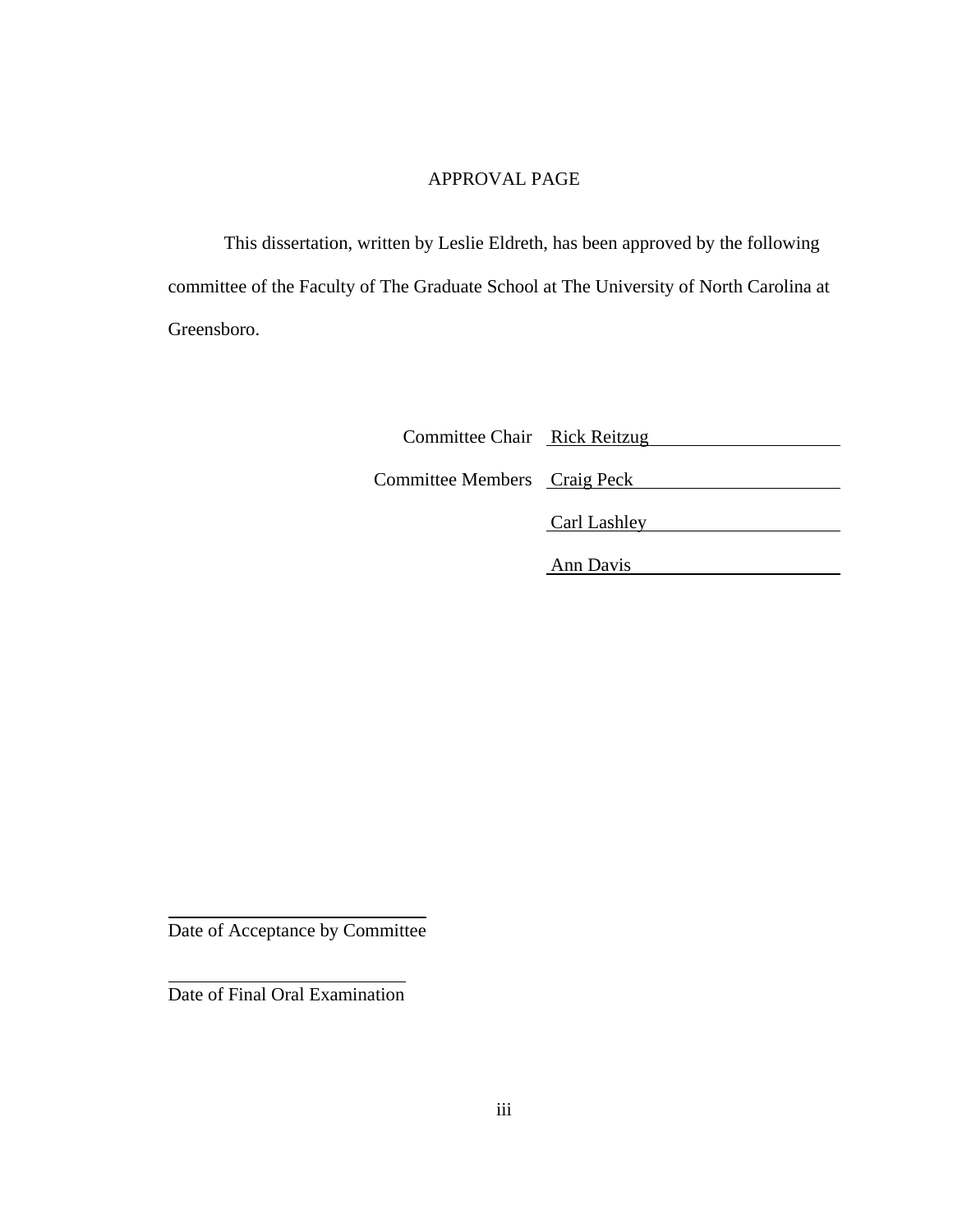# APPROVAL PAGE

This dissertation, written by Leslie Eldreth, has been approved by the following committee of the Faculty of The Graduate School at The University of North Carolina at Greensboro.

| | |
|---|---|
| Committee Chair | Rick Reitzug |
| Committee Members | Craig Peck |
| | Carl Lashley |
| | Ann Davis |

\_\_\_\_\_\_\_\_\_\_\_\_\_\_\_\_\_\_\_\_\_\_\_\_\_\_\_\_
Date of Acceptance by Committee

\_\_\_\_\_\_\_\_\_\_\_\_\_\_\_\_\_\_\_\_\_\_\_\_\_\_\_\_
Date of Final Oral Examination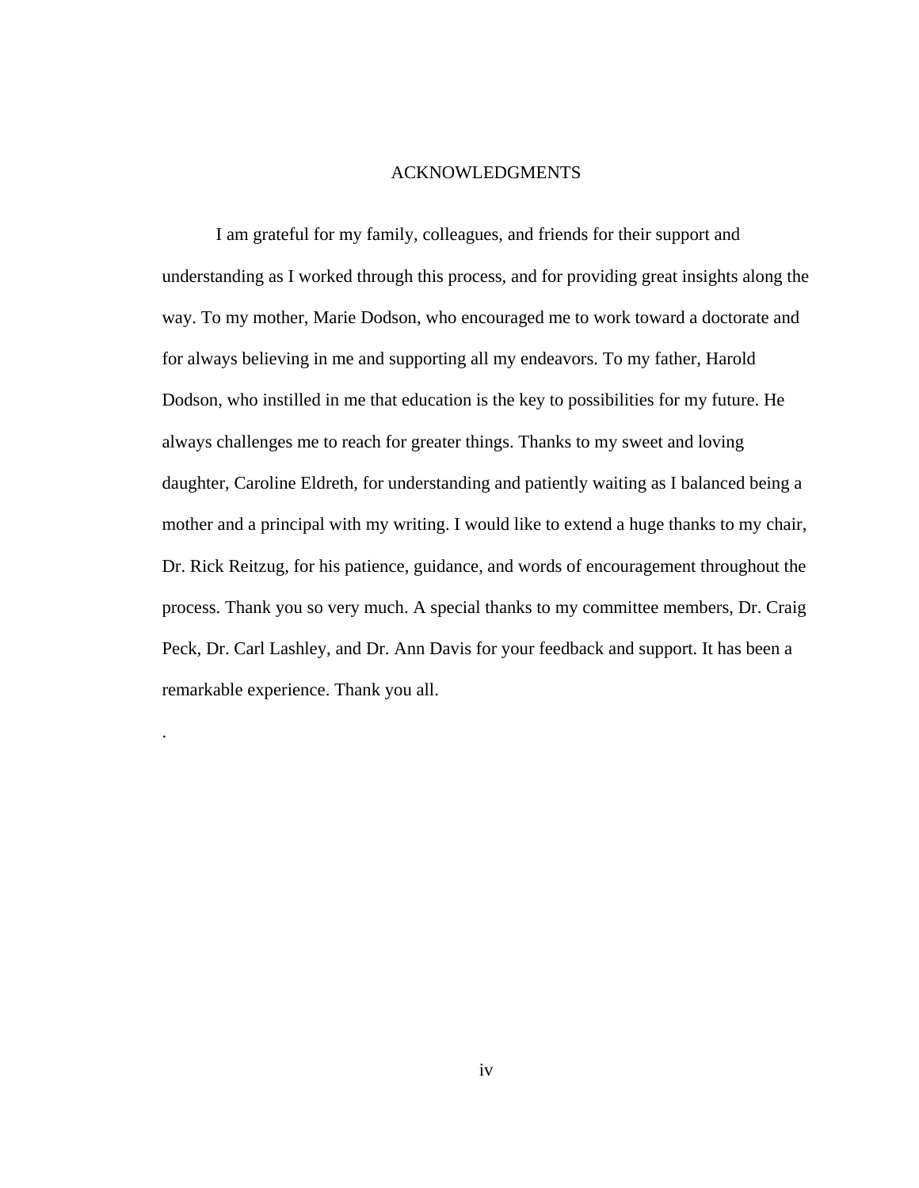# ACKNOWLEDGMENTS

I am grateful for my family, colleagues, and friends for their support and understanding as I worked through this process, and for providing great insights along the way. To my mother, Marie Dodson, who encouraged me to work toward a doctorate and for always believing in me and supporting all my endeavors. To my father, Harold Dodson, who instilled in me that education is the key to possibilities for my future. He always challenges me to reach for greater things. Thanks to my sweet and loving daughter, Caroline Eldreth, for understanding and patiently waiting as I balanced being a mother and a principal with my writing. I would like to extend a huge thanks to my chair, Dr. Rick Reitzug, for his patience, guidance, and words of encouragement throughout the process. Thank you so very much. A special thanks to my committee members, Dr. Craig Peck, Dr. Carl Lashley, and Dr. Ann Davis for your feedback and support. It has been a remarkable experience. Thank you all.

.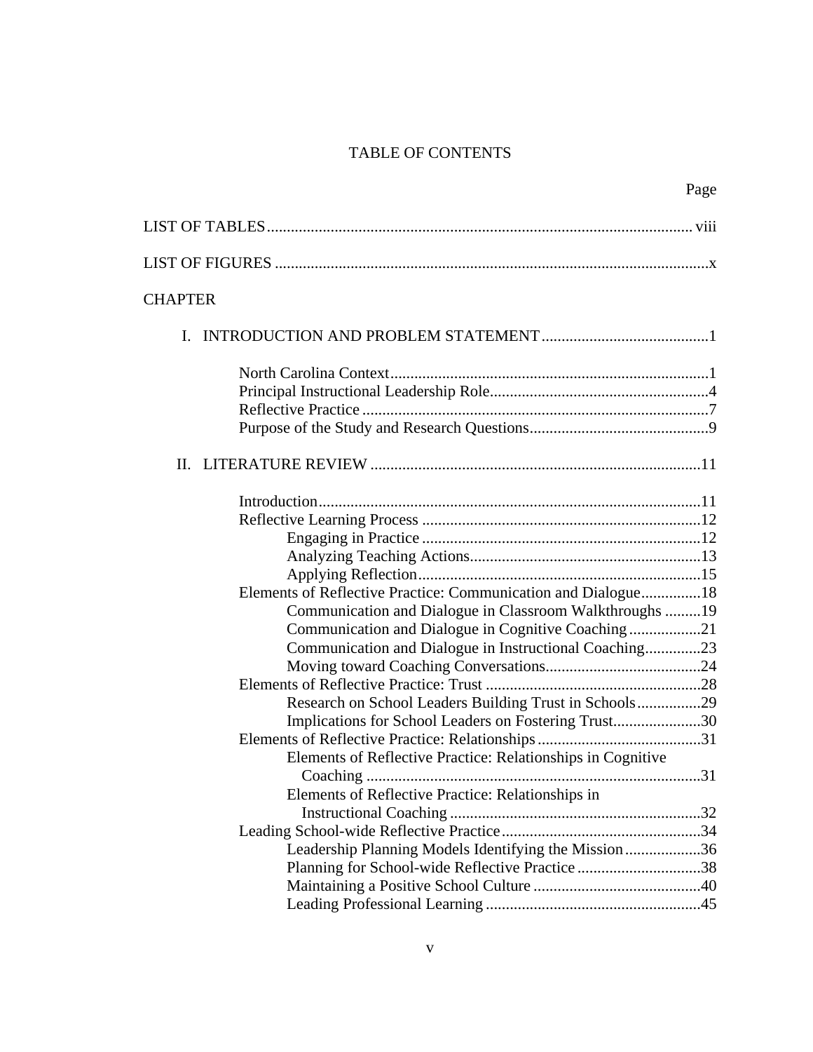# TABLE OF CONTENTS

Page

LIST OF TABLES ... viii

LIST OF FIGURES ... x

CHAPTER

I. INTRODUCTION AND PROBLEM STATEMENT ... 1

- North Carolina Context ... 1
- Principal Instructional Leadership Role ... 4
- Reflective Practice ... 7
- Purpose of the Study and Research Questions ... 9

II. LITERATURE REVIEW ... 11

- Introduction ... 11
- Reflective Learning Process ... 12
  - Engaging in Practice ... 12
  - Analyzing Teaching Actions ... 13
  - Applying Reflection ... 15
- Elements of Reflective Practice: Communication and Dialogue ... 18
  - Communication and Dialogue in Classroom Walkthroughs ... 19
  - Communication and Dialogue in Cognitive Coaching ... 21
  - Communication and Dialogue in Instructional Coaching ... 23
  - Moving toward Coaching Conversations ... 24
- Elements of Reflective Practice: Trust ... 28
  - Research on School Leaders Building Trust in Schools ... 29
  - Implications for School Leaders on Fostering Trust ... 30
- Elements of Reflective Practice: Relationships ... 31
  - Elements of Reflective Practice: Relationships in Cognitive Coaching ... 31
  - Elements of Reflective Practice: Relationships in Instructional Coaching ... 32
- Leading School-wide Reflective Practice ... 34
  - Leadership Planning Models Identifying the Mission ... 36
  - Planning for School-wide Reflective Practice ... 38
  - Maintaining a Positive School Culture ... 40
  - Leading Professional Learning ... 45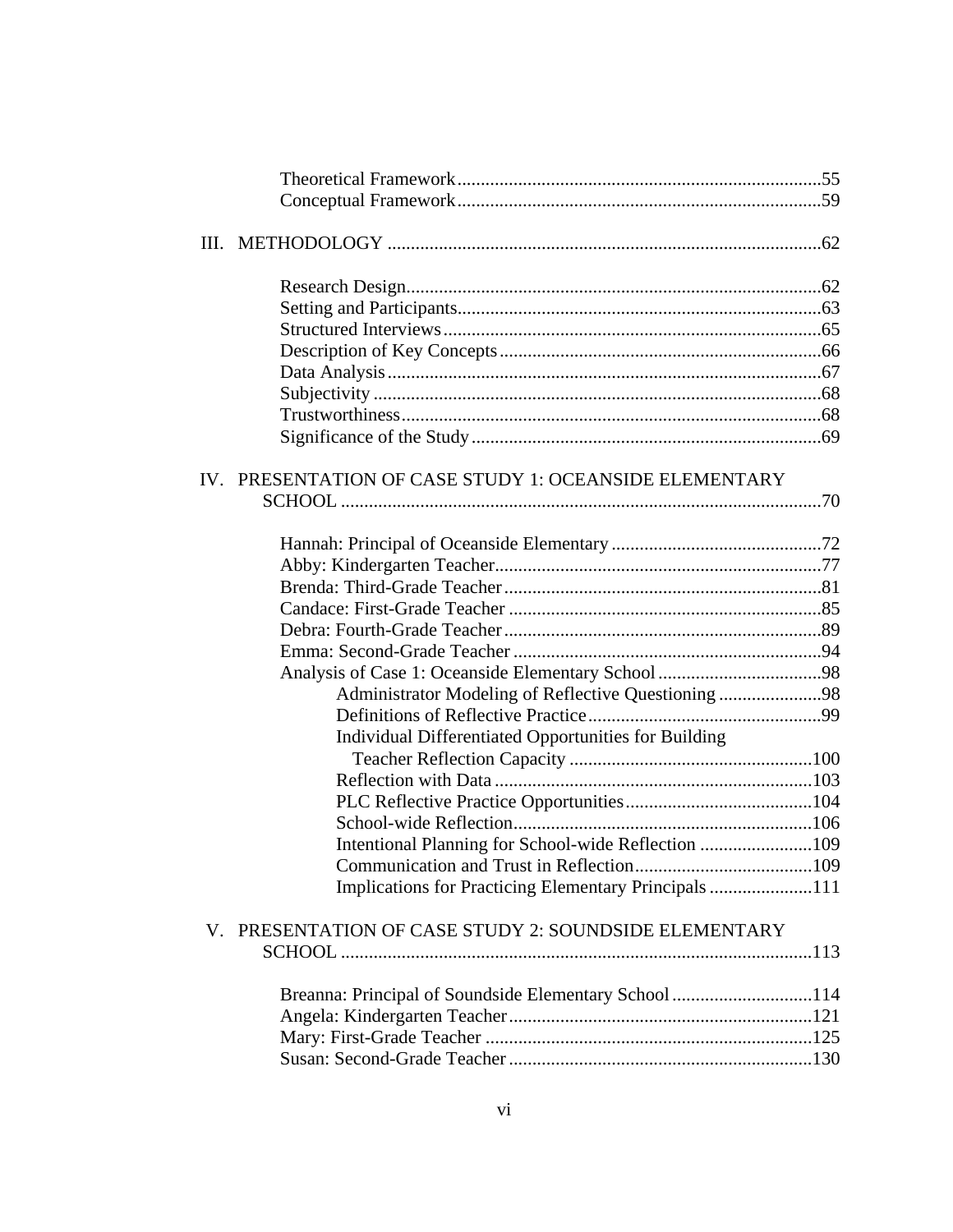Theoretical Framework ..... 55
Conceptual Framework ..... 59

III. METHODOLOGY ..... 62

Research Design ..... 62
Setting and Participants ..... 63
Structured Interviews ..... 65
Description of Key Concepts ..... 66
Data Analysis ..... 67
Subjectivity ..... 68
Trustworthiness ..... 68
Significance of the Study ..... 69

IV. PRESENTATION OF CASE STUDY 1: OCEANSIDE ELEMENTARY SCHOOL ..... 70

Hannah: Principal of Oceanside Elementary ..... 72
Abby: Kindergarten Teacher ..... 77
Brenda: Third-Grade Teacher ..... 81
Candace: First-Grade Teacher ..... 85
Debra: Fourth-Grade Teacher ..... 89
Emma: Second-Grade Teacher ..... 94
Analysis of Case 1: Oceanside Elementary School ..... 98
- Administrator Modeling of Reflective Questioning ..... 98
- Definitions of Reflective Practice ..... 99
- Individual Differentiated Opportunities for Building Teacher Reflection Capacity ..... 100
- Reflection with Data ..... 103
- PLC Reflective Practice Opportunities ..... 104
- School-wide Reflection ..... 106
- Intentional Planning for School-wide Reflection ..... 109
- Communication and Trust in Reflection ..... 109
- Implications for Practicing Elementary Principals ..... 111

V. PRESENTATION OF CASE STUDY 2: SOUNDSIDE ELEMENTARY SCHOOL ..... 113

Breanna: Principal of Soundside Elementary School ..... 114
Angela: Kindergarten Teacher ..... 121
Mary: First-Grade Teacher ..... 125
Susan: Second-Grade Teacher ..... 130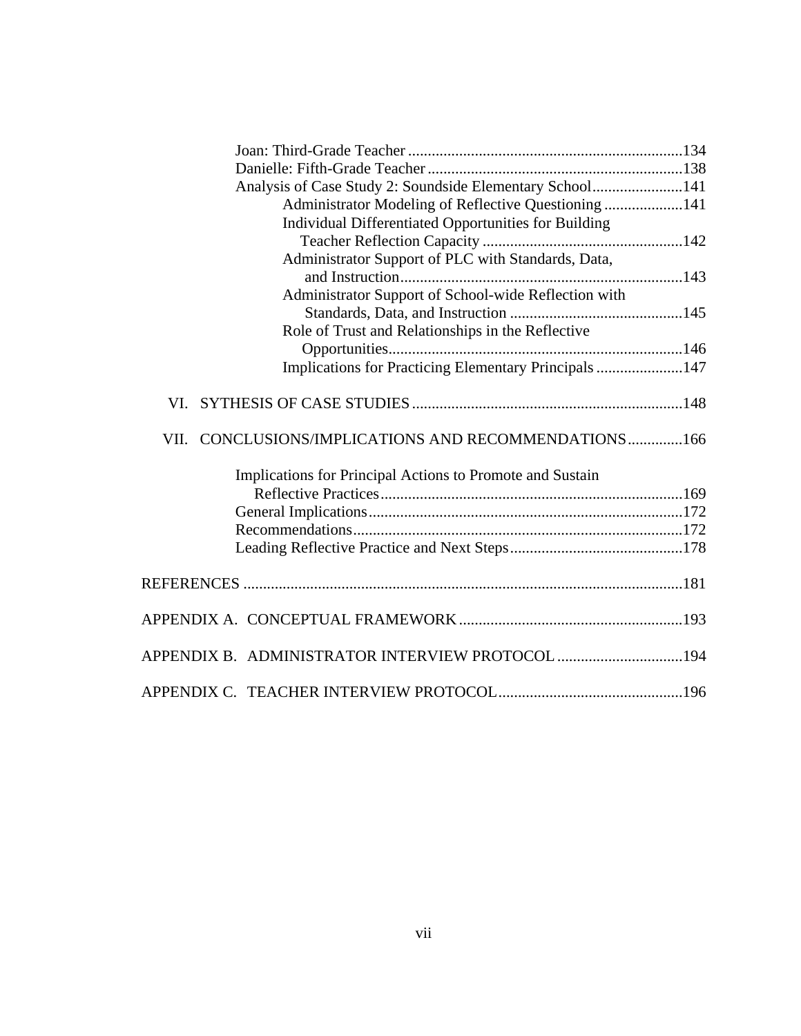Joan: Third-Grade Teacher ......................................................................134
Danielle: Fifth-Grade Teacher .................................................................138
Analysis of Case Study 2: Soundside Elementary School.......................141
Administrator Modeling of Reflective Questioning ....................141
Individual Differentiated Opportunities for Building Teacher Reflection Capacity ...................................................142
Administrator Support of PLC with Standards, Data, and Instruction........................................................................143
Administrator Support of School-wide Reflection with Standards, Data, and Instruction ............................................145
Role of Trust and Relationships in the Reflective Opportunities...........................................................................146
Implications for Practicing Elementary Principals ......................147

VI. SYTHESIS OF CASE STUDIES .....................................................................148

VII. CONCLUSIONS/IMPLICATIONS AND RECOMMENDATIONS.............166

Implications for Principal Actions to Promote and Sustain Reflective Practices............................................................................169
General Implications................................................................................172
Recommendations....................................................................................172
Leading Reflective Practice and Next Steps............................................178

REFERENCES ................................................................................................................181

APPENDIX A. CONCEPTUAL FRAMEWORK .........................................................193

APPENDIX B. ADMINISTRATOR INTERVIEW PROTOCOL ................................194

APPENDIX C. TEACHER INTERVIEW PROTOCOL...............................................196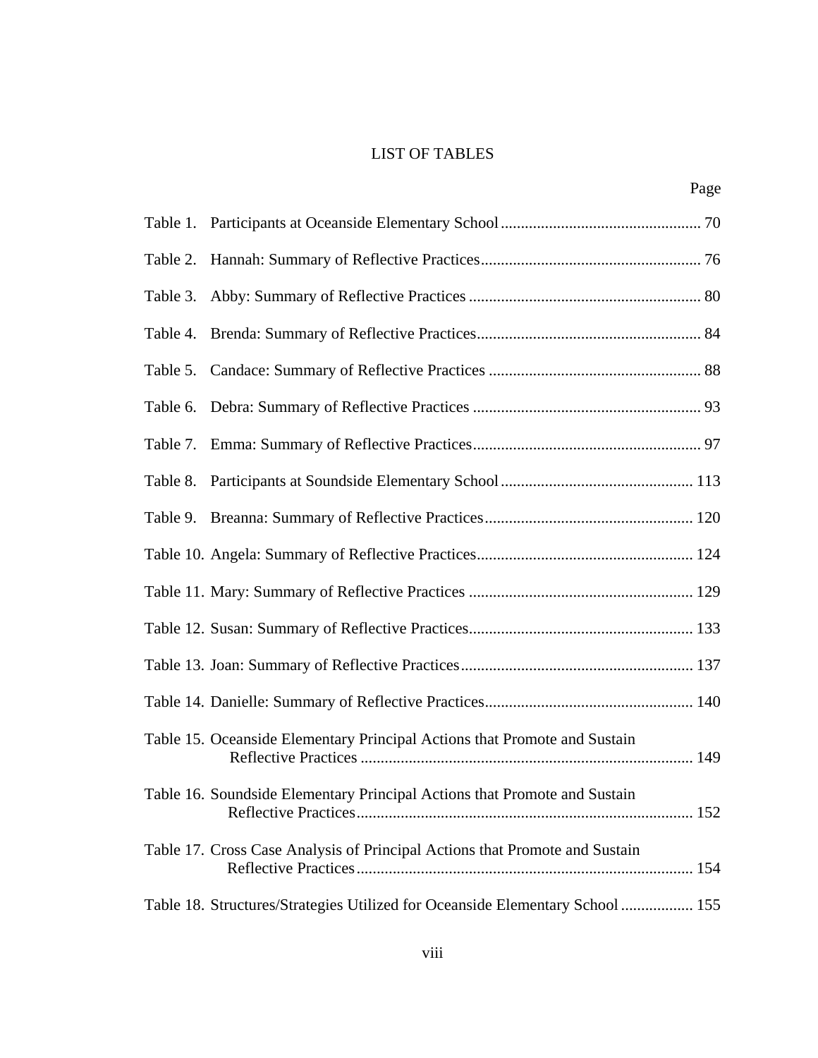# LIST OF TABLES

| | | Page |
|---|---|---|
| Table 1. | Participants at Oceanside Elementary School | 70 |
| Table 2. | Hannah: Summary of Reflective Practices | 76 |
| Table 3. | Abby: Summary of Reflective Practices | 80 |
| Table 4. | Brenda: Summary of Reflective Practices | 84 |
| Table 5. | Candace: Summary of Reflective Practices | 88 |
| Table 6. | Debra: Summary of Reflective Practices | 93 |
| Table 7. | Emma: Summary of Reflective Practices | 97 |
| Table 8. | Participants at Soundside Elementary School | 113 |
| Table 9. | Breanna: Summary of Reflective Practices | 120 |
| Table 10. | Angela: Summary of Reflective Practices | 124 |
| Table 11. | Mary: Summary of Reflective Practices | 129 |
| Table 12. | Susan: Summary of Reflective Practices | 133 |
| Table 13. | Joan: Summary of Reflective Practices | 137 |
| Table 14. | Danielle: Summary of Reflective Practices | 140 |
| Table 15. | Oceanside Elementary Principal Actions that Promote and Sustain Reflective Practices | 149 |
| Table 16. | Soundside Elementary Principal Actions that Promote and Sustain Reflective Practices | 152 |
| Table 17. | Cross Case Analysis of Principal Actions that Promote and Sustain Reflective Practices | 154 |
| Table 18. | Structures/Strategies Utilized for Oceanside Elementary School | 155 |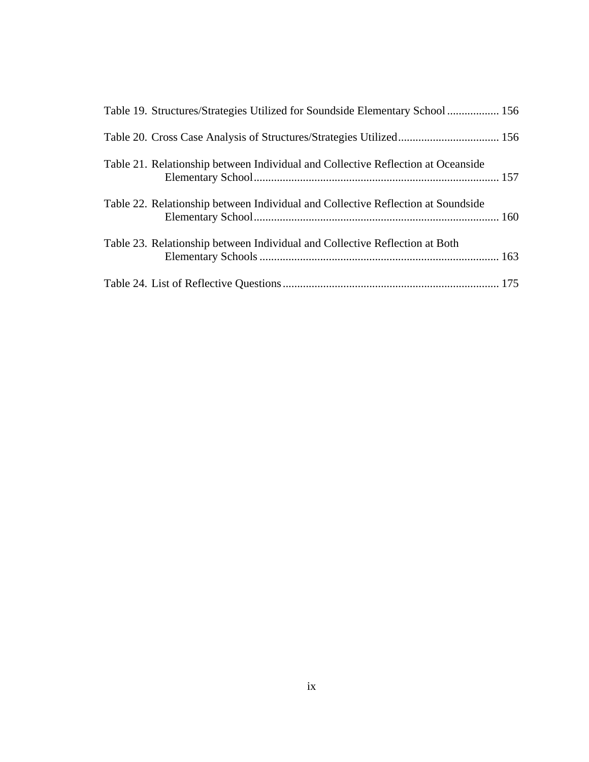Table 19. Structures/Strategies Utilized for Soundside Elementary School .................. 156

Table 20. Cross Case Analysis of Structures/Strategies Utilized ................................... 156

Table 21. Relationship between Individual and Collective Reflection at Oceanside Elementary School ..................................................................................... 157

Table 22. Relationship between Individual and Collective Reflection at Soundside Elementary School ..................................................................................... 160

Table 23. Relationship between Individual and Collective Reflection at Both Elementary Schools ................................................................................... 163

Table 24. List of Reflective Questions ........................................................................... 175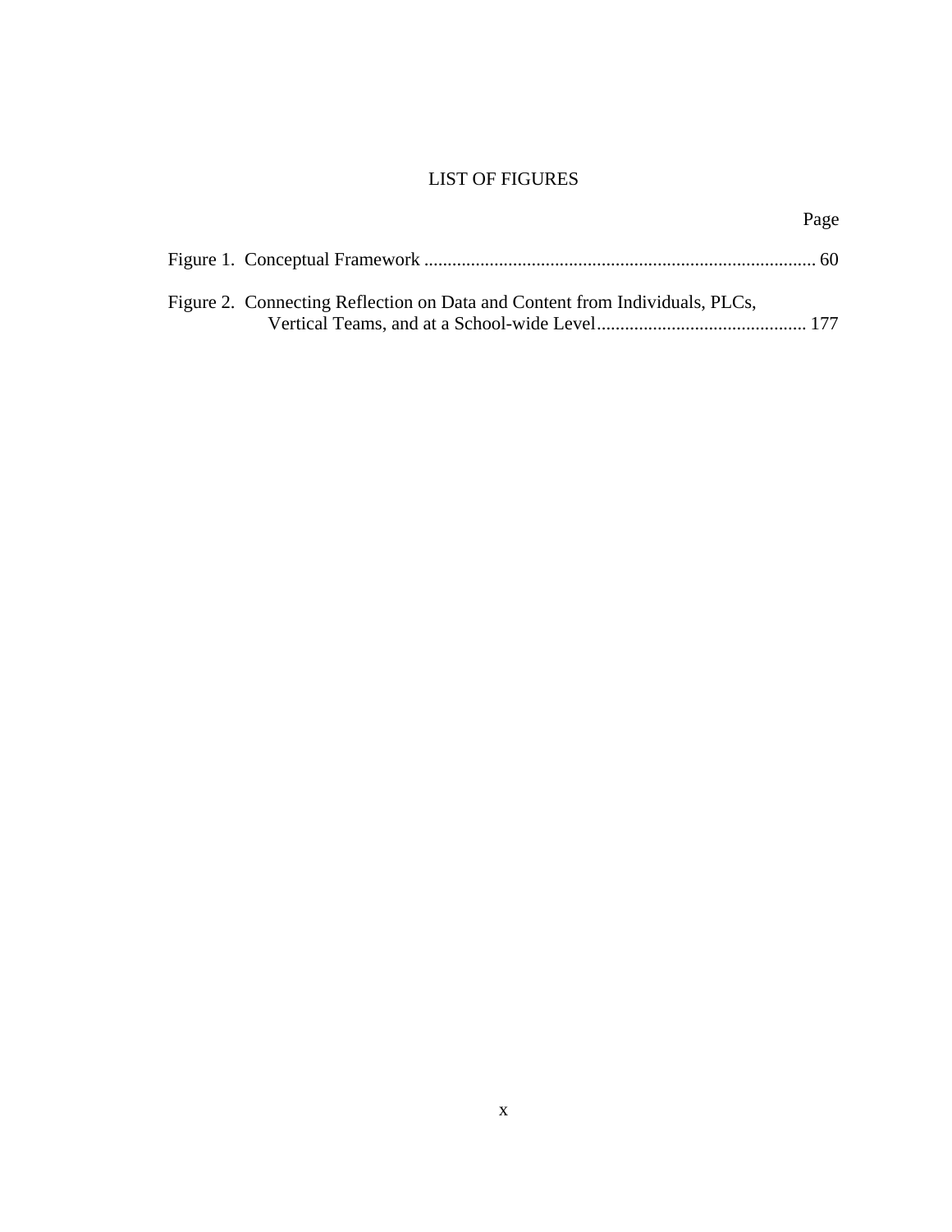# LIST OF FIGURES

Page

Figure 1. Conceptual Framework .................................................................................... 60

Figure 2. Connecting Reflection on Data and Content from Individuals, PLCs, Vertical Teams, and at a School-wide Level............................................. 177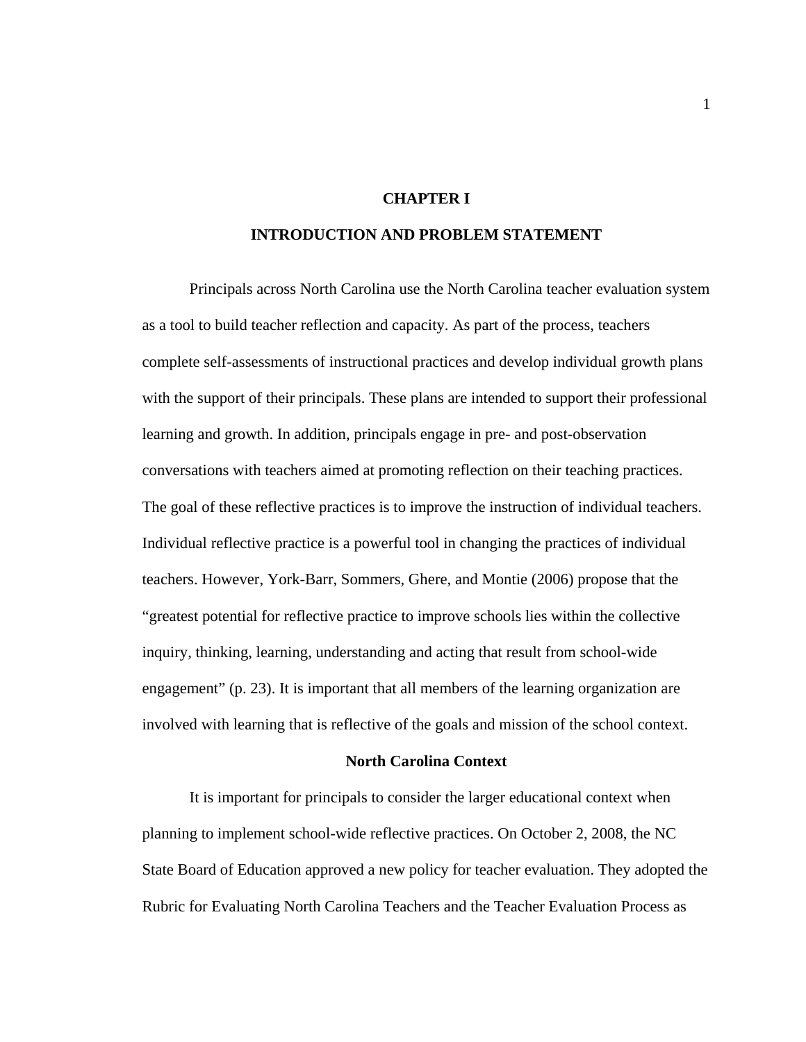# CHAPTER I

# INTRODUCTION AND PROBLEM STATEMENT

Principals across North Carolina use the North Carolina teacher evaluation system as a tool to build teacher reflection and capacity. As part of the process, teachers complete self-assessments of instructional practices and develop individual growth plans with the support of their principals. These plans are intended to support their professional learning and growth. In addition, principals engage in pre- and post-observation conversations with teachers aimed at promoting reflection on their teaching practices. The goal of these reflective practices is to improve the instruction of individual teachers. Individual reflective practice is a powerful tool in changing the practices of individual teachers. However, York-Barr, Sommers, Ghere, and Montie (2006) propose that the "greatest potential for reflective practice to improve schools lies within the collective inquiry, thinking, learning, understanding and acting that result from school-wide engagement" (p. 23). It is important that all members of the learning organization are involved with learning that is reflective of the goals and mission of the school context.

## North Carolina Context

It is important for principals to consider the larger educational context when planning to implement school-wide reflective practices. On October 2, 2008, the NC State Board of Education approved a new policy for teacher evaluation. They adopted the Rubric for Evaluating North Carolina Teachers and the Teacher Evaluation Process as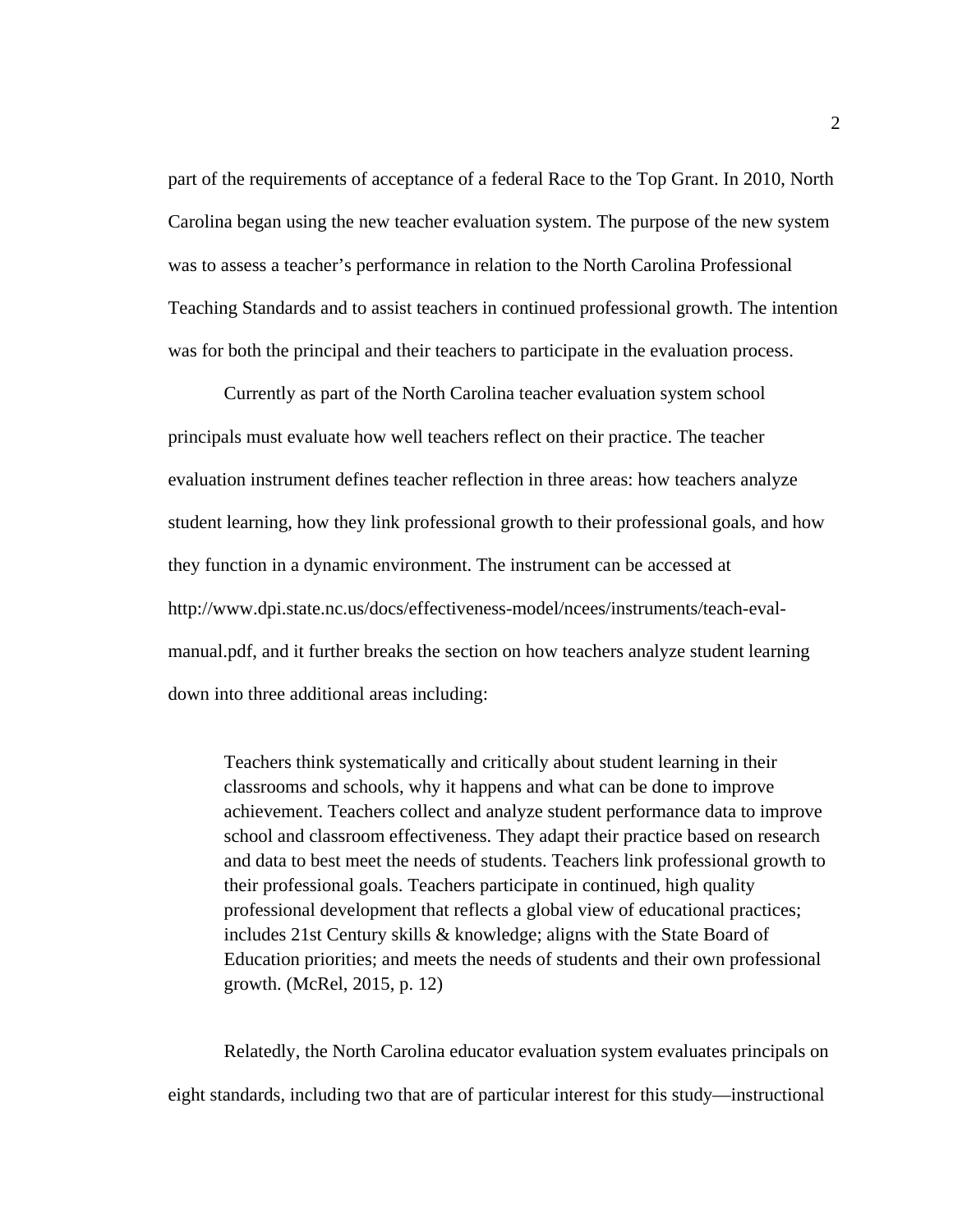part of the requirements of acceptance of a federal Race to the Top Grant. In 2010, North Carolina began using the new teacher evaluation system. The purpose of the new system was to assess a teacher's performance in relation to the North Carolina Professional Teaching Standards and to assist teachers in continued professional growth. The intention was for both the principal and their teachers to participate in the evaluation process.

Currently as part of the North Carolina teacher evaluation system school principals must evaluate how well teachers reflect on their practice. The teacher evaluation instrument defines teacher reflection in three areas: how teachers analyze student learning, how they link professional growth to their professional goals, and how they function in a dynamic environment. The instrument can be accessed at http://www.dpi.state.nc.us/docs/effectiveness-model/ncees/instruments/teach-eval-manual.pdf, and it further breaks the section on how teachers analyze student learning down into three additional areas including:

> Teachers think systematically and critically about student learning in their classrooms and schools, why it happens and what can be done to improve achievement. Teachers collect and analyze student performance data to improve school and classroom effectiveness. They adapt their practice based on research and data to best meet the needs of students. Teachers link professional growth to their professional goals. Teachers participate in continued, high quality professional development that reflects a global view of educational practices; includes 21st Century skills & knowledge; aligns with the State Board of Education priorities; and meets the needs of students and their own professional growth. (McRel, 2015, p. 12)

Relatedly, the North Carolina educator evaluation system evaluates principals on eight standards, including two that are of particular interest for this study—instructional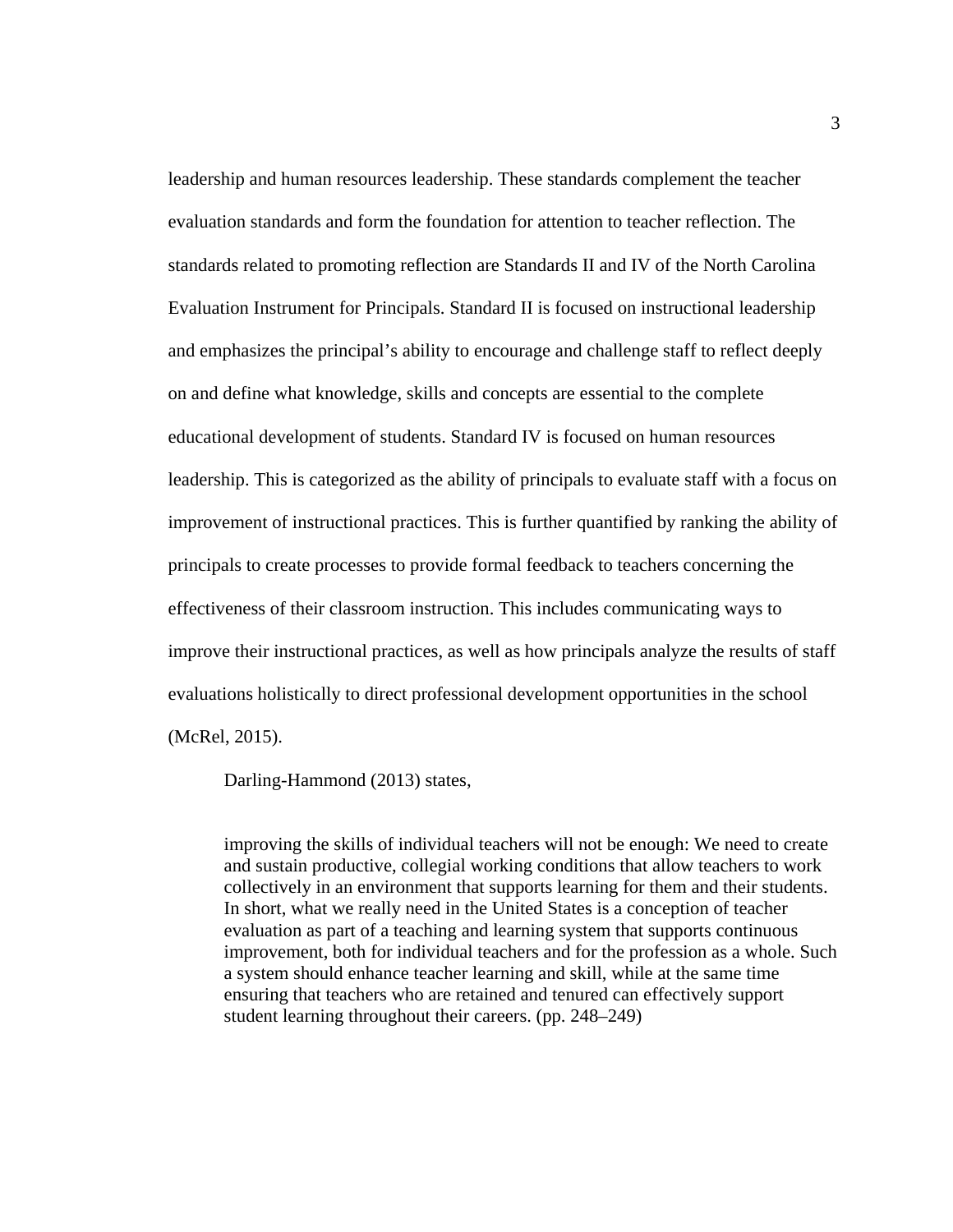leadership and human resources leadership. These standards complement the teacher evaluation standards and form the foundation for attention to teacher reflection. The standards related to promoting reflection are Standards II and IV of the North Carolina Evaluation Instrument for Principals. Standard II is focused on instructional leadership and emphasizes the principal's ability to encourage and challenge staff to reflect deeply on and define what knowledge, skills and concepts are essential to the complete educational development of students. Standard IV is focused on human resources leadership. This is categorized as the ability of principals to evaluate staff with a focus on improvement of instructional practices. This is further quantified by ranking the ability of principals to create processes to provide formal feedback to teachers concerning the effectiveness of their classroom instruction. This includes communicating ways to improve their instructional practices, as well as how principals analyze the results of staff evaluations holistically to direct professional development opportunities in the school (McRel, 2015).

Darling-Hammond (2013) states,

> improving the skills of individual teachers will not be enough: We need to create and sustain productive, collegial working conditions that allow teachers to work collectively in an environment that supports learning for them and their students. In short, what we really need in the United States is a conception of teacher evaluation as part of a teaching and learning system that supports continuous improvement, both for individual teachers and for the profession as a whole. Such a system should enhance teacher learning and skill, while at the same time ensuring that teachers who are retained and tenured can effectively support student learning throughout their careers. (pp. 248–249)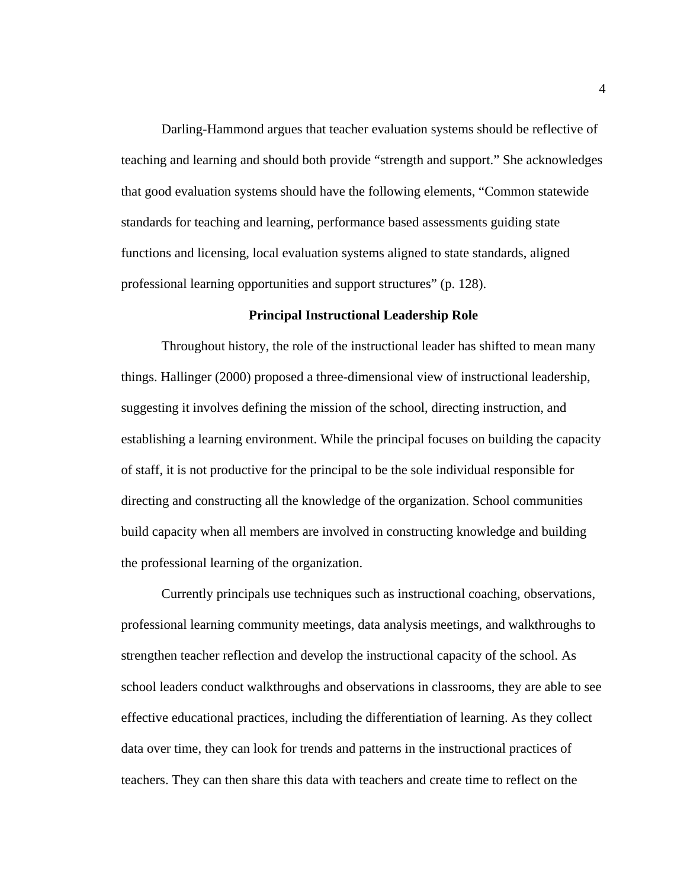Darling-Hammond argues that teacher evaluation systems should be reflective of teaching and learning and should both provide “strength and support.” She acknowledges that good evaluation systems should have the following elements, “Common statewide standards for teaching and learning, performance based assessments guiding state functions and licensing, local evaluation systems aligned to state standards, aligned professional learning opportunities and support structures” (p. 128).

## Principal Instructional Leadership Role

Throughout history, the role of the instructional leader has shifted to mean many things. Hallinger (2000) proposed a three-dimensional view of instructional leadership, suggesting it involves defining the mission of the school, directing instruction, and establishing a learning environment. While the principal focuses on building the capacity of staff, it is not productive for the principal to be the sole individual responsible for directing and constructing all the knowledge of the organization. School communities build capacity when all members are involved in constructing knowledge and building the professional learning of the organization.

Currently principals use techniques such as instructional coaching, observations, professional learning community meetings, data analysis meetings, and walkthroughs to strengthen teacher reflection and develop the instructional capacity of the school. As school leaders conduct walkthroughs and observations in classrooms, they are able to see effective educational practices, including the differentiation of learning. As they collect data over time, they can look for trends and patterns in the instructional practices of teachers. They can then share this data with teachers and create time to reflect on the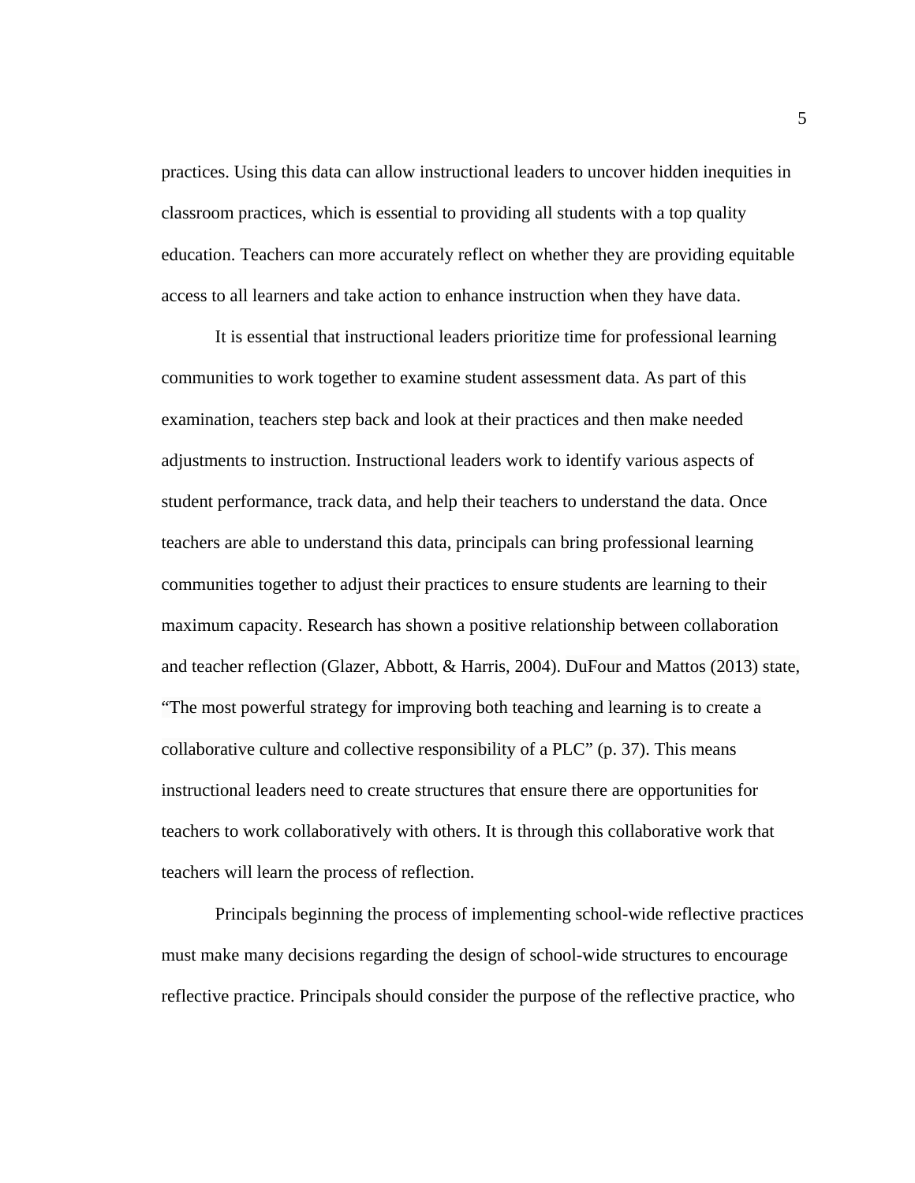practices. Using this data can allow instructional leaders to uncover hidden inequities in classroom practices, which is essential to providing all students with a top quality education. Teachers can more accurately reflect on whether they are providing equitable access to all learners and take action to enhance instruction when they have data.

It is essential that instructional leaders prioritize time for professional learning communities to work together to examine student assessment data. As part of this examination, teachers step back and look at their practices and then make needed adjustments to instruction. Instructional leaders work to identify various aspects of student performance, track data, and help their teachers to understand the data. Once teachers are able to understand this data, principals can bring professional learning communities together to adjust their practices to ensure students are learning to their maximum capacity. Research has shown a positive relationship between collaboration and teacher reflection (Glazer, Abbott, & Harris, 2004). DuFour and Mattos (2013) state, "The most powerful strategy for improving both teaching and learning is to create a collaborative culture and collective responsibility of a PLC" (p. 37). This means instructional leaders need to create structures that ensure there are opportunities for teachers to work collaboratively with others. It is through this collaborative work that teachers will learn the process of reflection.

Principals beginning the process of implementing school-wide reflective practices must make many decisions regarding the design of school-wide structures to encourage reflective practice. Principals should consider the purpose of the reflective practice, who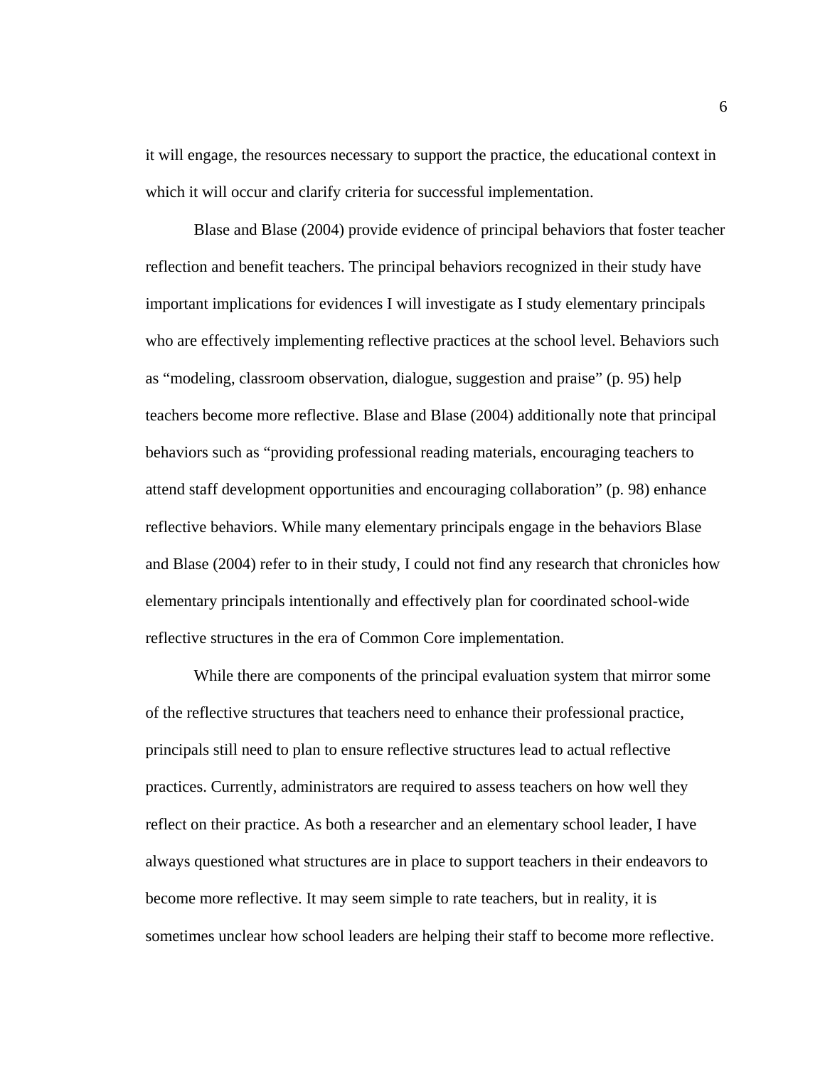it will engage, the resources necessary to support the practice, the educational context in which it will occur and clarify criteria for successful implementation.

Blase and Blase (2004) provide evidence of principal behaviors that foster teacher reflection and benefit teachers. The principal behaviors recognized in their study have important implications for evidences I will investigate as I study elementary principals who are effectively implementing reflective practices at the school level. Behaviors such as "modeling, classroom observation, dialogue, suggestion and praise" (p. 95) help teachers become more reflective. Blase and Blase (2004) additionally note that principal behaviors such as "providing professional reading materials, encouraging teachers to attend staff development opportunities and encouraging collaboration" (p. 98) enhance reflective behaviors. While many elementary principals engage in the behaviors Blase and Blase (2004) refer to in their study, I could not find any research that chronicles how elementary principals intentionally and effectively plan for coordinated school-wide reflective structures in the era of Common Core implementation.

While there are components of the principal evaluation system that mirror some of the reflective structures that teachers need to enhance their professional practice, principals still need to plan to ensure reflective structures lead to actual reflective practices. Currently, administrators are required to assess teachers on how well they reflect on their practice. As both a researcher and an elementary school leader, I have always questioned what structures are in place to support teachers in their endeavors to become more reflective. It may seem simple to rate teachers, but in reality, it is sometimes unclear how school leaders are helping their staff to become more reflective.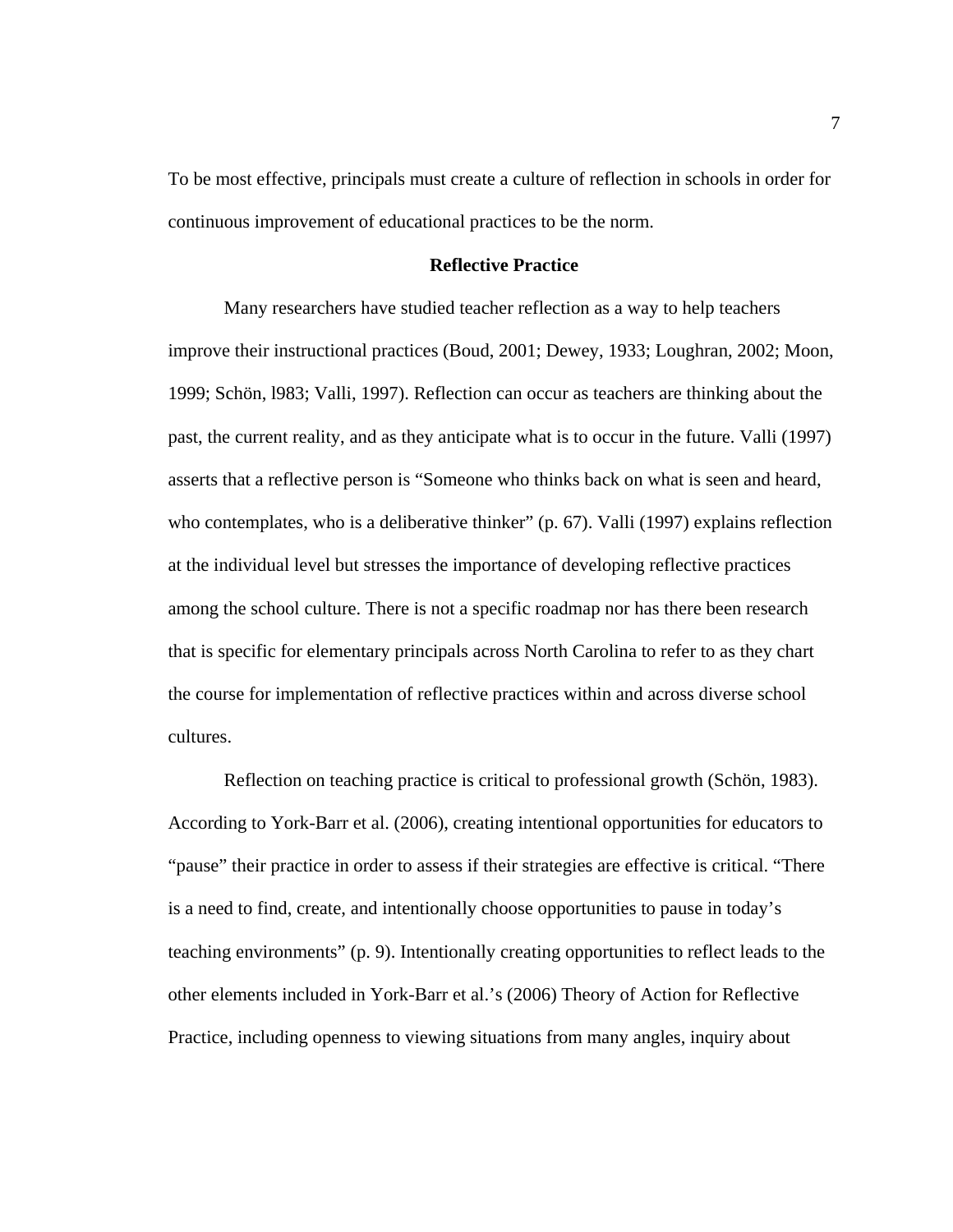To be most effective, principals must create a culture of reflection in schools in order for continuous improvement of educational practices to be the norm.

## Reflective Practice

Many researchers have studied teacher reflection as a way to help teachers improve their instructional practices (Boud, 2001; Dewey, 1933; Loughran, 2002; Moon, 1999; Schön, l983; Valli, 1997). Reflection can occur as teachers are thinking about the past, the current reality, and as they anticipate what is to occur in the future. Valli (1997) asserts that a reflective person is "Someone who thinks back on what is seen and heard, who contemplates, who is a deliberative thinker" (p. 67). Valli (1997) explains reflection at the individual level but stresses the importance of developing reflective practices among the school culture. There is not a specific roadmap nor has there been research that is specific for elementary principals across North Carolina to refer to as they chart the course for implementation of reflective practices within and across diverse school cultures.

Reflection on teaching practice is critical to professional growth (Schön, 1983). According to York-Barr et al. (2006), creating intentional opportunities for educators to "pause" their practice in order to assess if their strategies are effective is critical. "There is a need to find, create, and intentionally choose opportunities to pause in today's teaching environments" (p. 9). Intentionally creating opportunities to reflect leads to the other elements included in York-Barr et al.'s (2006) Theory of Action for Reflective Practice, including openness to viewing situations from many angles, inquiry about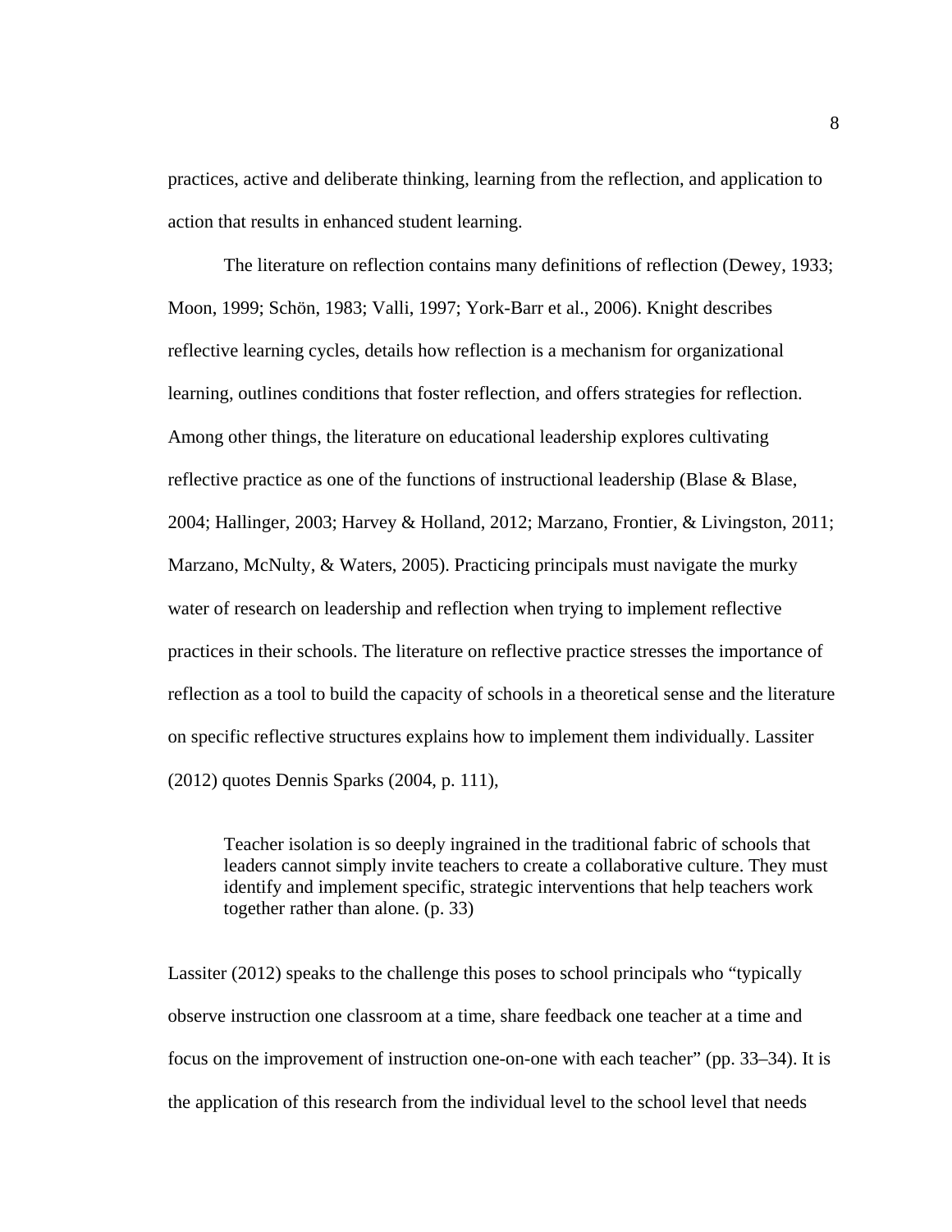practices, active and deliberate thinking, learning from the reflection, and application to action that results in enhanced student learning.

The literature on reflection contains many definitions of reflection (Dewey, 1933; Moon, 1999; Schön, 1983; Valli, 1997; York-Barr et al., 2006). Knight describes reflective learning cycles, details how reflection is a mechanism for organizational learning, outlines conditions that foster reflection, and offers strategies for reflection. Among other things, the literature on educational leadership explores cultivating reflective practice as one of the functions of instructional leadership (Blase & Blase, 2004; Hallinger, 2003; Harvey & Holland, 2012; Marzano, Frontier, & Livingston, 2011; Marzano, McNulty, & Waters, 2005). Practicing principals must navigate the murky water of research on leadership and reflection when trying to implement reflective practices in their schools. The literature on reflective practice stresses the importance of reflection as a tool to build the capacity of schools in a theoretical sense and the literature on specific reflective structures explains how to implement them individually. Lassiter (2012) quotes Dennis Sparks (2004, p. 111),

> Teacher isolation is so deeply ingrained in the traditional fabric of schools that leaders cannot simply invite teachers to create a collaborative culture. They must identify and implement specific, strategic interventions that help teachers work together rather than alone. (p. 33)

Lassiter (2012) speaks to the challenge this poses to school principals who "typically observe instruction one classroom at a time, share feedback one teacher at a time and focus on the improvement of instruction one-on-one with each teacher" (pp. 33–34). It is the application of this research from the individual level to the school level that needs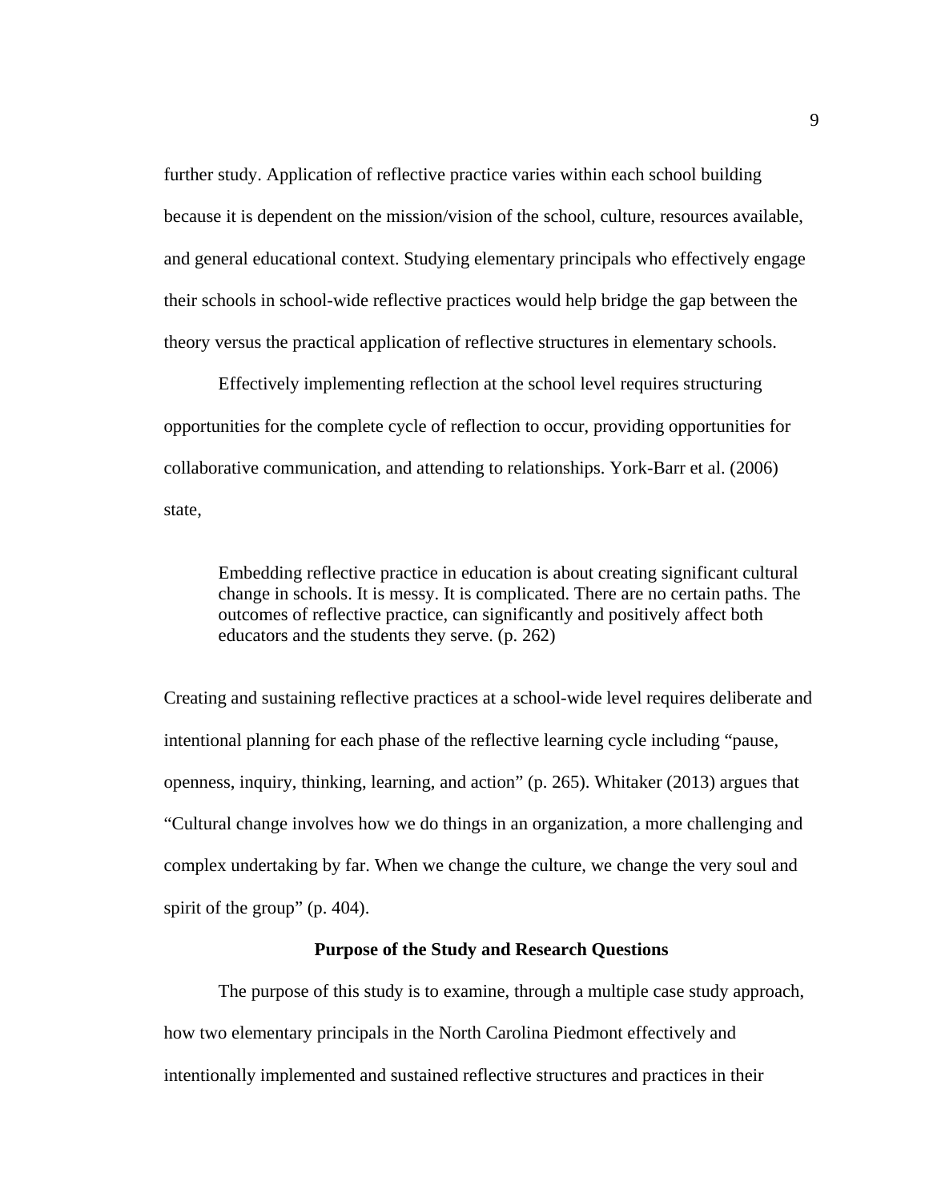further study. Application of reflective practice varies within each school building because it is dependent on the mission/vision of the school, culture, resources available, and general educational context. Studying elementary principals who effectively engage their schools in school-wide reflective practices would help bridge the gap between the theory versus the practical application of reflective structures in elementary schools.

Effectively implementing reflection at the school level requires structuring opportunities for the complete cycle of reflection to occur, providing opportunities for collaborative communication, and attending to relationships. York-Barr et al. (2006) state,

> Embedding reflective practice in education is about creating significant cultural change in schools. It is messy. It is complicated. There are no certain paths. The outcomes of reflective practice, can significantly and positively affect both educators and the students they serve. (p. 262)

Creating and sustaining reflective practices at a school-wide level requires deliberate and intentional planning for each phase of the reflective learning cycle including "pause, openness, inquiry, thinking, learning, and action" (p. 265). Whitaker (2013) argues that "Cultural change involves how we do things in an organization, a more challenging and complex undertaking by far. When we change the culture, we change the very soul and spirit of the group" (p. 404).

## Purpose of the Study and Research Questions

The purpose of this study is to examine, through a multiple case study approach, how two elementary principals in the North Carolina Piedmont effectively and intentionally implemented and sustained reflective structures and practices in their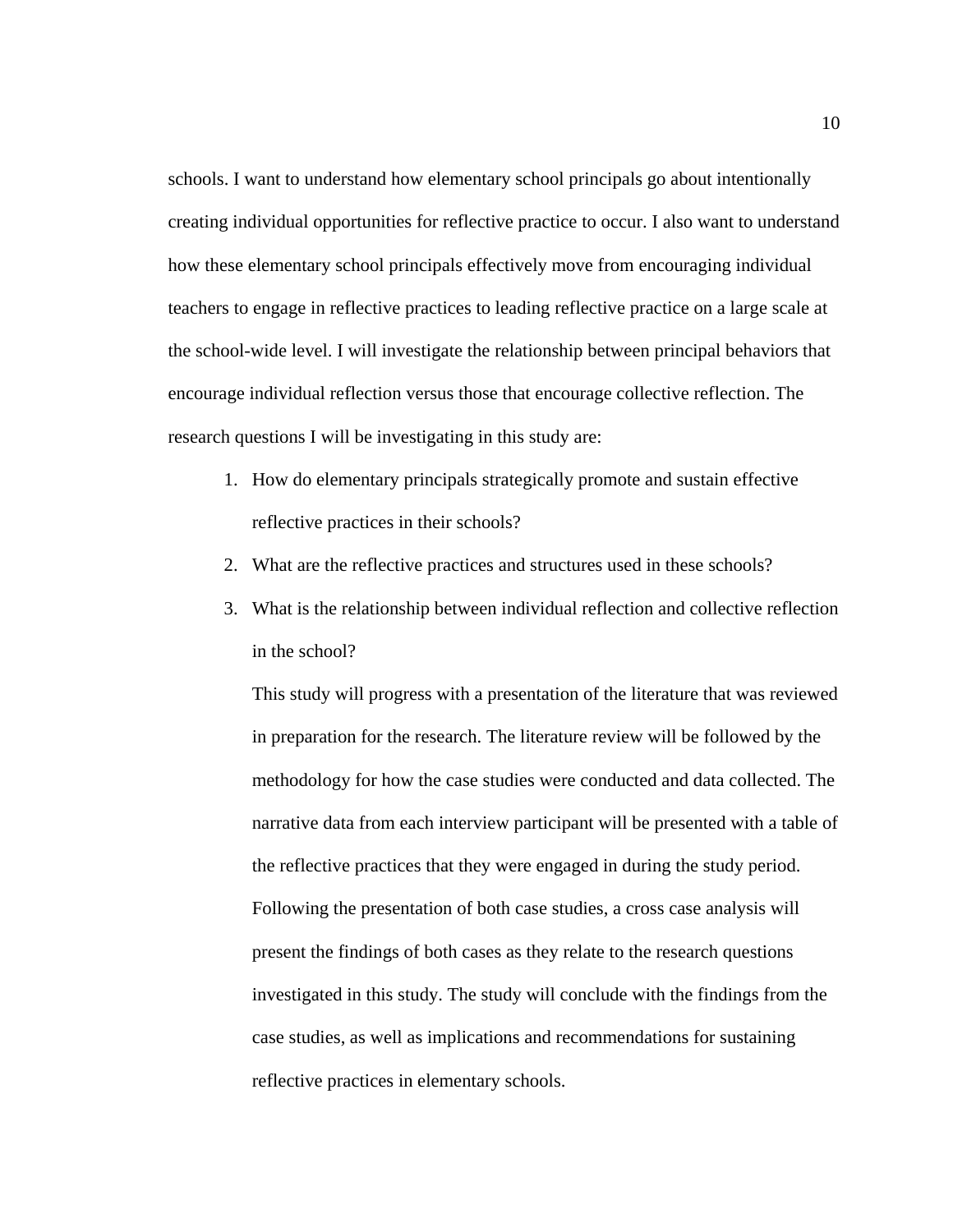schools. I want to understand how elementary school principals go about intentionally creating individual opportunities for reflective practice to occur. I also want to understand how these elementary school principals effectively move from encouraging individual teachers to engage in reflective practices to leading reflective practice on a large scale at the school-wide level. I will investigate the relationship between principal behaviors that encourage individual reflection versus those that encourage collective reflection. The research questions I will be investigating in this study are:

1. How do elementary principals strategically promote and sustain effective reflective practices in their schools?
2. What are the reflective practices and structures used in these schools?
3. What is the relationship between individual reflection and collective reflection in the school?

This study will progress with a presentation of the literature that was reviewed in preparation for the research. The literature review will be followed by the methodology for how the case studies were conducted and data collected. The narrative data from each interview participant will be presented with a table of the reflective practices that they were engaged in during the study period. Following the presentation of both case studies, a cross case analysis will present the findings of both cases as they relate to the research questions investigated in this study. The study will conclude with the findings from the case studies, as well as implications and recommendations for sustaining reflective practices in elementary schools.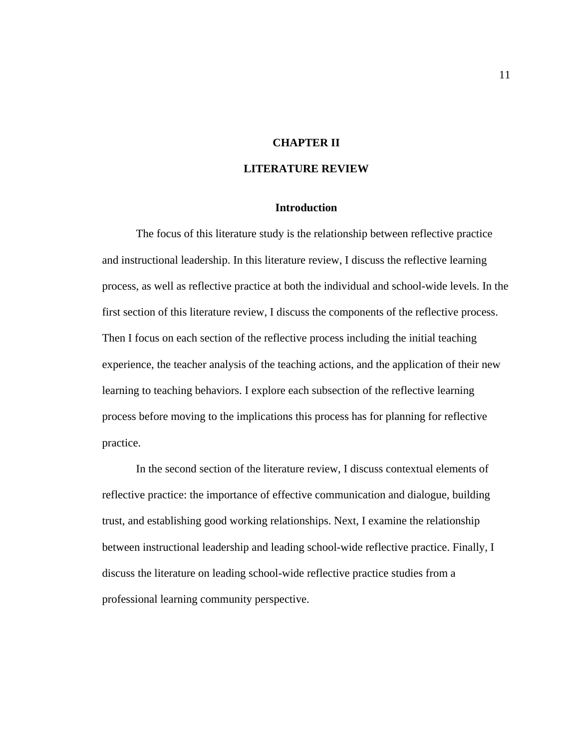# CHAPTER II

# LITERATURE REVIEW

## Introduction

The focus of this literature study is the relationship between reflective practice and instructional leadership. In this literature review, I discuss the reflective learning process, as well as reflective practice at both the individual and school-wide levels. In the first section of this literature review, I discuss the components of the reflective process. Then I focus on each section of the reflective process including the initial teaching experience, the teacher analysis of the teaching actions, and the application of their new learning to teaching behaviors. I explore each subsection of the reflective learning process before moving to the implications this process has for planning for reflective practice.

In the second section of the literature review, I discuss contextual elements of reflective practice: the importance of effective communication and dialogue, building trust, and establishing good working relationships. Next, I examine the relationship between instructional leadership and leading school-wide reflective practice. Finally, I discuss the literature on leading school-wide reflective practice studies from a professional learning community perspective.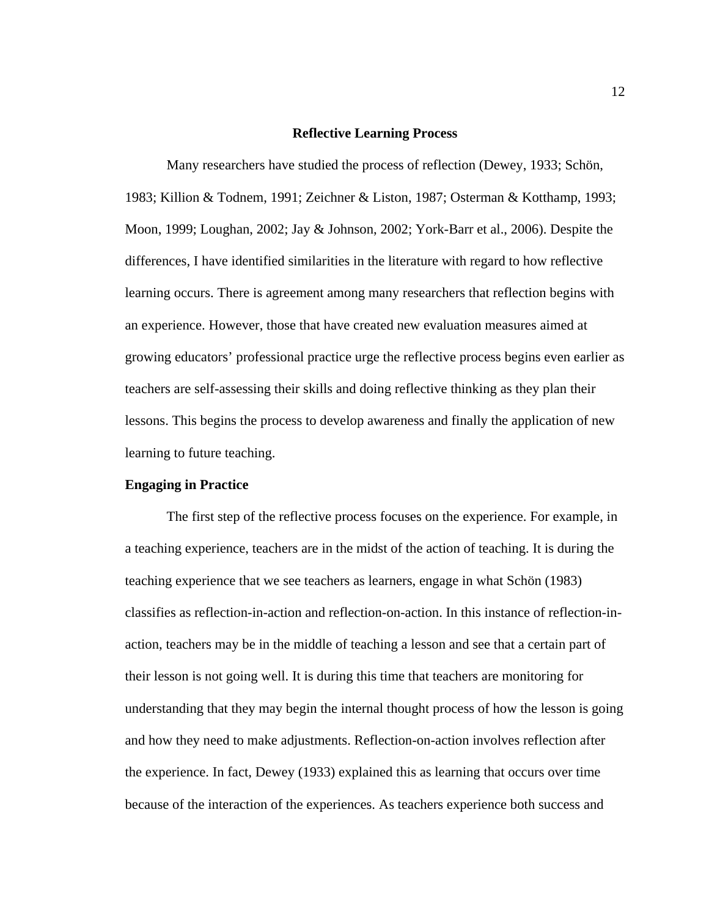## Reflective Learning Process

Many researchers have studied the process of reflection (Dewey, 1933; Schön, 1983; Killion & Todnem, 1991; Zeichner & Liston, 1987; Osterman & Kotthamp, 1993; Moon, 1999; Loughan, 2002; Jay & Johnson, 2002; York-Barr et al., 2006). Despite the differences, I have identified similarities in the literature with regard to how reflective learning occurs. There is agreement among many researchers that reflection begins with an experience. However, those that have created new evaluation measures aimed at growing educators' professional practice urge the reflective process begins even earlier as teachers are self-assessing their skills and doing reflective thinking as they plan their lessons. This begins the process to develop awareness and finally the application of new learning to future teaching.

### Engaging in Practice

The first step of the reflective process focuses on the experience. For example, in a teaching experience, teachers are in the midst of the action of teaching. It is during the teaching experience that we see teachers as learners, engage in what Schön (1983) classifies as reflection-in-action and reflection-on-action. In this instance of reflection-in-action, teachers may be in the middle of teaching a lesson and see that a certain part of their lesson is not going well. It is during this time that teachers are monitoring for understanding that they may begin the internal thought process of how the lesson is going and how they need to make adjustments. Reflection-on-action involves reflection after the experience. In fact, Dewey (1933) explained this as learning that occurs over time because of the interaction of the experiences. As teachers experience both success and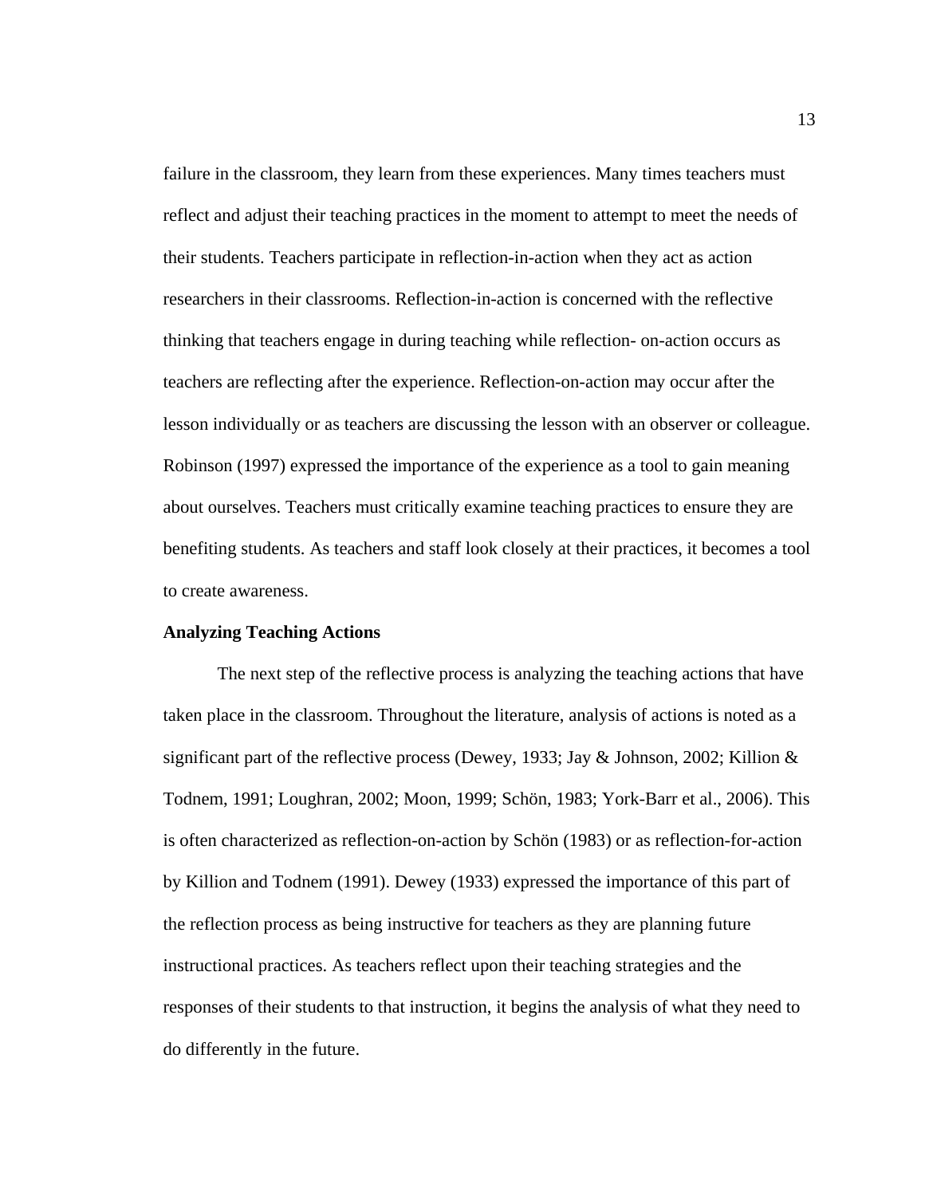failure in the classroom, they learn from these experiences. Many times teachers must reflect and adjust their teaching practices in the moment to attempt to meet the needs of their students. Teachers participate in reflection-in-action when they act as action researchers in their classrooms. Reflection-in-action is concerned with the reflective thinking that teachers engage in during teaching while reflection- on-action occurs as teachers are reflecting after the experience. Reflection-on-action may occur after the lesson individually or as teachers are discussing the lesson with an observer or colleague. Robinson (1997) expressed the importance of the experience as a tool to gain meaning about ourselves. Teachers must critically examine teaching practices to ensure they are benefiting students. As teachers and staff look closely at their practices, it becomes a tool to create awareness.

**Analyzing Teaching Actions**

The next step of the reflective process is analyzing the teaching actions that have taken place in the classroom. Throughout the literature, analysis of actions is noted as a significant part of the reflective process (Dewey, 1933; Jay & Johnson, 2002; Killion & Todnem, 1991; Loughran, 2002; Moon, 1999; Schön, 1983; York-Barr et al., 2006). This is often characterized as reflection-on-action by Schön (1983) or as reflection-for-action by Killion and Todnem (1991). Dewey (1933) expressed the importance of this part of the reflection process as being instructive for teachers as they are planning future instructional practices. As teachers reflect upon their teaching strategies and the responses of their students to that instruction, it begins the analysis of what they need to do differently in the future.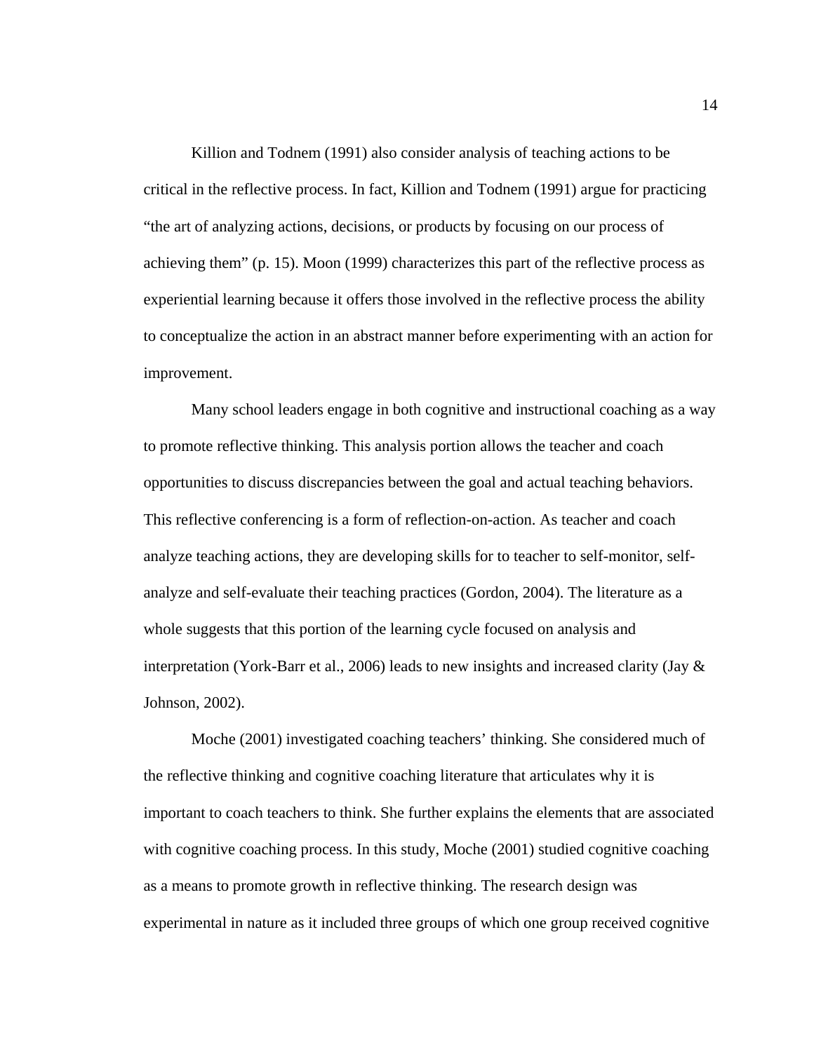Killion and Todnem (1991) also consider analysis of teaching actions to be critical in the reflective process. In fact, Killion and Todnem (1991) argue for practicing "the art of analyzing actions, decisions, or products by focusing on our process of achieving them" (p. 15). Moon (1999) characterizes this part of the reflective process as experiential learning because it offers those involved in the reflective process the ability to conceptualize the action in an abstract manner before experimenting with an action for improvement.

Many school leaders engage in both cognitive and instructional coaching as a way to promote reflective thinking. This analysis portion allows the teacher and coach opportunities to discuss discrepancies between the goal and actual teaching behaviors. This reflective conferencing is a form of reflection-on-action. As teacher and coach analyze teaching actions, they are developing skills for to teacher to self-monitor, self-analyze and self-evaluate their teaching practices (Gordon, 2004). The literature as a whole suggests that this portion of the learning cycle focused on analysis and interpretation (York-Barr et al., 2006) leads to new insights and increased clarity (Jay & Johnson, 2002).

Moche (2001) investigated coaching teachers' thinking. She considered much of the reflective thinking and cognitive coaching literature that articulates why it is important to coach teachers to think. She further explains the elements that are associated with cognitive coaching process. In this study, Moche (2001) studied cognitive coaching as a means to promote growth in reflective thinking. The research design was experimental in nature as it included three groups of which one group received cognitive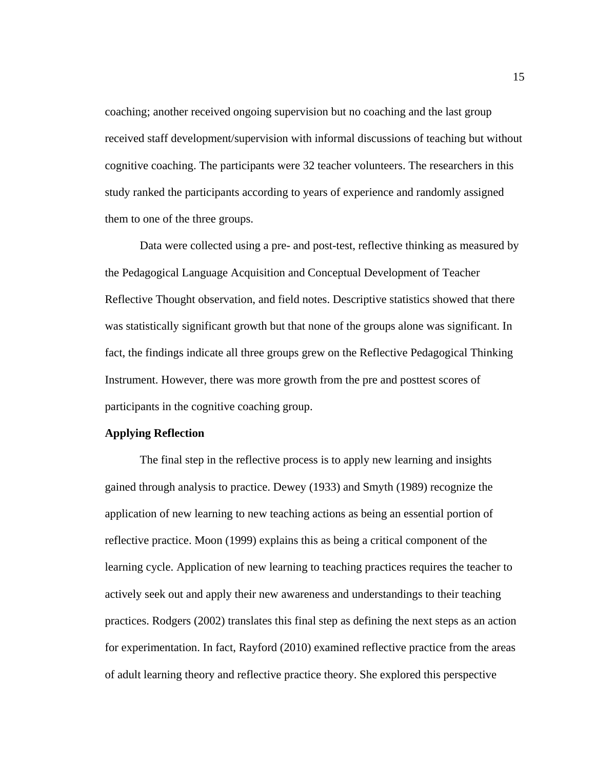coaching; another received ongoing supervision but no coaching and the last group received staff development/supervision with informal discussions of teaching but without cognitive coaching. The participants were 32 teacher volunteers. The researchers in this study ranked the participants according to years of experience and randomly assigned them to one of the three groups.

Data were collected using a pre- and post-test, reflective thinking as measured by the Pedagogical Language Acquisition and Conceptual Development of Teacher Reflective Thought observation, and field notes. Descriptive statistics showed that there was statistically significant growth but that none of the groups alone was significant. In fact, the findings indicate all three groups grew on the Reflective Pedagogical Thinking Instrument. However, there was more growth from the pre and posttest scores of participants in the cognitive coaching group.

**Applying Reflection**

The final step in the reflective process is to apply new learning and insights gained through analysis to practice. Dewey (1933) and Smyth (1989) recognize the application of new learning to new teaching actions as being an essential portion of reflective practice. Moon (1999) explains this as being a critical component of the learning cycle. Application of new learning to teaching practices requires the teacher to actively seek out and apply their new awareness and understandings to their teaching practices. Rodgers (2002) translates this final step as defining the next steps as an action for experimentation. In fact, Rayford (2010) examined reflective practice from the areas of adult learning theory and reflective practice theory. She explored this perspective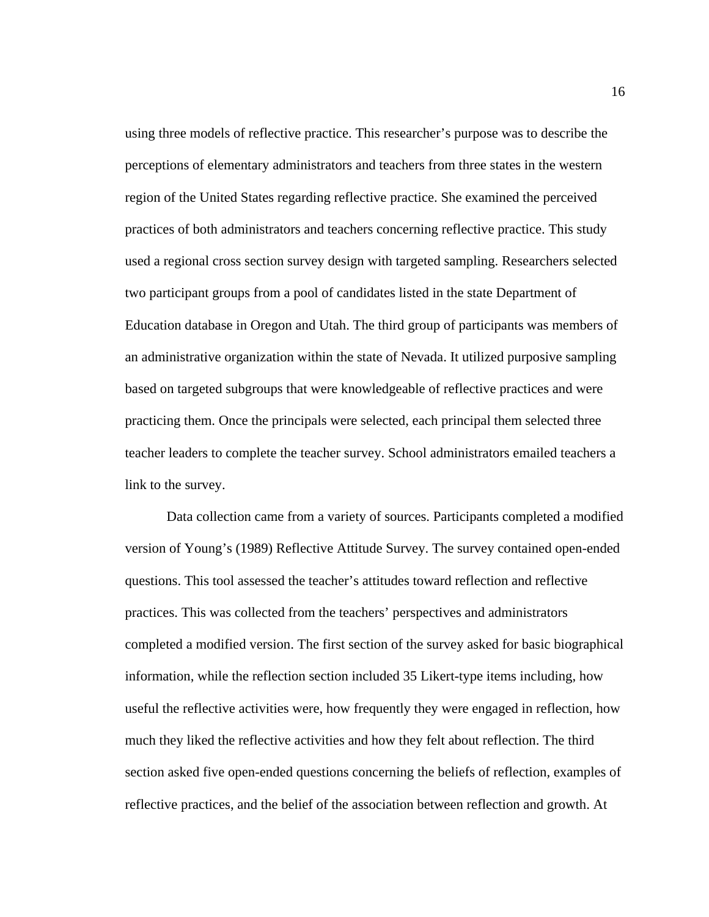using three models of reflective practice. This researcher's purpose was to describe the perceptions of elementary administrators and teachers from three states in the western region of the United States regarding reflective practice. She examined the perceived practices of both administrators and teachers concerning reflective practice. This study used a regional cross section survey design with targeted sampling. Researchers selected two participant groups from a pool of candidates listed in the state Department of Education database in Oregon and Utah. The third group of participants was members of an administrative organization within the state of Nevada. It utilized purposive sampling based on targeted subgroups that were knowledgeable of reflective practices and were practicing them. Once the principals were selected, each principal them selected three teacher leaders to complete the teacher survey. School administrators emailed teachers a link to the survey.

Data collection came from a variety of sources. Participants completed a modified version of Young's (1989) Reflective Attitude Survey. The survey contained open-ended questions. This tool assessed the teacher's attitudes toward reflection and reflective practices. This was collected from the teachers' perspectives and administrators completed a modified version. The first section of the survey asked for basic biographical information, while the reflection section included 35 Likert-type items including, how useful the reflective activities were, how frequently they were engaged in reflection, how much they liked the reflective activities and how they felt about reflection. The third section asked five open-ended questions concerning the beliefs of reflection, examples of reflective practices, and the belief of the association between reflection and growth. At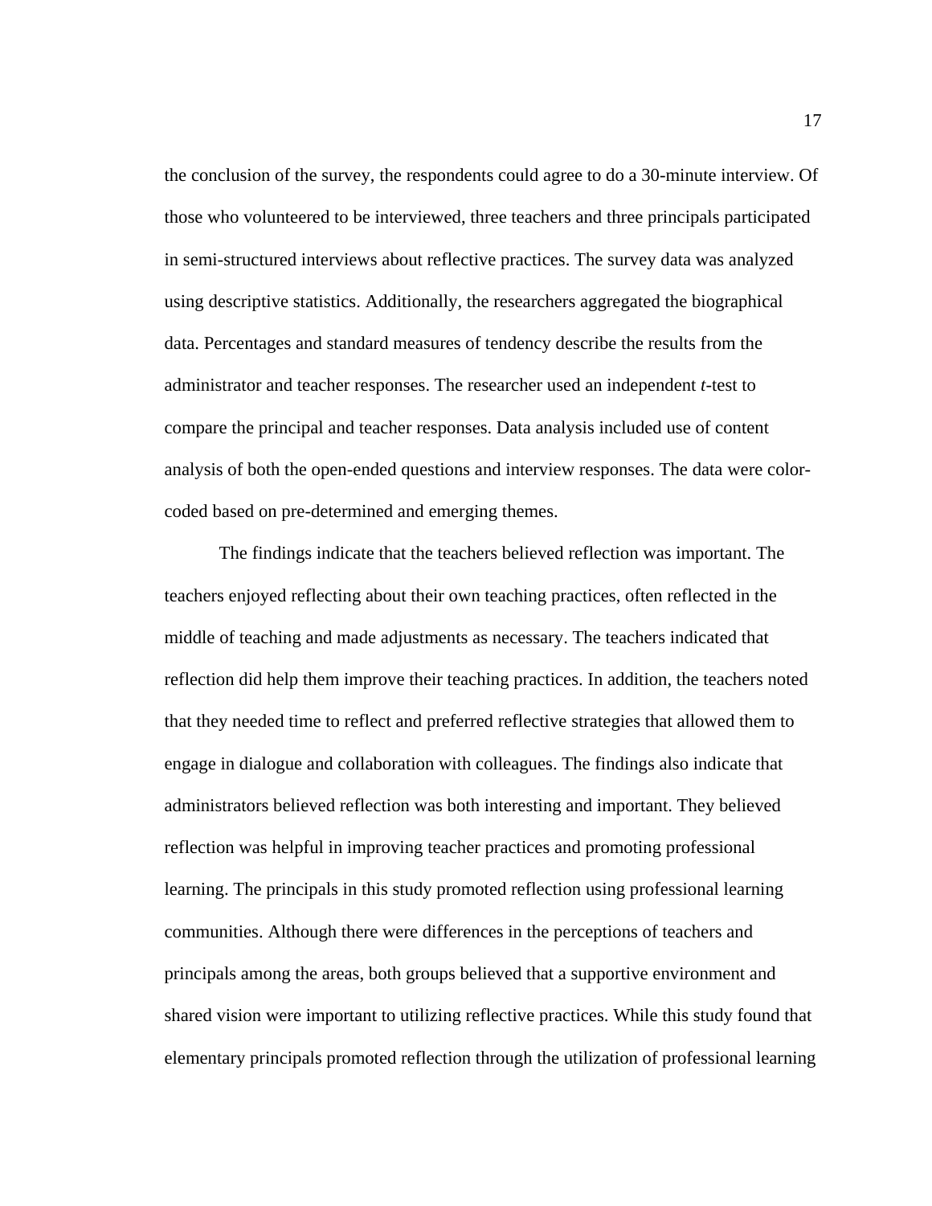the conclusion of the survey, the respondents could agree to do a 30-minute interview. Of those who volunteered to be interviewed, three teachers and three principals participated in semi-structured interviews about reflective practices. The survey data was analyzed using descriptive statistics. Additionally, the researchers aggregated the biographical data. Percentages and standard measures of tendency describe the results from the administrator and teacher responses. The researcher used an independent *t*-test to compare the principal and teacher responses. Data analysis included use of content analysis of both the open-ended questions and interview responses. The data were color-coded based on pre-determined and emerging themes.

The findings indicate that the teachers believed reflection was important. The teachers enjoyed reflecting about their own teaching practices, often reflected in the middle of teaching and made adjustments as necessary. The teachers indicated that reflection did help them improve their teaching practices. In addition, the teachers noted that they needed time to reflect and preferred reflective strategies that allowed them to engage in dialogue and collaboration with colleagues. The findings also indicate that administrators believed reflection was both interesting and important. They believed reflection was helpful in improving teacher practices and promoting professional learning. The principals in this study promoted reflection using professional learning communities. Although there were differences in the perceptions of teachers and principals among the areas, both groups believed that a supportive environment and shared vision were important to utilizing reflective practices. While this study found that elementary principals promoted reflection through the utilization of professional learning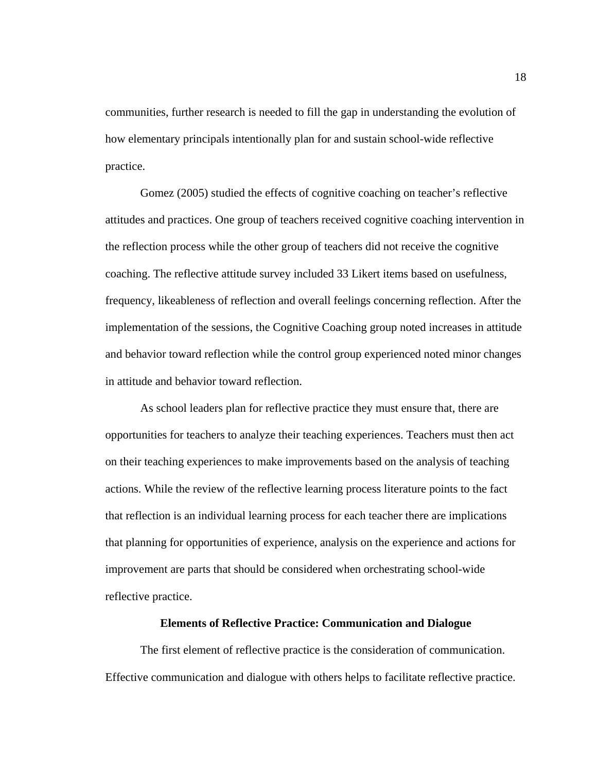communities, further research is needed to fill the gap in understanding the evolution of how elementary principals intentionally plan for and sustain school-wide reflective practice.

Gomez (2005) studied the effects of cognitive coaching on teacher's reflective attitudes and practices. One group of teachers received cognitive coaching intervention in the reflection process while the other group of teachers did not receive the cognitive coaching. The reflective attitude survey included 33 Likert items based on usefulness, frequency, likeableness of reflection and overall feelings concerning reflection. After the implementation of the sessions, the Cognitive Coaching group noted increases in attitude and behavior toward reflection while the control group experienced noted minor changes in attitude and behavior toward reflection.

As school leaders plan for reflective practice they must ensure that, there are opportunities for teachers to analyze their teaching experiences. Teachers must then act on their teaching experiences to make improvements based on the analysis of teaching actions. While the review of the reflective learning process literature points to the fact that reflection is an individual learning process for each teacher there are implications that planning for opportunities of experience, analysis on the experience and actions for improvement are parts that should be considered when orchestrating school-wide reflective practice.

## Elements of Reflective Practice: Communication and Dialogue

The first element of reflective practice is the consideration of communication. Effective communication and dialogue with others helps to facilitate reflective practice.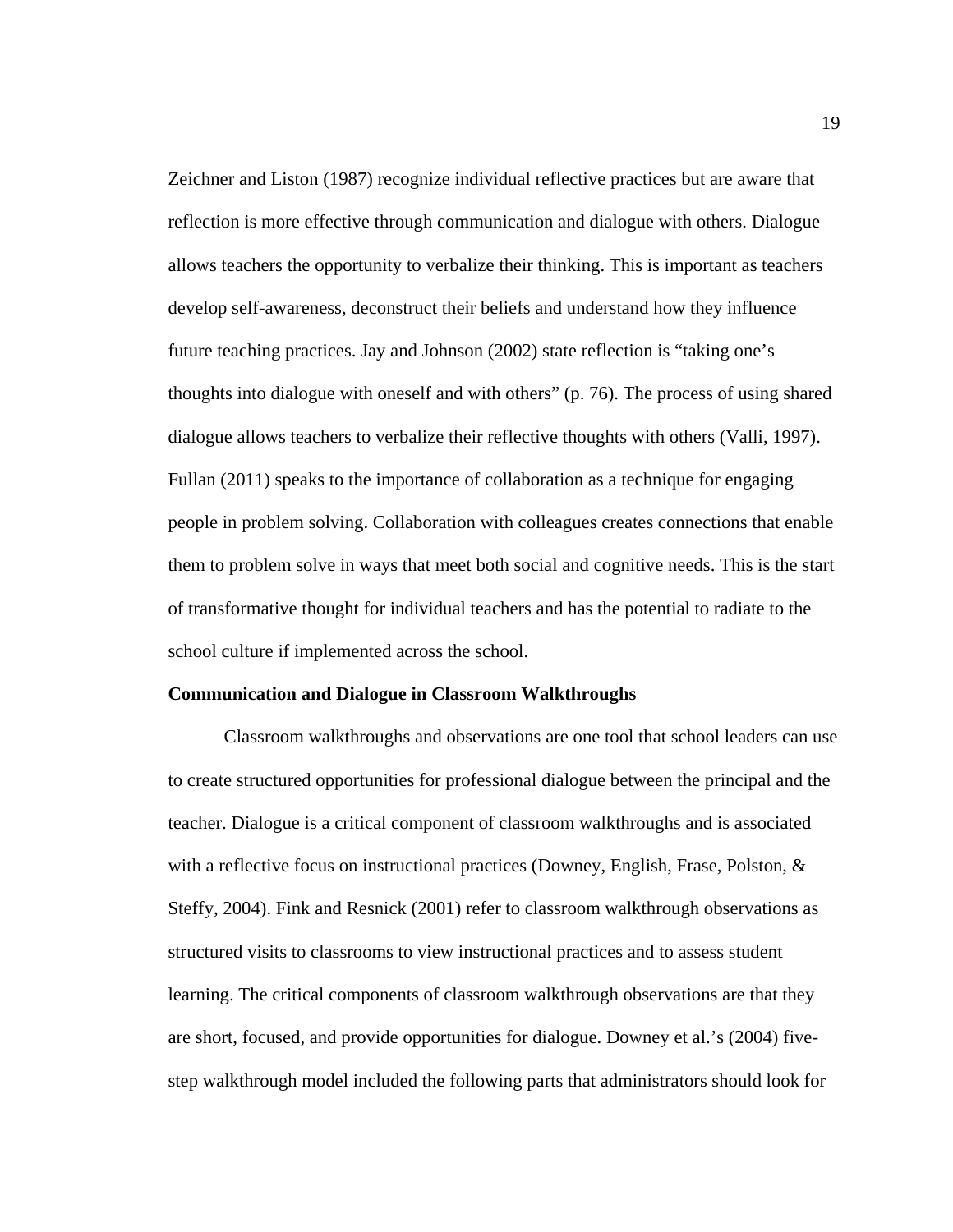Zeichner and Liston (1987) recognize individual reflective practices but are aware that reflection is more effective through communication and dialogue with others. Dialogue allows teachers the opportunity to verbalize their thinking. This is important as teachers develop self-awareness, deconstruct their beliefs and understand how they influence future teaching practices. Jay and Johnson (2002) state reflection is "taking one's thoughts into dialogue with oneself and with others" (p. 76). The process of using shared dialogue allows teachers to verbalize their reflective thoughts with others (Valli, 1997). Fullan (2011) speaks to the importance of collaboration as a technique for engaging people in problem solving. Collaboration with colleagues creates connections that enable them to problem solve in ways that meet both social and cognitive needs. This is the start of transformative thought for individual teachers and has the potential to radiate to the school culture if implemented across the school.

**Communication and Dialogue in Classroom Walkthroughs**

Classroom walkthroughs and observations are one tool that school leaders can use to create structured opportunities for professional dialogue between the principal and the teacher. Dialogue is a critical component of classroom walkthroughs and is associated with a reflective focus on instructional practices (Downey, English, Frase, Polston, & Steffy, 2004). Fink and Resnick (2001) refer to classroom walkthrough observations as structured visits to classrooms to view instructional practices and to assess student learning. The critical components of classroom walkthrough observations are that they are short, focused, and provide opportunities for dialogue. Downey et al.'s (2004) five-step walkthrough model included the following parts that administrators should look for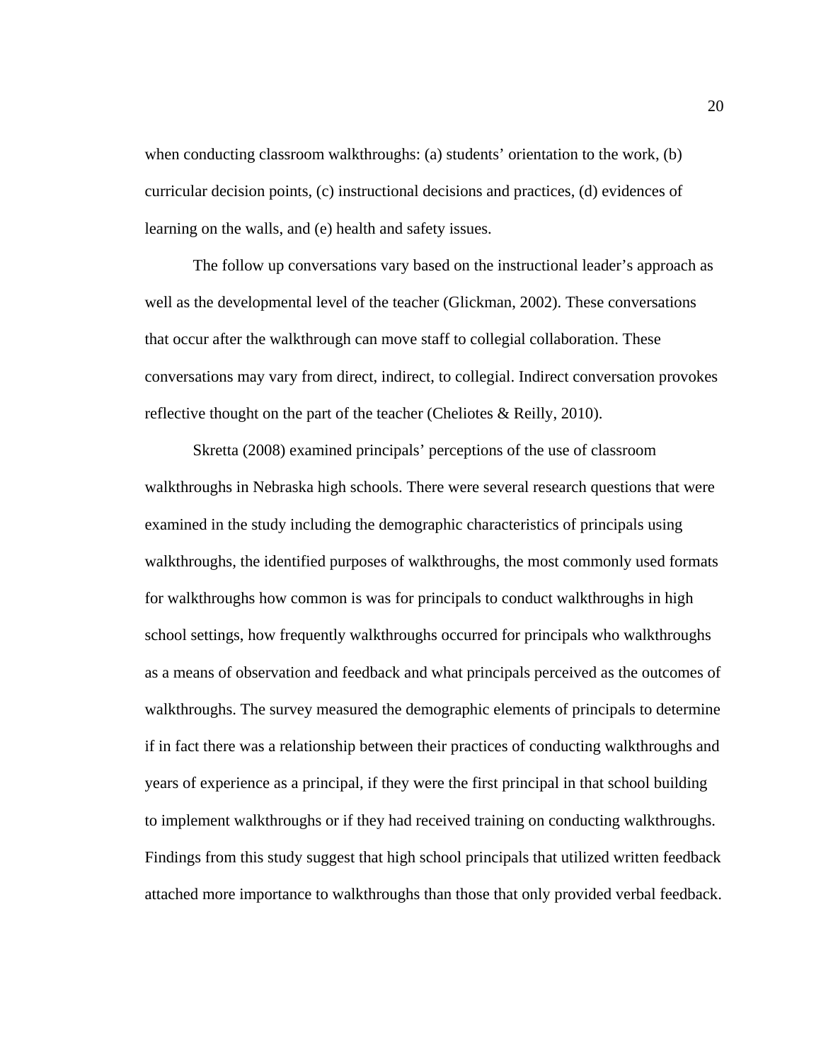when conducting classroom walkthroughs: (a) students' orientation to the work, (b) curricular decision points, (c) instructional decisions and practices, (d) evidences of learning on the walls, and (e) health and safety issues.

The follow up conversations vary based on the instructional leader's approach as well as the developmental level of the teacher (Glickman, 2002). These conversations that occur after the walkthrough can move staff to collegial collaboration. These conversations may vary from direct, indirect, to collegial. Indirect conversation provokes reflective thought on the part of the teacher (Cheliotes & Reilly, 2010).

Skretta (2008) examined principals' perceptions of the use of classroom walkthroughs in Nebraska high schools. There were several research questions that were examined in the study including the demographic characteristics of principals using walkthroughs, the identified purposes of walkthroughs, the most commonly used formats for walkthroughs how common is was for principals to conduct walkthroughs in high school settings, how frequently walkthroughs occurred for principals who walkthroughs as a means of observation and feedback and what principals perceived as the outcomes of walkthroughs. The survey measured the demographic elements of principals to determine if in fact there was a relationship between their practices of conducting walkthroughs and years of experience as a principal, if they were the first principal in that school building to implement walkthroughs or if they had received training on conducting walkthroughs. Findings from this study suggest that high school principals that utilized written feedback attached more importance to walkthroughs than those that only provided verbal feedback.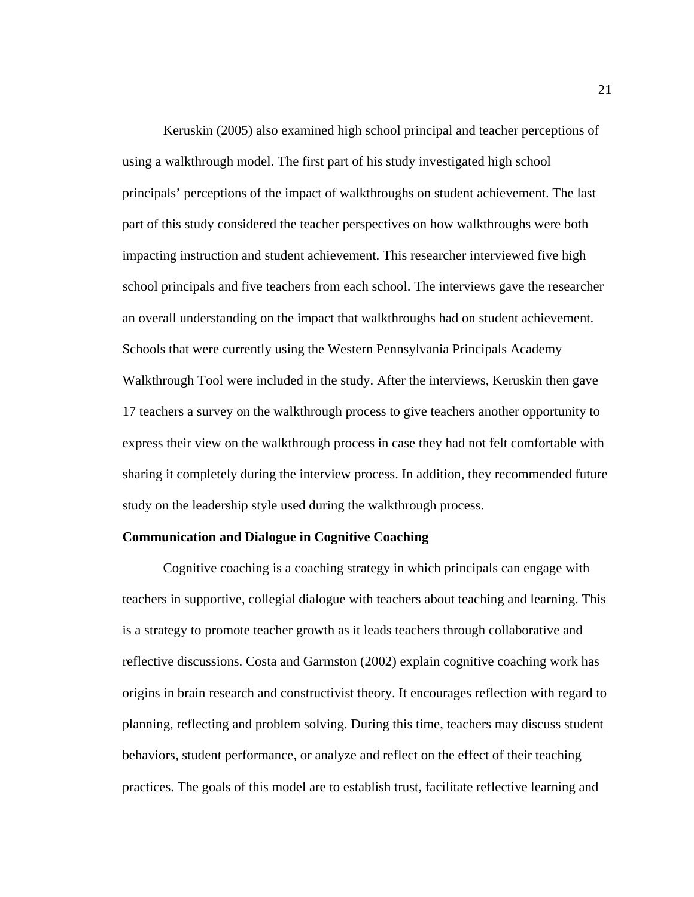Keruskin (2005) also examined high school principal and teacher perceptions of using a walkthrough model. The first part of his study investigated high school principals' perceptions of the impact of walkthroughs on student achievement. The last part of this study considered the teacher perspectives on how walkthroughs were both impacting instruction and student achievement. This researcher interviewed five high school principals and five teachers from each school. The interviews gave the researcher an overall understanding on the impact that walkthroughs had on student achievement. Schools that were currently using the Western Pennsylvania Principals Academy Walkthrough Tool were included in the study. After the interviews, Keruskin then gave 17 teachers a survey on the walkthrough process to give teachers another opportunity to express their view on the walkthrough process in case they had not felt comfortable with sharing it completely during the interview process. In addition, they recommended future study on the leadership style used during the walkthrough process.

**Communication and Dialogue in Cognitive Coaching**

Cognitive coaching is a coaching strategy in which principals can engage with teachers in supportive, collegial dialogue with teachers about teaching and learning. This is a strategy to promote teacher growth as it leads teachers through collaborative and reflective discussions. Costa and Garmston (2002) explain cognitive coaching work has origins in brain research and constructivist theory. It encourages reflection with regard to planning, reflecting and problem solving. During this time, teachers may discuss student behaviors, student performance, or analyze and reflect on the effect of their teaching practices. The goals of this model are to establish trust, facilitate reflective learning and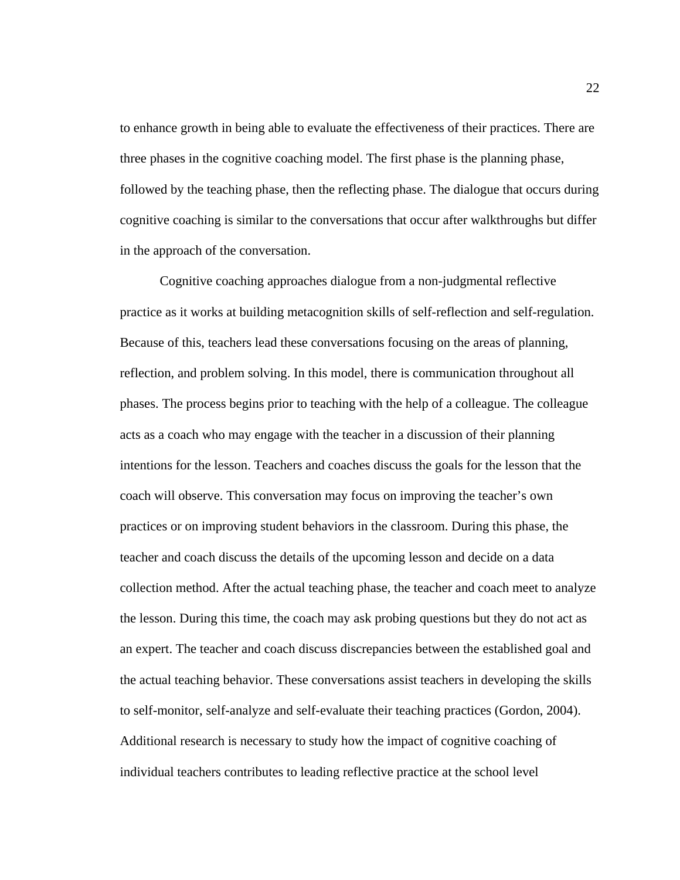to enhance growth in being able to evaluate the effectiveness of their practices. There are three phases in the cognitive coaching model. The first phase is the planning phase, followed by the teaching phase, then the reflecting phase. The dialogue that occurs during cognitive coaching is similar to the conversations that occur after walkthroughs but differ in the approach of the conversation.

Cognitive coaching approaches dialogue from a non-judgmental reflective practice as it works at building metacognition skills of self-reflection and self-regulation. Because of this, teachers lead these conversations focusing on the areas of planning, reflection, and problem solving. In this model, there is communication throughout all phases. The process begins prior to teaching with the help of a colleague. The colleague acts as a coach who may engage with the teacher in a discussion of their planning intentions for the lesson. Teachers and coaches discuss the goals for the lesson that the coach will observe. This conversation may focus on improving the teacher's own practices or on improving student behaviors in the classroom. During this phase, the teacher and coach discuss the details of the upcoming lesson and decide on a data collection method. After the actual teaching phase, the teacher and coach meet to analyze the lesson. During this time, the coach may ask probing questions but they do not act as an expert. The teacher and coach discuss discrepancies between the established goal and the actual teaching behavior. These conversations assist teachers in developing the skills to self-monitor, self-analyze and self-evaluate their teaching practices (Gordon, 2004). Additional research is necessary to study how the impact of cognitive coaching of individual teachers contributes to leading reflective practice at the school level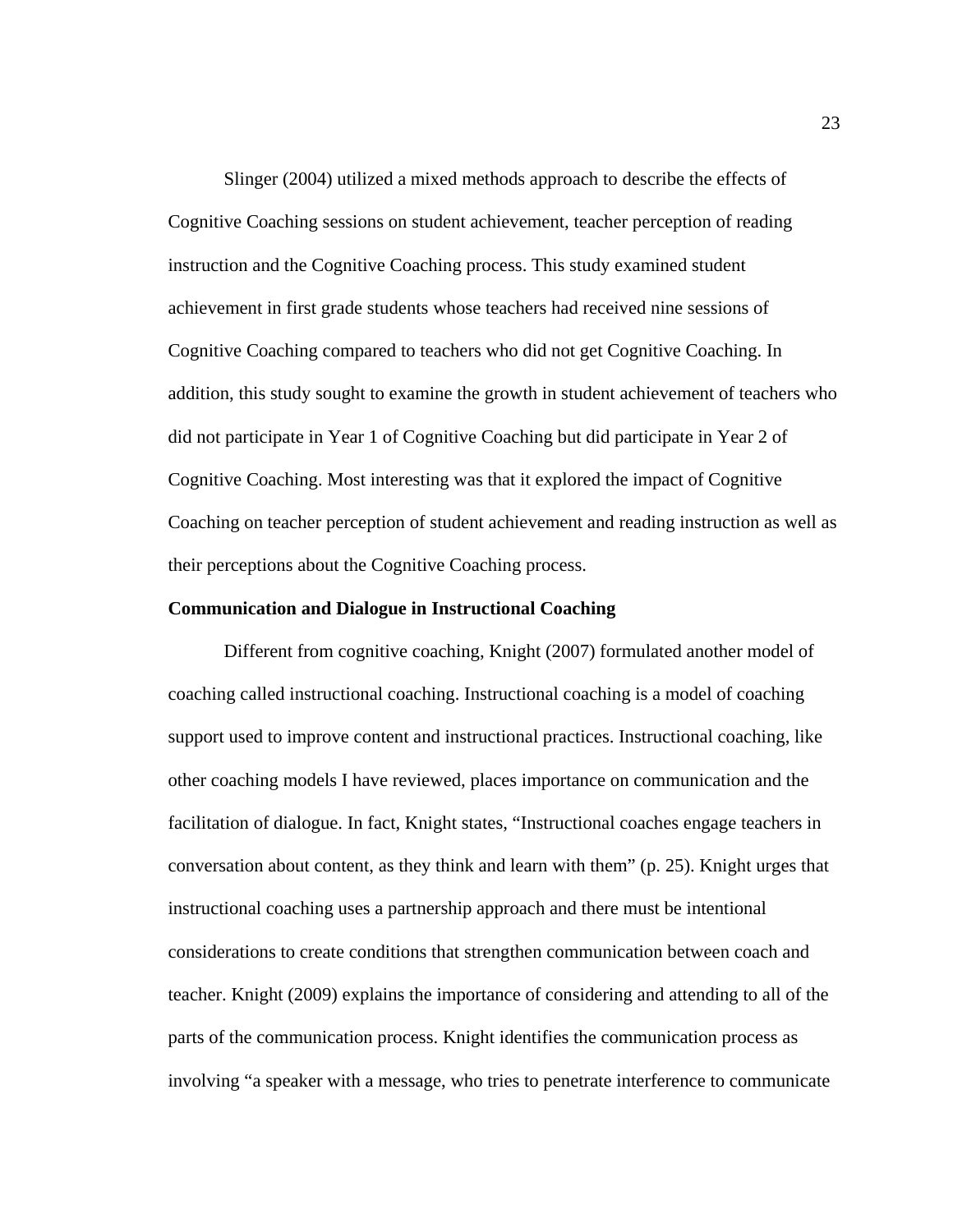Slinger (2004) utilized a mixed methods approach to describe the effects of Cognitive Coaching sessions on student achievement, teacher perception of reading instruction and the Cognitive Coaching process. This study examined student achievement in first grade students whose teachers had received nine sessions of Cognitive Coaching compared to teachers who did not get Cognitive Coaching. In addition, this study sought to examine the growth in student achievement of teachers who did not participate in Year 1 of Cognitive Coaching but did participate in Year 2 of Cognitive Coaching. Most interesting was that it explored the impact of Cognitive Coaching on teacher perception of student achievement and reading instruction as well as their perceptions about the Cognitive Coaching process.

**Communication and Dialogue in Instructional Coaching**

Different from cognitive coaching, Knight (2007) formulated another model of coaching called instructional coaching. Instructional coaching is a model of coaching support used to improve content and instructional practices. Instructional coaching, like other coaching models I have reviewed, places importance on communication and the facilitation of dialogue. In fact, Knight states, “Instructional coaches engage teachers in conversation about content, as they think and learn with them” (p. 25). Knight urges that instructional coaching uses a partnership approach and there must be intentional considerations to create conditions that strengthen communication between coach and teacher. Knight (2009) explains the importance of considering and attending to all of the parts of the communication process. Knight identifies the communication process as involving “a speaker with a message, who tries to penetrate interference to communicate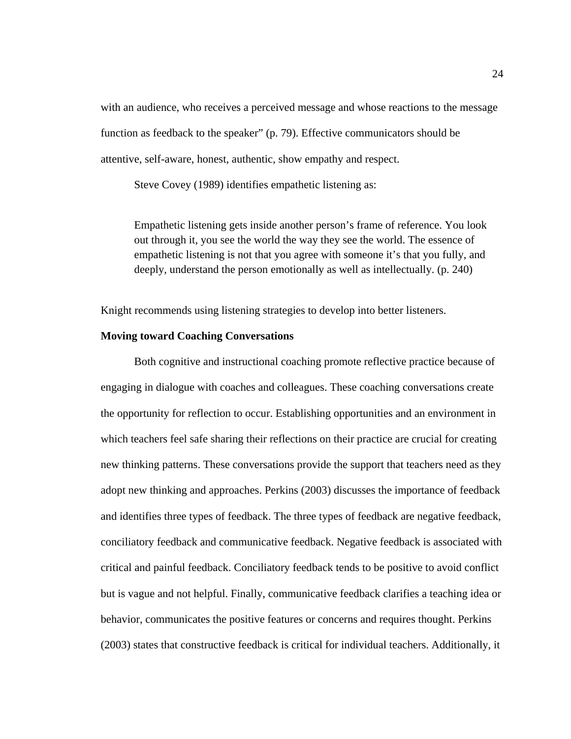with an audience, who receives a perceived message and whose reactions to the message function as feedback to the speaker" (p. 79). Effective communicators should be attentive, self-aware, honest, authentic, show empathy and respect.

Steve Covey (1989) identifies empathetic listening as:

> Empathetic listening gets inside another person's frame of reference. You look out through it, you see the world the way they see the world. The essence of empathetic listening is not that you agree with someone it's that you fully, and deeply, understand the person emotionally as well as intellectually. (p. 240)

Knight recommends using listening strategies to develop into better listeners.

**Moving toward Coaching Conversations**

Both cognitive and instructional coaching promote reflective practice because of engaging in dialogue with coaches and colleagues. These coaching conversations create the opportunity for reflection to occur. Establishing opportunities and an environment in which teachers feel safe sharing their reflections on their practice are crucial for creating new thinking patterns. These conversations provide the support that teachers need as they adopt new thinking and approaches. Perkins (2003) discusses the importance of feedback and identifies three types of feedback. The three types of feedback are negative feedback, conciliatory feedback and communicative feedback. Negative feedback is associated with critical and painful feedback. Conciliatory feedback tends to be positive to avoid conflict but is vague and not helpful. Finally, communicative feedback clarifies a teaching idea or behavior, communicates the positive features or concerns and requires thought. Perkins (2003) states that constructive feedback is critical for individual teachers. Additionally, it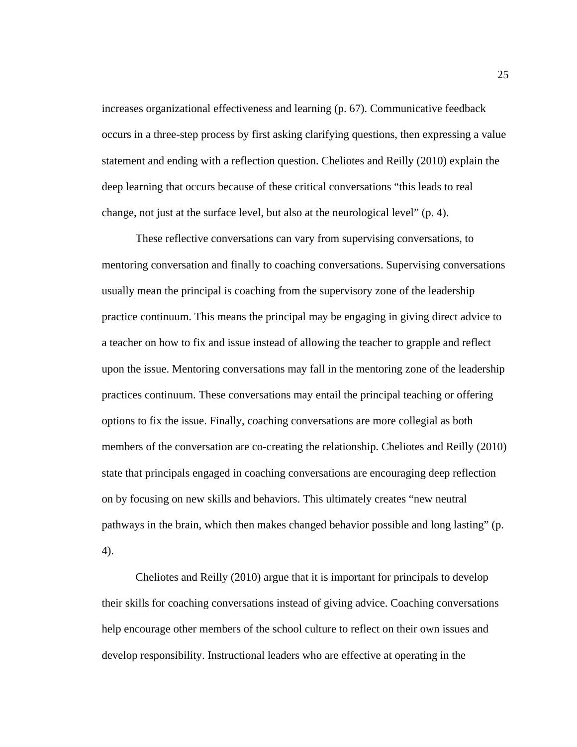increases organizational effectiveness and learning (p. 67). Communicative feedback occurs in a three-step process by first asking clarifying questions, then expressing a value statement and ending with a reflection question. Cheliotes and Reilly (2010) explain the deep learning that occurs because of these critical conversations "this leads to real change, not just at the surface level, but also at the neurological level" (p. 4).

These reflective conversations can vary from supervising conversations, to mentoring conversation and finally to coaching conversations. Supervising conversations usually mean the principal is coaching from the supervisory zone of the leadership practice continuum. This means the principal may be engaging in giving direct advice to a teacher on how to fix and issue instead of allowing the teacher to grapple and reflect upon the issue. Mentoring conversations may fall in the mentoring zone of the leadership practices continuum. These conversations may entail the principal teaching or offering options to fix the issue. Finally, coaching conversations are more collegial as both members of the conversation are co-creating the relationship. Cheliotes and Reilly (2010) state that principals engaged in coaching conversations are encouraging deep reflection on by focusing on new skills and behaviors. This ultimately creates "new neutral pathways in the brain, which then makes changed behavior possible and long lasting" (p. 4).

Cheliotes and Reilly (2010) argue that it is important for principals to develop their skills for coaching conversations instead of giving advice. Coaching conversations help encourage other members of the school culture to reflect on their own issues and develop responsibility. Instructional leaders who are effective at operating in the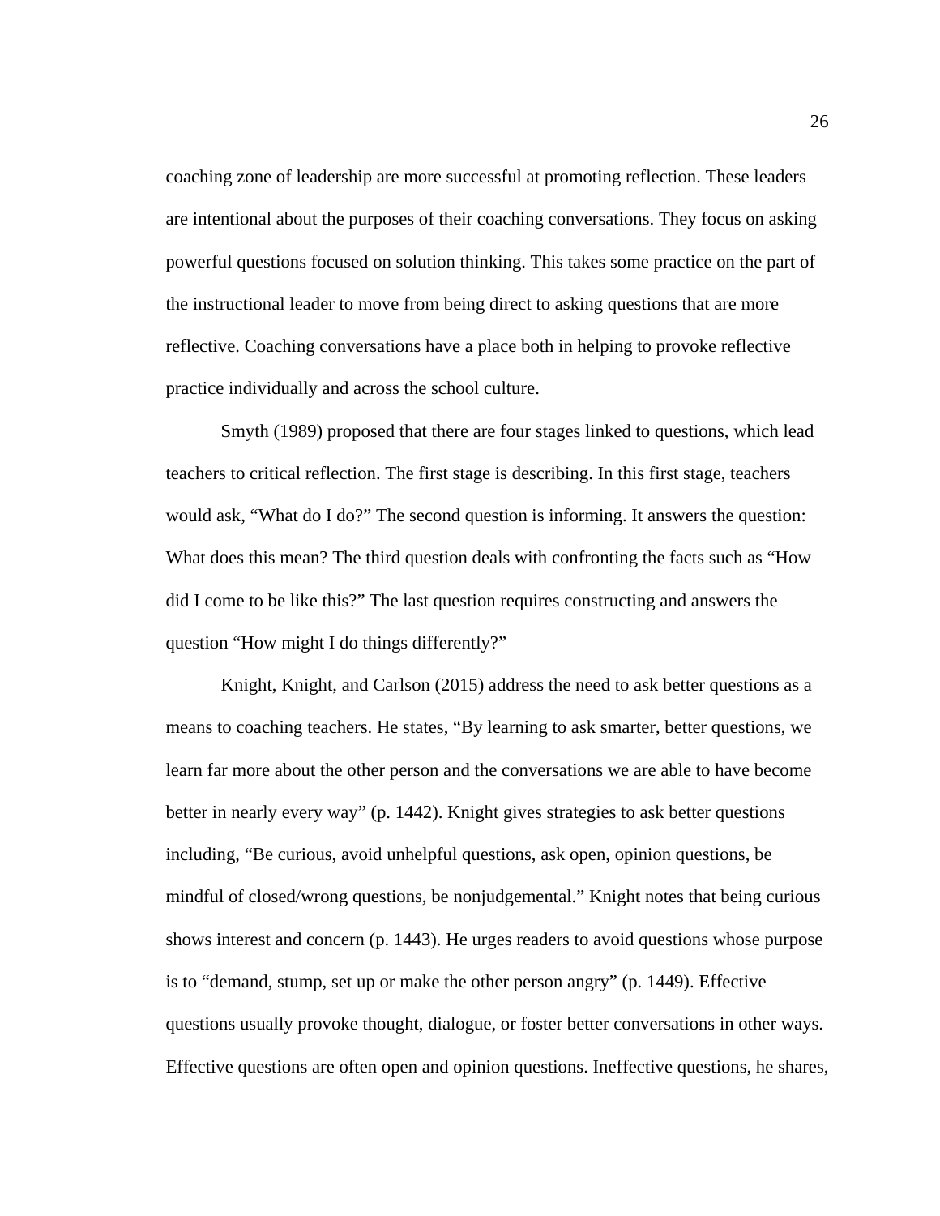coaching zone of leadership are more successful at promoting reflection. These leaders are intentional about the purposes of their coaching conversations. They focus on asking powerful questions focused on solution thinking. This takes some practice on the part of the instructional leader to move from being direct to asking questions that are more reflective. Coaching conversations have a place both in helping to provoke reflective practice individually and across the school culture.

Smyth (1989) proposed that there are four stages linked to questions, which lead teachers to critical reflection. The first stage is describing. In this first stage, teachers would ask, “What do I do?” The second question is informing. It answers the question: What does this mean? The third question deals with confronting the facts such as “How did I come to be like this?” The last question requires constructing and answers the question “How might I do things differently?”

Knight, Knight, and Carlson (2015) address the need to ask better questions as a means to coaching teachers. He states, “By learning to ask smarter, better questions, we learn far more about the other person and the conversations we are able to have become better in nearly every way” (p. 1442). Knight gives strategies to ask better questions including, “Be curious, avoid unhelpful questions, ask open, opinion questions, be mindful of closed/wrong questions, be nonjudgemental.” Knight notes that being curious shows interest and concern (p. 1443). He urges readers to avoid questions whose purpose is to “demand, stump, set up or make the other person angry” (p. 1449). Effective questions usually provoke thought, dialogue, or foster better conversations in other ways. Effective questions are often open and opinion questions. Ineffective questions, he shares,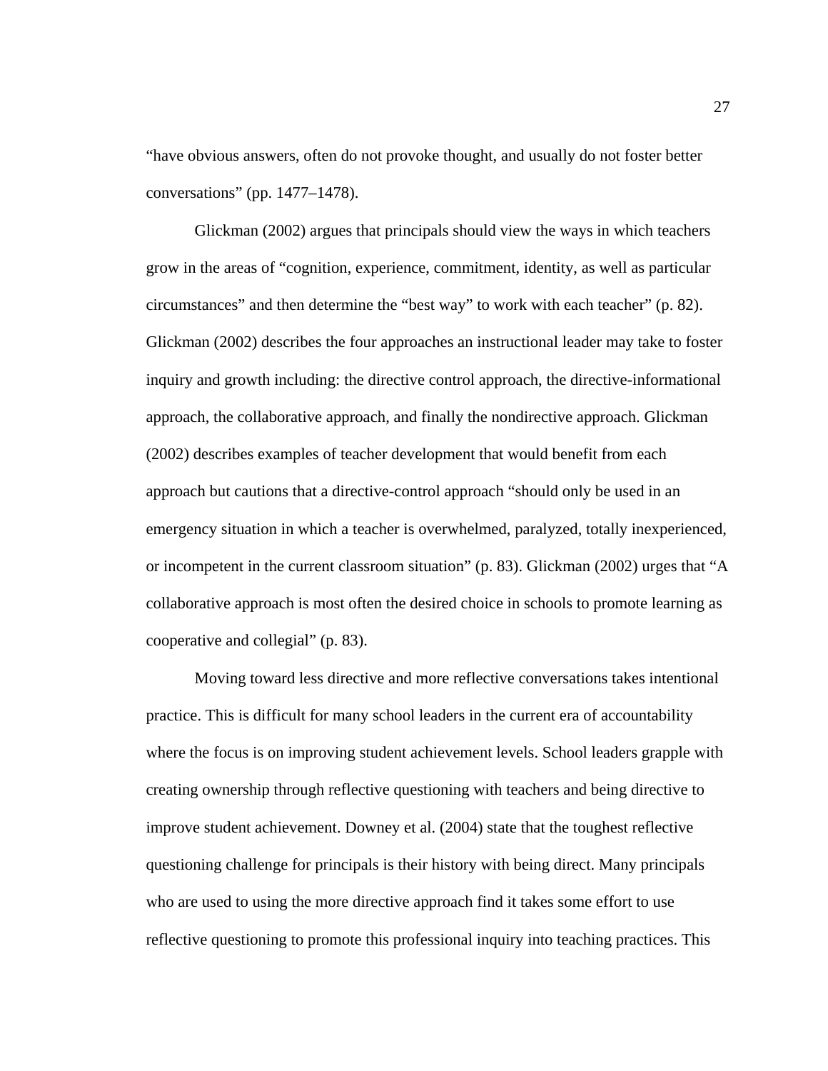"have obvious answers, often do not provoke thought, and usually do not foster better conversations" (pp. 1477–1478).

Glickman (2002) argues that principals should view the ways in which teachers grow in the areas of "cognition, experience, commitment, identity, as well as particular circumstances" and then determine the "best way" to work with each teacher" (p. 82). Glickman (2002) describes the four approaches an instructional leader may take to foster inquiry and growth including: the directive control approach, the directive-informational approach, the collaborative approach, and finally the nondirective approach. Glickman (2002) describes examples of teacher development that would benefit from each approach but cautions that a directive-control approach "should only be used in an emergency situation in which a teacher is overwhelmed, paralyzed, totally inexperienced, or incompetent in the current classroom situation" (p. 83). Glickman (2002) urges that "A collaborative approach is most often the desired choice in schools to promote learning as cooperative and collegial" (p. 83).

Moving toward less directive and more reflective conversations takes intentional practice. This is difficult for many school leaders in the current era of accountability where the focus is on improving student achievement levels. School leaders grapple with creating ownership through reflective questioning with teachers and being directive to improve student achievement. Downey et al. (2004) state that the toughest reflective questioning challenge for principals is their history with being direct. Many principals who are used to using the more directive approach find it takes some effort to use reflective questioning to promote this professional inquiry into teaching practices. This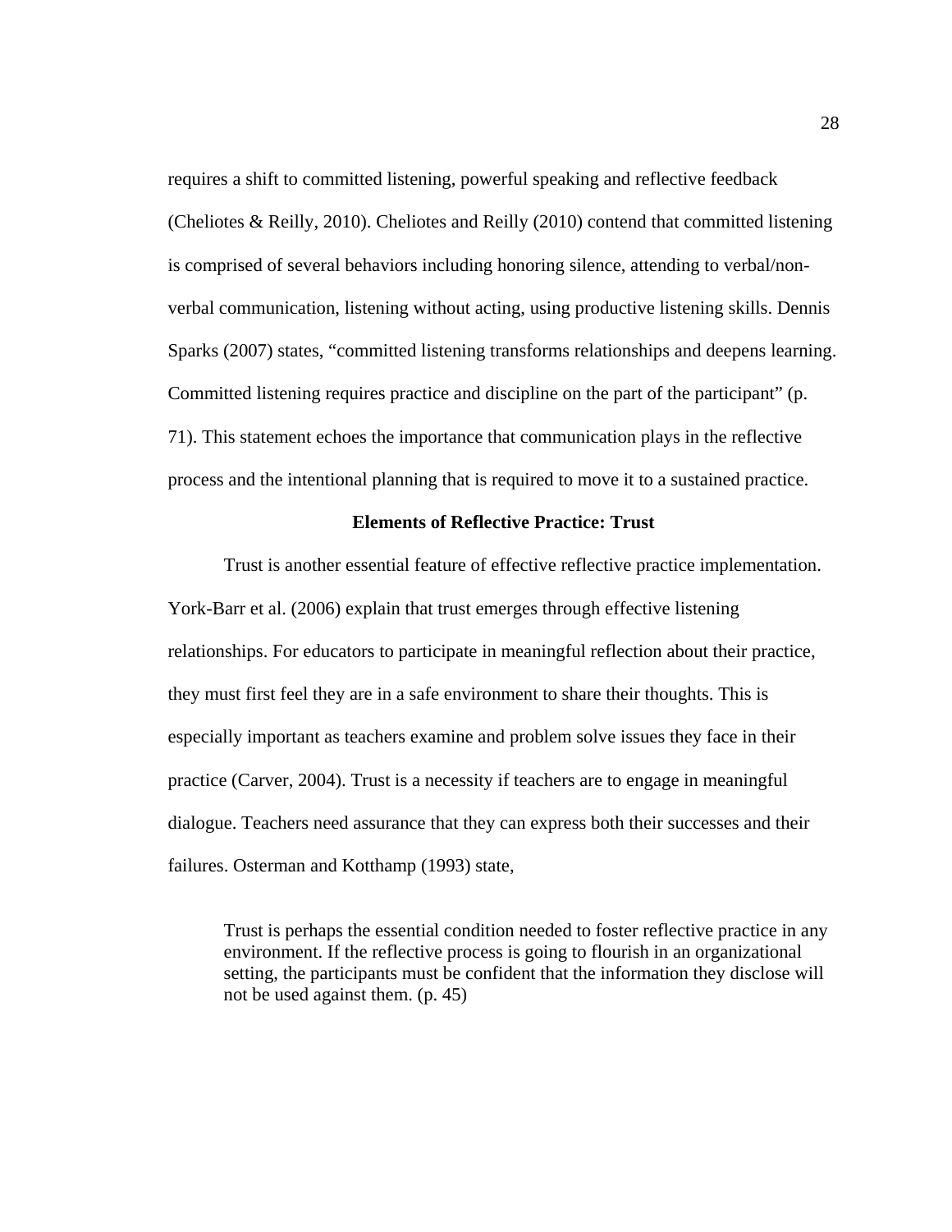requires a shift to committed listening, powerful speaking and reflective feedback (Cheliotes & Reilly, 2010). Cheliotes and Reilly (2010) contend that committed listening is comprised of several behaviors including honoring silence, attending to verbal/non-verbal communication, listening without acting, using productive listening skills. Dennis Sparks (2007) states, "committed listening transforms relationships and deepens learning. Committed listening requires practice and discipline on the part of the participant" (p. 71). This statement echoes the importance that communication plays in the reflective process and the intentional planning that is required to move it to a sustained practice.

## Elements of Reflective Practice: Trust

Trust is another essential feature of effective reflective practice implementation. York-Barr et al. (2006) explain that trust emerges through effective listening relationships. For educators to participate in meaningful reflection about their practice, they must first feel they are in a safe environment to share their thoughts. This is especially important as teachers examine and problem solve issues they face in their practice (Carver, 2004). Trust is a necessity if teachers are to engage in meaningful dialogue. Teachers need assurance that they can express both their successes and their failures. Osterman and Kotthamp (1993) state,

> Trust is perhaps the essential condition needed to foster reflective practice in any environment. If the reflective process is going to flourish in an organizational setting, the participants must be confident that the information they disclose will not be used against them. (p. 45)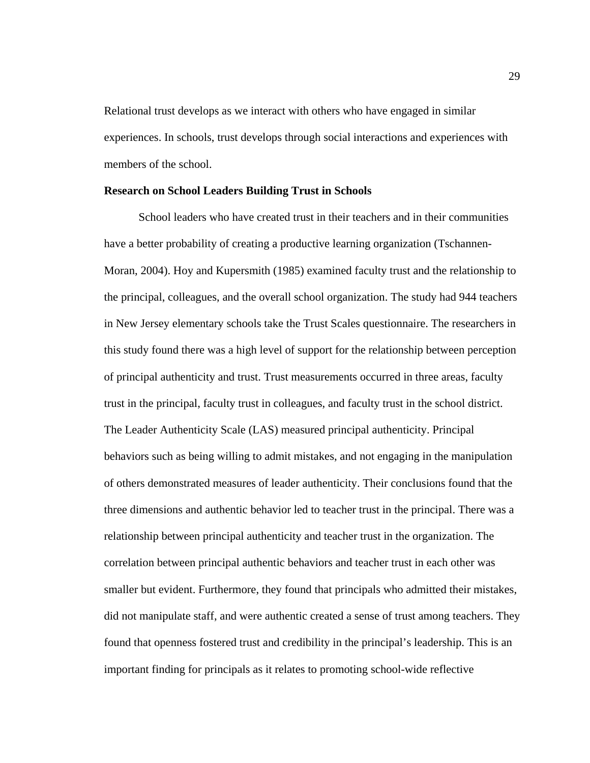Relational trust develops as we interact with others who have engaged in similar experiences. In schools, trust develops through social interactions and experiences with members of the school.

**Research on School Leaders Building Trust in Schools**

School leaders who have created trust in their teachers and in their communities have a better probability of creating a productive learning organization (Tschannen-Moran, 2004). Hoy and Kupersmith (1985) examined faculty trust and the relationship to the principal, colleagues, and the overall school organization. The study had 944 teachers in New Jersey elementary schools take the Trust Scales questionnaire. The researchers in this study found there was a high level of support for the relationship between perception of principal authenticity and trust. Trust measurements occurred in three areas, faculty trust in the principal, faculty trust in colleagues, and faculty trust in the school district. The Leader Authenticity Scale (LAS) measured principal authenticity. Principal behaviors such as being willing to admit mistakes, and not engaging in the manipulation of others demonstrated measures of leader authenticity. Their conclusions found that the three dimensions and authentic behavior led to teacher trust in the principal. There was a relationship between principal authenticity and teacher trust in the organization. The correlation between principal authentic behaviors and teacher trust in each other was smaller but evident. Furthermore, they found that principals who admitted their mistakes, did not manipulate staff, and were authentic created a sense of trust among teachers. They found that openness fostered trust and credibility in the principal's leadership. This is an important finding for principals as it relates to promoting school-wide reflective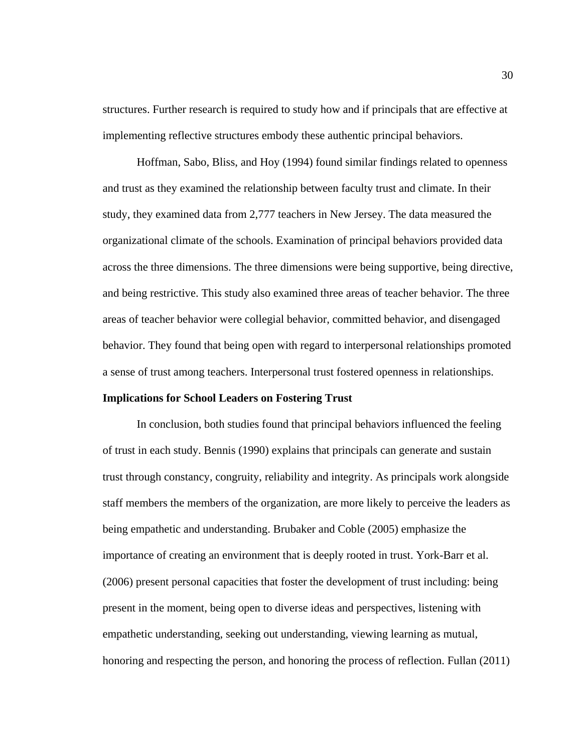structures. Further research is required to study how and if principals that are effective at implementing reflective structures embody these authentic principal behaviors.

Hoffman, Sabo, Bliss, and Hoy (1994) found similar findings related to openness and trust as they examined the relationship between faculty trust and climate. In their study, they examined data from 2,777 teachers in New Jersey. The data measured the organizational climate of the schools. Examination of principal behaviors provided data across the three dimensions. The three dimensions were being supportive, being directive, and being restrictive. This study also examined three areas of teacher behavior. The three areas of teacher behavior were collegial behavior, committed behavior, and disengaged behavior. They found that being open with regard to interpersonal relationships promoted a sense of trust among teachers. Interpersonal trust fostered openness in relationships.

**Implications for School Leaders on Fostering Trust**

In conclusion, both studies found that principal behaviors influenced the feeling of trust in each study. Bennis (1990) explains that principals can generate and sustain trust through constancy, congruity, reliability and integrity. As principals work alongside staff members the members of the organization, are more likely to perceive the leaders as being empathetic and understanding. Brubaker and Coble (2005) emphasize the importance of creating an environment that is deeply rooted in trust. York-Barr et al. (2006) present personal capacities that foster the development of trust including: being present in the moment, being open to diverse ideas and perspectives, listening with empathetic understanding, seeking out understanding, viewing learning as mutual, honoring and respecting the person, and honoring the process of reflection. Fullan (2011)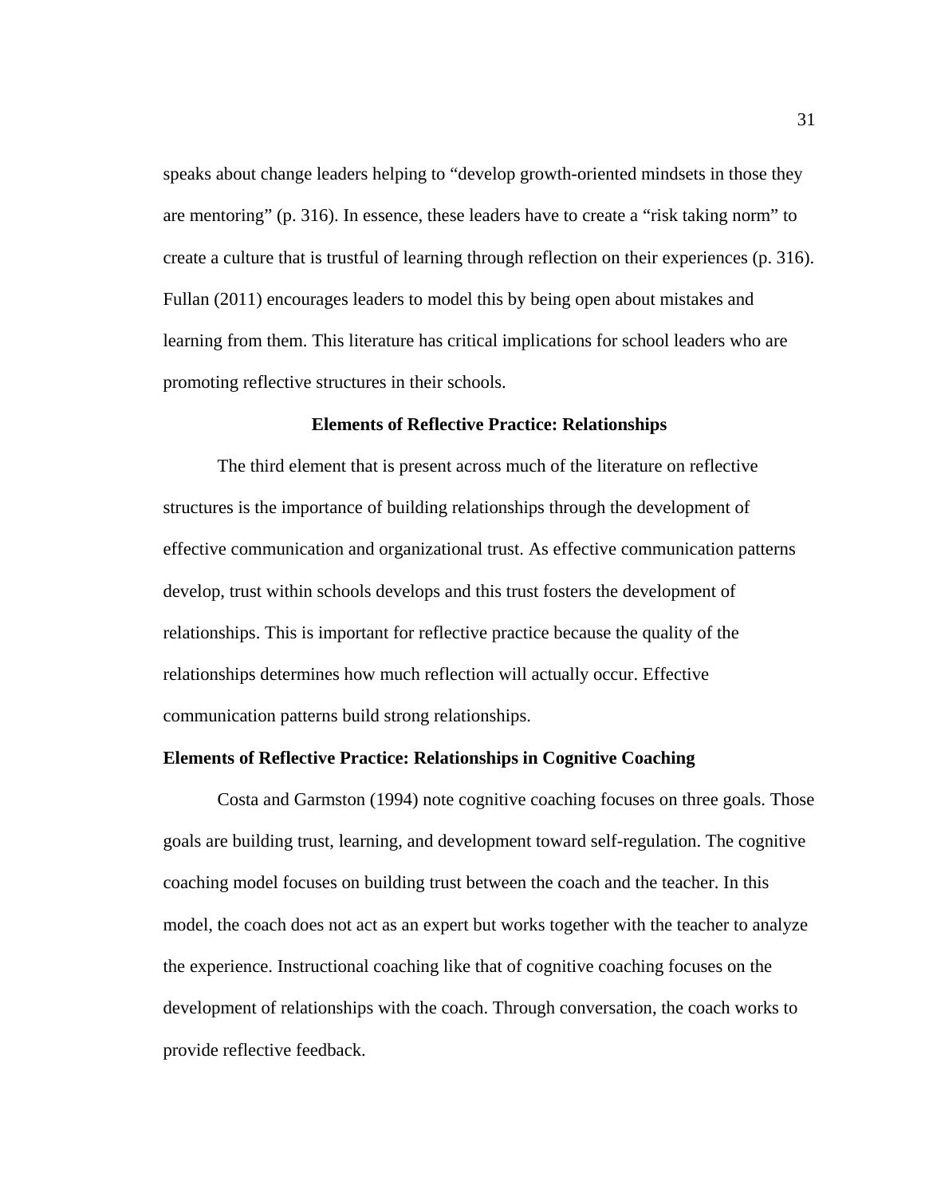speaks about change leaders helping to "develop growth-oriented mindsets in those they are mentoring" (p. 316). In essence, these leaders have to create a "risk taking norm" to create a culture that is trustful of learning through reflection on their experiences (p. 316). Fullan (2011) encourages leaders to model this by being open about mistakes and learning from them. This literature has critical implications for school leaders who are promoting reflective structures in their schools.

## Elements of Reflective Practice: Relationships

The third element that is present across much of the literature on reflective structures is the importance of building relationships through the development of effective communication and organizational trust. As effective communication patterns develop, trust within schools develops and this trust fosters the development of relationships. This is important for reflective practice because the quality of the relationships determines how much reflection will actually occur. Effective communication patterns build strong relationships.

### Elements of Reflective Practice: Relationships in Cognitive Coaching

Costa and Garmston (1994) note cognitive coaching focuses on three goals. Those goals are building trust, learning, and development toward self-regulation. The cognitive coaching model focuses on building trust between the coach and the teacher. In this model, the coach does not act as an expert but works together with the teacher to analyze the experience. Instructional coaching like that of cognitive coaching focuses on the development of relationships with the coach. Through conversation, the coach works to provide reflective feedback.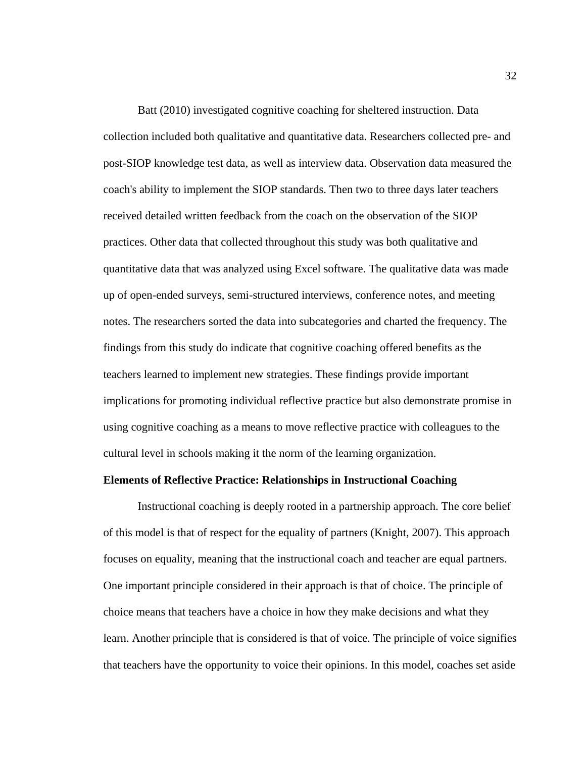Batt (2010) investigated cognitive coaching for sheltered instruction. Data collection included both qualitative and quantitative data. Researchers collected pre- and post-SIOP knowledge test data, as well as interview data. Observation data measured the coach's ability to implement the SIOP standards. Then two to three days later teachers received detailed written feedback from the coach on the observation of the SIOP practices. Other data that collected throughout this study was both qualitative and quantitative data that was analyzed using Excel software. The qualitative data was made up of open-ended surveys, semi-structured interviews, conference notes, and meeting notes. The researchers sorted the data into subcategories and charted the frequency. The findings from this study do indicate that cognitive coaching offered benefits as the teachers learned to implement new strategies. These findings provide important implications for promoting individual reflective practice but also demonstrate promise in using cognitive coaching as a means to move reflective practice with colleagues to the cultural level in schools making it the norm of the learning organization.

**Elements of Reflective Practice: Relationships in Instructional Coaching**

Instructional coaching is deeply rooted in a partnership approach. The core belief of this model is that of respect for the equality of partners (Knight, 2007). This approach focuses on equality, meaning that the instructional coach and teacher are equal partners. One important principle considered in their approach is that of choice. The principle of choice means that teachers have a choice in how they make decisions and what they learn. Another principle that is considered is that of voice. The principle of voice signifies that teachers have the opportunity to voice their opinions. In this model, coaches set aside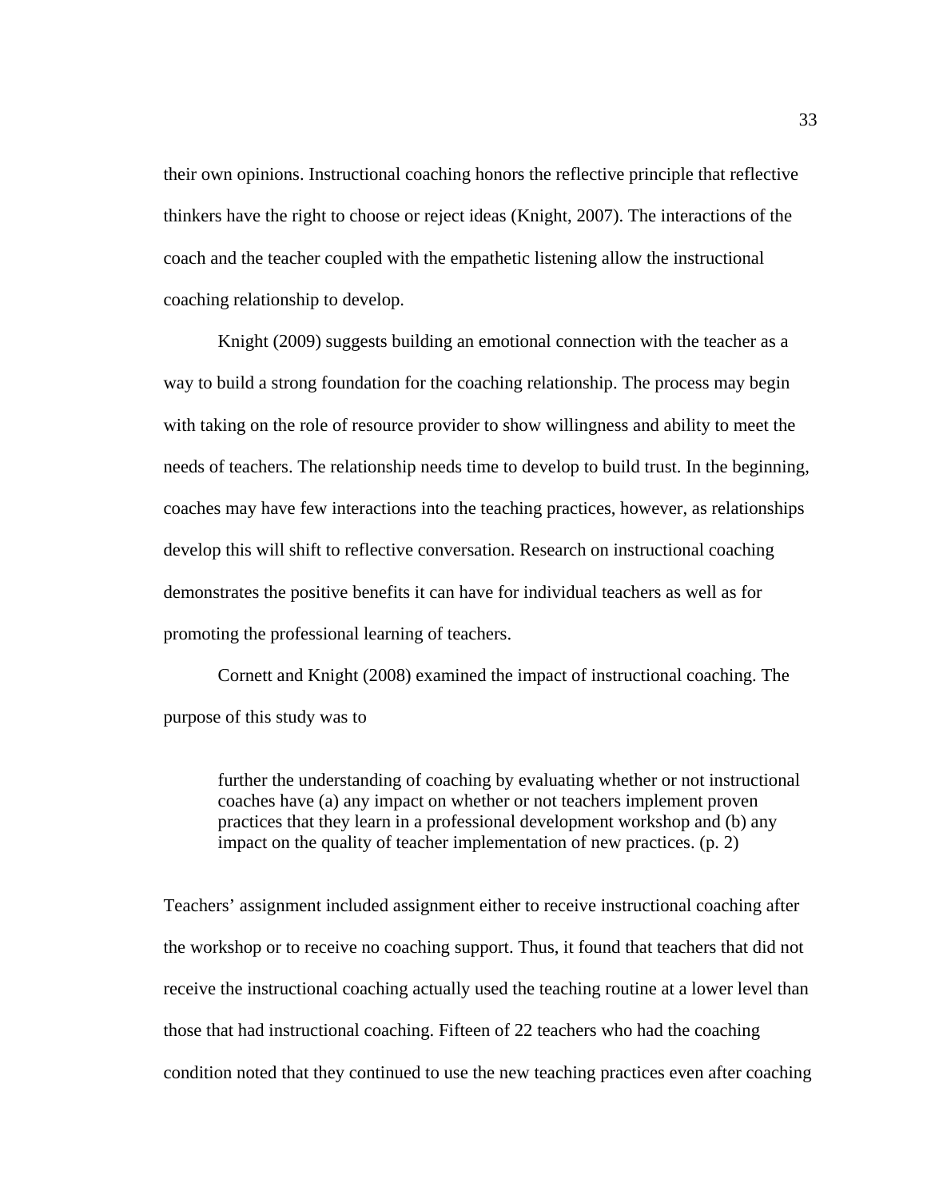their own opinions. Instructional coaching honors the reflective principle that reflective thinkers have the right to choose or reject ideas (Knight, 2007). The interactions of the coach and the teacher coupled with the empathetic listening allow the instructional coaching relationship to develop.

Knight (2009) suggests building an emotional connection with the teacher as a way to build a strong foundation for the coaching relationship. The process may begin with taking on the role of resource provider to show willingness and ability to meet the needs of teachers. The relationship needs time to develop to build trust. In the beginning, coaches may have few interactions into the teaching practices, however, as relationships develop this will shift to reflective conversation. Research on instructional coaching demonstrates the positive benefits it can have for individual teachers as well as for promoting the professional learning of teachers.

Cornett and Knight (2008) examined the impact of instructional coaching. The purpose of this study was to

> further the understanding of coaching by evaluating whether or not instructional coaches have (a) any impact on whether or not teachers implement proven practices that they learn in a professional development workshop and (b) any impact on the quality of teacher implementation of new practices. (p. 2)

Teachers' assignment included assignment either to receive instructional coaching after the workshop or to receive no coaching support. Thus, it found that teachers that did not receive the instructional coaching actually used the teaching routine at a lower level than those that had instructional coaching. Fifteen of 22 teachers who had the coaching condition noted that they continued to use the new teaching practices even after coaching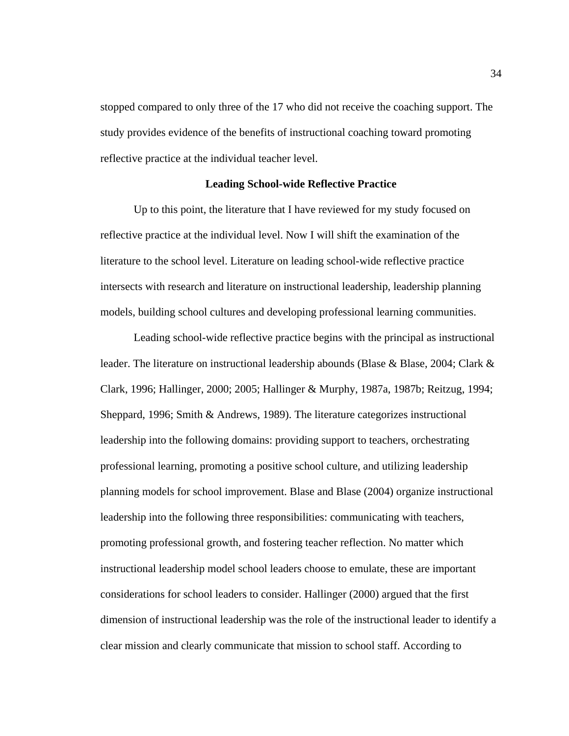stopped compared to only three of the 17 who did not receive the coaching support. The study provides evidence of the benefits of instructional coaching toward promoting reflective practice at the individual teacher level.

## Leading School-wide Reflective Practice

Up to this point, the literature that I have reviewed for my study focused on reflective practice at the individual level. Now I will shift the examination of the literature to the school level. Literature on leading school-wide reflective practice intersects with research and literature on instructional leadership, leadership planning models, building school cultures and developing professional learning communities.

Leading school-wide reflective practice begins with the principal as instructional leader. The literature on instructional leadership abounds (Blase & Blase, 2004; Clark & Clark, 1996; Hallinger, 2000; 2005; Hallinger & Murphy, 1987a, 1987b; Reitzug, 1994; Sheppard, 1996; Smith & Andrews, 1989). The literature categorizes instructional leadership into the following domains: providing support to teachers, orchestrating professional learning, promoting a positive school culture, and utilizing leadership planning models for school improvement. Blase and Blase (2004) organize instructional leadership into the following three responsibilities: communicating with teachers, promoting professional growth, and fostering teacher reflection. No matter which instructional leadership model school leaders choose to emulate, these are important considerations for school leaders to consider. Hallinger (2000) argued that the first dimension of instructional leadership was the role of the instructional leader to identify a clear mission and clearly communicate that mission to school staff. According to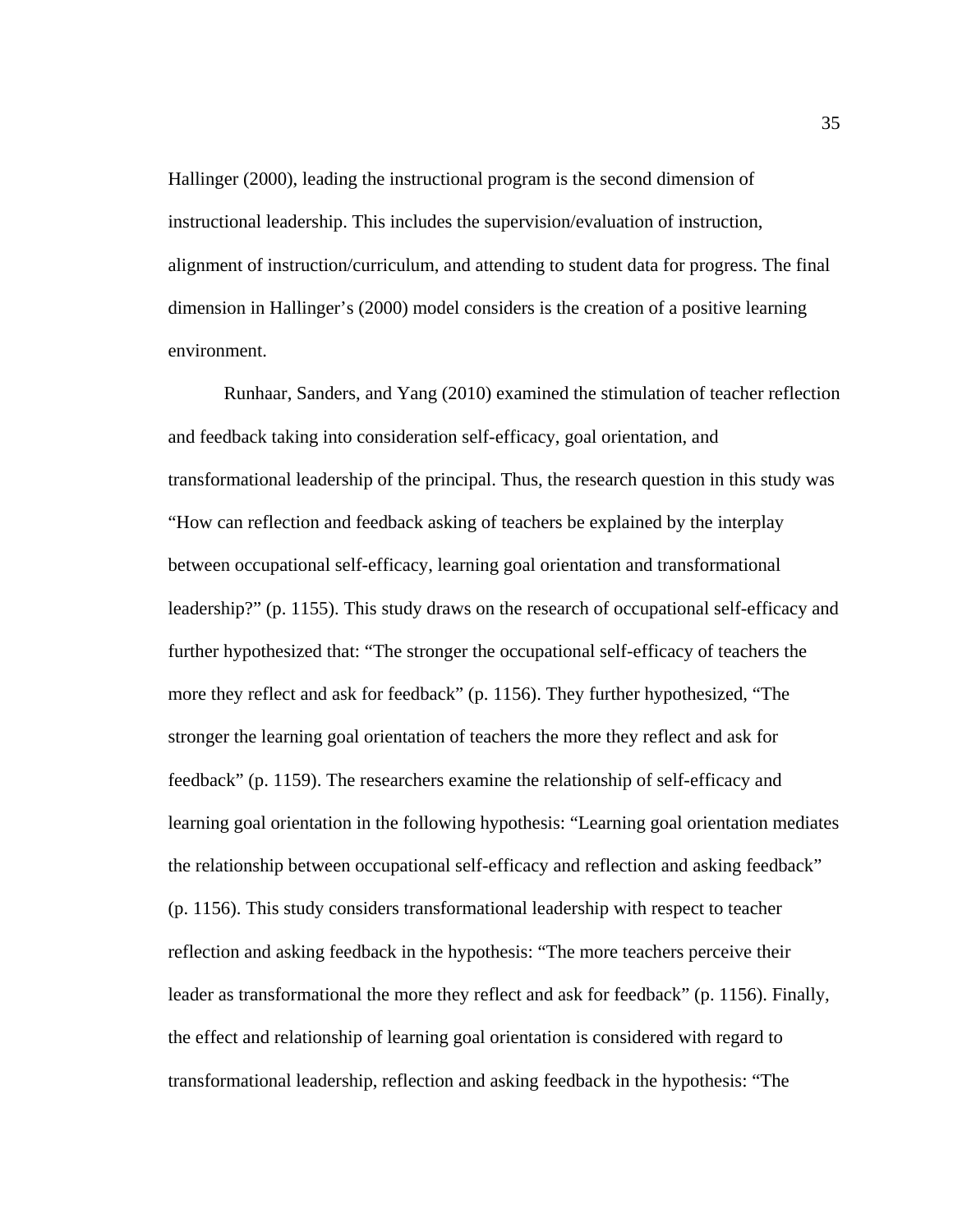Hallinger (2000), leading the instructional program is the second dimension of instructional leadership. This includes the supervision/evaluation of instruction, alignment of instruction/curriculum, and attending to student data for progress. The final dimension in Hallinger's (2000) model considers is the creation of a positive learning environment.

Runhaar, Sanders, and Yang (2010) examined the stimulation of teacher reflection and feedback taking into consideration self-efficacy, goal orientation, and transformational leadership of the principal. Thus, the research question in this study was "How can reflection and feedback asking of teachers be explained by the interplay between occupational self-efficacy, learning goal orientation and transformational leadership?" (p. 1155). This study draws on the research of occupational self-efficacy and further hypothesized that: "The stronger the occupational self-efficacy of teachers the more they reflect and ask for feedback" (p. 1156). They further hypothesized, "The stronger the learning goal orientation of teachers the more they reflect and ask for feedback" (p. 1159). The researchers examine the relationship of self-efficacy and learning goal orientation in the following hypothesis: "Learning goal orientation mediates the relationship between occupational self-efficacy and reflection and asking feedback" (p. 1156). This study considers transformational leadership with respect to teacher reflection and asking feedback in the hypothesis: "The more teachers perceive their leader as transformational the more they reflect and ask for feedback" (p. 1156). Finally, the effect and relationship of learning goal orientation is considered with regard to transformational leadership, reflection and asking feedback in the hypothesis: "The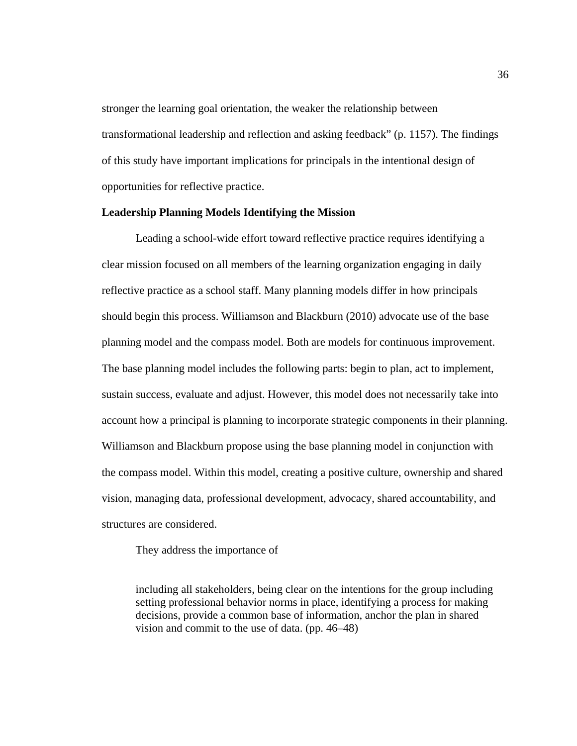stronger the learning goal orientation, the weaker the relationship between transformational leadership and reflection and asking feedback" (p. 1157). The findings of this study have important implications for principals in the intentional design of opportunities for reflective practice.

**Leadership Planning Models Identifying the Mission**

Leading a school-wide effort toward reflective practice requires identifying a clear mission focused on all members of the learning organization engaging in daily reflective practice as a school staff. Many planning models differ in how principals should begin this process. Williamson and Blackburn (2010) advocate use of the base planning model and the compass model. Both are models for continuous improvement. The base planning model includes the following parts: begin to plan, act to implement, sustain success, evaluate and adjust. However, this model does not necessarily take into account how a principal is planning to incorporate strategic components in their planning. Williamson and Blackburn propose using the base planning model in conjunction with the compass model. Within this model, creating a positive culture, ownership and shared vision, managing data, professional development, advocacy, shared accountability, and structures are considered.

They address the importance of

> including all stakeholders, being clear on the intentions for the group including setting professional behavior norms in place, identifying a process for making decisions, provide a common base of information, anchor the plan in shared vision and commit to the use of data. (pp. 46–48)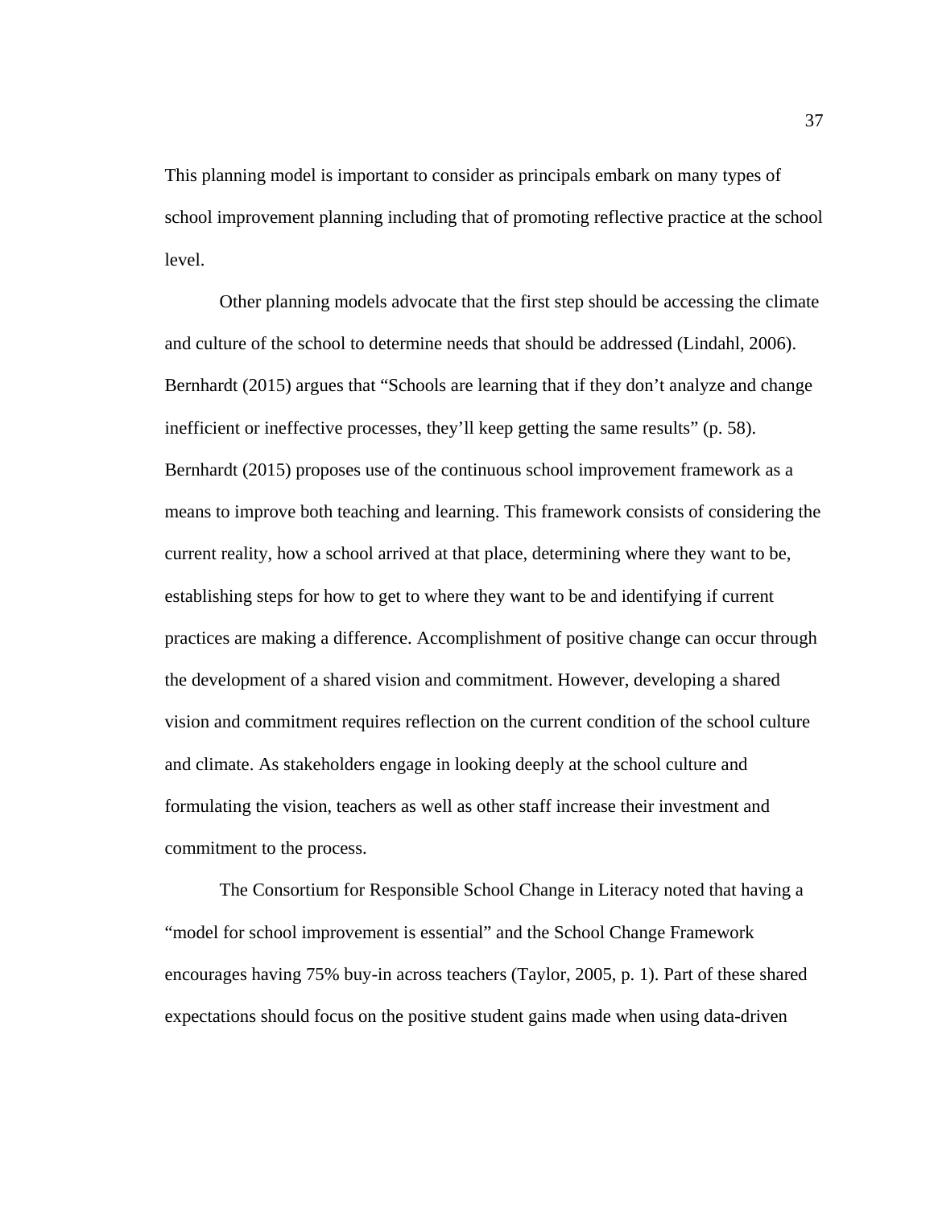This planning model is important to consider as principals embark on many types of school improvement planning including that of promoting reflective practice at the school level.

Other planning models advocate that the first step should be accessing the climate and culture of the school to determine needs that should be addressed (Lindahl, 2006). Bernhardt (2015) argues that "Schools are learning that if they don't analyze and change inefficient or ineffective processes, they'll keep getting the same results" (p. 58). Bernhardt (2015) proposes use of the continuous school improvement framework as a means to improve both teaching and learning. This framework consists of considering the current reality, how a school arrived at that place, determining where they want to be, establishing steps for how to get to where they want to be and identifying if current practices are making a difference. Accomplishment of positive change can occur through the development of a shared vision and commitment. However, developing a shared vision and commitment requires reflection on the current condition of the school culture and climate. As stakeholders engage in looking deeply at the school culture and formulating the vision, teachers as well as other staff increase their investment and commitment to the process.

The Consortium for Responsible School Change in Literacy noted that having a "model for school improvement is essential" and the School Change Framework encourages having 75% buy-in across teachers (Taylor, 2005, p. 1). Part of these shared expectations should focus on the positive student gains made when using data-driven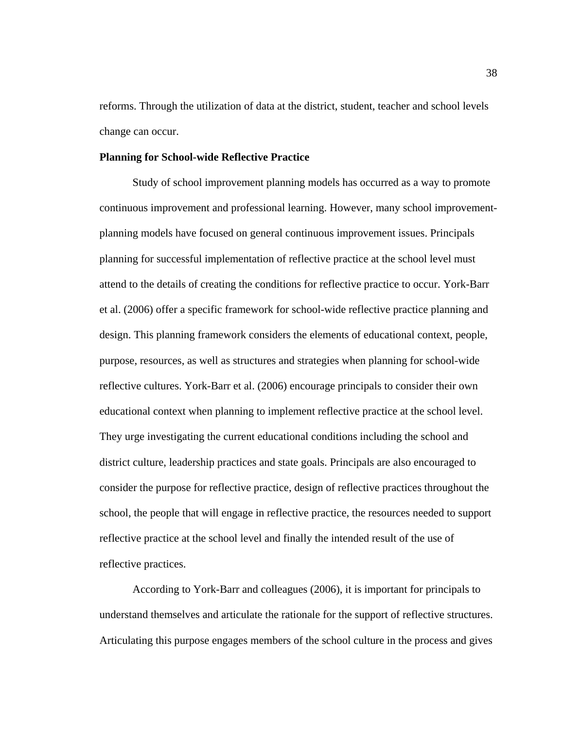reforms. Through the utilization of data at the district, student, teacher and school levels change can occur.

**Planning for School-wide Reflective Practice**

Study of school improvement planning models has occurred as a way to promote continuous improvement and professional learning. However, many school improvement-planning models have focused on general continuous improvement issues. Principals planning for successful implementation of reflective practice at the school level must attend to the details of creating the conditions for reflective practice to occur. York-Barr et al. (2006) offer a specific framework for school-wide reflective practice planning and design. This planning framework considers the elements of educational context, people, purpose, resources, as well as structures and strategies when planning for school-wide reflective cultures. York-Barr et al. (2006) encourage principals to consider their own educational context when planning to implement reflective practice at the school level. They urge investigating the current educational conditions including the school and district culture, leadership practices and state goals. Principals are also encouraged to consider the purpose for reflective practice, design of reflective practices throughout the school, the people that will engage in reflective practice, the resources needed to support reflective practice at the school level and finally the intended result of the use of reflective practices.

According to York-Barr and colleagues (2006), it is important for principals to understand themselves and articulate the rationale for the support of reflective structures. Articulating this purpose engages members of the school culture in the process and gives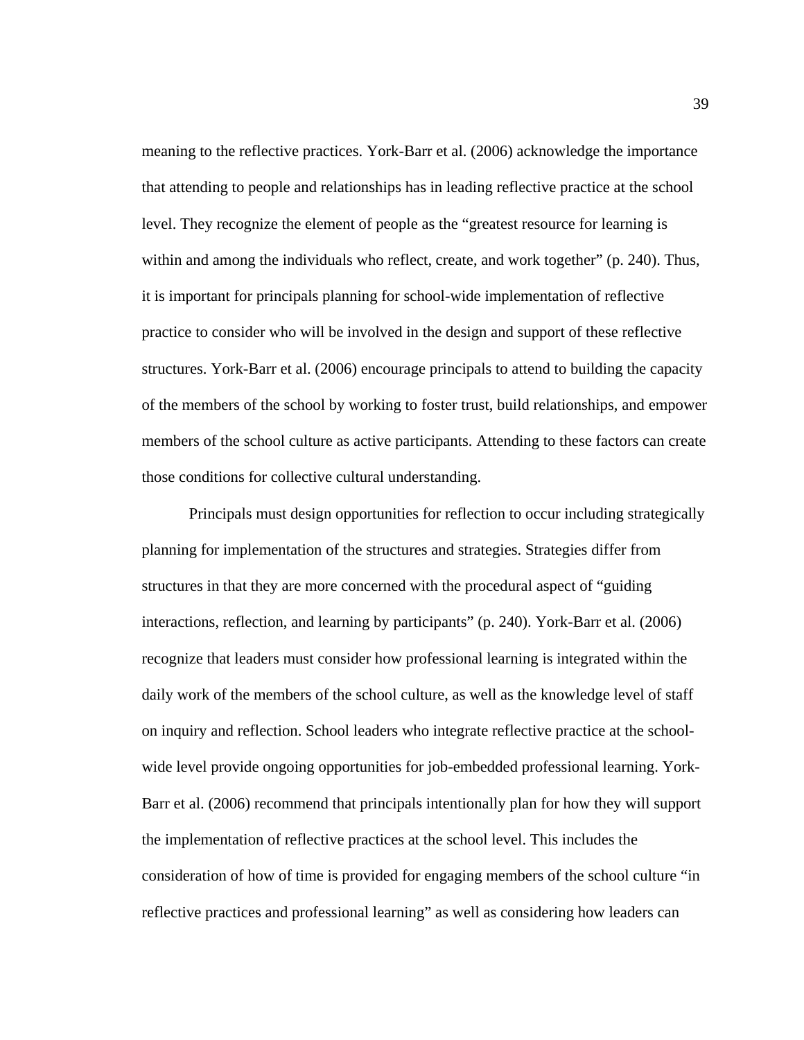meaning to the reflective practices. York-Barr et al. (2006) acknowledge the importance that attending to people and relationships has in leading reflective practice at the school level. They recognize the element of people as the "greatest resource for learning is within and among the individuals who reflect, create, and work together" (p. 240). Thus, it is important for principals planning for school-wide implementation of reflective practice to consider who will be involved in the design and support of these reflective structures. York-Barr et al. (2006) encourage principals to attend to building the capacity of the members of the school by working to foster trust, build relationships, and empower members of the school culture as active participants. Attending to these factors can create those conditions for collective cultural understanding.

Principals must design opportunities for reflection to occur including strategically planning for implementation of the structures and strategies. Strategies differ from structures in that they are more concerned with the procedural aspect of "guiding interactions, reflection, and learning by participants" (p. 240). York-Barr et al. (2006) recognize that leaders must consider how professional learning is integrated within the daily work of the members of the school culture, as well as the knowledge level of staff on inquiry and reflection. School leaders who integrate reflective practice at the school-wide level provide ongoing opportunities for job-embedded professional learning. York-Barr et al. (2006) recommend that principals intentionally plan for how they will support the implementation of reflective practices at the school level. This includes the consideration of how of time is provided for engaging members of the school culture "in reflective practices and professional learning" as well as considering how leaders can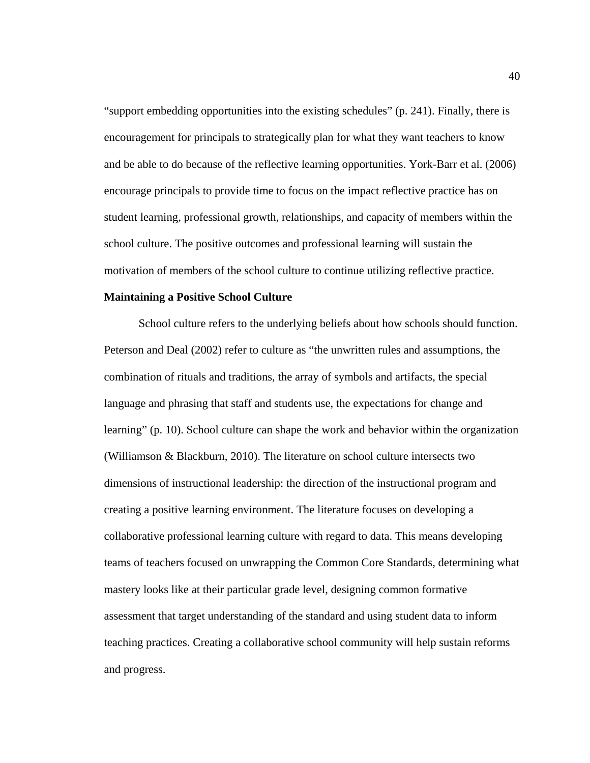"support embedding opportunities into the existing schedules" (p. 241). Finally, there is encouragement for principals to strategically plan for what they want teachers to know and be able to do because of the reflective learning opportunities. York-Barr et al. (2006) encourage principals to provide time to focus on the impact reflective practice has on student learning, professional growth, relationships, and capacity of members within the school culture. The positive outcomes and professional learning will sustain the motivation of members of the school culture to continue utilizing reflective practice.

**Maintaining a Positive School Culture**

School culture refers to the underlying beliefs about how schools should function. Peterson and Deal (2002) refer to culture as "the unwritten rules and assumptions, the combination of rituals and traditions, the array of symbols and artifacts, the special language and phrasing that staff and students use, the expectations for change and learning" (p. 10). School culture can shape the work and behavior within the organization (Williamson & Blackburn, 2010). The literature on school culture intersects two dimensions of instructional leadership: the direction of the instructional program and creating a positive learning environment. The literature focuses on developing a collaborative professional learning culture with regard to data. This means developing teams of teachers focused on unwrapping the Common Core Standards, determining what mastery looks like at their particular grade level, designing common formative assessment that target understanding of the standard and using student data to inform teaching practices. Creating a collaborative school community will help sustain reforms and progress.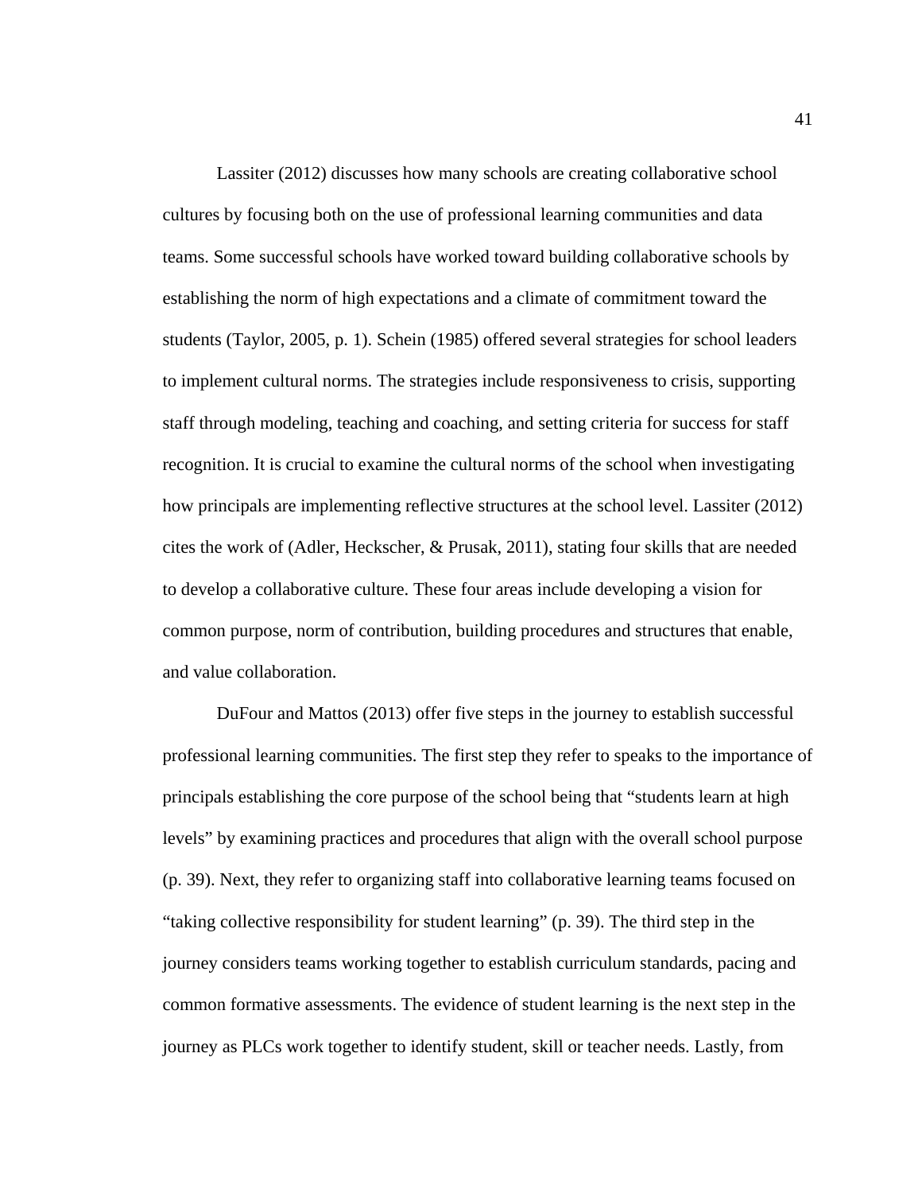Lassiter (2012) discusses how many schools are creating collaborative school cultures by focusing both on the use of professional learning communities and data teams. Some successful schools have worked toward building collaborative schools by establishing the norm of high expectations and a climate of commitment toward the students (Taylor, 2005, p. 1). Schein (1985) offered several strategies for school leaders to implement cultural norms. The strategies include responsiveness to crisis, supporting staff through modeling, teaching and coaching, and setting criteria for success for staff recognition. It is crucial to examine the cultural norms of the school when investigating how principals are implementing reflective structures at the school level. Lassiter (2012) cites the work of (Adler, Heckscher, & Prusak, 2011), stating four skills that are needed to develop a collaborative culture. These four areas include developing a vision for common purpose, norm of contribution, building procedures and structures that enable, and value collaboration.

DuFour and Mattos (2013) offer five steps in the journey to establish successful professional learning communities. The first step they refer to speaks to the importance of principals establishing the core purpose of the school being that "students learn at high levels" by examining practices and procedures that align with the overall school purpose (p. 39). Next, they refer to organizing staff into collaborative learning teams focused on "taking collective responsibility for student learning" (p. 39). The third step in the journey considers teams working together to establish curriculum standards, pacing and common formative assessments. The evidence of student learning is the next step in the journey as PLCs work together to identify student, skill or teacher needs. Lastly, from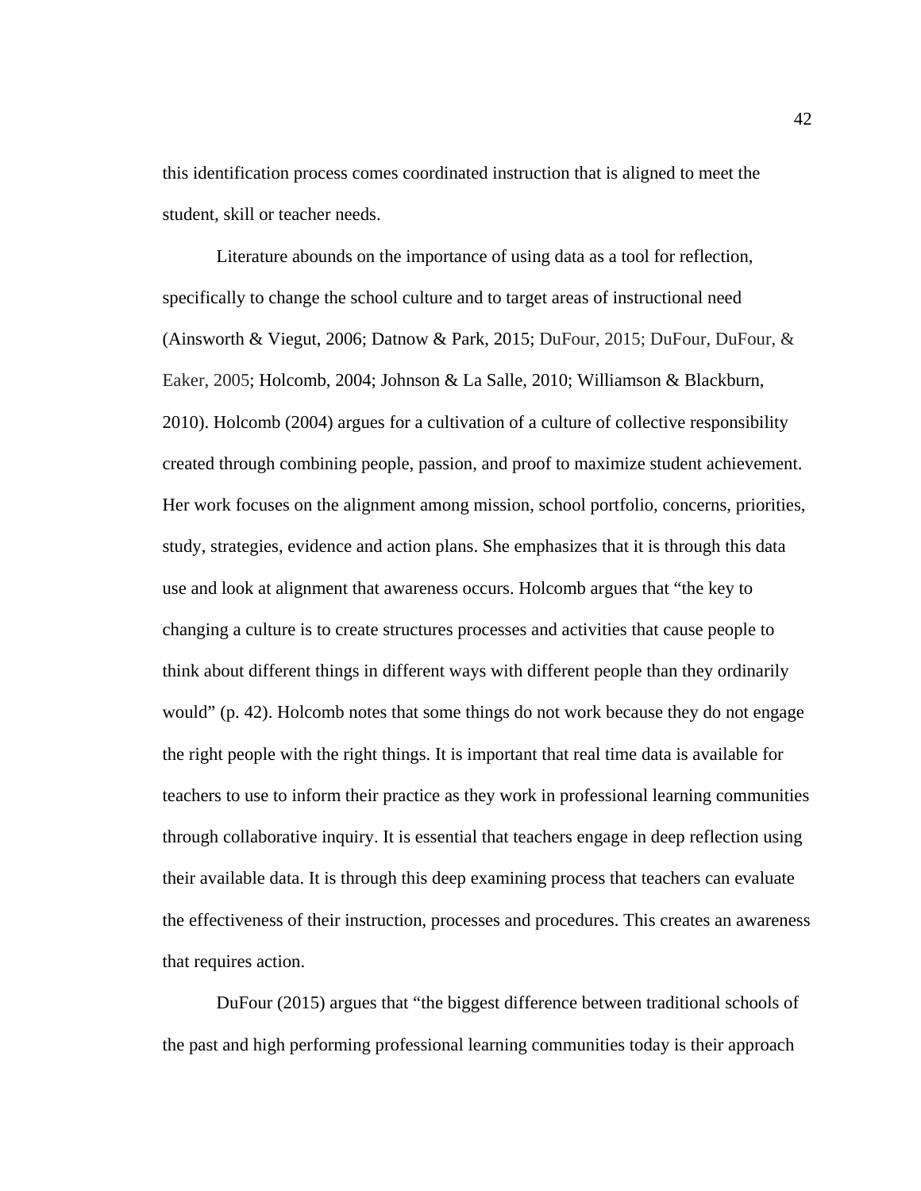this identification process comes coordinated instruction that is aligned to meet the student, skill or teacher needs.

Literature abounds on the importance of using data as a tool for reflection, specifically to change the school culture and to target areas of instructional need (Ainsworth & Viegut, 2006; Datnow & Park, 2015; DuFour, 2015; DuFour, DuFour, & Eaker, 2005; Holcomb, 2004; Johnson & La Salle, 2010; Williamson & Blackburn, 2010). Holcomb (2004) argues for a cultivation of a culture of collective responsibility created through combining people, passion, and proof to maximize student achievement. Her work focuses on the alignment among mission, school portfolio, concerns, priorities, study, strategies, evidence and action plans. She emphasizes that it is through this data use and look at alignment that awareness occurs. Holcomb argues that "the key to changing a culture is to create structures processes and activities that cause people to think about different things in different ways with different people than they ordinarily would" (p. 42). Holcomb notes that some things do not work because they do not engage the right people with the right things. It is important that real time data is available for teachers to use to inform their practice as they work in professional learning communities through collaborative inquiry. It is essential that teachers engage in deep reflection using their available data. It is through this deep examining process that teachers can evaluate the effectiveness of their instruction, processes and procedures. This creates an awareness that requires action.

DuFour (2015) argues that "the biggest difference between traditional schools of the past and high performing professional learning communities today is their approach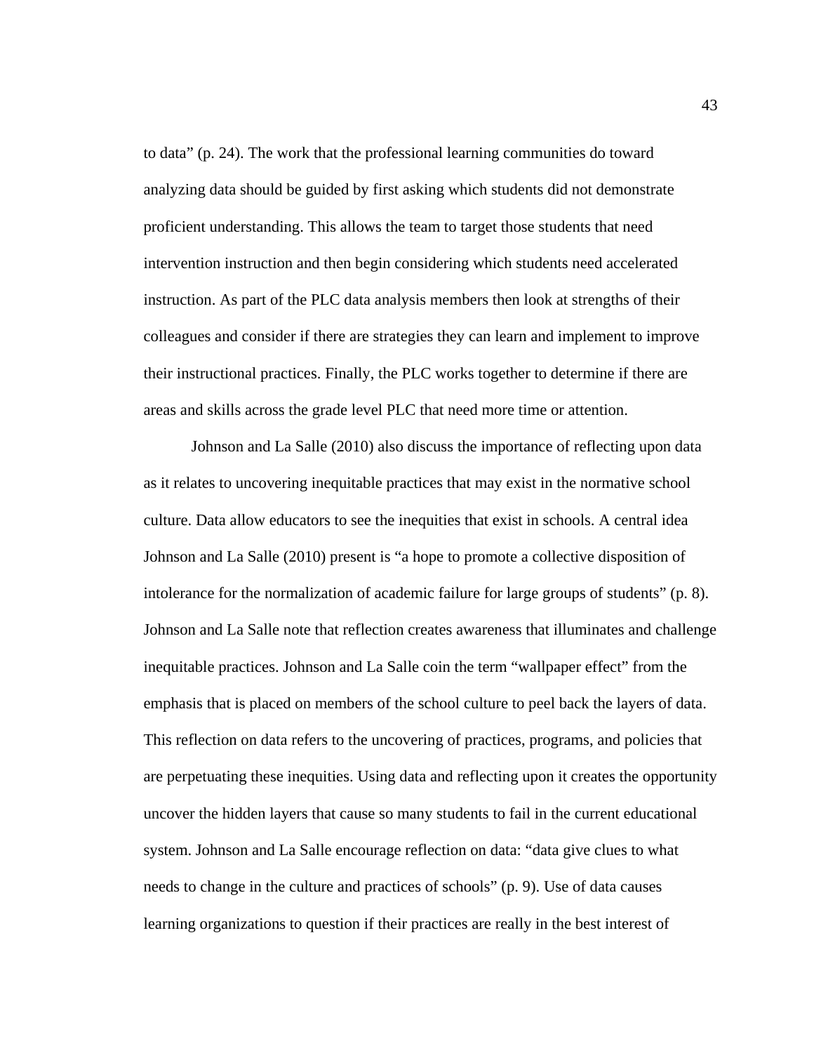to data" (p. 24). The work that the professional learning communities do toward analyzing data should be guided by first asking which students did not demonstrate proficient understanding. This allows the team to target those students that need intervention instruction and then begin considering which students need accelerated instruction. As part of the PLC data analysis members then look at strengths of their colleagues and consider if there are strategies they can learn and implement to improve their instructional practices. Finally, the PLC works together to determine if there are areas and skills across the grade level PLC that need more time or attention.

Johnson and La Salle (2010) also discuss the importance of reflecting upon data as it relates to uncovering inequitable practices that may exist in the normative school culture. Data allow educators to see the inequities that exist in schools. A central idea Johnson and La Salle (2010) present is "a hope to promote a collective disposition of intolerance for the normalization of academic failure for large groups of students" (p. 8). Johnson and La Salle note that reflection creates awareness that illuminates and challenge inequitable practices. Johnson and La Salle coin the term "wallpaper effect" from the emphasis that is placed on members of the school culture to peel back the layers of data. This reflection on data refers to the uncovering of practices, programs, and policies that are perpetuating these inequities. Using data and reflecting upon it creates the opportunity uncover the hidden layers that cause so many students to fail in the current educational system. Johnson and La Salle encourage reflection on data: "data give clues to what needs to change in the culture and practices of schools" (p. 9). Use of data causes learning organizations to question if their practices are really in the best interest of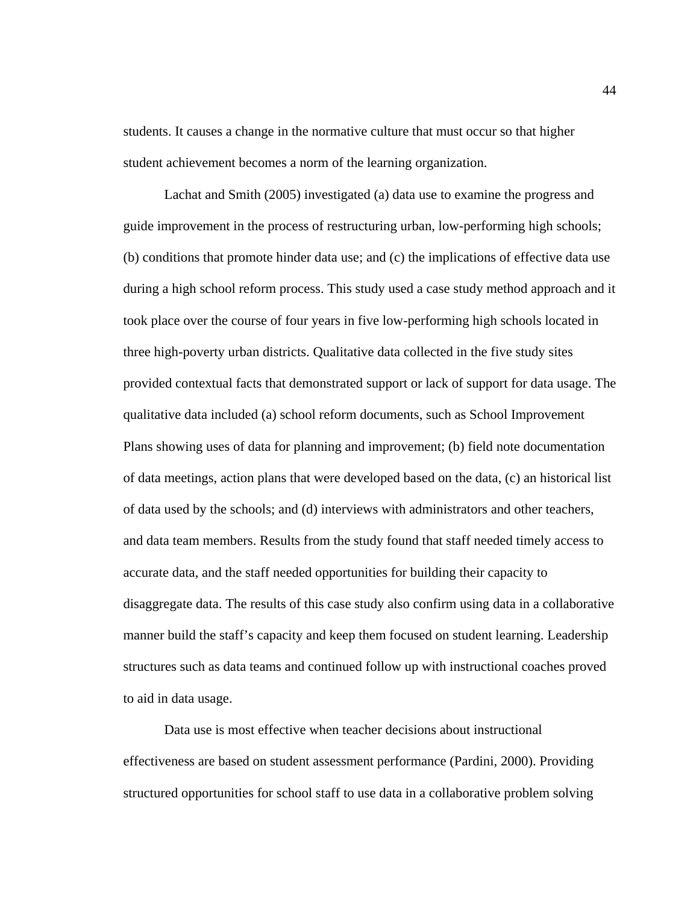students. It causes a change in the normative culture that must occur so that higher student achievement becomes a norm of the learning organization.

Lachat and Smith (2005) investigated (a) data use to examine the progress and guide improvement in the process of restructuring urban, low-performing high schools; (b) conditions that promote hinder data use; and (c) the implications of effective data use during a high school reform process. This study used a case study method approach and it took place over the course of four years in five low-performing high schools located in three high-poverty urban districts. Qualitative data collected in the five study sites provided contextual facts that demonstrated support or lack of support for data usage. The qualitative data included (a) school reform documents, such as School Improvement Plans showing uses of data for planning and improvement; (b) field note documentation of data meetings, action plans that were developed based on the data, (c) an historical list of data used by the schools; and (d) interviews with administrators and other teachers, and data team members. Results from the study found that staff needed timely access to accurate data, and the staff needed opportunities for building their capacity to disaggregate data. The results of this case study also confirm using data in a collaborative manner build the staff's capacity and keep them focused on student learning. Leadership structures such as data teams and continued follow up with instructional coaches proved to aid in data usage.

Data use is most effective when teacher decisions about instructional effectiveness are based on student assessment performance (Pardini, 2000). Providing structured opportunities for school staff to use data in a collaborative problem solving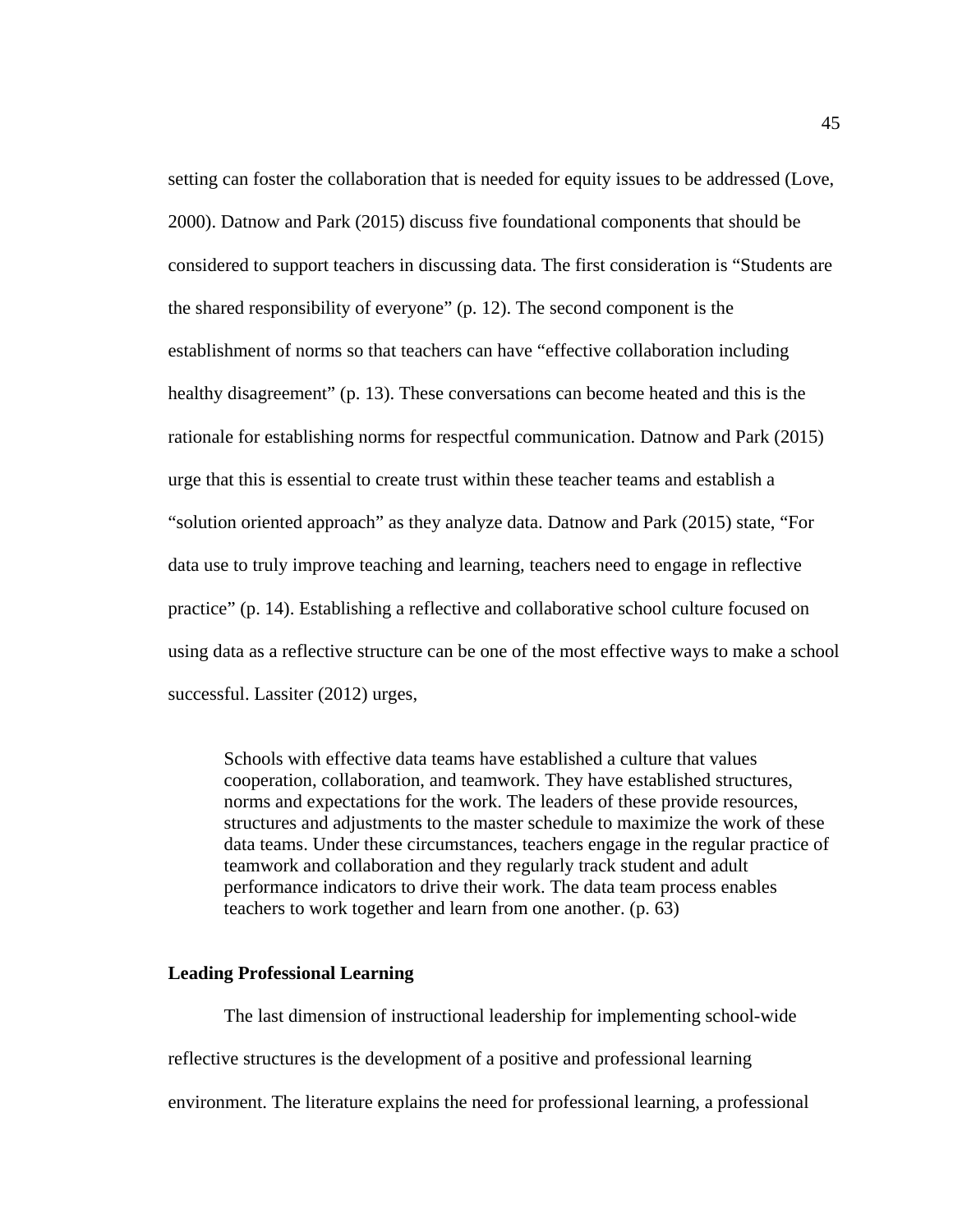setting can foster the collaboration that is needed for equity issues to be addressed (Love, 2000). Datnow and Park (2015) discuss five foundational components that should be considered to support teachers in discussing data. The first consideration is "Students are the shared responsibility of everyone" (p. 12). The second component is the establishment of norms so that teachers can have "effective collaboration including healthy disagreement" (p. 13). These conversations can become heated and this is the rationale for establishing norms for respectful communication. Datnow and Park (2015) urge that this is essential to create trust within these teacher teams and establish a "solution oriented approach" as they analyze data. Datnow and Park (2015) state, "For data use to truly improve teaching and learning, teachers need to engage in reflective practice" (p. 14). Establishing a reflective and collaborative school culture focused on using data as a reflective structure can be one of the most effective ways to make a school successful. Lassiter (2012) urges,

> Schools with effective data teams have established a culture that values cooperation, collaboration, and teamwork. They have established structures, norms and expectations for the work. The leaders of these provide resources, structures and adjustments to the master schedule to maximize the work of these data teams. Under these circumstances, teachers engage in the regular practice of teamwork and collaboration and they regularly track student and adult performance indicators to drive their work. The data team process enables teachers to work together and learn from one another. (p. 63)

**Leading Professional Learning**

The last dimension of instructional leadership for implementing school-wide reflective structures is the development of a positive and professional learning environment. The literature explains the need for professional learning, a professional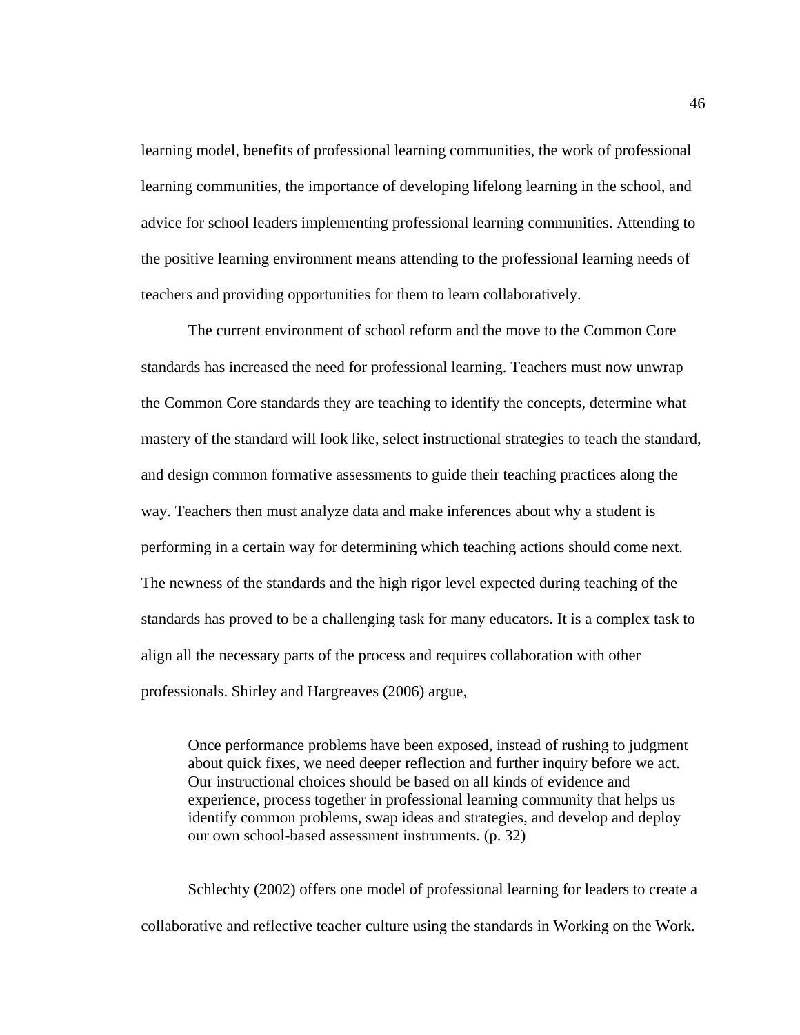learning model, benefits of professional learning communities, the work of professional learning communities, the importance of developing lifelong learning in the school, and advice for school leaders implementing professional learning communities. Attending to the positive learning environment means attending to the professional learning needs of teachers and providing opportunities for them to learn collaboratively.

The current environment of school reform and the move to the Common Core standards has increased the need for professional learning. Teachers must now unwrap the Common Core standards they are teaching to identify the concepts, determine what mastery of the standard will look like, select instructional strategies to teach the standard, and design common formative assessments to guide their teaching practices along the way. Teachers then must analyze data and make inferences about why a student is performing in a certain way for determining which teaching actions should come next. The newness of the standards and the high rigor level expected during teaching of the standards has proved to be a challenging task for many educators. It is a complex task to align all the necessary parts of the process and requires collaboration with other professionals. Shirley and Hargreaves (2006) argue,

> Once performance problems have been exposed, instead of rushing to judgment about quick fixes, we need deeper reflection and further inquiry before we act. Our instructional choices should be based on all kinds of evidence and experience, process together in professional learning community that helps us identify common problems, swap ideas and strategies, and develop and deploy our own school-based assessment instruments. (p. 32)

Schlechty (2002) offers one model of professional learning for leaders to create a collaborative and reflective teacher culture using the standards in Working on the Work.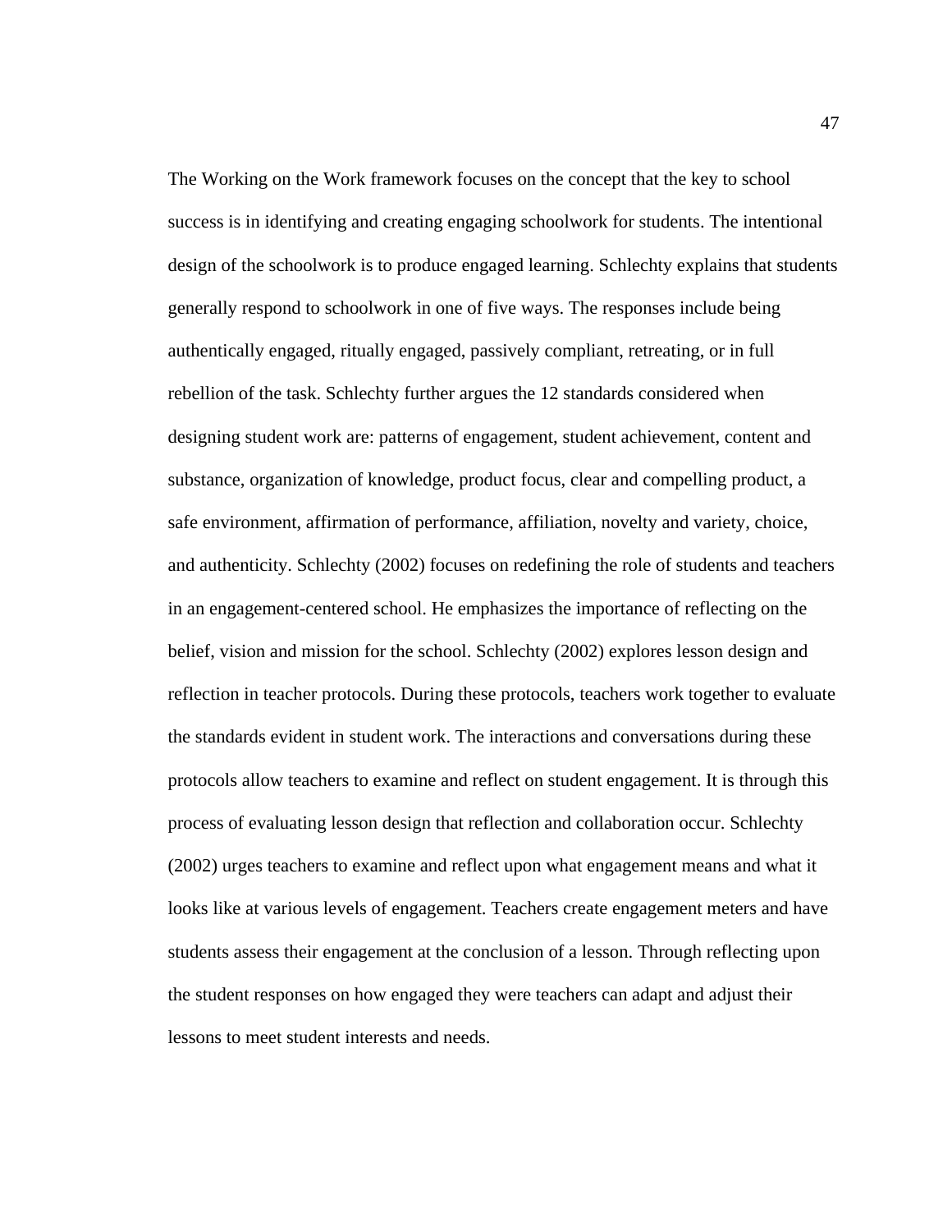The Working on the Work framework focuses on the concept that the key to school success is in identifying and creating engaging schoolwork for students. The intentional design of the schoolwork is to produce engaged learning. Schlechty explains that students generally respond to schoolwork in one of five ways. The responses include being authentically engaged, ritually engaged, passively compliant, retreating, or in full rebellion of the task. Schlechty further argues the 12 standards considered when designing student work are: patterns of engagement, student achievement, content and substance, organization of knowledge, product focus, clear and compelling product, a safe environment, affirmation of performance, affiliation, novelty and variety, choice, and authenticity. Schlechty (2002) focuses on redefining the role of students and teachers in an engagement-centered school. He emphasizes the importance of reflecting on the belief, vision and mission for the school. Schlechty (2002) explores lesson design and reflection in teacher protocols. During these protocols, teachers work together to evaluate the standards evident in student work. The interactions and conversations during these protocols allow teachers to examine and reflect on student engagement. It is through this process of evaluating lesson design that reflection and collaboration occur. Schlechty (2002) urges teachers to examine and reflect upon what engagement means and what it looks like at various levels of engagement. Teachers create engagement meters and have students assess their engagement at the conclusion of a lesson. Through reflecting upon the student responses on how engaged they were teachers can adapt and adjust their lessons to meet student interests and needs.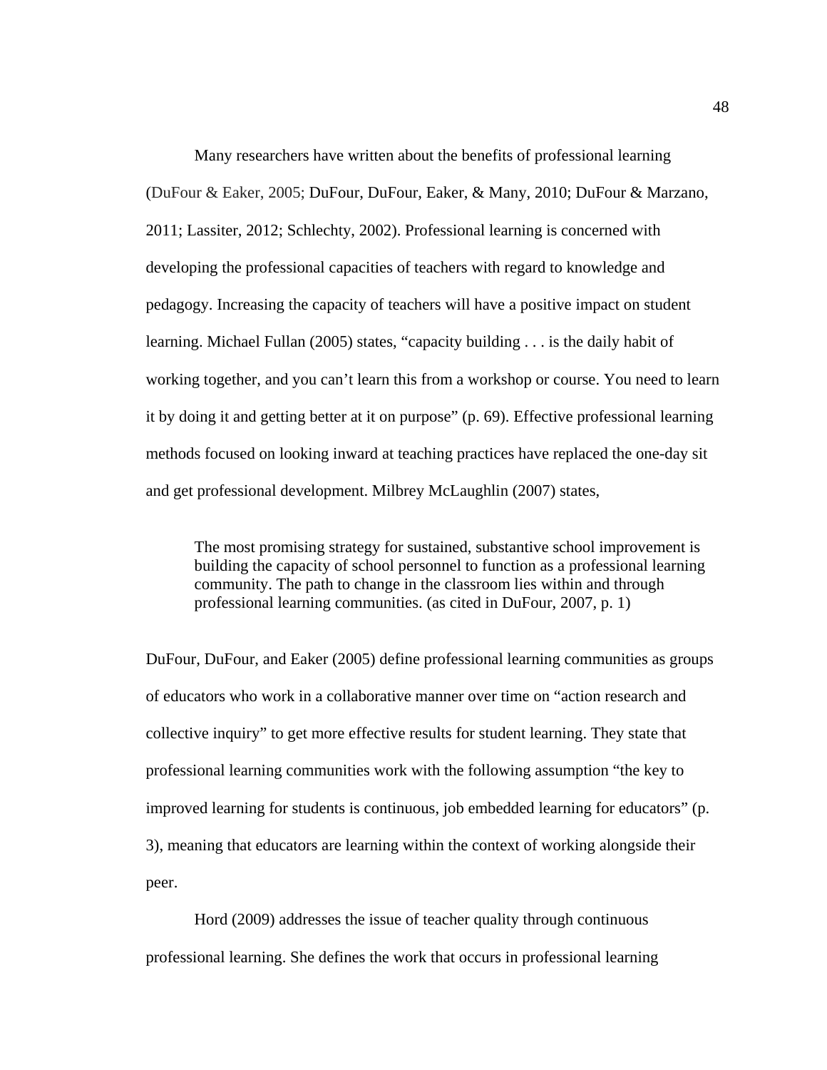Many researchers have written about the benefits of professional learning (DuFour & Eaker, 2005; DuFour, DuFour, Eaker, & Many, 2010; DuFour & Marzano, 2011; Lassiter, 2012; Schlechty, 2002). Professional learning is concerned with developing the professional capacities of teachers with regard to knowledge and pedagogy. Increasing the capacity of teachers will have a positive impact on student learning. Michael Fullan (2005) states, “capacity building . . . is the daily habit of working together, and you can’t learn this from a workshop or course. You need to learn it by doing it and getting better at it on purpose” (p. 69). Effective professional learning methods focused on looking inward at teaching practices have replaced the one-day sit and get professional development. Milbrey McLaughlin (2007) states,

> The most promising strategy for sustained, substantive school improvement is building the capacity of school personnel to function as a professional learning community. The path to change in the classroom lies within and through professional learning communities. (as cited in DuFour, 2007, p. 1)

DuFour, DuFour, and Eaker (2005) define professional learning communities as groups of educators who work in a collaborative manner over time on “action research and collective inquiry” to get more effective results for student learning. They state that professional learning communities work with the following assumption “the key to improved learning for students is continuous, job embedded learning for educators” (p. 3), meaning that educators are learning within the context of working alongside their peer.

Hord (2009) addresses the issue of teacher quality through continuous professional learning. She defines the work that occurs in professional learning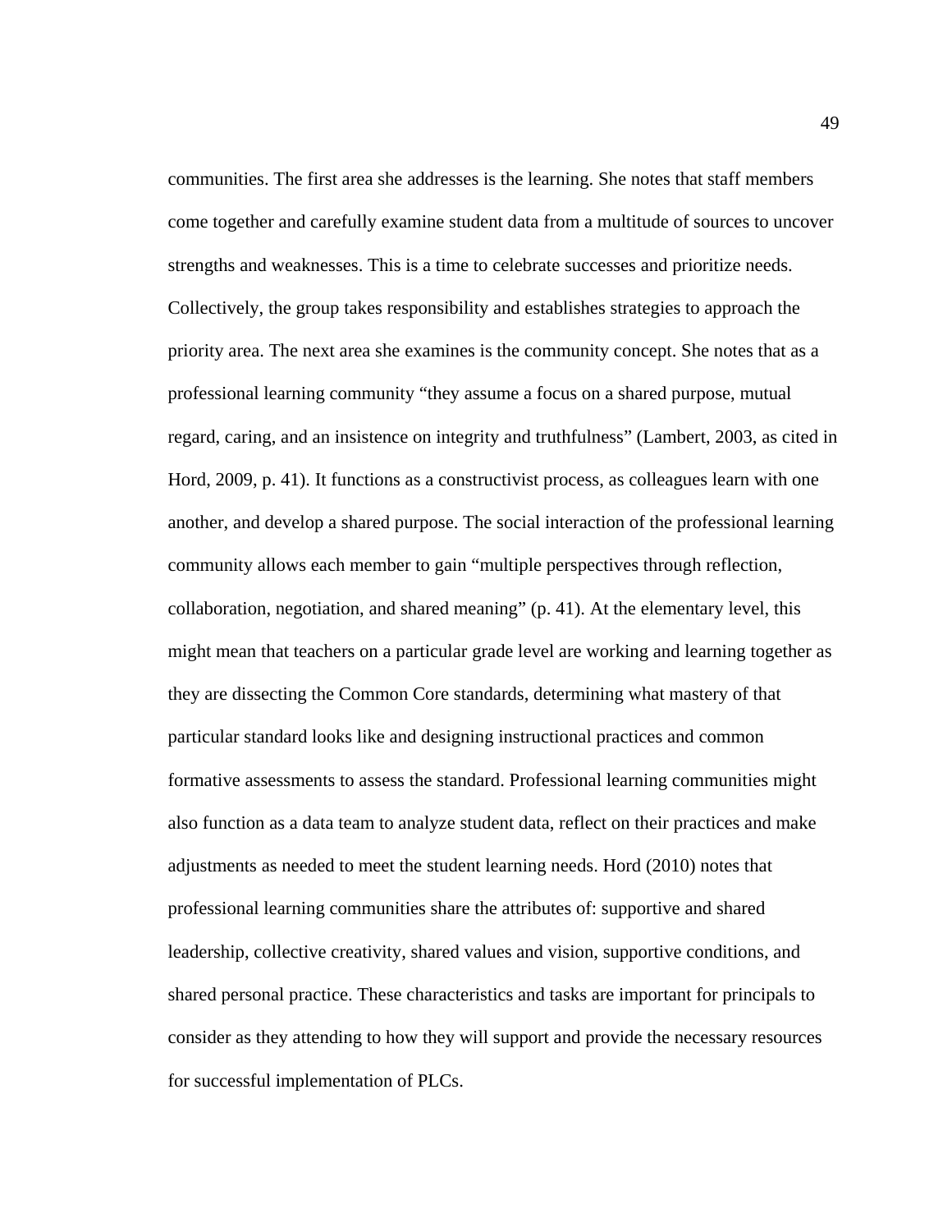communities. The first area she addresses is the learning. She notes that staff members come together and carefully examine student data from a multitude of sources to uncover strengths and weaknesses. This is a time to celebrate successes and prioritize needs. Collectively, the group takes responsibility and establishes strategies to approach the priority area. The next area she examines is the community concept. She notes that as a professional learning community "they assume a focus on a shared purpose, mutual regard, caring, and an insistence on integrity and truthfulness" (Lambert, 2003, as cited in Hord, 2009, p. 41). It functions as a constructivist process, as colleagues learn with one another, and develop a shared purpose. The social interaction of the professional learning community allows each member to gain "multiple perspectives through reflection, collaboration, negotiation, and shared meaning" (p. 41). At the elementary level, this might mean that teachers on a particular grade level are working and learning together as they are dissecting the Common Core standards, determining what mastery of that particular standard looks like and designing instructional practices and common formative assessments to assess the standard. Professional learning communities might also function as a data team to analyze student data, reflect on their practices and make adjustments as needed to meet the student learning needs. Hord (2010) notes that professional learning communities share the attributes of: supportive and shared leadership, collective creativity, shared values and vision, supportive conditions, and shared personal practice. These characteristics and tasks are important for principals to consider as they attending to how they will support and provide the necessary resources for successful implementation of PLCs.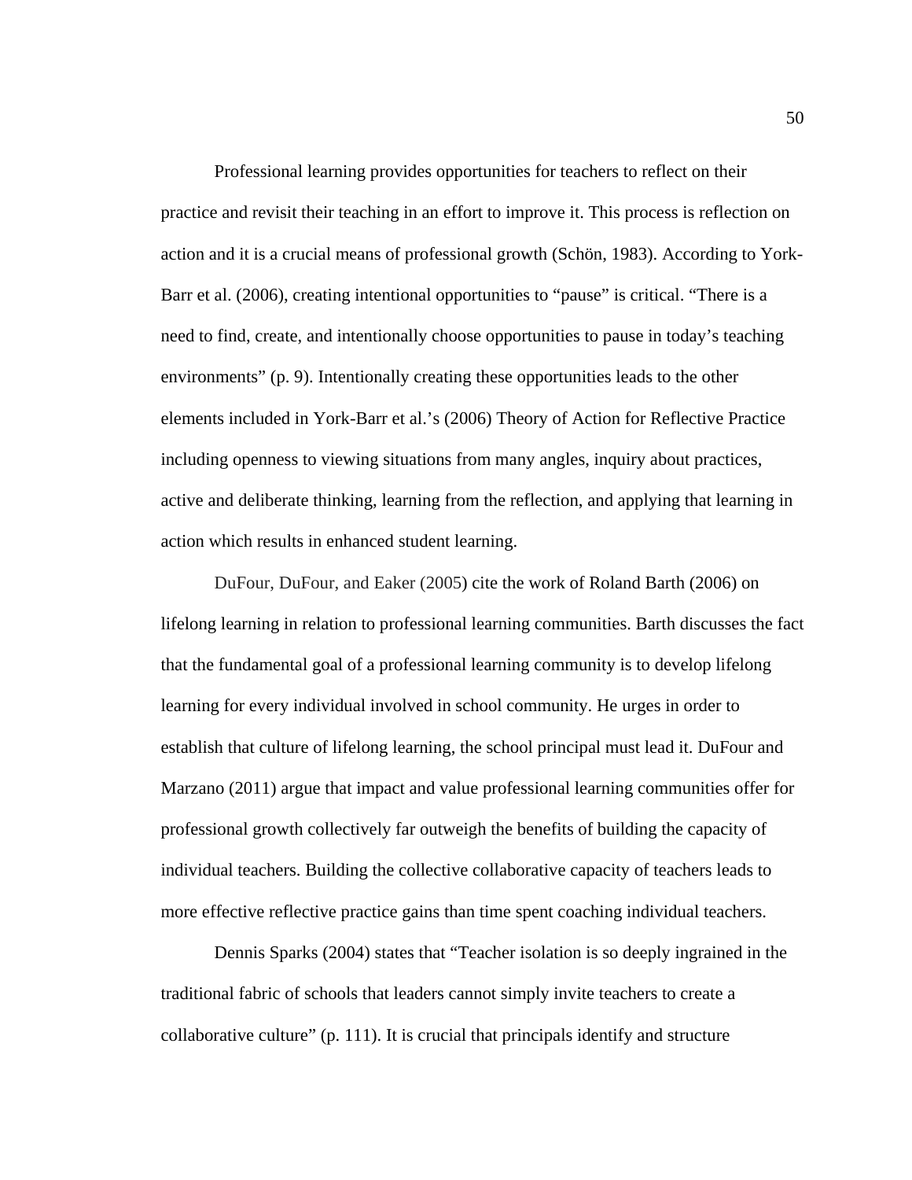Professional learning provides opportunities for teachers to reflect on their practice and revisit their teaching in an effort to improve it. This process is reflection on action and it is a crucial means of professional growth (Schön, 1983). According to York-Barr et al. (2006), creating intentional opportunities to "pause" is critical. "There is a need to find, create, and intentionally choose opportunities to pause in today's teaching environments" (p. 9). Intentionally creating these opportunities leads to the other elements included in York-Barr et al.'s (2006) Theory of Action for Reflective Practice including openness to viewing situations from many angles, inquiry about practices, active and deliberate thinking, learning from the reflection, and applying that learning in action which results in enhanced student learning.

DuFour, DuFour, and Eaker (2005) cite the work of Roland Barth (2006) on lifelong learning in relation to professional learning communities. Barth discusses the fact that the fundamental goal of a professional learning community is to develop lifelong learning for every individual involved in school community. He urges in order to establish that culture of lifelong learning, the school principal must lead it. DuFour and Marzano (2011) argue that impact and value professional learning communities offer for professional growth collectively far outweigh the benefits of building the capacity of individual teachers. Building the collective collaborative capacity of teachers leads to more effective reflective practice gains than time spent coaching individual teachers.

Dennis Sparks (2004) states that "Teacher isolation is so deeply ingrained in the traditional fabric of schools that leaders cannot simply invite teachers to create a collaborative culture" (p. 111). It is crucial that principals identify and structure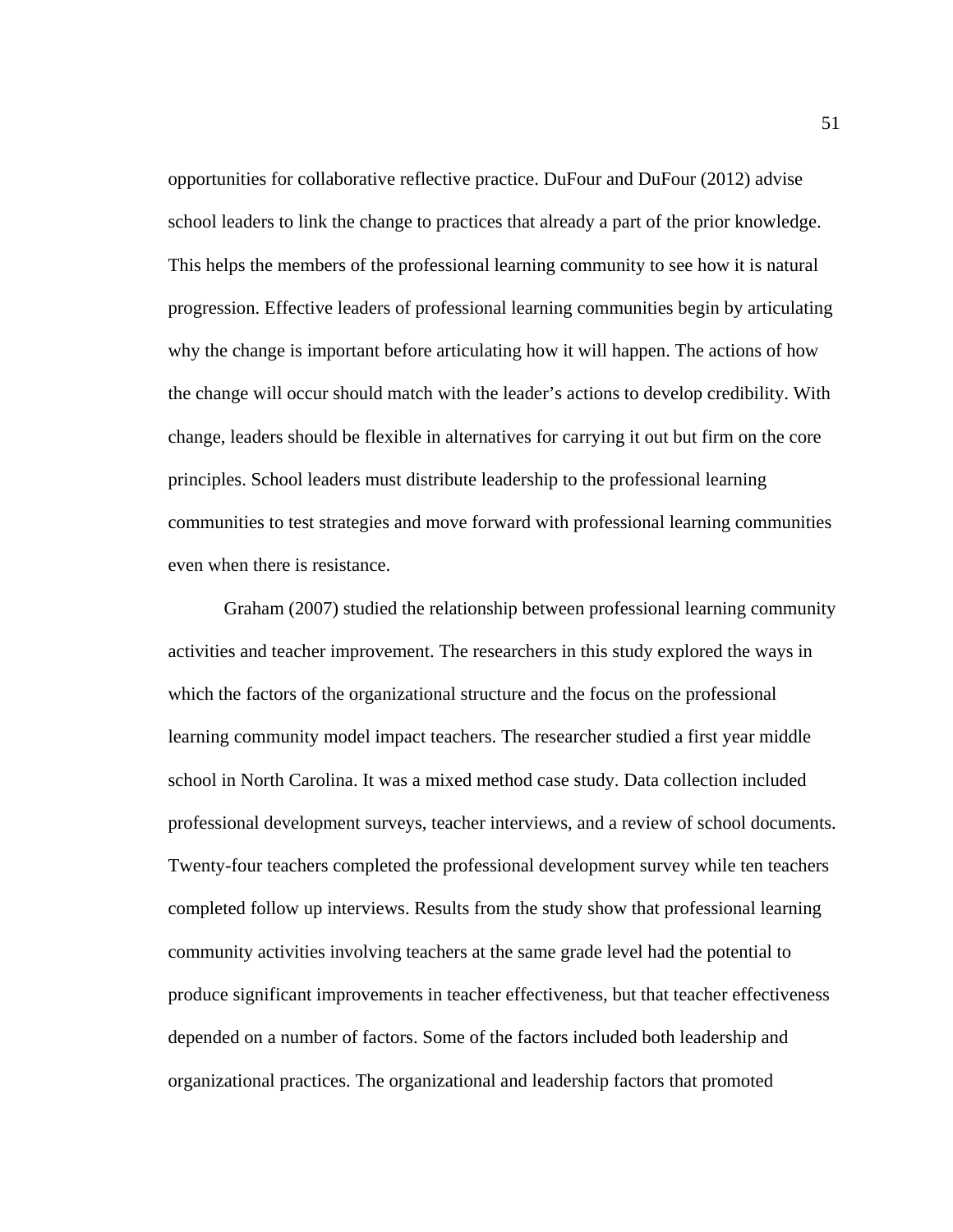opportunities for collaborative reflective practice. DuFour and DuFour (2012) advise school leaders to link the change to practices that already a part of the prior knowledge. This helps the members of the professional learning community to see how it is natural progression. Effective leaders of professional learning communities begin by articulating why the change is important before articulating how it will happen. The actions of how the change will occur should match with the leader's actions to develop credibility. With change, leaders should be flexible in alternatives for carrying it out but firm on the core principles. School leaders must distribute leadership to the professional learning communities to test strategies and move forward with professional learning communities even when there is resistance.

Graham (2007) studied the relationship between professional learning community activities and teacher improvement. The researchers in this study explored the ways in which the factors of the organizational structure and the focus on the professional learning community model impact teachers. The researcher studied a first year middle school in North Carolina. It was a mixed method case study. Data collection included professional development surveys, teacher interviews, and a review of school documents. Twenty-four teachers completed the professional development survey while ten teachers completed follow up interviews. Results from the study show that professional learning community activities involving teachers at the same grade level had the potential to produce significant improvements in teacher effectiveness, but that teacher effectiveness depended on a number of factors. Some of the factors included both leadership and organizational practices. The organizational and leadership factors that promoted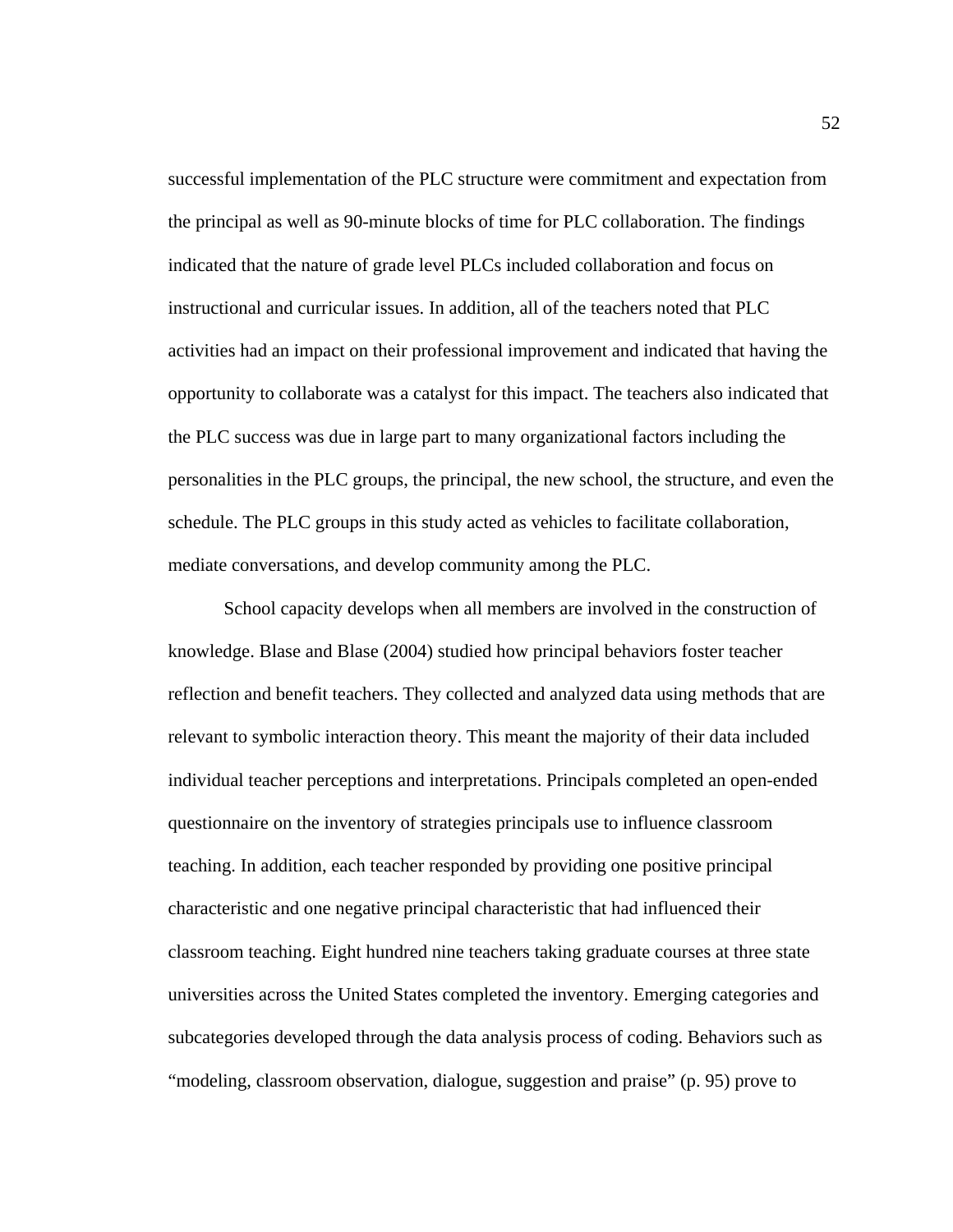successful implementation of the PLC structure were commitment and expectation from the principal as well as 90-minute blocks of time for PLC collaboration. The findings indicated that the nature of grade level PLCs included collaboration and focus on instructional and curricular issues. In addition, all of the teachers noted that PLC activities had an impact on their professional improvement and indicated that having the opportunity to collaborate was a catalyst for this impact. The teachers also indicated that the PLC success was due in large part to many organizational factors including the personalities in the PLC groups, the principal, the new school, the structure, and even the schedule. The PLC groups in this study acted as vehicles to facilitate collaboration, mediate conversations, and develop community among the PLC.

School capacity develops when all members are involved in the construction of knowledge. Blase and Blase (2004) studied how principal behaviors foster teacher reflection and benefit teachers. They collected and analyzed data using methods that are relevant to symbolic interaction theory. This meant the majority of their data included individual teacher perceptions and interpretations. Principals completed an open-ended questionnaire on the inventory of strategies principals use to influence classroom teaching. In addition, each teacher responded by providing one positive principal characteristic and one negative principal characteristic that had influenced their classroom teaching. Eight hundred nine teachers taking graduate courses at three state universities across the United States completed the inventory. Emerging categories and subcategories developed through the data analysis process of coding. Behaviors such as "modeling, classroom observation, dialogue, suggestion and praise" (p. 95) prove to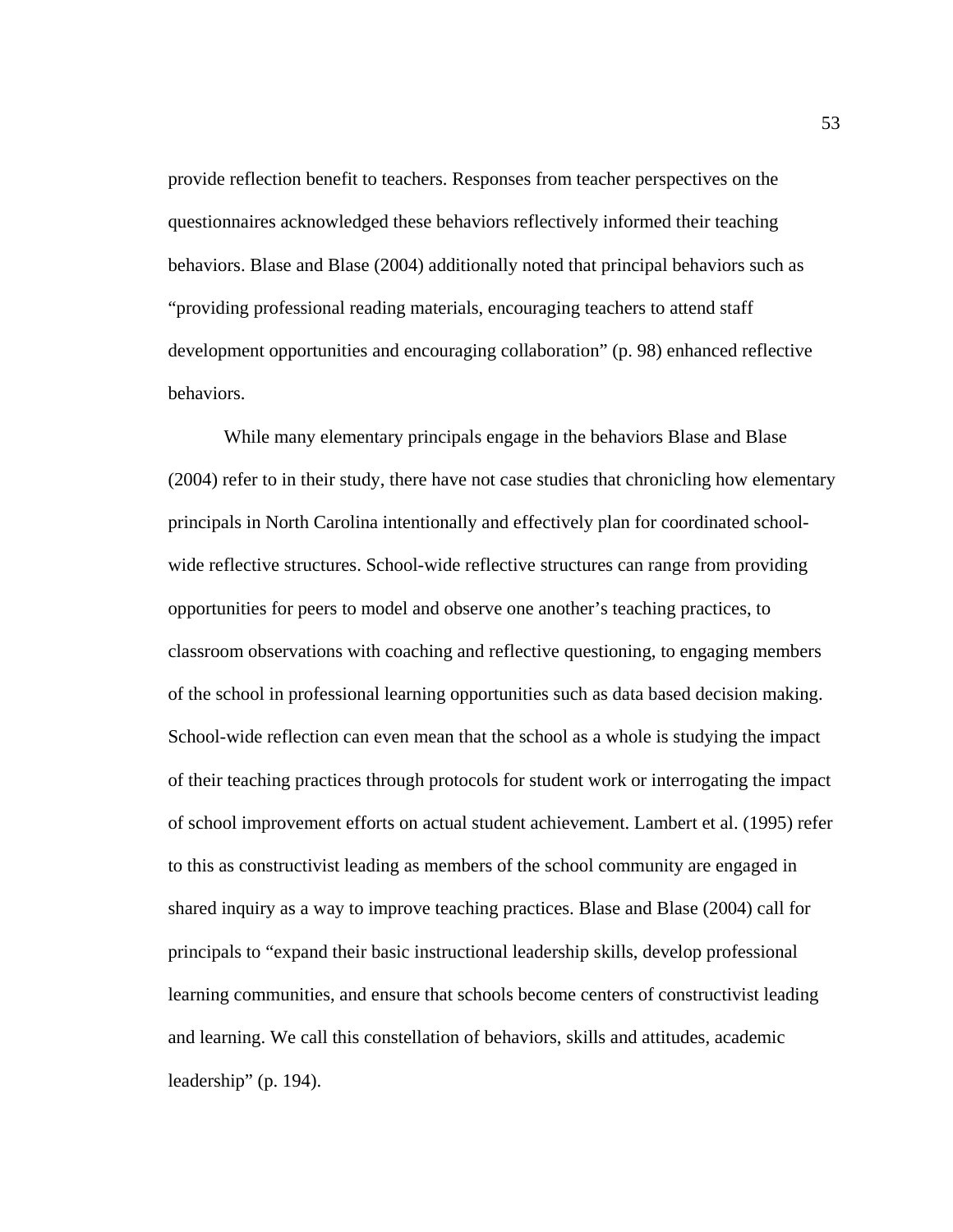provide reflection benefit to teachers. Responses from teacher perspectives on the questionnaires acknowledged these behaviors reflectively informed their teaching behaviors. Blase and Blase (2004) additionally noted that principal behaviors such as "providing professional reading materials, encouraging teachers to attend staff development opportunities and encouraging collaboration" (p. 98) enhanced reflective behaviors.

While many elementary principals engage in the behaviors Blase and Blase (2004) refer to in their study, there have not case studies that chronicling how elementary principals in North Carolina intentionally and effectively plan for coordinated school-wide reflective structures. School-wide reflective structures can range from providing opportunities for peers to model and observe one another's teaching practices, to classroom observations with coaching and reflective questioning, to engaging members of the school in professional learning opportunities such as data based decision making. School-wide reflection can even mean that the school as a whole is studying the impact of their teaching practices through protocols for student work or interrogating the impact of school improvement efforts on actual student achievement. Lambert et al. (1995) refer to this as constructivist leading as members of the school community are engaged in shared inquiry as a way to improve teaching practices. Blase and Blase (2004) call for principals to "expand their basic instructional leadership skills, develop professional learning communities, and ensure that schools become centers of constructivist leading and learning. We call this constellation of behaviors, skills and attitudes, academic leadership" (p. 194).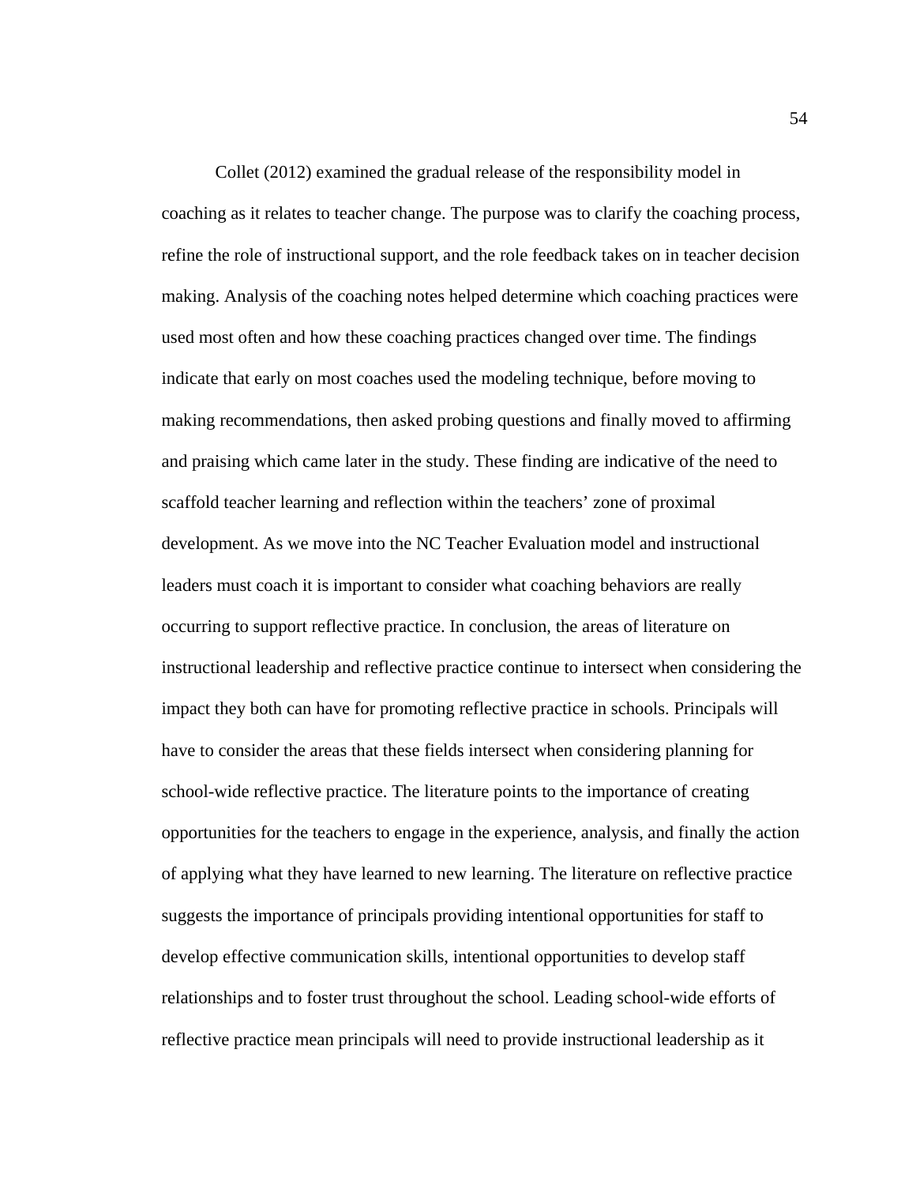Collet (2012) examined the gradual release of the responsibility model in coaching as it relates to teacher change. The purpose was to clarify the coaching process, refine the role of instructional support, and the role feedback takes on in teacher decision making. Analysis of the coaching notes helped determine which coaching practices were used most often and how these coaching practices changed over time. The findings indicate that early on most coaches used the modeling technique, before moving to making recommendations, then asked probing questions and finally moved to affirming and praising which came later in the study. These finding are indicative of the need to scaffold teacher learning and reflection within the teachers' zone of proximal development. As we move into the NC Teacher Evaluation model and instructional leaders must coach it is important to consider what coaching behaviors are really occurring to support reflective practice. In conclusion, the areas of literature on instructional leadership and reflective practice continue to intersect when considering the impact they both can have for promoting reflective practice in schools. Principals will have to consider the areas that these fields intersect when considering planning for school-wide reflective practice. The literature points to the importance of creating opportunities for the teachers to engage in the experience, analysis, and finally the action of applying what they have learned to new learning. The literature on reflective practice suggests the importance of principals providing intentional opportunities for staff to develop effective communication skills, intentional opportunities to develop staff relationships and to foster trust throughout the school. Leading school-wide efforts of reflective practice mean principals will need to provide instructional leadership as it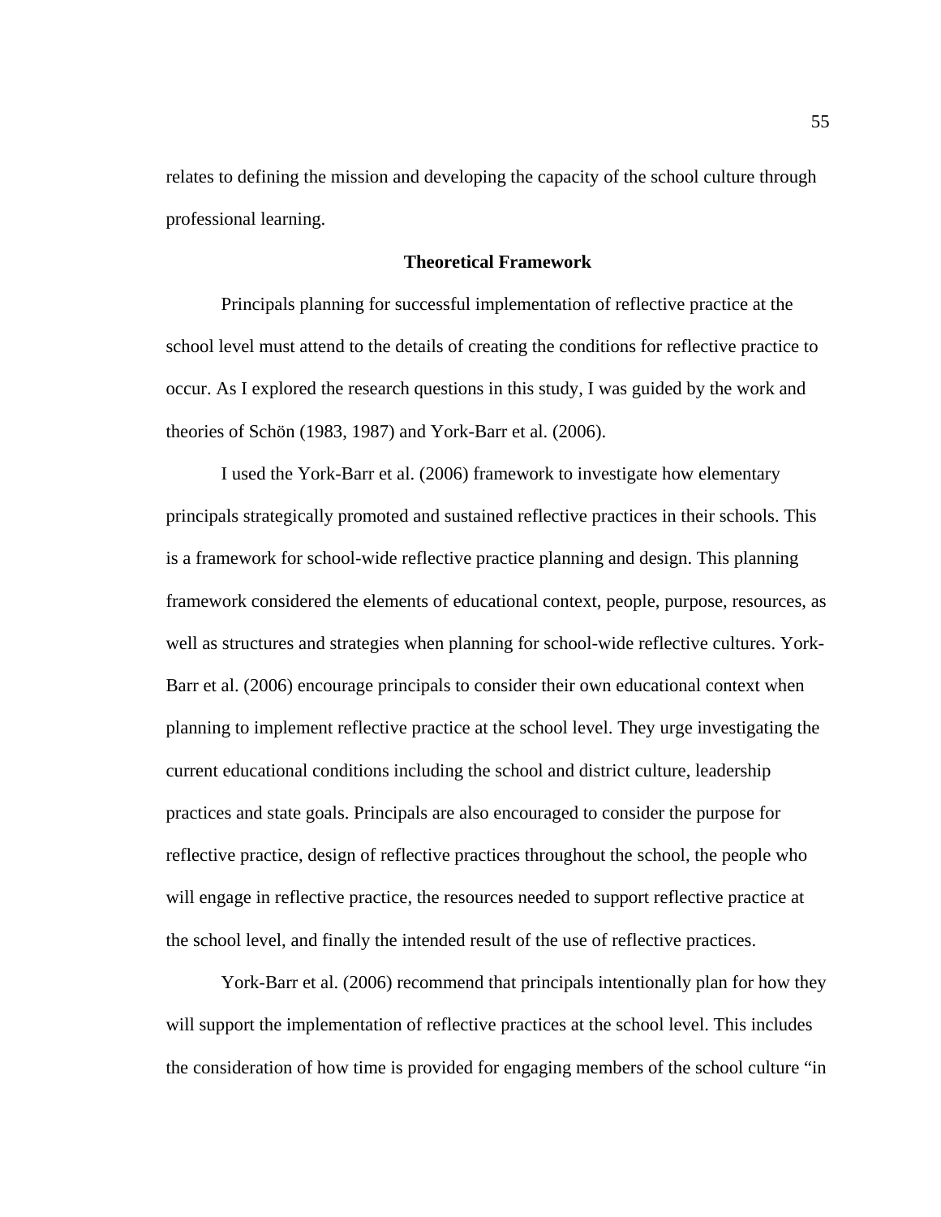relates to defining the mission and developing the capacity of the school culture through professional learning.

## Theoretical Framework

Principals planning for successful implementation of reflective practice at the school level must attend to the details of creating the conditions for reflective practice to occur. As I explored the research questions in this study, I was guided by the work and theories of Schön (1983, 1987) and York-Barr et al. (2006).

I used the York-Barr et al. (2006) framework to investigate how elementary principals strategically promoted and sustained reflective practices in their schools. This is a framework for school-wide reflective practice planning and design. This planning framework considered the elements of educational context, people, purpose, resources, as well as structures and strategies when planning for school-wide reflective cultures. York-Barr et al. (2006) encourage principals to consider their own educational context when planning to implement reflective practice at the school level. They urge investigating the current educational conditions including the school and district culture, leadership practices and state goals. Principals are also encouraged to consider the purpose for reflective practice, design of reflective practices throughout the school, the people who will engage in reflective practice, the resources needed to support reflective practice at the school level, and finally the intended result of the use of reflective practices.

York-Barr et al. (2006) recommend that principals intentionally plan for how they will support the implementation of reflective practices at the school level. This includes the consideration of how time is provided for engaging members of the school culture "in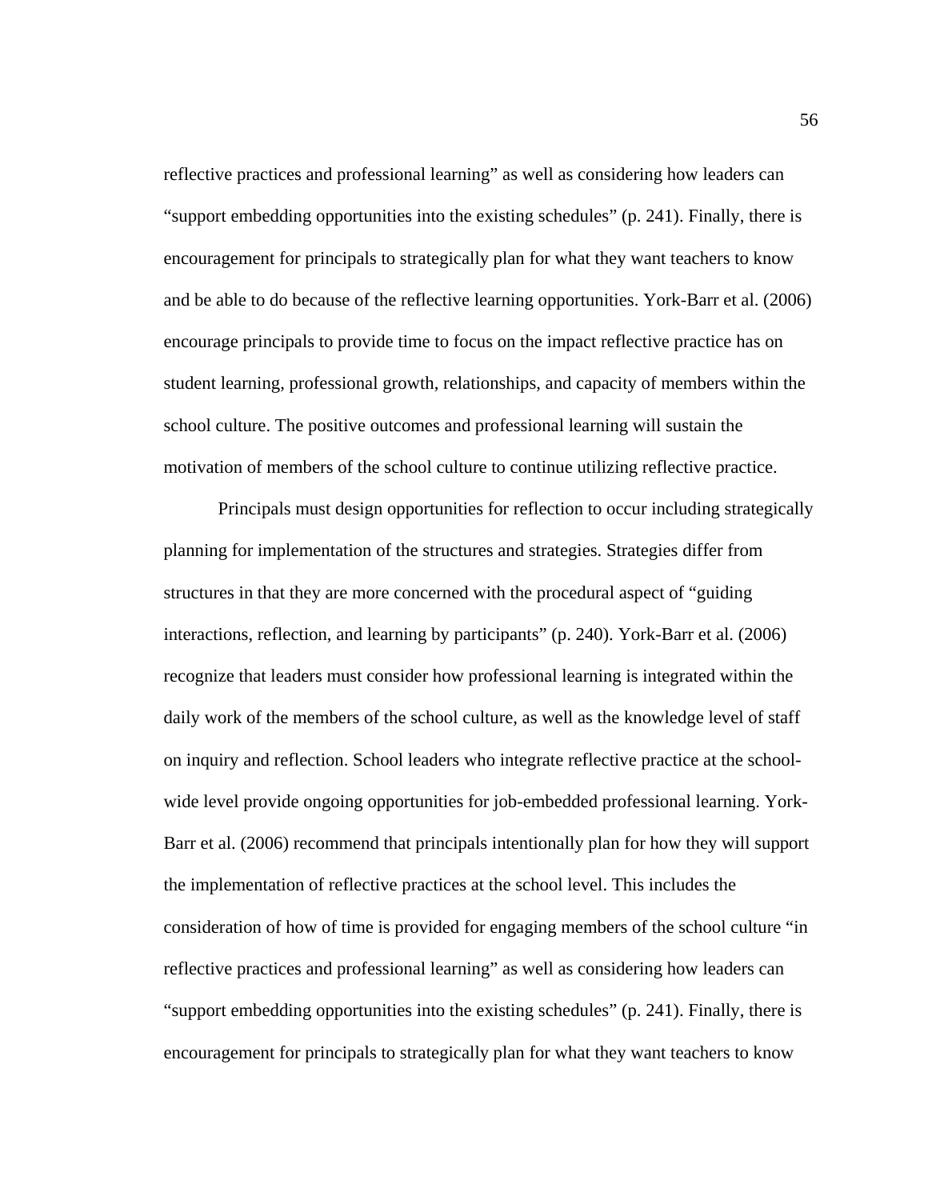reflective practices and professional learning" as well as considering how leaders can "support embedding opportunities into the existing schedules" (p. 241). Finally, there is encouragement for principals to strategically plan for what they want teachers to know and be able to do because of the reflective learning opportunities. York-Barr et al. (2006) encourage principals to provide time to focus on the impact reflective practice has on student learning, professional growth, relationships, and capacity of members within the school culture. The positive outcomes and professional learning will sustain the motivation of members of the school culture to continue utilizing reflective practice.

Principals must design opportunities for reflection to occur including strategically planning for implementation of the structures and strategies. Strategies differ from structures in that they are more concerned with the procedural aspect of "guiding interactions, reflection, and learning by participants" (p. 240). York-Barr et al. (2006) recognize that leaders must consider how professional learning is integrated within the daily work of the members of the school culture, as well as the knowledge level of staff on inquiry and reflection. School leaders who integrate reflective practice at the school-wide level provide ongoing opportunities for job-embedded professional learning. York-Barr et al. (2006) recommend that principals intentionally plan for how they will support the implementation of reflective practices at the school level. This includes the consideration of how of time is provided for engaging members of the school culture "in reflective practices and professional learning" as well as considering how leaders can "support embedding opportunities into the existing schedules" (p. 241). Finally, there is encouragement for principals to strategically plan for what they want teachers to know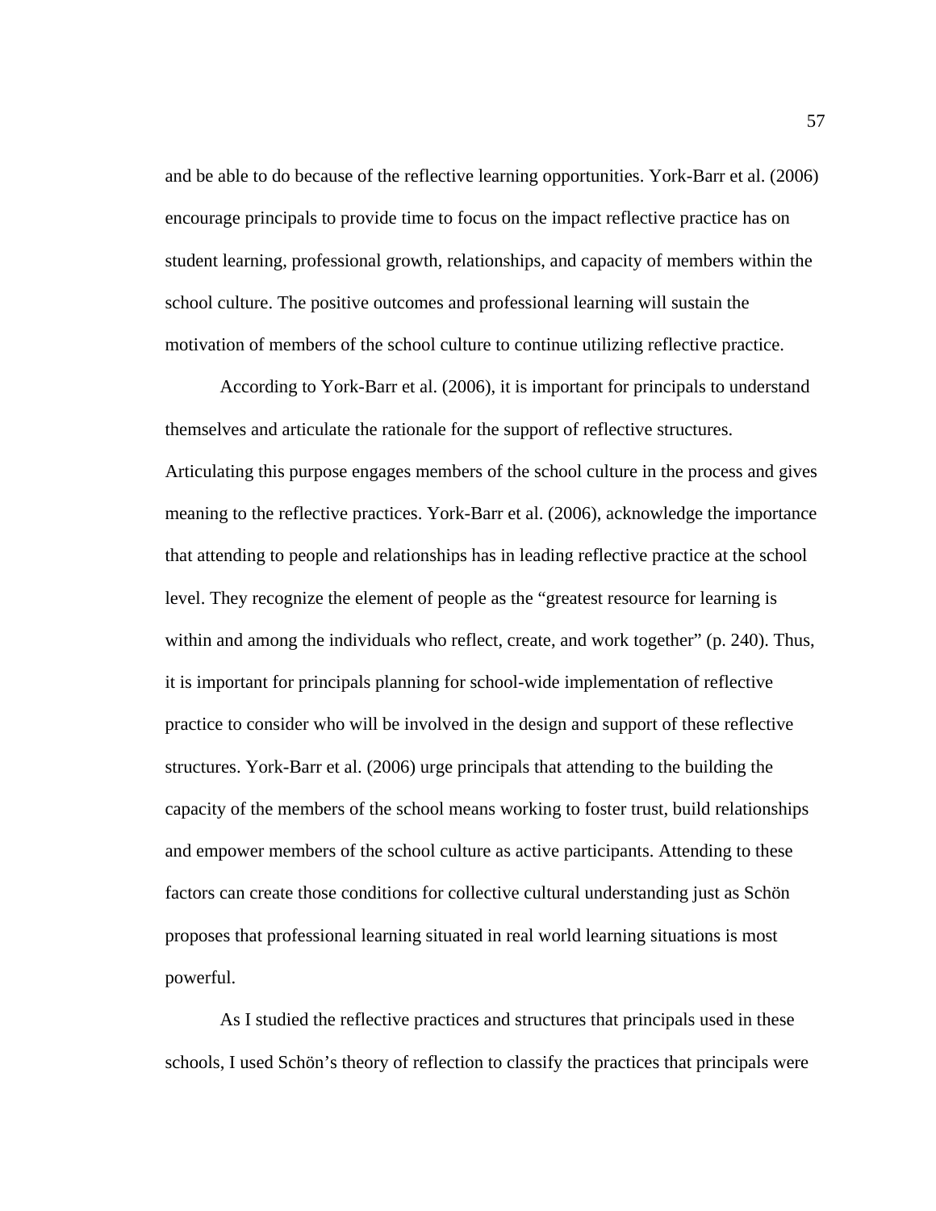and be able to do because of the reflective learning opportunities. York-Barr et al. (2006) encourage principals to provide time to focus on the impact reflective practice has on student learning, professional growth, relationships, and capacity of members within the school culture. The positive outcomes and professional learning will sustain the motivation of members of the school culture to continue utilizing reflective practice.

According to York-Barr et al. (2006), it is important for principals to understand themselves and articulate the rationale for the support of reflective structures. Articulating this purpose engages members of the school culture in the process and gives meaning to the reflective practices. York-Barr et al. (2006), acknowledge the importance that attending to people and relationships has in leading reflective practice at the school level. They recognize the element of people as the "greatest resource for learning is within and among the individuals who reflect, create, and work together" (p. 240). Thus, it is important for principals planning for school-wide implementation of reflective practice to consider who will be involved in the design and support of these reflective structures. York-Barr et al. (2006) urge principals that attending to the building the capacity of the members of the school means working to foster trust, build relationships and empower members of the school culture as active participants. Attending to these factors can create those conditions for collective cultural understanding just as Schön proposes that professional learning situated in real world learning situations is most powerful.

As I studied the reflective practices and structures that principals used in these schools, I used Schön's theory of reflection to classify the practices that principals were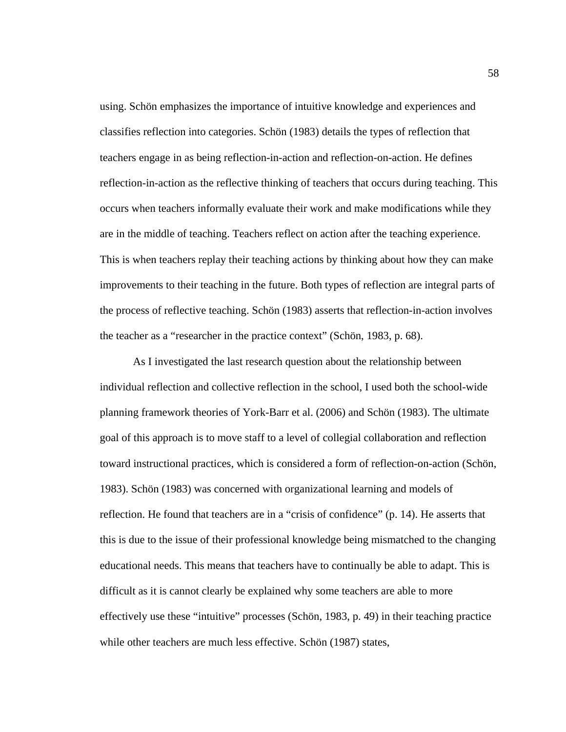using. Schön emphasizes the importance of intuitive knowledge and experiences and classifies reflection into categories. Schön (1983) details the types of reflection that teachers engage in as being reflection-in-action and reflection-on-action. He defines reflection-in-action as the reflective thinking of teachers that occurs during teaching. This occurs when teachers informally evaluate their work and make modifications while they are in the middle of teaching. Teachers reflect on action after the teaching experience. This is when teachers replay their teaching actions by thinking about how they can make improvements to their teaching in the future. Both types of reflection are integral parts of the process of reflective teaching. Schön (1983) asserts that reflection-in-action involves the teacher as a "researcher in the practice context" (Schön, 1983, p. 68).

As I investigated the last research question about the relationship between individual reflection and collective reflection in the school, I used both the school-wide planning framework theories of York-Barr et al. (2006) and Schön (1983). The ultimate goal of this approach is to move staff to a level of collegial collaboration and reflection toward instructional practices, which is considered a form of reflection-on-action (Schön, 1983). Schön (1983) was concerned with organizational learning and models of reflection. He found that teachers are in a "crisis of confidence" (p. 14). He asserts that this is due to the issue of their professional knowledge being mismatched to the changing educational needs. This means that teachers have to continually be able to adapt. This is difficult as it is cannot clearly be explained why some teachers are able to more effectively use these "intuitive" processes (Schön, 1983, p. 49) in their teaching practice while other teachers are much less effective. Schön (1987) states,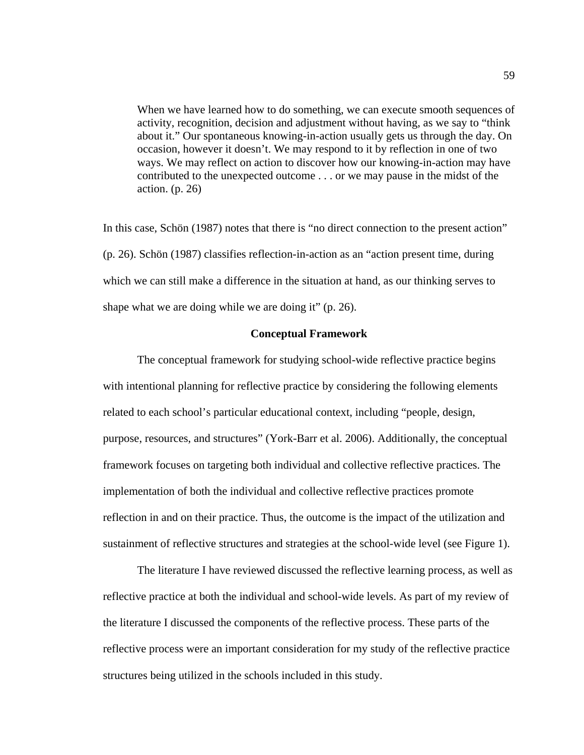> When we have learned how to do something, we can execute smooth sequences of activity, recognition, decision and adjustment without having, as we say to "think about it." Our spontaneous knowing-in-action usually gets us through the day. On occasion, however it doesn't. We may respond to it by reflection in one of two ways. We may reflect on action to discover how our knowing-in-action may have contributed to the unexpected outcome . . . or we may pause in the midst of the action. (p. 26)

In this case, Schön (1987) notes that there is "no direct connection to the present action" (p. 26). Schön (1987) classifies reflection-in-action as an "action present time, during which we can still make a difference in the situation at hand, as our thinking serves to shape what we are doing while we are doing it" (p. 26).

## Conceptual Framework

The conceptual framework for studying school-wide reflective practice begins with intentional planning for reflective practice by considering the following elements related to each school's particular educational context, including "people, design, purpose, resources, and structures" (York-Barr et al. 2006). Additionally, the conceptual framework focuses on targeting both individual and collective reflective practices. The implementation of both the individual and collective reflective practices promote reflection in and on their practice. Thus, the outcome is the impact of the utilization and sustainment of reflective structures and strategies at the school-wide level (see Figure 1).

The literature I have reviewed discussed the reflective learning process, as well as reflective practice at both the individual and school-wide levels. As part of my review of the literature I discussed the components of the reflective process. These parts of the reflective process were an important consideration for my study of the reflective practice structures being utilized in the schools included in this study.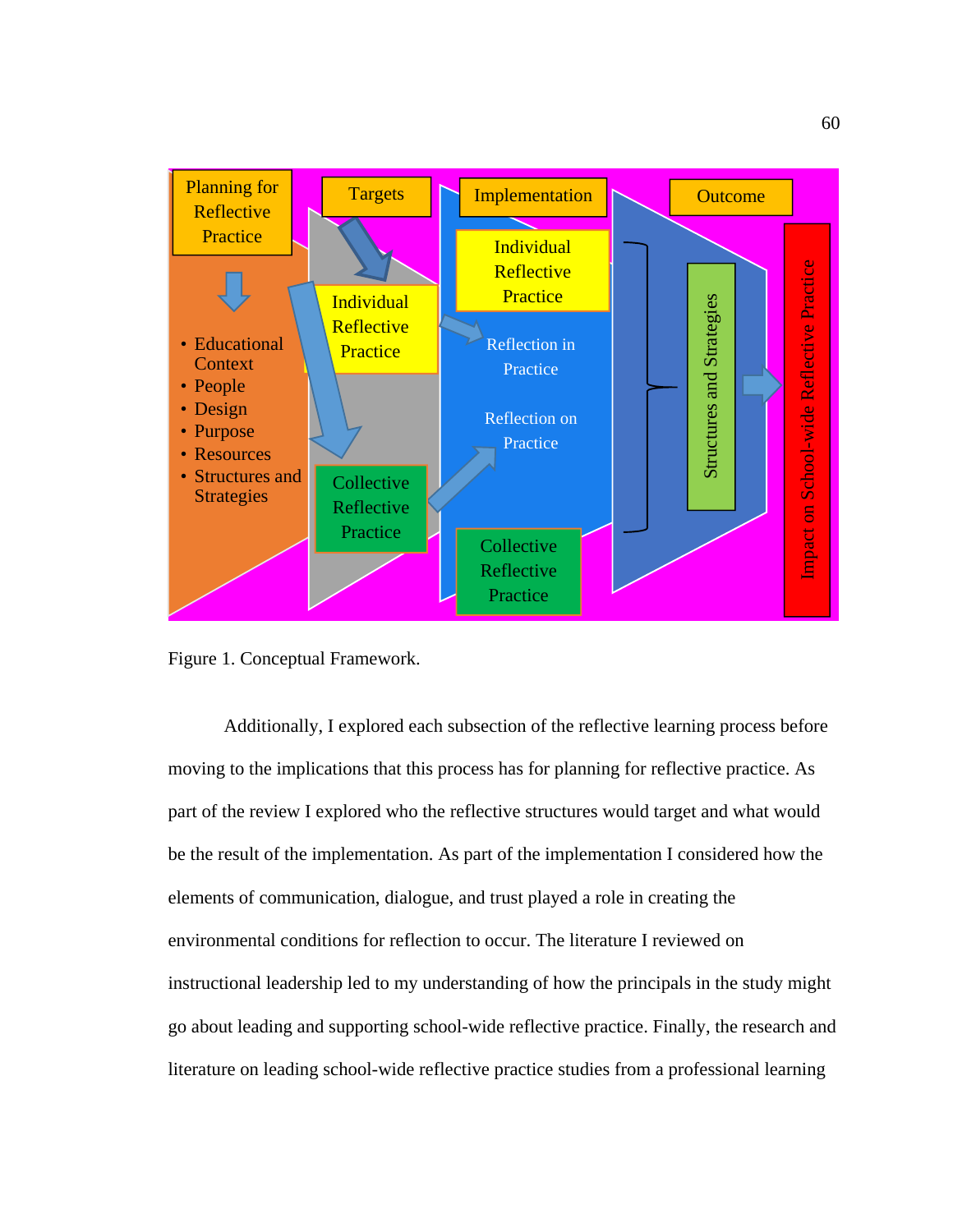Planning for Reflective Practice

- Educational Context
- People
- Design
- Purpose
- Resources
- Structures and Strategies

Targets

Individual Reflective Practice

Collective Reflective Practice

Implementation

Individual Reflective Practice

Reflection in Practice

Reflection on Practice

Collective Reflective Practice

Outcome

Structures and Strategies

Impact on School-wide Reflective Practice

Figure 1. Conceptual Framework.

Additionally, I explored each subsection of the reflective learning process before moving to the implications that this process has for planning for reflective practice. As part of the review I explored who the reflective structures would target and what would be the result of the implementation. As part of the implementation I considered how the elements of communication, dialogue, and trust played a role in creating the environmental conditions for reflection to occur. The literature I reviewed on instructional leadership led to my understanding of how the principals in the study might go about leading and supporting school-wide reflective practice. Finally, the research and literature on leading school-wide reflective practice studies from a professional learning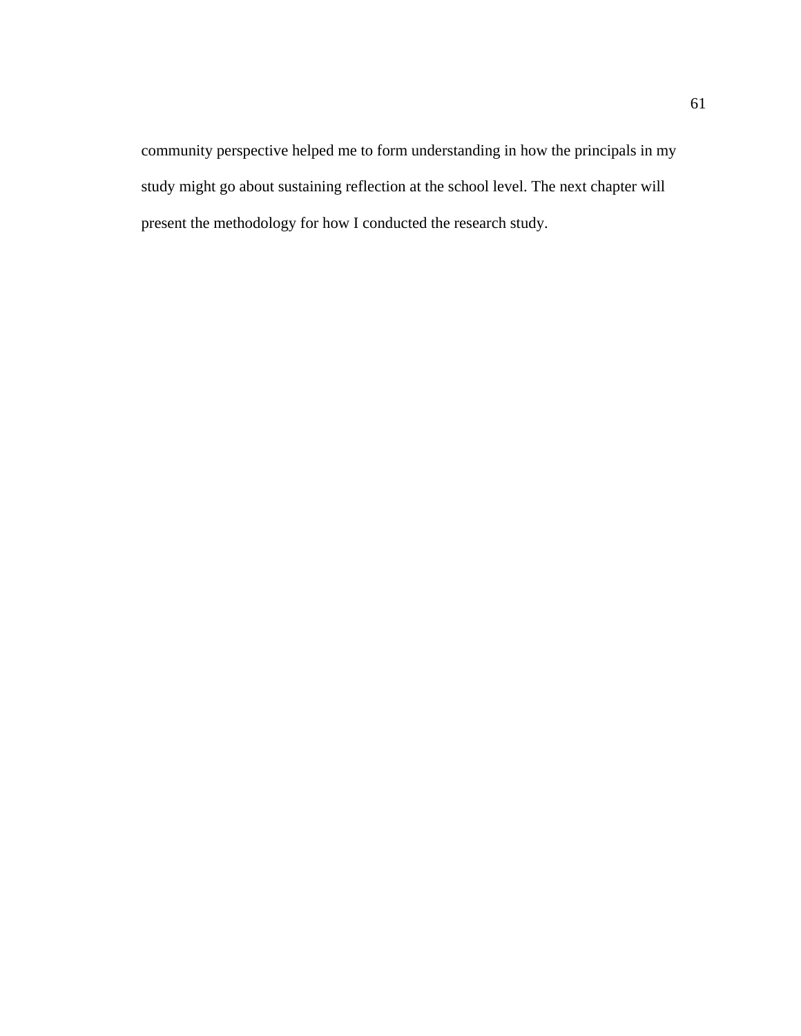community perspective helped me to form understanding in how the principals in my study might go about sustaining reflection at the school level. The next chapter will present the methodology for how I conducted the research study.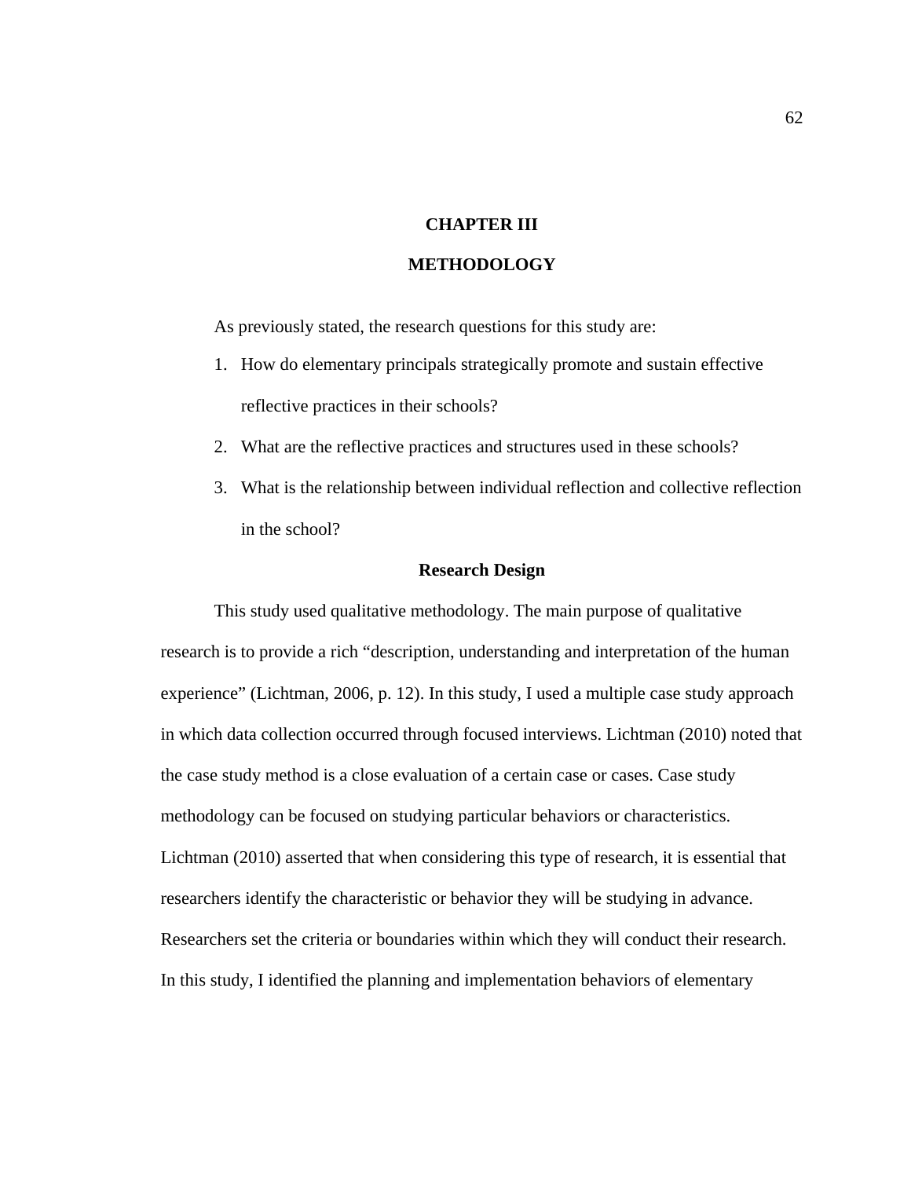# CHAPTER III

# METHODOLOGY

As previously stated, the research questions for this study are:

1. How do elementary principals strategically promote and sustain effective reflective practices in their schools?
2. What are the reflective practices and structures used in these schools?
3. What is the relationship between individual reflection and collective reflection in the school?

## Research Design

This study used qualitative methodology. The main purpose of qualitative research is to provide a rich "description, understanding and interpretation of the human experience" (Lichtman, 2006, p. 12). In this study, I used a multiple case study approach in which data collection occurred through focused interviews. Lichtman (2010) noted that the case study method is a close evaluation of a certain case or cases. Case study methodology can be focused on studying particular behaviors or characteristics. Lichtman (2010) asserted that when considering this type of research, it is essential that researchers identify the characteristic or behavior they will be studying in advance. Researchers set the criteria or boundaries within which they will conduct their research. In this study, I identified the planning and implementation behaviors of elementary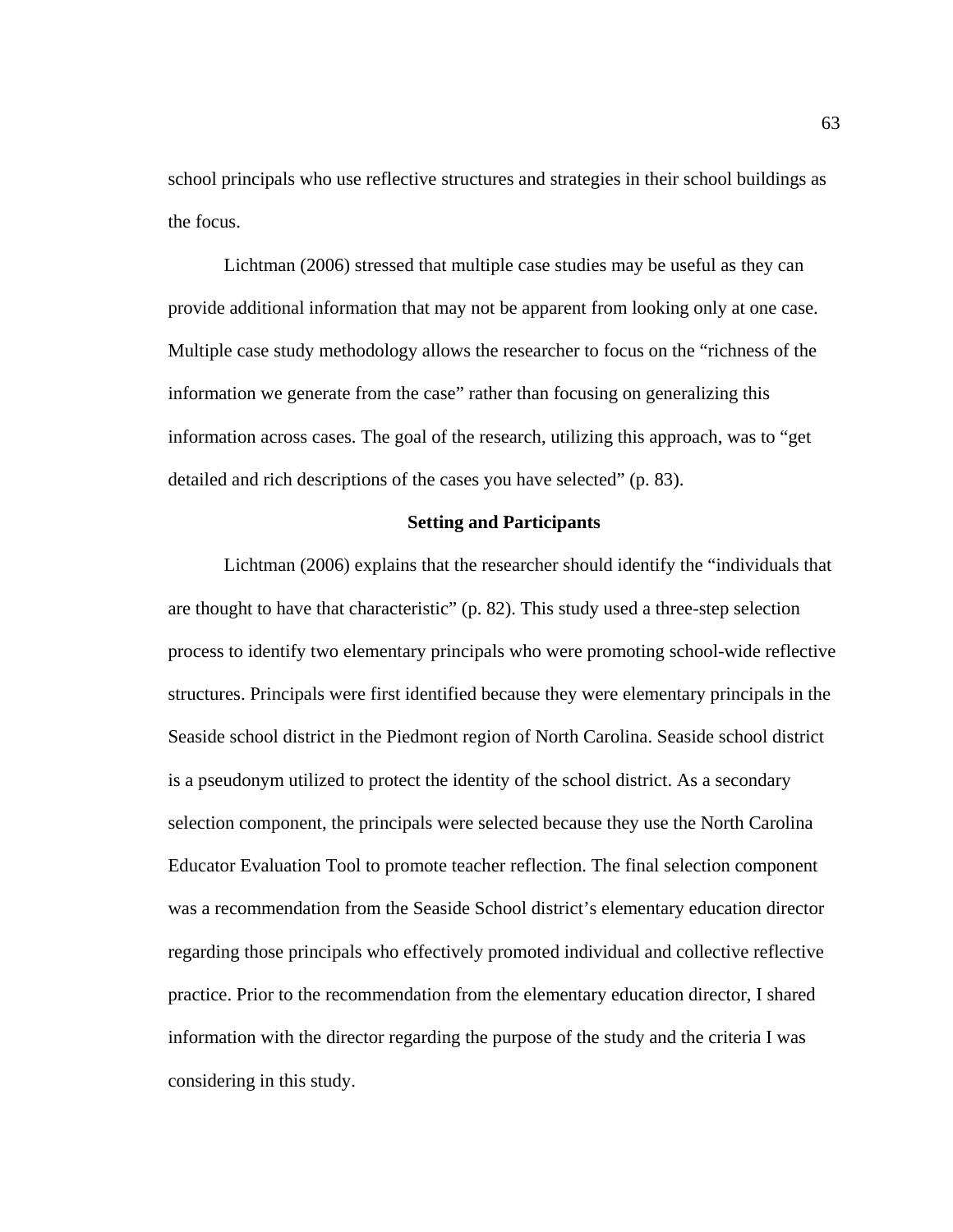school principals who use reflective structures and strategies in their school buildings as the focus.

Lichtman (2006) stressed that multiple case studies may be useful as they can provide additional information that may not be apparent from looking only at one case. Multiple case study methodology allows the researcher to focus on the "richness of the information we generate from the case" rather than focusing on generalizing this information across cases. The goal of the research, utilizing this approach, was to "get detailed and rich descriptions of the cases you have selected" (p. 83).

## Setting and Participants

Lichtman (2006) explains that the researcher should identify the "individuals that are thought to have that characteristic" (p. 82). This study used a three-step selection process to identify two elementary principals who were promoting school-wide reflective structures. Principals were first identified because they were elementary principals in the Seaside school district in the Piedmont region of North Carolina. Seaside school district is a pseudonym utilized to protect the identity of the school district. As a secondary selection component, the principals were selected because they use the North Carolina Educator Evaluation Tool to promote teacher reflection. The final selection component was a recommendation from the Seaside School district's elementary education director regarding those principals who effectively promoted individual and collective reflective practice. Prior to the recommendation from the elementary education director, I shared information with the director regarding the purpose of the study and the criteria I was considering in this study.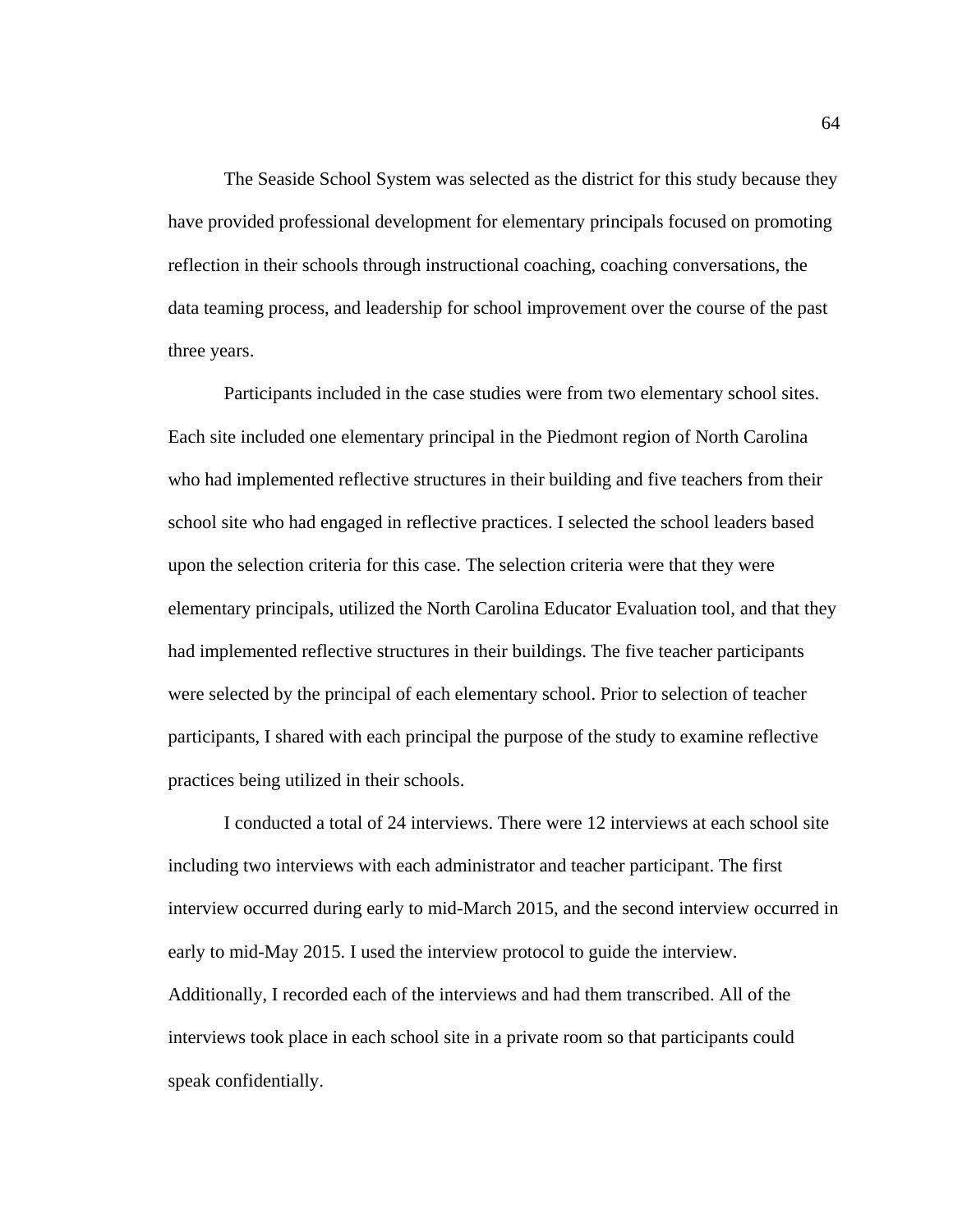The Seaside School System was selected as the district for this study because they have provided professional development for elementary principals focused on promoting reflection in their schools through instructional coaching, coaching conversations, the data teaming process, and leadership for school improvement over the course of the past three years.

Participants included in the case studies were from two elementary school sites. Each site included one elementary principal in the Piedmont region of North Carolina who had implemented reflective structures in their building and five teachers from their school site who had engaged in reflective practices. I selected the school leaders based upon the selection criteria for this case. The selection criteria were that they were elementary principals, utilized the North Carolina Educator Evaluation tool, and that they had implemented reflective structures in their buildings. The five teacher participants were selected by the principal of each elementary school. Prior to selection of teacher participants, I shared with each principal the purpose of the study to examine reflective practices being utilized in their schools.

I conducted a total of 24 interviews. There were 12 interviews at each school site including two interviews with each administrator and teacher participant. The first interview occurred during early to mid-March 2015, and the second interview occurred in early to mid-May 2015. I used the interview protocol to guide the interview. Additionally, I recorded each of the interviews and had them transcribed. All of the interviews took place in each school site in a private room so that participants could speak confidentially.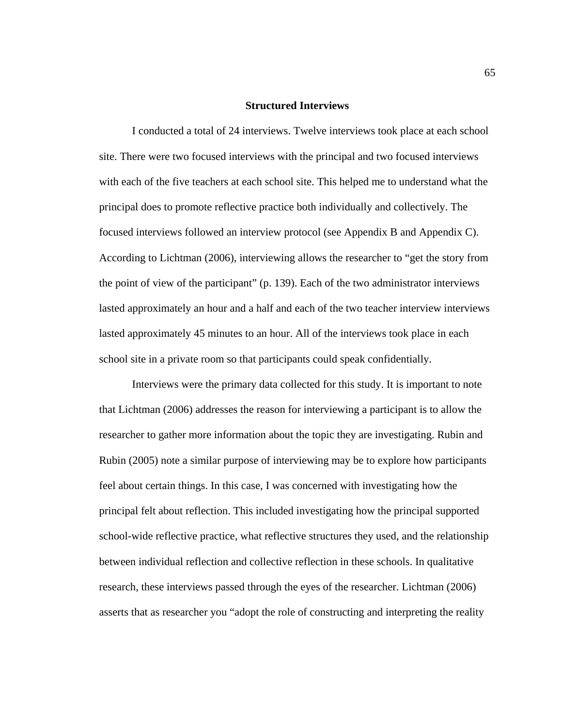## Structured Interviews

I conducted a total of 24 interviews. Twelve interviews took place at each school site. There were two focused interviews with the principal and two focused interviews with each of the five teachers at each school site. This helped me to understand what the principal does to promote reflective practice both individually and collectively. The focused interviews followed an interview protocol (see Appendix B and Appendix C). According to Lichtman (2006), interviewing allows the researcher to “get the story from the point of view of the participant” (p. 139). Each of the two administrator interviews lasted approximately an hour and a half and each of the two teacher interview interviews lasted approximately 45 minutes to an hour. All of the interviews took place in each school site in a private room so that participants could speak confidentially.

Interviews were the primary data collected for this study. It is important to note that Lichtman (2006) addresses the reason for interviewing a participant is to allow the researcher to gather more information about the topic they are investigating. Rubin and Rubin (2005) note a similar purpose of interviewing may be to explore how participants feel about certain things. In this case, I was concerned with investigating how the principal felt about reflection. This included investigating how the principal supported school-wide reflective practice, what reflective structures they used, and the relationship between individual reflection and collective reflection in these schools. In qualitative research, these interviews passed through the eyes of the researcher. Lichtman (2006) asserts that as researcher you “adopt the role of constructing and interpreting the reality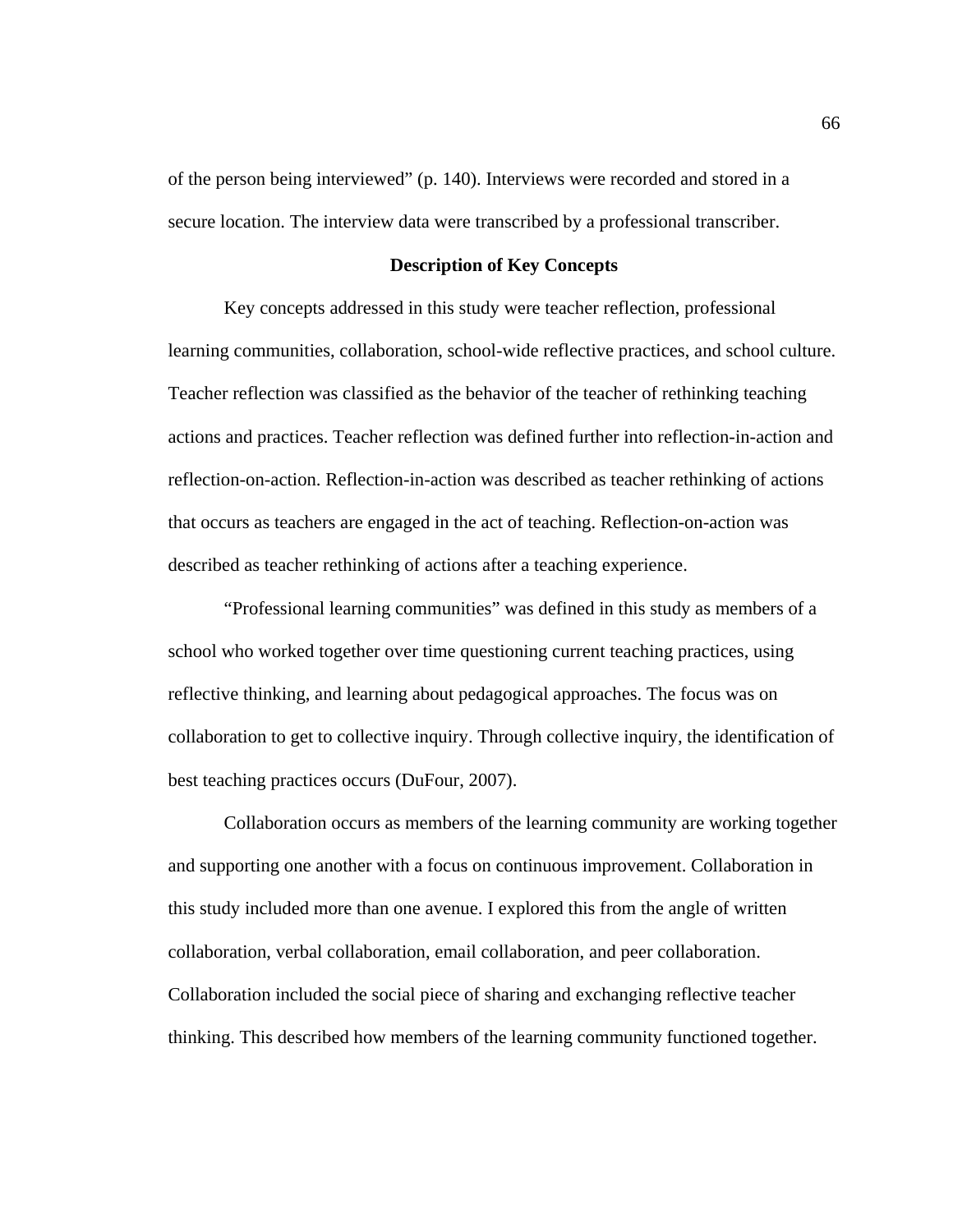of the person being interviewed" (p. 140). Interviews were recorded and stored in a secure location. The interview data were transcribed by a professional transcriber.

## Description of Key Concepts

Key concepts addressed in this study were teacher reflection, professional learning communities, collaboration, school-wide reflective practices, and school culture. Teacher reflection was classified as the behavior of the teacher of rethinking teaching actions and practices. Teacher reflection was defined further into reflection-in-action and reflection-on-action. Reflection-in-action was described as teacher rethinking of actions that occurs as teachers are engaged in the act of teaching. Reflection-on-action was described as teacher rethinking of actions after a teaching experience.

"Professional learning communities" was defined in this study as members of a school who worked together over time questioning current teaching practices, using reflective thinking, and learning about pedagogical approaches. The focus was on collaboration to get to collective inquiry. Through collective inquiry, the identification of best teaching practices occurs (DuFour, 2007).

Collaboration occurs as members of the learning community are working together and supporting one another with a focus on continuous improvement. Collaboration in this study included more than one avenue. I explored this from the angle of written collaboration, verbal collaboration, email collaboration, and peer collaboration. Collaboration included the social piece of sharing and exchanging reflective teacher thinking. This described how members of the learning community functioned together.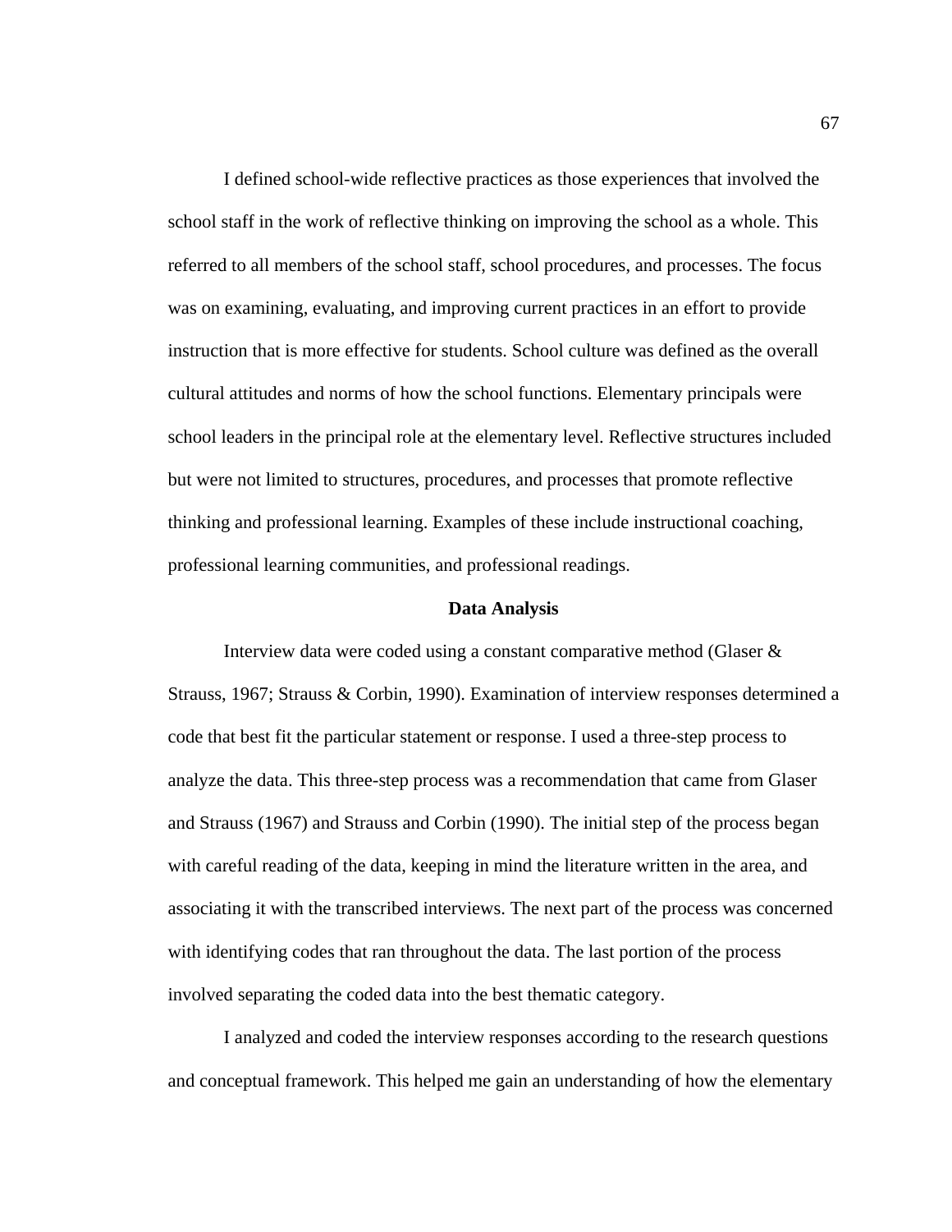I defined school-wide reflective practices as those experiences that involved the school staff in the work of reflective thinking on improving the school as a whole. This referred to all members of the school staff, school procedures, and processes. The focus was on examining, evaluating, and improving current practices in an effort to provide instruction that is more effective for students. School culture was defined as the overall cultural attitudes and norms of how the school functions. Elementary principals were school leaders in the principal role at the elementary level. Reflective structures included but were not limited to structures, procedures, and processes that promote reflective thinking and professional learning. Examples of these include instructional coaching, professional learning communities, and professional readings.

## Data Analysis

Interview data were coded using a constant comparative method (Glaser & Strauss, 1967; Strauss & Corbin, 1990). Examination of interview responses determined a code that best fit the particular statement or response. I used a three-step process to analyze the data. This three-step process was a recommendation that came from Glaser and Strauss (1967) and Strauss and Corbin (1990). The initial step of the process began with careful reading of the data, keeping in mind the literature written in the area, and associating it with the transcribed interviews. The next part of the process was concerned with identifying codes that ran throughout the data. The last portion of the process involved separating the coded data into the best thematic category.

I analyzed and coded the interview responses according to the research questions and conceptual framework. This helped me gain an understanding of how the elementary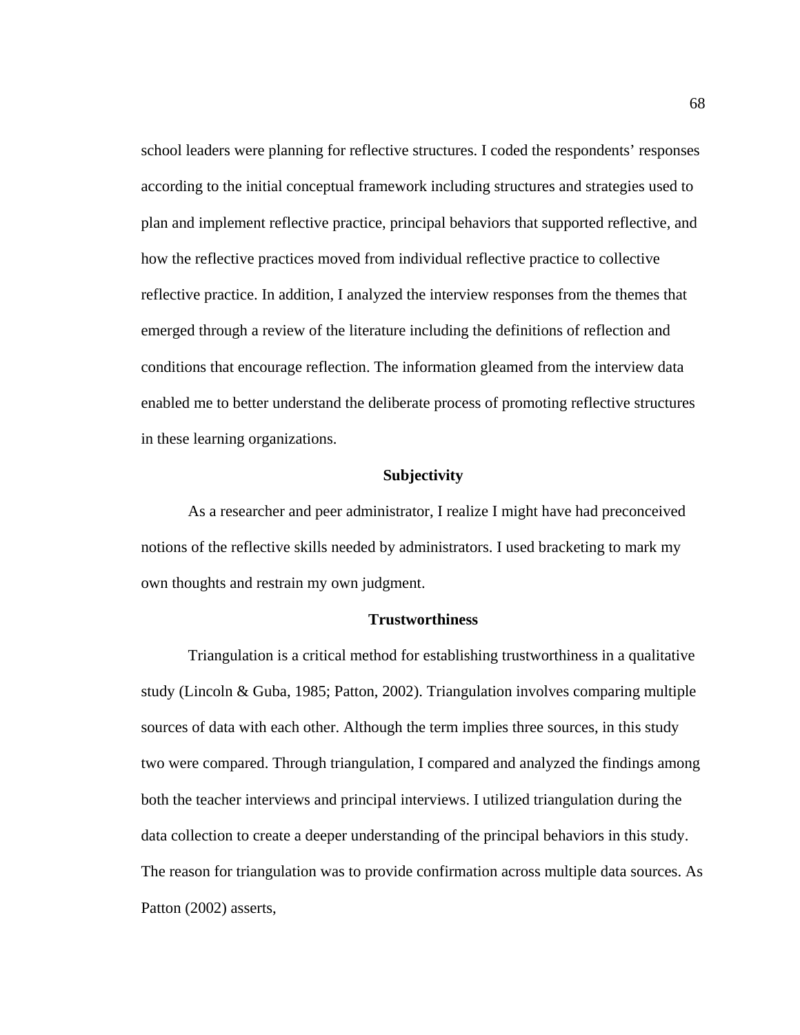school leaders were planning for reflective structures. I coded the respondents' responses according to the initial conceptual framework including structures and strategies used to plan and implement reflective practice, principal behaviors that supported reflective, and how the reflective practices moved from individual reflective practice to collective reflective practice. In addition, I analyzed the interview responses from the themes that emerged through a review of the literature including the definitions of reflection and conditions that encourage reflection. The information gleamed from the interview data enabled me to better understand the deliberate process of promoting reflective structures in these learning organizations.

## Subjectivity

As a researcher and peer administrator, I realize I might have had preconceived notions of the reflective skills needed by administrators. I used bracketing to mark my own thoughts and restrain my own judgment.

## Trustworthiness

Triangulation is a critical method for establishing trustworthiness in a qualitative study (Lincoln & Guba, 1985; Patton, 2002). Triangulation involves comparing multiple sources of data with each other. Although the term implies three sources, in this study two were compared. Through triangulation, I compared and analyzed the findings among both the teacher interviews and principal interviews. I utilized triangulation during the data collection to create a deeper understanding of the principal behaviors in this study. The reason for triangulation was to provide confirmation across multiple data sources. As Patton (2002) asserts,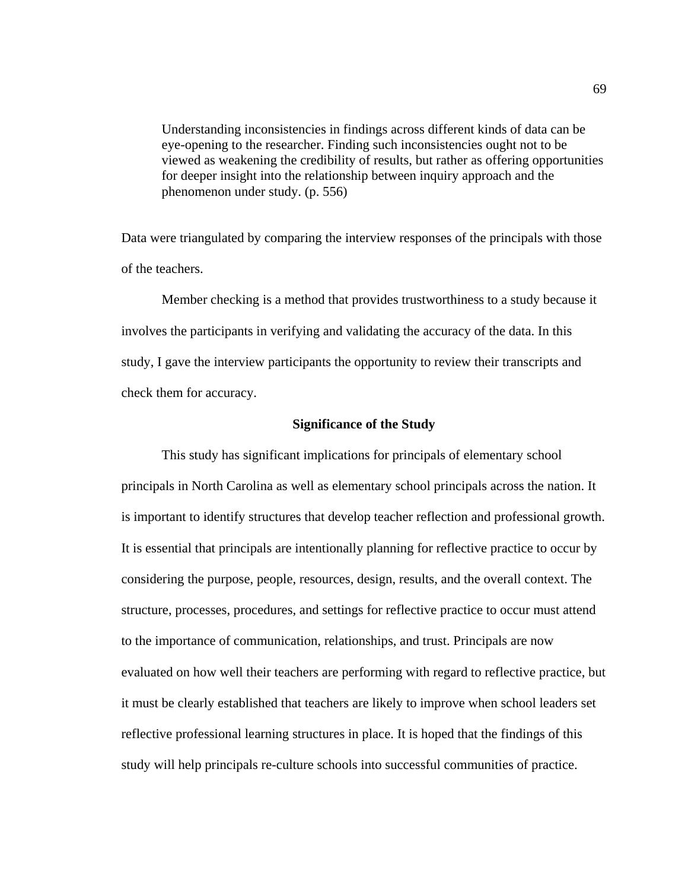> Understanding inconsistencies in findings across different kinds of data can be eye-opening to the researcher. Finding such inconsistencies ought not to be viewed as weakening the credibility of results, but rather as offering opportunities for deeper insight into the relationship between inquiry approach and the phenomenon under study. (p. 556)

Data were triangulated by comparing the interview responses of the principals with those of the teachers.

Member checking is a method that provides trustworthiness to a study because it involves the participants in verifying and validating the accuracy of the data. In this study, I gave the interview participants the opportunity to review their transcripts and check them for accuracy.

## Significance of the Study

This study has significant implications for principals of elementary school principals in North Carolina as well as elementary school principals across the nation. It is important to identify structures that develop teacher reflection and professional growth. It is essential that principals are intentionally planning for reflective practice to occur by considering the purpose, people, resources, design, results, and the overall context. The structure, processes, procedures, and settings for reflective practice to occur must attend to the importance of communication, relationships, and trust. Principals are now evaluated on how well their teachers are performing with regard to reflective practice, but it must be clearly established that teachers are likely to improve when school leaders set reflective professional learning structures in place. It is hoped that the findings of this study will help principals re-culture schools into successful communities of practice.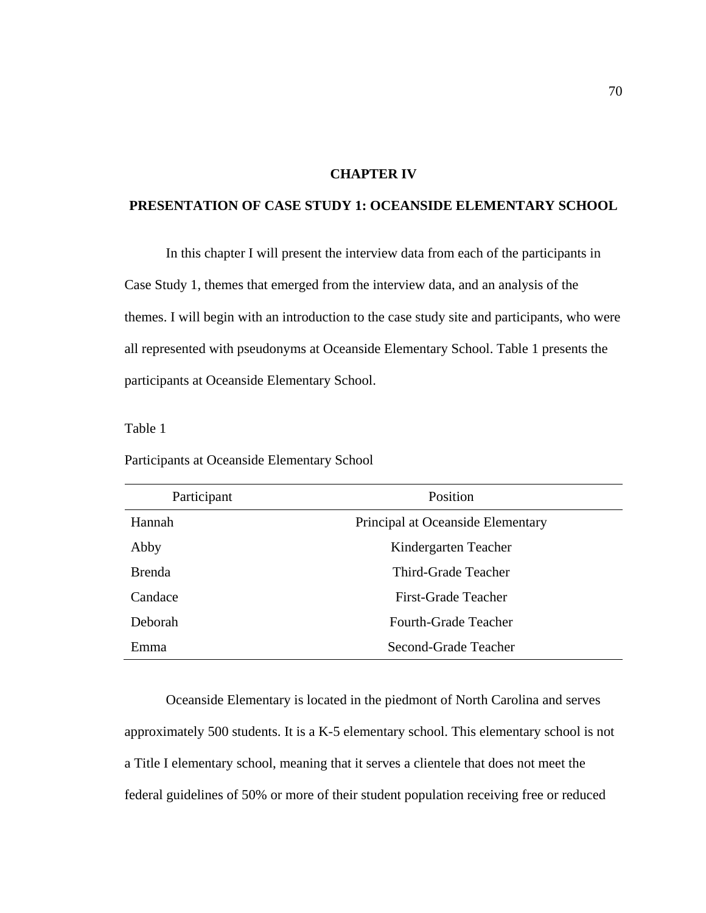# CHAPTER IV

## PRESENTATION OF CASE STUDY 1: OCEANSIDE ELEMENTARY SCHOOL

In this chapter I will present the interview data from each of the participants in Case Study 1, themes that emerged from the interview data, and an analysis of the themes. I will begin with an introduction to the case study site and participants, who were all represented with pseudonyms at Oceanside Elementary School. Table 1 presents the participants at Oceanside Elementary School.

Table 1

Participants at Oceanside Elementary School

| Participant | Position |
|---|---|
| Hannah | Principal at Oceanside Elementary |
| Abby | Kindergarten Teacher |
| Brenda | Third-Grade Teacher |
| Candace | First-Grade Teacher |
| Deborah | Fourth-Grade Teacher |
| Emma | Second-Grade Teacher |

Oceanside Elementary is located in the piedmont of North Carolina and serves approximately 500 students. It is a K-5 elementary school. This elementary school is not a Title I elementary school, meaning that it serves a clientele that does not meet the federal guidelines of 50% or more of their student population receiving free or reduced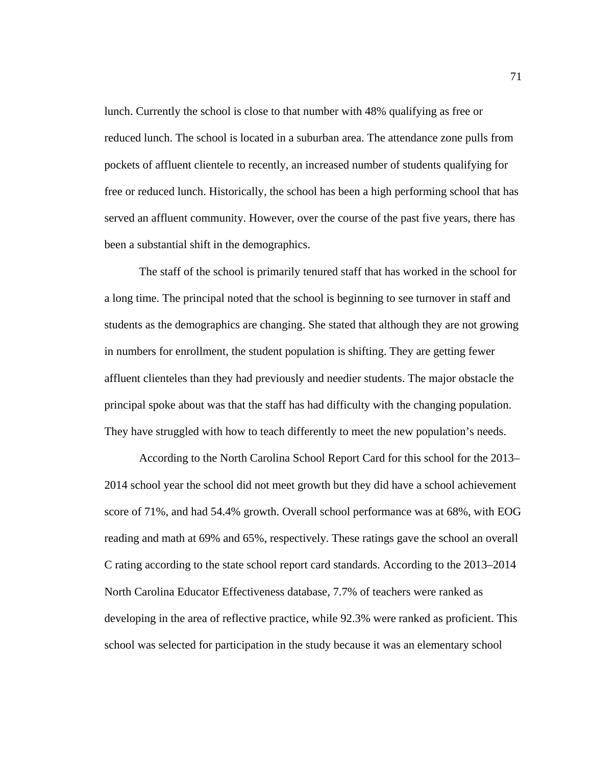lunch. Currently the school is close to that number with 48% qualifying as free or reduced lunch. The school is located in a suburban area. The attendance zone pulls from pockets of affluent clientele to recently, an increased number of students qualifying for free or reduced lunch. Historically, the school has been a high performing school that has served an affluent community. However, over the course of the past five years, there has been a substantial shift in the demographics.

The staff of the school is primarily tenured staff that has worked in the school for a long time. The principal noted that the school is beginning to see turnover in staff and students as the demographics are changing. She stated that although they are not growing in numbers for enrollment, the student population is shifting. They are getting fewer affluent clienteles than they had previously and needier students. The major obstacle the principal spoke about was that the staff has had difficulty with the changing population. They have struggled with how to teach differently to meet the new population's needs.

According to the North Carolina School Report Card for this school for the 2013–2014 school year the school did not meet growth but they did have a school achievement score of 71%, and had 54.4% growth. Overall school performance was at 68%, with EOG reading and math at 69% and 65%, respectively. These ratings gave the school an overall C rating according to the state school report card standards. According to the 2013–2014 North Carolina Educator Effectiveness database, 7.7% of teachers were ranked as developing in the area of reflective practice, while 92.3% were ranked as proficient. This school was selected for participation in the study because it was an elementary school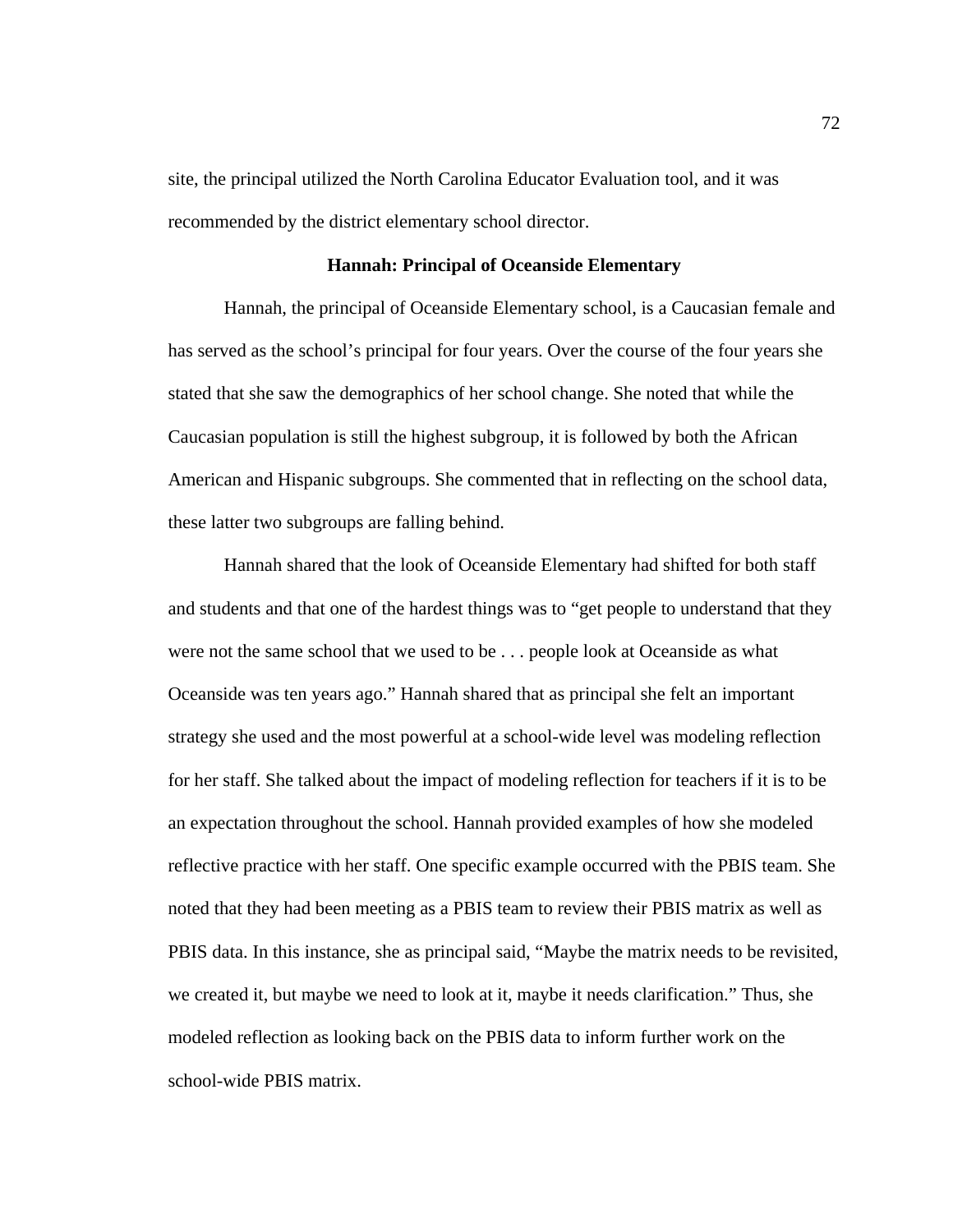site, the principal utilized the North Carolina Educator Evaluation tool, and it was recommended by the district elementary school director.

## Hannah: Principal of Oceanside Elementary

Hannah, the principal of Oceanside Elementary school, is a Caucasian female and has served as the school's principal for four years. Over the course of the four years she stated that she saw the demographics of her school change. She noted that while the Caucasian population is still the highest subgroup, it is followed by both the African American and Hispanic subgroups. She commented that in reflecting on the school data, these latter two subgroups are falling behind.

Hannah shared that the look of Oceanside Elementary had shifted for both staff and students and that one of the hardest things was to "get people to understand that they were not the same school that we used to be . . . people look at Oceanside as what Oceanside was ten years ago." Hannah shared that as principal she felt an important strategy she used and the most powerful at a school-wide level was modeling reflection for her staff. She talked about the impact of modeling reflection for teachers if it is to be an expectation throughout the school. Hannah provided examples of how she modeled reflective practice with her staff. One specific example occurred with the PBIS team. She noted that they had been meeting as a PBIS team to review their PBIS matrix as well as PBIS data. In this instance, she as principal said, "Maybe the matrix needs to be revisited, we created it, but maybe we need to look at it, maybe it needs clarification." Thus, she modeled reflection as looking back on the PBIS data to inform further work on the school-wide PBIS matrix.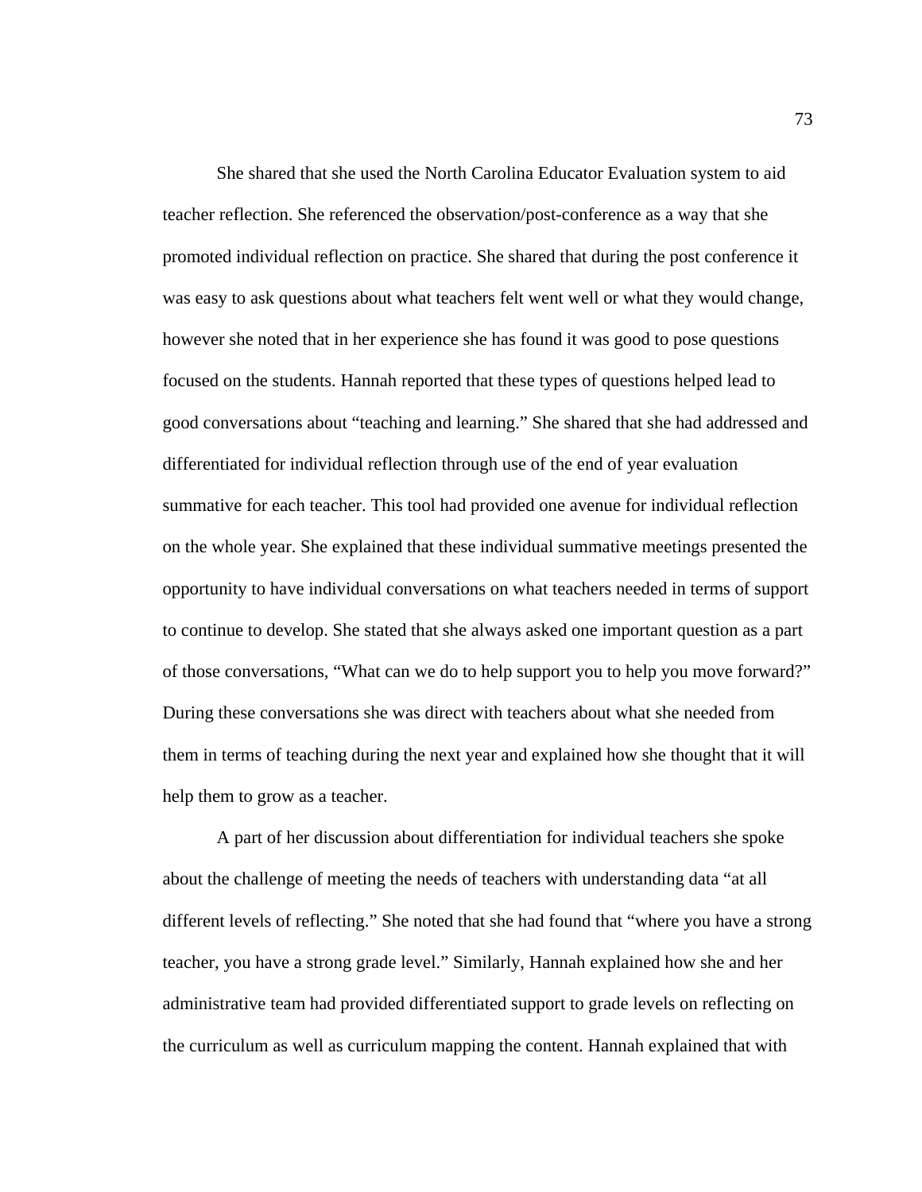She shared that she used the North Carolina Educator Evaluation system to aid teacher reflection. She referenced the observation/post-conference as a way that she promoted individual reflection on practice. She shared that during the post conference it was easy to ask questions about what teachers felt went well or what they would change, however she noted that in her experience she has found it was good to pose questions focused on the students. Hannah reported that these types of questions helped lead to good conversations about "teaching and learning." She shared that she had addressed and differentiated for individual reflection through use of the end of year evaluation summative for each teacher. This tool had provided one avenue for individual reflection on the whole year. She explained that these individual summative meetings presented the opportunity to have individual conversations on what teachers needed in terms of support to continue to develop. She stated that she always asked one important question as a part of those conversations, "What can we do to help support you to help you move forward?" During these conversations she was direct with teachers about what she needed from them in terms of teaching during the next year and explained how she thought that it will help them to grow as a teacher.

A part of her discussion about differentiation for individual teachers she spoke about the challenge of meeting the needs of teachers with understanding data "at all different levels of reflecting." She noted that she had found that "where you have a strong teacher, you have a strong grade level." Similarly, Hannah explained how she and her administrative team had provided differentiated support to grade levels on reflecting on the curriculum as well as curriculum mapping the content. Hannah explained that with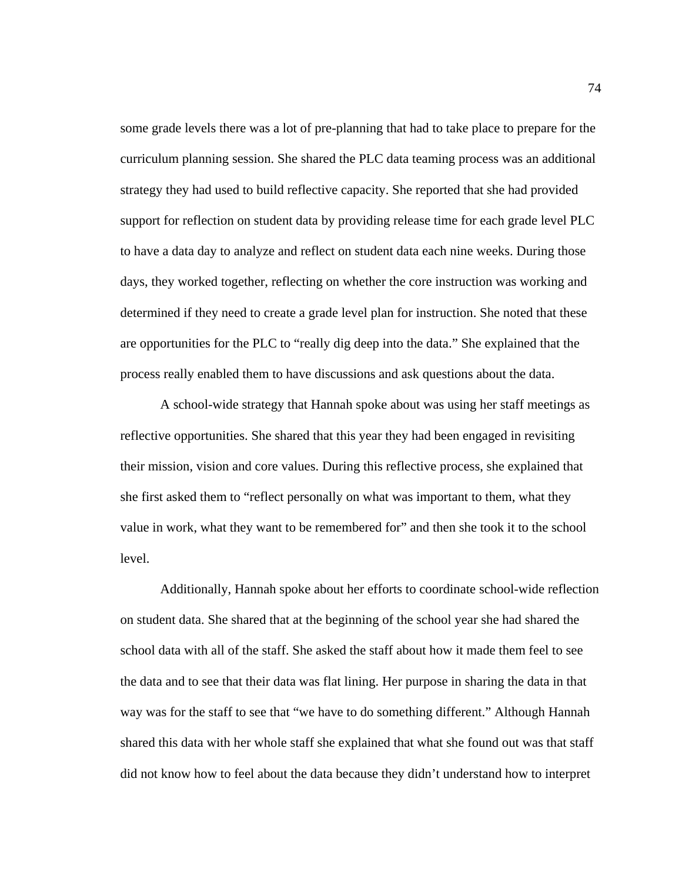some grade levels there was a lot of pre-planning that had to take place to prepare for the curriculum planning session. She shared the PLC data teaming process was an additional strategy they had used to build reflective capacity. She reported that she had provided support for reflection on student data by providing release time for each grade level PLC to have a data day to analyze and reflect on student data each nine weeks. During those days, they worked together, reflecting on whether the core instruction was working and determined if they need to create a grade level plan for instruction. She noted that these are opportunities for the PLC to "really dig deep into the data." She explained that the process really enabled them to have discussions and ask questions about the data.

A school-wide strategy that Hannah spoke about was using her staff meetings as reflective opportunities. She shared that this year they had been engaged in revisiting their mission, vision and core values. During this reflective process, she explained that she first asked them to "reflect personally on what was important to them, what they value in work, what they want to be remembered for" and then she took it to the school level.

Additionally, Hannah spoke about her efforts to coordinate school-wide reflection on student data. She shared that at the beginning of the school year she had shared the school data with all of the staff. She asked the staff about how it made them feel to see the data and to see that their data was flat lining. Her purpose in sharing the data in that way was for the staff to see that "we have to do something different." Although Hannah shared this data with her whole staff she explained that what she found out was that staff did not know how to feel about the data because they didn't understand how to interpret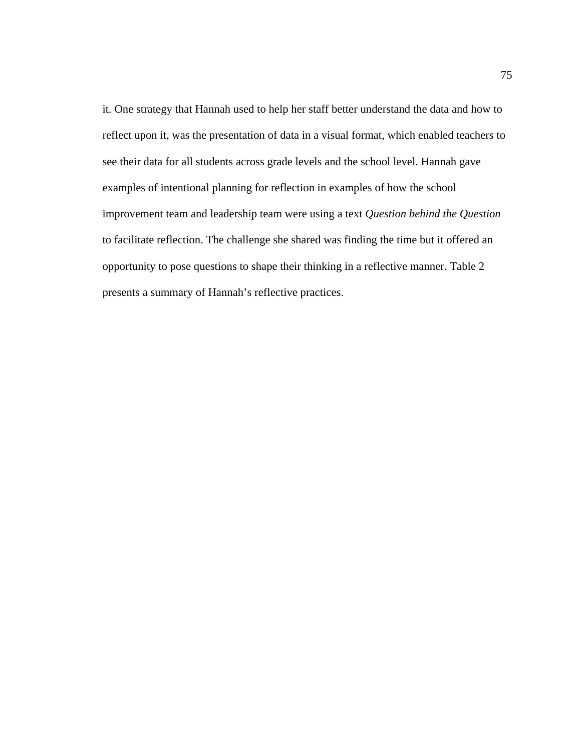it. One strategy that Hannah used to help her staff better understand the data and how to reflect upon it, was the presentation of data in a visual format, which enabled teachers to see their data for all students across grade levels and the school level. Hannah gave examples of intentional planning for reflection in examples of how the school improvement team and leadership team were using a text *Question behind the Question* to facilitate reflection. The challenge she shared was finding the time but it offered an opportunity to pose questions to shape their thinking in a reflective manner. Table 2 presents a summary of Hannah's reflective practices.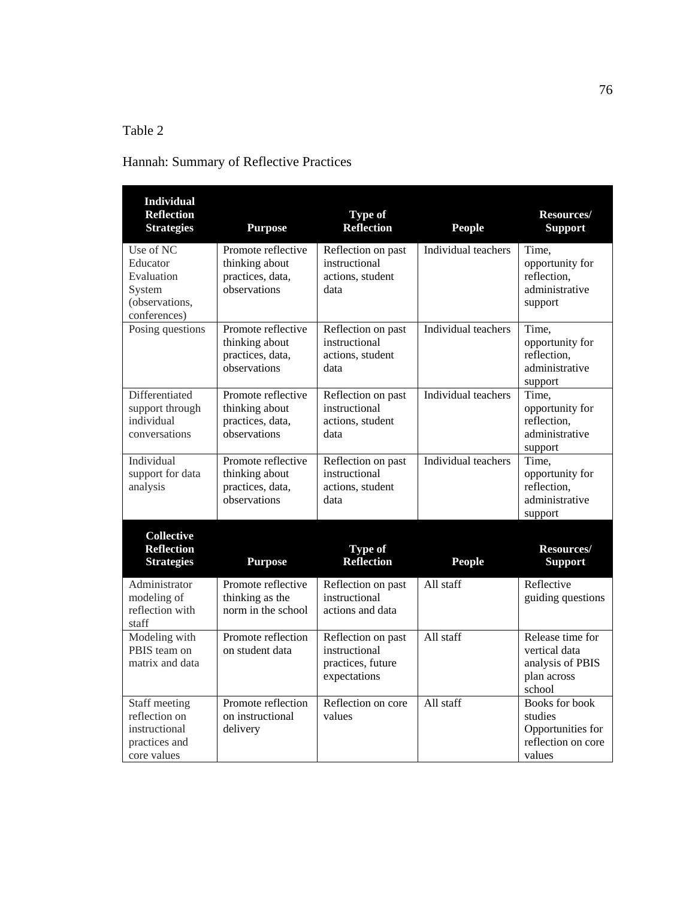Table 2

Hannah: Summary of Reflective Practices

| Individual Reflection Strategies | Purpose | Type of Reflection | People | Resources/ Support |
|---|---|---|---|---|
| Use of NC Educator Evaluation System (observations, conferences) | Promote reflective thinking about practices, data, observations | Reflection on past instructional actions, student data | Individual teachers | Time, opportunity for reflection, administrative support |
| Posing questions | Promote reflective thinking about practices, data, observations | Reflection on past instructional actions, student data | Individual teachers | Time, opportunity for reflection, administrative support |
| Differentiated support through individual conversations | Promote reflective thinking about practices, data, observations | Reflection on past instructional actions, student data | Individual teachers | Time, opportunity for reflection, administrative support |
| Individual support for data analysis | Promote reflective thinking about practices, data, observations | Reflection on past instructional actions, student data | Individual teachers | Time, opportunity for reflection, administrative support |
| **Collective Reflection Strategies** | **Purpose** | **Type of Reflection** | **People** | **Resources/ Support** |
| Administrator modeling of reflection with staff | Promote reflective thinking as the norm in the school | Reflection on past instructional actions and data | All staff | Reflective guiding questions |
| Modeling with PBIS team on matrix and data | Promote reflection on student data | Reflection on past instructional practices, future expectations | All staff | Release time for vertical data analysis of PBIS plan across school |
| Staff meeting reflection on instructional practices and core values | Promote reflection on instructional delivery | Reflection on core values | All staff | Books for book studies Opportunities for reflection on core values |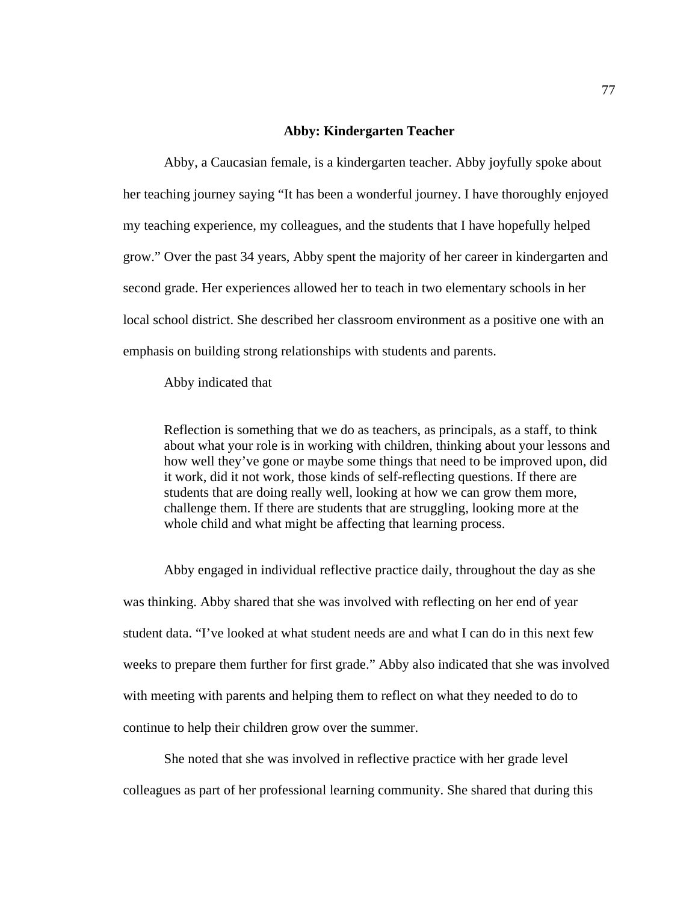### Abby: Kindergarten Teacher

Abby, a Caucasian female, is a kindergarten teacher. Abby joyfully spoke about her teaching journey saying "It has been a wonderful journey. I have thoroughly enjoyed my teaching experience, my colleagues, and the students that I have hopefully helped grow." Over the past 34 years, Abby spent the majority of her career in kindergarten and second grade. Her experiences allowed her to teach in two elementary schools in her local school district. She described her classroom environment as a positive one with an emphasis on building strong relationships with students and parents.

Abby indicated that

> Reflection is something that we do as teachers, as principals, as a staff, to think about what your role is in working with children, thinking about your lessons and how well they've gone or maybe some things that need to be improved upon, did it work, did it not work, those kinds of self-reflecting questions. If there are students that are doing really well, looking at how we can grow them more, challenge them. If there are students that are struggling, looking more at the whole child and what might be affecting that learning process.

Abby engaged in individual reflective practice daily, throughout the day as she was thinking. Abby shared that she was involved with reflecting on her end of year student data. "I've looked at what student needs are and what I can do in this next few weeks to prepare them further for first grade." Abby also indicated that she was involved with meeting with parents and helping them to reflect on what they needed to do to continue to help their children grow over the summer.

She noted that she was involved in reflective practice with her grade level colleagues as part of her professional learning community. She shared that during this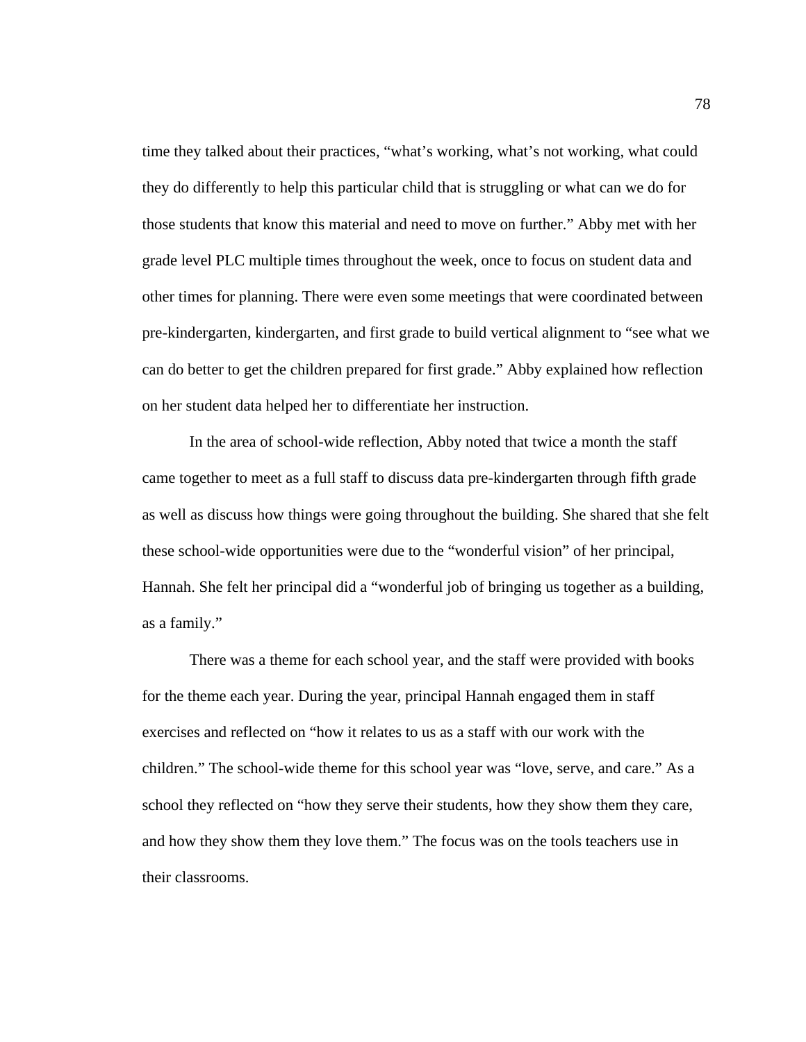time they talked about their practices, "what's working, what's not working, what could they do differently to help this particular child that is struggling or what can we do for those students that know this material and need to move on further." Abby met with her grade level PLC multiple times throughout the week, once to focus on student data and other times for planning. There were even some meetings that were coordinated between pre-kindergarten, kindergarten, and first grade to build vertical alignment to "see what we can do better to get the children prepared for first grade." Abby explained how reflection on her student data helped her to differentiate her instruction.

In the area of school-wide reflection, Abby noted that twice a month the staff came together to meet as a full staff to discuss data pre-kindergarten through fifth grade as well as discuss how things were going throughout the building. She shared that she felt these school-wide opportunities were due to the "wonderful vision" of her principal, Hannah. She felt her principal did a "wonderful job of bringing us together as a building, as a family."

There was a theme for each school year, and the staff were provided with books for the theme each year. During the year, principal Hannah engaged them in staff exercises and reflected on "how it relates to us as a staff with our work with the children." The school-wide theme for this school year was "love, serve, and care." As a school they reflected on "how they serve their students, how they show them they care, and how they show them they love them." The focus was on the tools teachers use in their classrooms.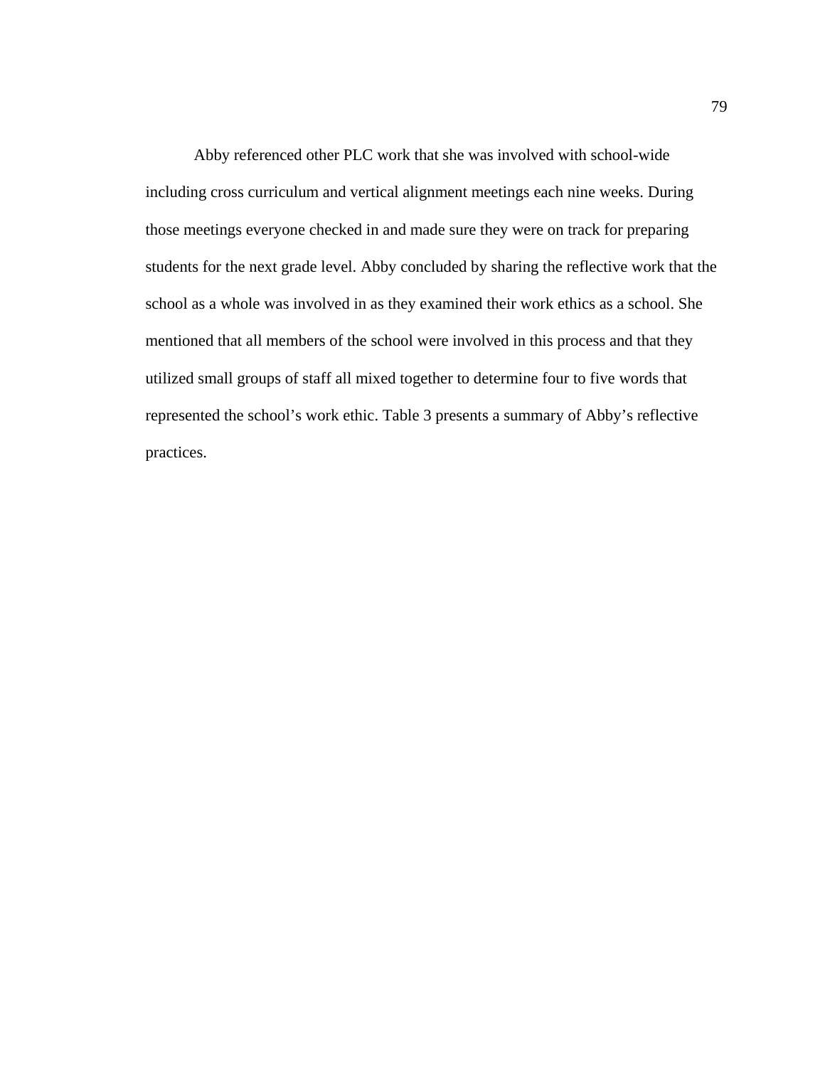Abby referenced other PLC work that she was involved with school-wide including cross curriculum and vertical alignment meetings each nine weeks. During those meetings everyone checked in and made sure they were on track for preparing students for the next grade level. Abby concluded by sharing the reflective work that the school as a whole was involved in as they examined their work ethics as a school. She mentioned that all members of the school were involved in this process and that they utilized small groups of staff all mixed together to determine four to five words that represented the school’s work ethic. Table 3 presents a summary of Abby’s reflective practices.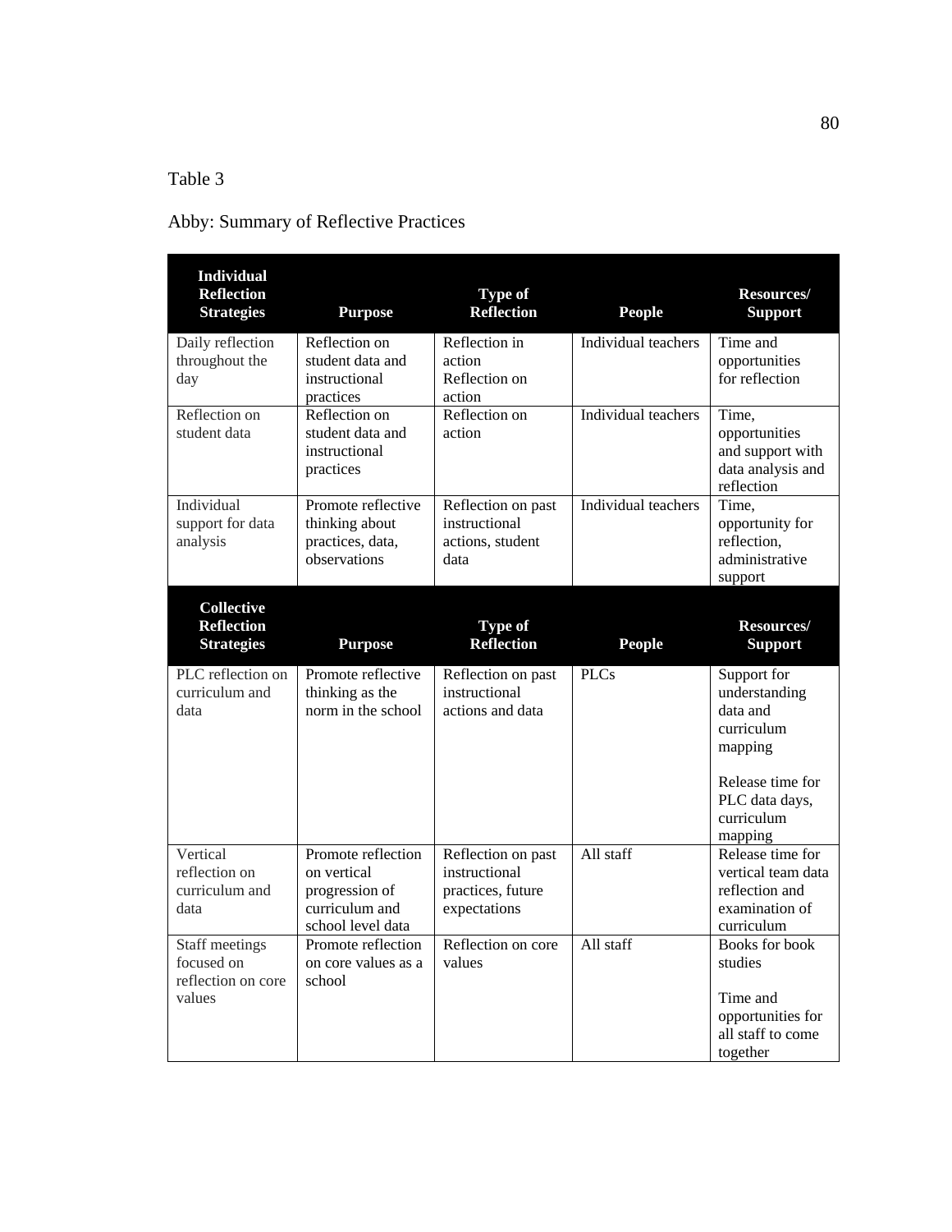Table 3

Abby: Summary of Reflective Practices

| Individual Reflection Strategies | Purpose | Type of Reflection | People | Resources/ Support |
|---|---|---|---|---|
| Daily reflection throughout the day | Reflection on student data and instructional practices | Reflection in action Reflection on action | Individual teachers | Time and opportunities for reflection |
| Reflection on student data | Reflection on student data and instructional practices | Reflection on action | Individual teachers | Time, opportunities and support with data analysis and reflection |
| Individual support for data analysis | Promote reflective thinking about practices, data, observations | Reflection on past instructional actions, student data | Individual teachers | Time, opportunity for reflection, administrative support |
| **Collective Reflection Strategies** | **Purpose** | **Type of Reflection** | **People** | **Resources/ Support** |
| PLC reflection on curriculum and data | Promote reflective thinking as the norm in the school | Reflection on past instructional actions and data | PLCs | Support for understanding data and curriculum mapping<br><br>Release time for PLC data days, curriculum mapping |
| Vertical reflection on curriculum and data | Promote reflection on vertical progression of curriculum and school level data | Reflection on past instructional practices, future expectations | All staff | Release time for vertical team data reflection and examination of curriculum |
| Staff meetings focused on reflection on core values | Promote reflection on core values as a school | Reflection on core values | All staff | Books for book studies<br><br>Time and opportunities for all staff to come together |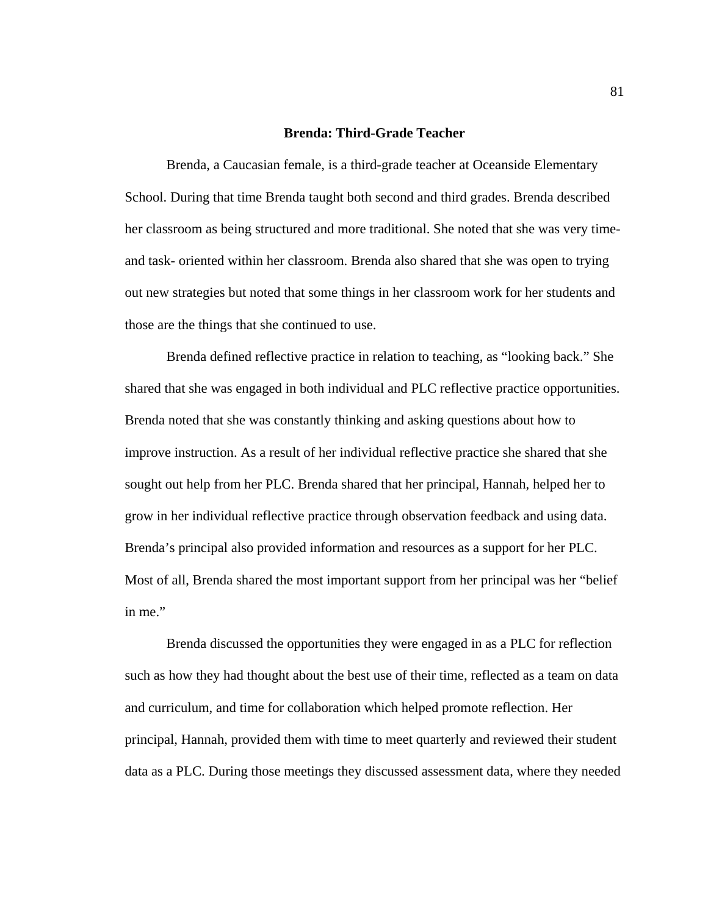### Brenda: Third-Grade Teacher

Brenda, a Caucasian female, is a third-grade teacher at Oceanside Elementary School. During that time Brenda taught both second and third grades. Brenda described her classroom as being structured and more traditional. She noted that she was very time- and task- oriented within her classroom. Brenda also shared that she was open to trying out new strategies but noted that some things in her classroom work for her students and those are the things that she continued to use.

Brenda defined reflective practice in relation to teaching, as “looking back.” She shared that she was engaged in both individual and PLC reflective practice opportunities. Brenda noted that she was constantly thinking and asking questions about how to improve instruction. As a result of her individual reflective practice she shared that she sought out help from her PLC. Brenda shared that her principal, Hannah, helped her to grow in her individual reflective practice through observation feedback and using data. Brenda’s principal also provided information and resources as a support for her PLC. Most of all, Brenda shared the most important support from her principal was her “belief in me.”

Brenda discussed the opportunities they were engaged in as a PLC for reflection such as how they had thought about the best use of their time, reflected as a team on data and curriculum, and time for collaboration which helped promote reflection. Her principal, Hannah, provided them with time to meet quarterly and reviewed their student data as a PLC. During those meetings they discussed assessment data, where they needed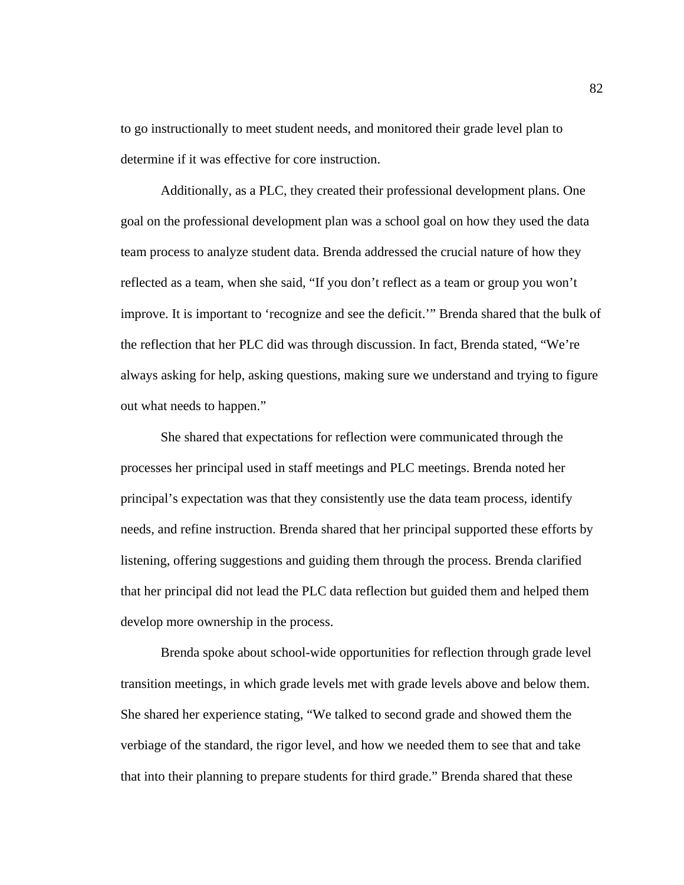to go instructionally to meet student needs, and monitored their grade level plan to determine if it was effective for core instruction.

Additionally, as a PLC, they created their professional development plans. One goal on the professional development plan was a school goal on how they used the data team process to analyze student data. Brenda addressed the crucial nature of how they reflected as a team, when she said, “If you don’t reflect as a team or group you won’t improve. It is important to ‘recognize and see the deficit.’” Brenda shared that the bulk of the reflection that her PLC did was through discussion. In fact, Brenda stated, “We’re always asking for help, asking questions, making sure we understand and trying to figure out what needs to happen.”

She shared that expectations for reflection were communicated through the processes her principal used in staff meetings and PLC meetings. Brenda noted her principal’s expectation was that they consistently use the data team process, identify needs, and refine instruction. Brenda shared that her principal supported these efforts by listening, offering suggestions and guiding them through the process. Brenda clarified that her principal did not lead the PLC data reflection but guided them and helped them develop more ownership in the process.

Brenda spoke about school-wide opportunities for reflection through grade level transition meetings, in which grade levels met with grade levels above and below them. She shared her experience stating, “We talked to second grade and showed them the verbiage of the standard, the rigor level, and how we needed them to see that and take that into their planning to prepare students for third grade.” Brenda shared that these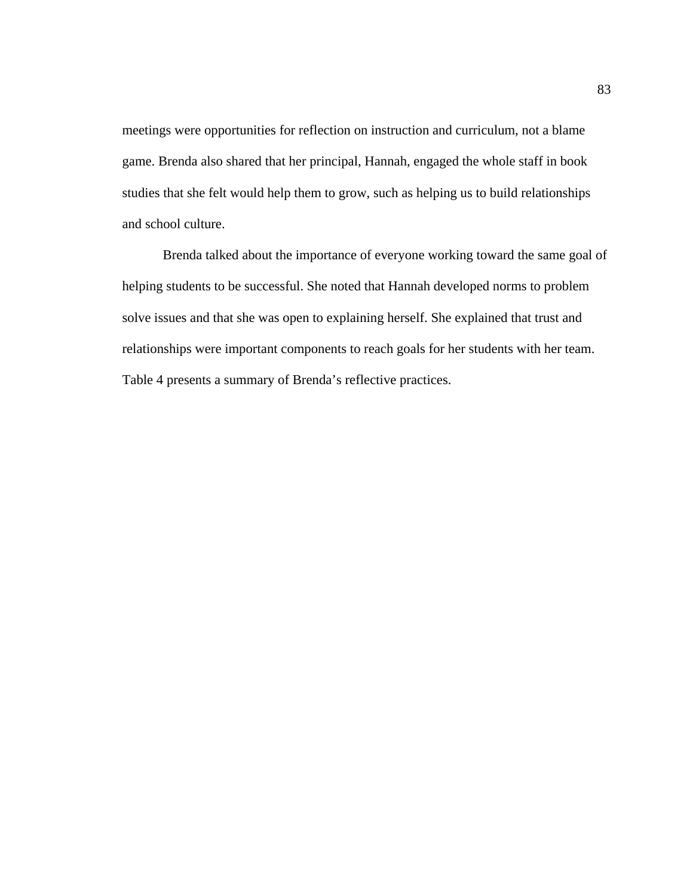meetings were opportunities for reflection on instruction and curriculum, not a blame game. Brenda also shared that her principal, Hannah, engaged the whole staff in book studies that she felt would help them to grow, such as helping us to build relationships and school culture.

Brenda talked about the importance of everyone working toward the same goal of helping students to be successful. She noted that Hannah developed norms to problem solve issues and that she was open to explaining herself. She explained that trust and relationships were important components to reach goals for her students with her team. Table 4 presents a summary of Brenda's reflective practices.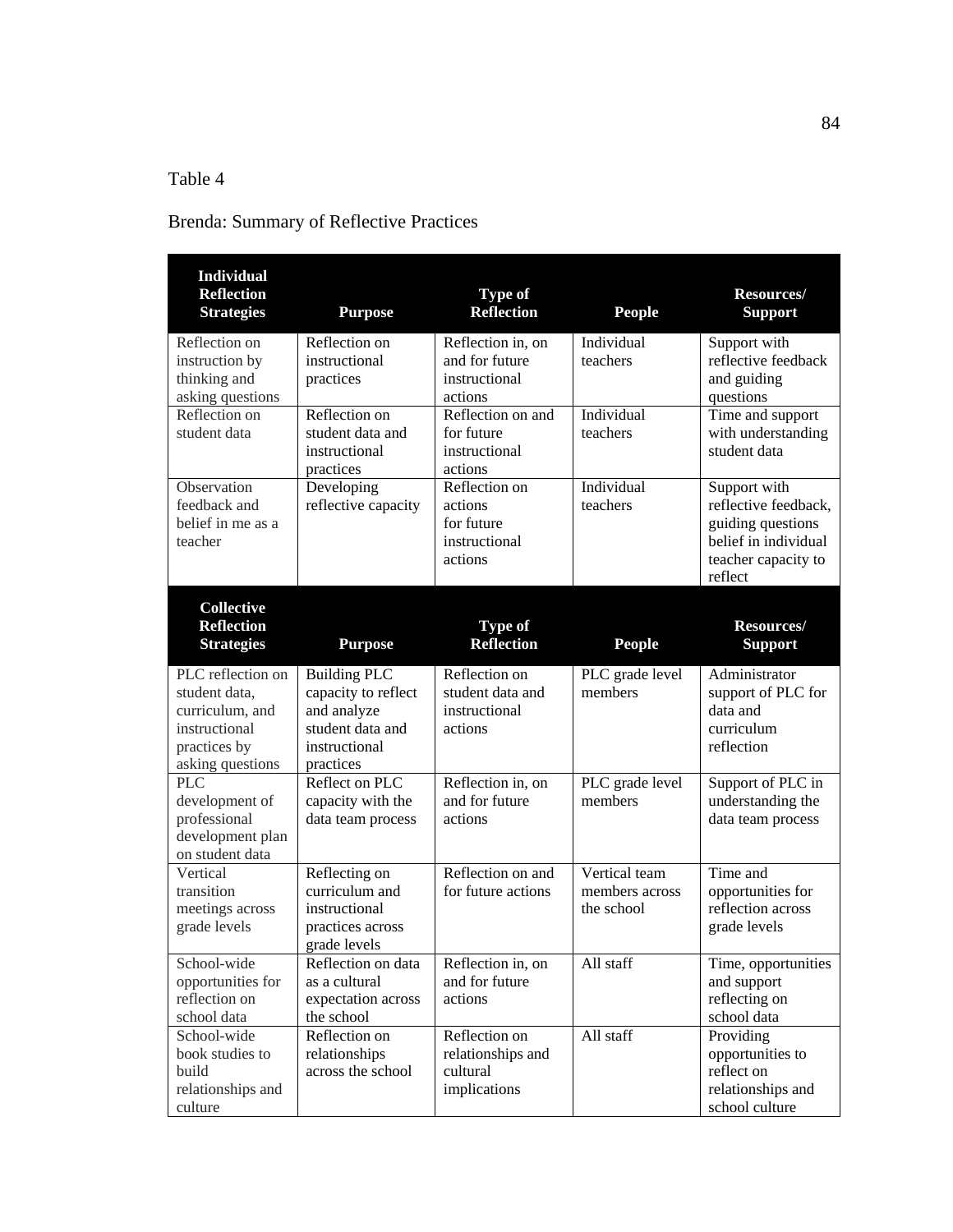Table 4

Brenda: Summary of Reflective Practices

| Individual Reflection Strategies | Purpose | Type of Reflection | People | Resources/ Support |
|---|---|---|---|---|
| Reflection on instruction by thinking and asking questions | Reflection on instructional practices | Reflection in, on and for future instructional actions | Individual teachers | Support with reflective feedback and guiding questions |
| Reflection on student data | Reflection on student data and instructional practices | Reflection on and for future instructional actions | Individual teachers | Time and support with understanding student data |
| Observation feedback and belief in me as a teacher | Developing reflective capacity | Reflection on actions for future instructional actions | Individual teachers | Support with reflective feedback, guiding questions belief in individual teacher capacity to reflect |
| **Collective Reflection Strategies** | **Purpose** | **Type of Reflection** | **People** | **Resources/ Support** |
| PLC reflection on student data, curriculum, and instructional practices by asking questions | Building PLC capacity to reflect and analyze student data and instructional practices | Reflection on student data and instructional actions | PLC grade level members | Administrator support of PLC for data and curriculum reflection |
| PLC development of professional development plan on student data | Reflect on PLC capacity with the data team process | Reflection in, on and for future actions | PLC grade level members | Support of PLC in understanding the data team process |
| Vertical transition meetings across grade levels | Reflecting on curriculum and instructional practices across grade levels | Reflection on and for future actions | Vertical team members across the school | Time and opportunities for reflection across grade levels |
| School-wide opportunities for reflection on school data | Reflection on data as a cultural expectation across the school | Reflection in, on and for future actions | All staff | Time, opportunities and support reflecting on school data |
| School-wide book studies to build relationships and culture | Reflection on relationships across the school | Reflection on relationships and cultural implications | All staff | Providing opportunities to reflect on relationships and school culture |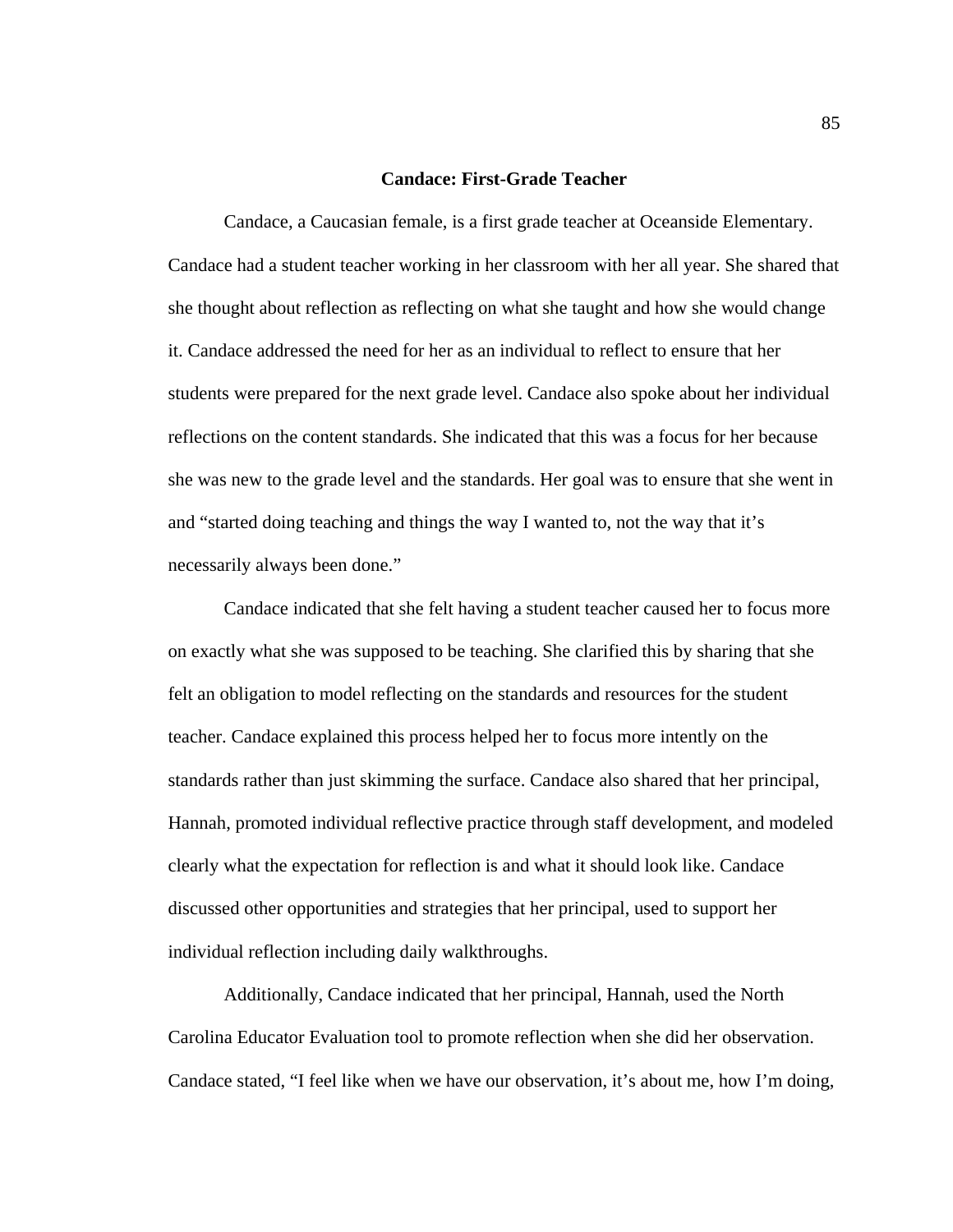## Candace: First-Grade Teacher

Candace, a Caucasian female, is a first grade teacher at Oceanside Elementary. Candace had a student teacher working in her classroom with her all year. She shared that she thought about reflection as reflecting on what she taught and how she would change it. Candace addressed the need for her as an individual to reflect to ensure that her students were prepared for the next grade level. Candace also spoke about her individual reflections on the content standards. She indicated that this was a focus for her because she was new to the grade level and the standards. Her goal was to ensure that she went in and "started doing teaching and things the way I wanted to, not the way that it's necessarily always been done."

Candace indicated that she felt having a student teacher caused her to focus more on exactly what she was supposed to be teaching. She clarified this by sharing that she felt an obligation to model reflecting on the standards and resources for the student teacher. Candace explained this process helped her to focus more intently on the standards rather than just skimming the surface. Candace also shared that her principal, Hannah, promoted individual reflective practice through staff development, and modeled clearly what the expectation for reflection is and what it should look like. Candace discussed other opportunities and strategies that her principal, used to support her individual reflection including daily walkthroughs.

Additionally, Candace indicated that her principal, Hannah, used the North Carolina Educator Evaluation tool to promote reflection when she did her observation. Candace stated, "I feel like when we have our observation, it's about me, how I'm doing,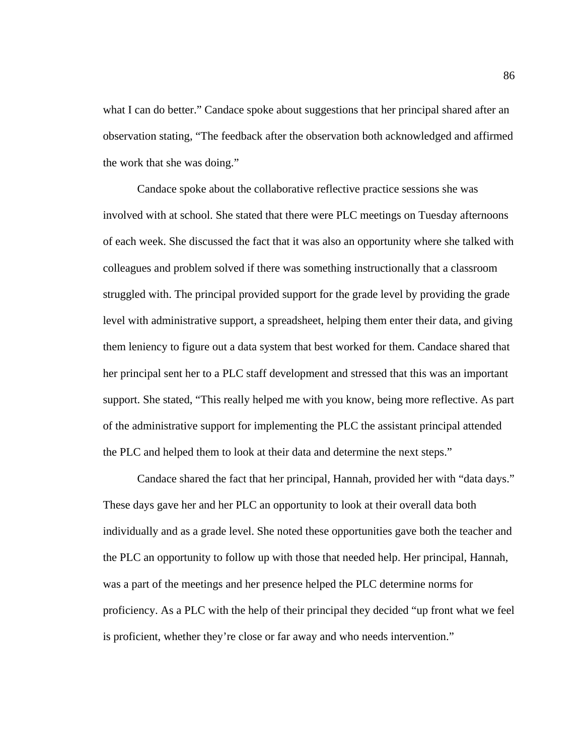what I can do better." Candace spoke about suggestions that her principal shared after an observation stating, "The feedback after the observation both acknowledged and affirmed the work that she was doing."

Candace spoke about the collaborative reflective practice sessions she was involved with at school. She stated that there were PLC meetings on Tuesday afternoons of each week. She discussed the fact that it was also an opportunity where she talked with colleagues and problem solved if there was something instructionally that a classroom struggled with. The principal provided support for the grade level by providing the grade level with administrative support, a spreadsheet, helping them enter their data, and giving them leniency to figure out a data system that best worked for them. Candace shared that her principal sent her to a PLC staff development and stressed that this was an important support. She stated, "This really helped me with you know, being more reflective. As part of the administrative support for implementing the PLC the assistant principal attended the PLC and helped them to look at their data and determine the next steps."

Candace shared the fact that her principal, Hannah, provided her with "data days." These days gave her and her PLC an opportunity to look at their overall data both individually and as a grade level. She noted these opportunities gave both the teacher and the PLC an opportunity to follow up with those that needed help. Her principal, Hannah, was a part of the meetings and her presence helped the PLC determine norms for proficiency. As a PLC with the help of their principal they decided "up front what we feel is proficient, whether they're close or far away and who needs intervention."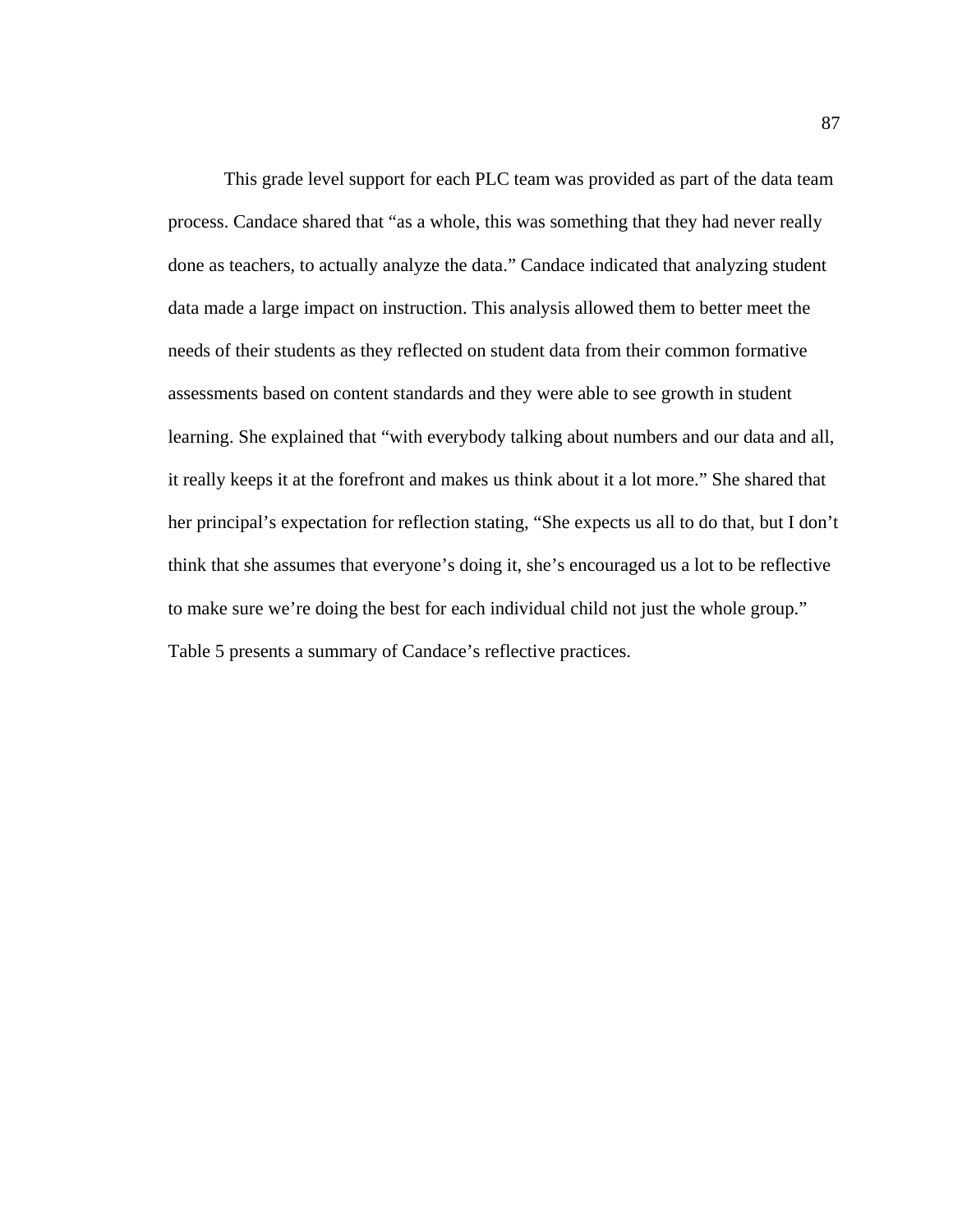This grade level support for each PLC team was provided as part of the data team process. Candace shared that "as a whole, this was something that they had never really done as teachers, to actually analyze the data." Candace indicated that analyzing student data made a large impact on instruction. This analysis allowed them to better meet the needs of their students as they reflected on student data from their common formative assessments based on content standards and they were able to see growth in student learning. She explained that "with everybody talking about numbers and our data and all, it really keeps it at the forefront and makes us think about it a lot more." She shared that her principal's expectation for reflection stating, "She expects us all to do that, but I don't think that she assumes that everyone's doing it, she's encouraged us a lot to be reflective to make sure we're doing the best for each individual child not just the whole group." Table 5 presents a summary of Candace's reflective practices.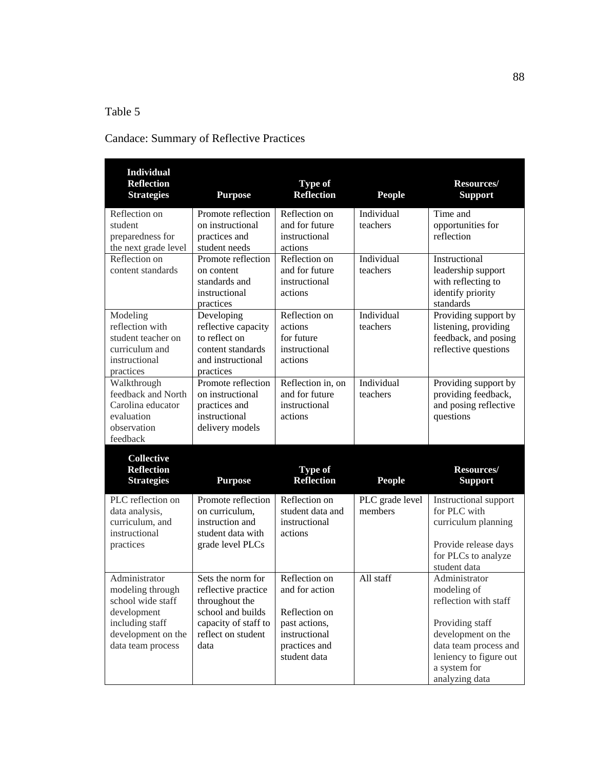Table 5

Candace: Summary of Reflective Practices

| Individual Reflection Strategies | Purpose | Type of Reflection | People | Resources/ Support |
|---|---|---|---|---|
| Reflection on student preparedness for the next grade level | Promote reflection on instructional practices and student needs | Reflection on and for future instructional actions | Individual teachers | Time and opportunities for reflection |
| Reflection on content standards | Promote reflection on content standards and instructional practices | Reflection on and for future instructional actions | Individual teachers | Instructional leadership support with reflecting to identify priority standards |
| Modeling reflection with student teacher on curriculum and instructional practices | Developing reflective capacity to reflect on content standards and instructional practices | Reflection on actions for future instructional actions | Individual teachers | Providing support by listening, providing feedback, and posing reflective questions |
| Walkthrough feedback and North Carolina educator evaluation observation feedback | Promote reflection on instructional practices and instructional delivery models | Reflection in, on and for future instructional actions | Individual teachers | Providing support by providing feedback, and posing reflective questions |
| **Collective Reflection Strategies** | **Purpose** | **Type of Reflection** | **People** | **Resources/ Support** |
| PLC reflection on data analysis, curriculum, and instructional practices | Promote reflection on curriculum, instruction and student data with grade level PLCs | Reflection on student data and instructional actions | PLC grade level members | Instructional support for PLC with curriculum planning<br><br>Provide release days for PLCs to analyze student data |
| Administrator modeling through school wide staff development including staff development on the data team process | Sets the norm for reflective practice throughout the school and builds capacity of staff to reflect on student data | Reflection on and for action<br><br>Reflection on past actions, instructional practices and student data | All staff | Administrator modeling of reflection with staff<br><br>Providing staff development on the data team process and leniency to figure out a system for analyzing data |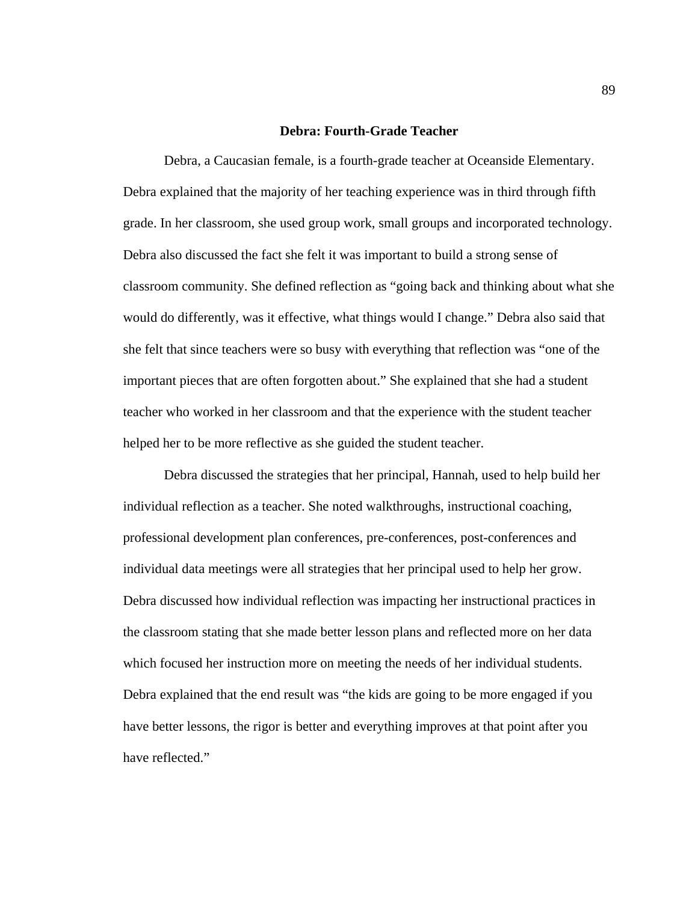### Debra: Fourth-Grade Teacher

Debra, a Caucasian female, is a fourth-grade teacher at Oceanside Elementary. Debra explained that the majority of her teaching experience was in third through fifth grade. In her classroom, she used group work, small groups and incorporated technology. Debra also discussed the fact she felt it was important to build a strong sense of classroom community. She defined reflection as "going back and thinking about what she would do differently, was it effective, what things would I change." Debra also said that she felt that since teachers were so busy with everything that reflection was "one of the important pieces that are often forgotten about." She explained that she had a student teacher who worked in her classroom and that the experience with the student teacher helped her to be more reflective as she guided the student teacher.

Debra discussed the strategies that her principal, Hannah, used to help build her individual reflection as a teacher. She noted walkthroughs, instructional coaching, professional development plan conferences, pre-conferences, post-conferences and individual data meetings were all strategies that her principal used to help her grow. Debra discussed how individual reflection was impacting her instructional practices in the classroom stating that she made better lesson plans and reflected more on her data which focused her instruction more on meeting the needs of her individual students. Debra explained that the end result was "the kids are going to be more engaged if you have better lessons, the rigor is better and everything improves at that point after you have reflected."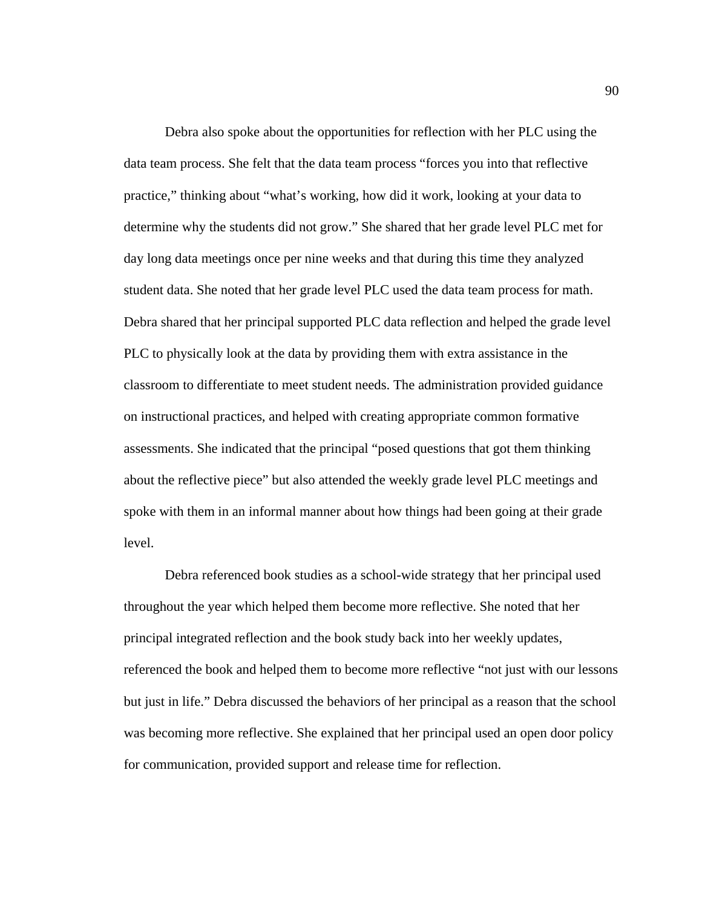Debra also spoke about the opportunities for reflection with her PLC using the data team process. She felt that the data team process "forces you into that reflective practice," thinking about "what's working, how did it work, looking at your data to determine why the students did not grow." She shared that her grade level PLC met for day long data meetings once per nine weeks and that during this time they analyzed student data. She noted that her grade level PLC used the data team process for math. Debra shared that her principal supported PLC data reflection and helped the grade level PLC to physically look at the data by providing them with extra assistance in the classroom to differentiate to meet student needs. The administration provided guidance on instructional practices, and helped with creating appropriate common formative assessments. She indicated that the principal "posed questions that got them thinking about the reflective piece" but also attended the weekly grade level PLC meetings and spoke with them in an informal manner about how things had been going at their grade level.

Debra referenced book studies as a school-wide strategy that her principal used throughout the year which helped them become more reflective. She noted that her principal integrated reflection and the book study back into her weekly updates, referenced the book and helped them to become more reflective "not just with our lessons but just in life." Debra discussed the behaviors of her principal as a reason that the school was becoming more reflective. She explained that her principal used an open door policy for communication, provided support and release time for reflection.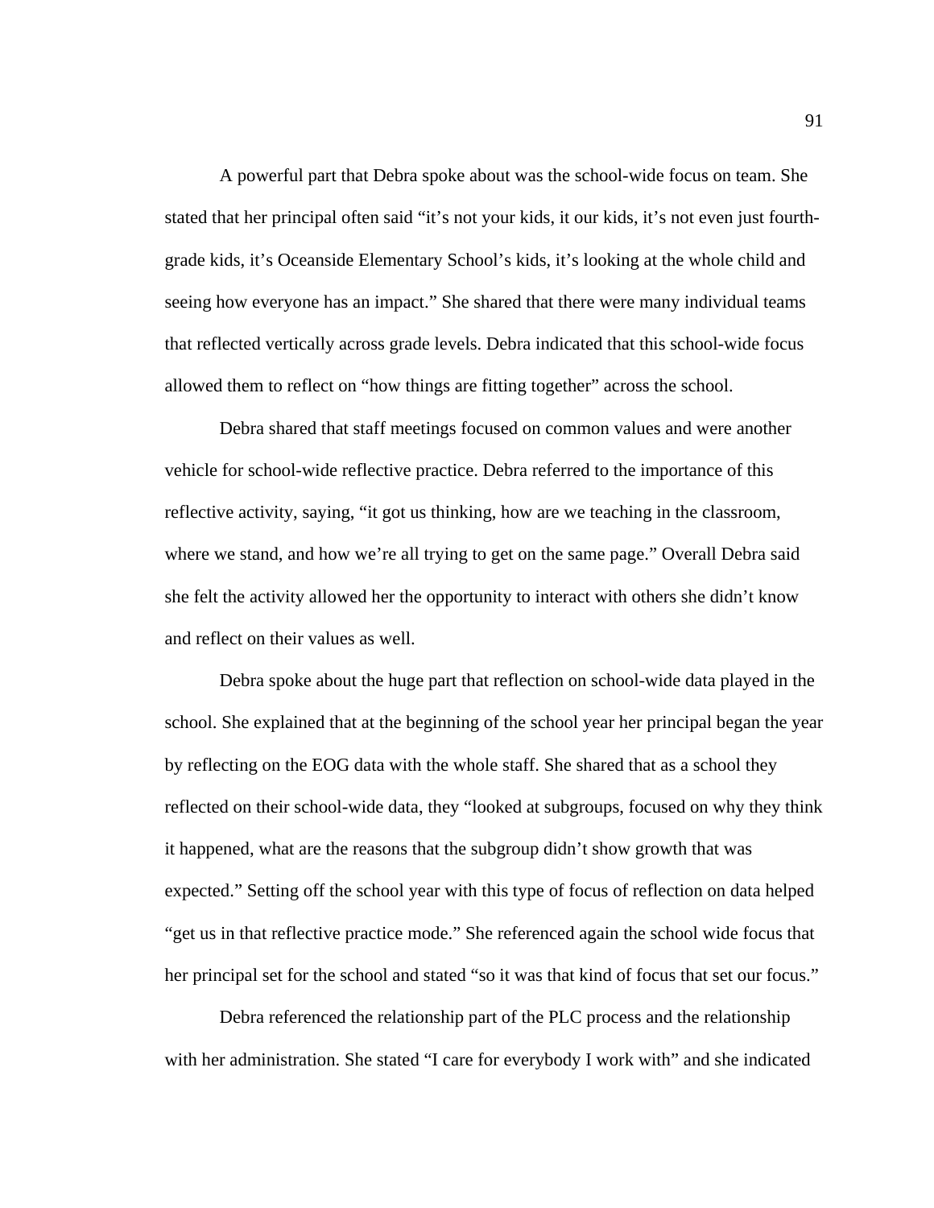A powerful part that Debra spoke about was the school-wide focus on team. She stated that her principal often said "it's not your kids, it our kids, it's not even just fourth-grade kids, it's Oceanside Elementary School's kids, it's looking at the whole child and seeing how everyone has an impact." She shared that there were many individual teams that reflected vertically across grade levels. Debra indicated that this school-wide focus allowed them to reflect on "how things are fitting together" across the school.

Debra shared that staff meetings focused on common values and were another vehicle for school-wide reflective practice. Debra referred to the importance of this reflective activity, saying, "it got us thinking, how are we teaching in the classroom, where we stand, and how we're all trying to get on the same page." Overall Debra said she felt the activity allowed her the opportunity to interact with others she didn't know and reflect on their values as well.

Debra spoke about the huge part that reflection on school-wide data played in the school. She explained that at the beginning of the school year her principal began the year by reflecting on the EOG data with the whole staff. She shared that as a school they reflected on their school-wide data, they "looked at subgroups, focused on why they think it happened, what are the reasons that the subgroup didn't show growth that was expected." Setting off the school year with this type of focus of reflection on data helped "get us in that reflective practice mode." She referenced again the school wide focus that her principal set for the school and stated "so it was that kind of focus that set our focus."

Debra referenced the relationship part of the PLC process and the relationship with her administration. She stated "I care for everybody I work with" and she indicated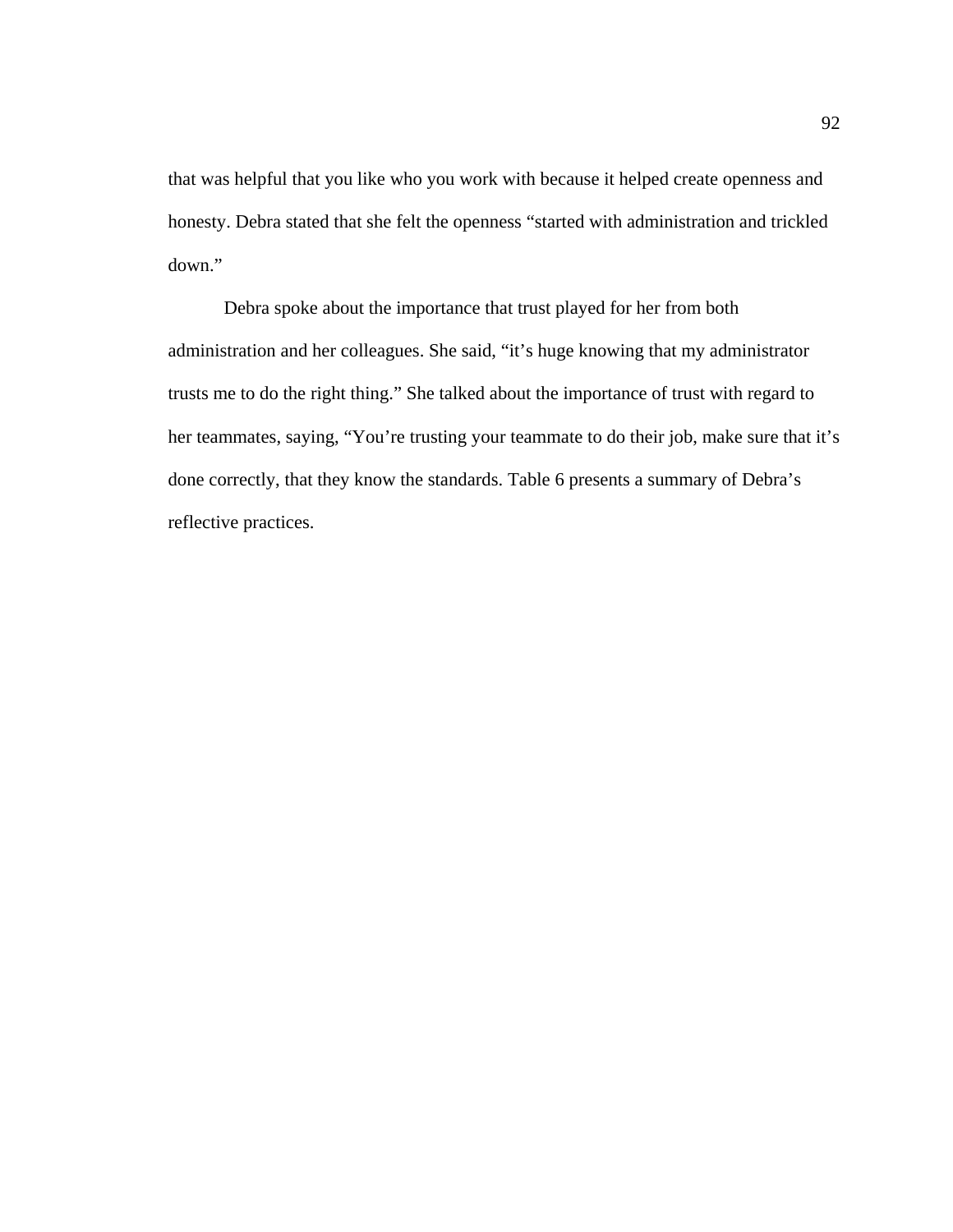that was helpful that you like who you work with because it helped create openness and honesty. Debra stated that she felt the openness "started with administration and trickled down."

Debra spoke about the importance that trust played for her from both administration and her colleagues. She said, "it's huge knowing that my administrator trusts me to do the right thing." She talked about the importance of trust with regard to her teammates, saying, "You're trusting your teammate to do their job, make sure that it's done correctly, that they know the standards. Table 6 presents a summary of Debra's reflective practices.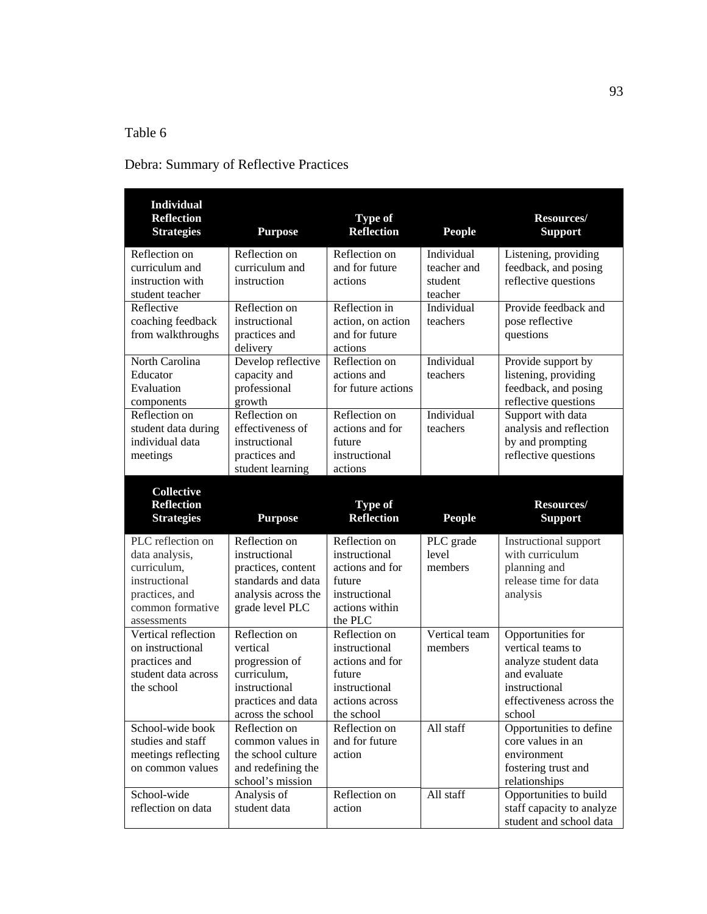Table 6

Debra: Summary of Reflective Practices

| **Individual Reflection Strategies** | **Purpose** | **Type of Reflection** | **People** | **Resources/ Support** |
|---|---|---|---|---|
| Reflection on curriculum and instruction with student teacher | Reflection on curriculum and instruction | Reflection on and for future actions | Individual teacher and student teacher | Listening, providing feedback, and posing reflective questions |
| Reflective coaching feedback from walkthroughs | Reflection on instructional practices and delivery | Reflection in action, on action and for future actions | Individual teachers | Provide feedback and pose reflective questions |
| North Carolina Educator Evaluation components | Develop reflective capacity and professional growth | Reflection on actions and for future actions | Individual teachers | Provide support by listening, providing feedback, and posing reflective questions |
| Reflection on student data during individual data meetings | Reflection on effectiveness of instructional practices and student learning | Reflection on actions and for future instructional actions | Individual teachers | Support with data analysis and reflection by and prompting reflective questions |
| **Collective Reflection Strategies** | **Purpose** | **Type of Reflection** | **People** | **Resources/ Support** |
| PLC reflection on data analysis, curriculum, instructional practices, and common formative assessments | Reflection on instructional practices, content standards and data analysis across the grade level PLC | Reflection on instructional actions and for future instructional actions within the PLC | PLC grade level members | Instructional support with curriculum planning and release time for data analysis |
| Vertical reflection on instructional practices and student data across the school | Reflection on vertical progression of curriculum, instructional practices and data across the school | Reflection on instructional actions and for future instructional actions across the school | Vertical team members | Opportunities for vertical teams to analyze student data and evaluate instructional effectiveness across the school |
| School-wide book studies and staff meetings reflecting on common values | Reflection on common values in the school culture and redefining the school's mission | Reflection on and for future action | All staff | Opportunities to define core values in an environment fostering trust and relationships |
| School-wide reflection on data | Analysis of student data | Reflection on action | All staff | Opportunities to build staff capacity to analyze student and school data |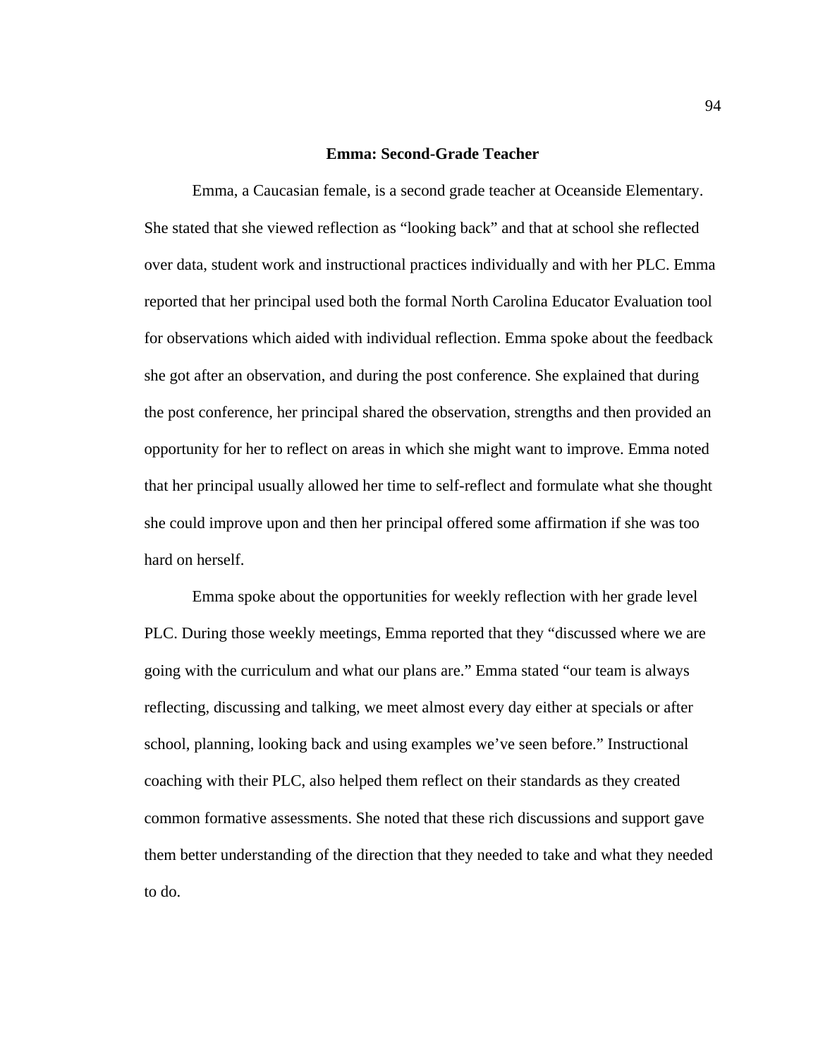### Emma: Second-Grade Teacher

Emma, a Caucasian female, is a second grade teacher at Oceanside Elementary. She stated that she viewed reflection as “looking back” and that at school she reflected over data, student work and instructional practices individually and with her PLC. Emma reported that her principal used both the formal North Carolina Educator Evaluation tool for observations which aided with individual reflection. Emma spoke about the feedback she got after an observation, and during the post conference. She explained that during the post conference, her principal shared the observation, strengths and then provided an opportunity for her to reflect on areas in which she might want to improve. Emma noted that her principal usually allowed her time to self-reflect and formulate what she thought she could improve upon and then her principal offered some affirmation if she was too hard on herself.

Emma spoke about the opportunities for weekly reflection with her grade level PLC. During those weekly meetings, Emma reported that they “discussed where we are going with the curriculum and what our plans are.” Emma stated “our team is always reflecting, discussing and talking, we meet almost every day either at specials or after school, planning, looking back and using examples we’ve seen before.” Instructional coaching with their PLC, also helped them reflect on their standards as they created common formative assessments. She noted that these rich discussions and support gave them better understanding of the direction that they needed to take and what they needed to do.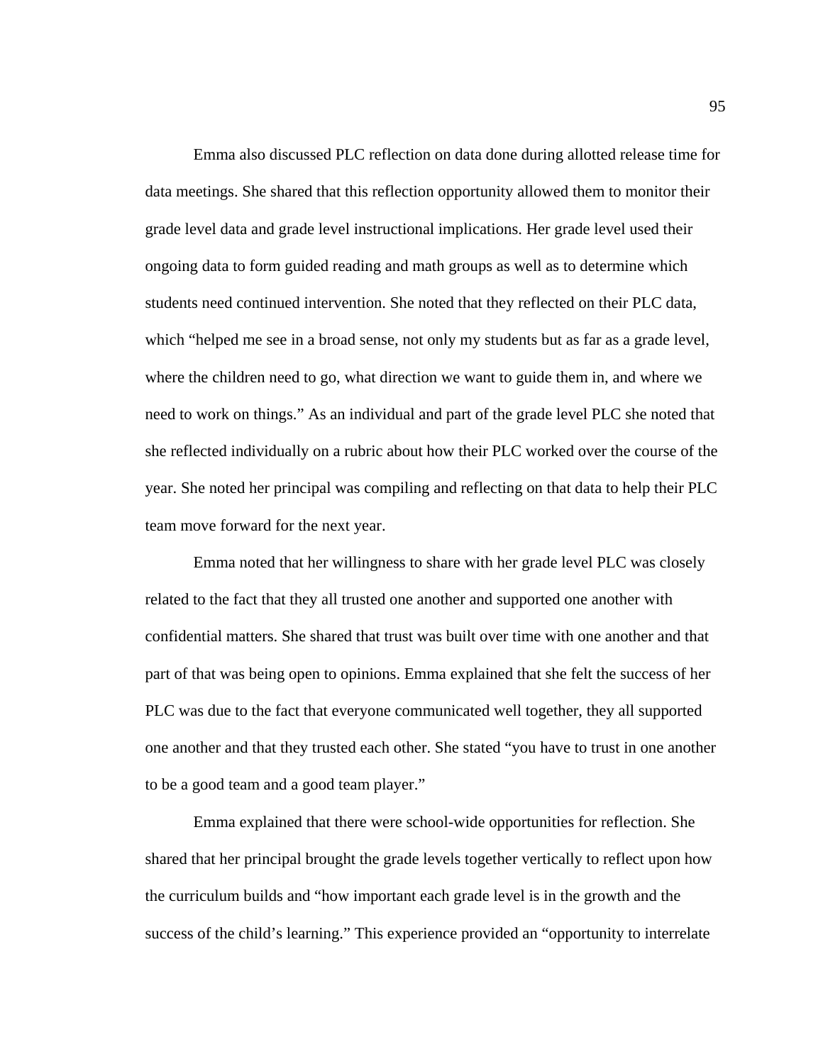Emma also discussed PLC reflection on data done during allotted release time for data meetings. She shared that this reflection opportunity allowed them to monitor their grade level data and grade level instructional implications. Her grade level used their ongoing data to form guided reading and math groups as well as to determine which students need continued intervention. She noted that they reflected on their PLC data, which "helped me see in a broad sense, not only my students but as far as a grade level, where the children need to go, what direction we want to guide them in, and where we need to work on things." As an individual and part of the grade level PLC she noted that she reflected individually on a rubric about how their PLC worked over the course of the year. She noted her principal was compiling and reflecting on that data to help their PLC team move forward for the next year.

Emma noted that her willingness to share with her grade level PLC was closely related to the fact that they all trusted one another and supported one another with confidential matters. She shared that trust was built over time with one another and that part of that was being open to opinions. Emma explained that she felt the success of her PLC was due to the fact that everyone communicated well together, they all supported one another and that they trusted each other. She stated "you have to trust in one another to be a good team and a good team player."

Emma explained that there were school-wide opportunities for reflection. She shared that her principal brought the grade levels together vertically to reflect upon how the curriculum builds and "how important each grade level is in the growth and the success of the child's learning." This experience provided an "opportunity to interrelate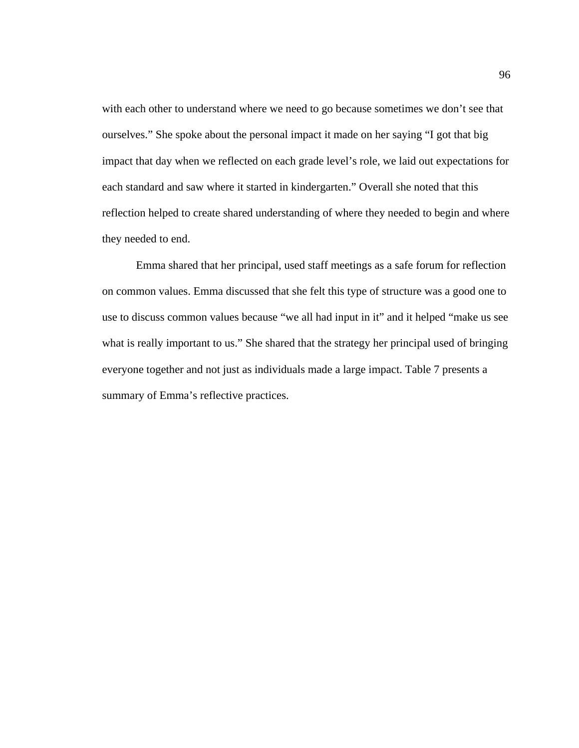with each other to understand where we need to go because sometimes we don't see that ourselves." She spoke about the personal impact it made on her saying "I got that big impact that day when we reflected on each grade level's role, we laid out expectations for each standard and saw where it started in kindergarten." Overall she noted that this reflection helped to create shared understanding of where they needed to begin and where they needed to end.

Emma shared that her principal, used staff meetings as a safe forum for reflection on common values. Emma discussed that she felt this type of structure was a good one to use to discuss common values because "we all had input in it" and it helped "make us see what is really important to us." She shared that the strategy her principal used of bringing everyone together and not just as individuals made a large impact. Table 7 presents a summary of Emma's reflective practices.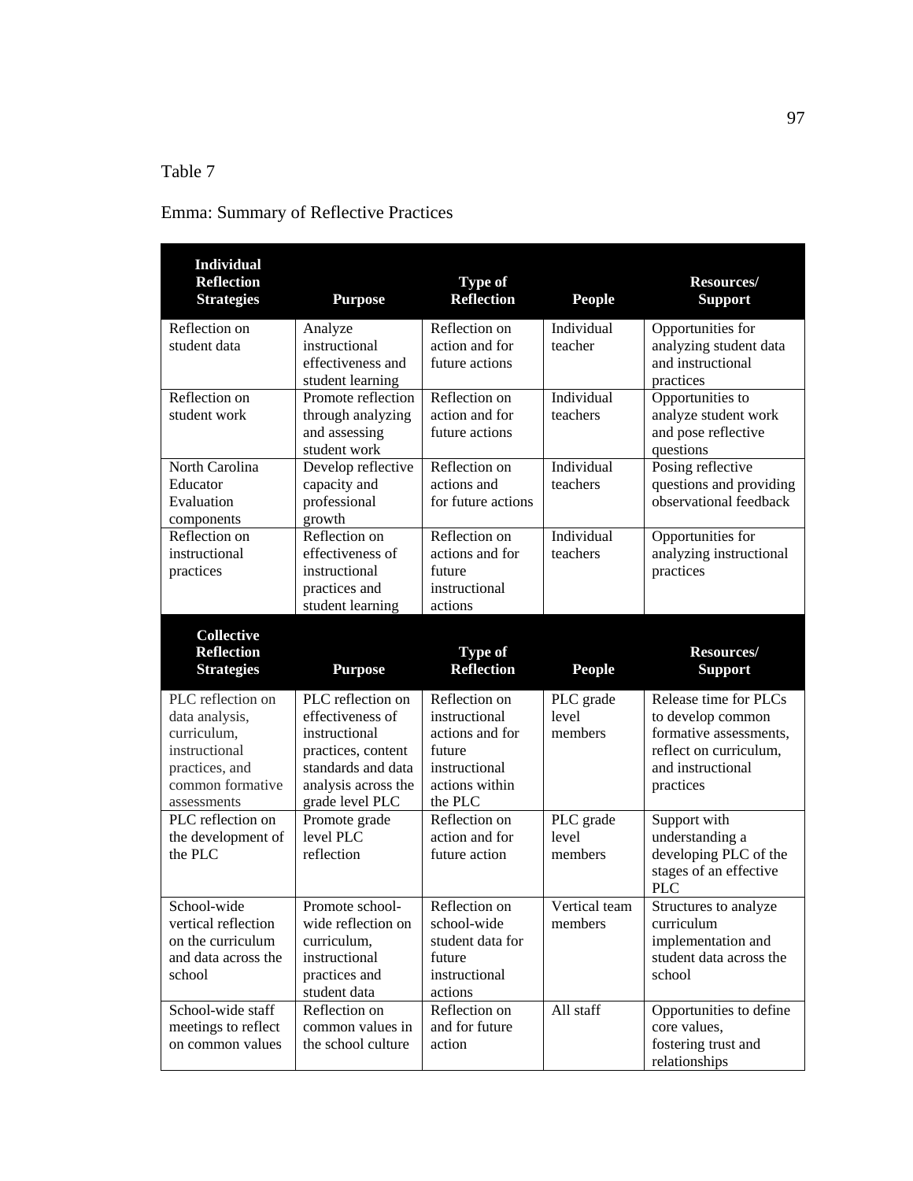Table 7

Emma: Summary of Reflective Practices

| Individual Reflection Strategies | Purpose | Type of Reflection | People | Resources/ Support |
|---|---|---|---|---|
| Reflection on student data | Analyze instructional effectiveness and student learning | Reflection on action and for future actions | Individual teacher | Opportunities for analyzing student data and instructional practices |
| Reflection on student work | Promote reflection through analyzing and assessing student work | Reflection on action and for future actions | Individual teachers | Opportunities to analyze student work and pose reflective questions |
| North Carolina Educator Evaluation components | Develop reflective capacity and professional growth | Reflection on actions and for future actions | Individual teachers | Posing reflective questions and providing observational feedback |
| Reflection on instructional practices | Reflection on effectiveness of instructional practices and student learning | Reflection on actions and for future instructional actions | Individual teachers | Opportunities for analyzing instructional practices |
| **Collective Reflection Strategies** | **Purpose** | **Type of Reflection** | **People** | **Resources/ Support** |
| PLC reflection on data analysis, curriculum, instructional practices, and common formative assessments | PLC reflection on effectiveness of instructional practices, content standards and data analysis across the grade level PLC | Reflection on instructional actions and for future instructional actions within the PLC | PLC grade level members | Release time for PLCs to develop common formative assessments, reflect on curriculum, and instructional practices |
| PLC reflection on the development of the PLC | Promote grade level PLC reflection | Reflection on action and for future action | PLC grade level members | Support with understanding a developing PLC of the stages of an effective PLC |
| School-wide vertical reflection on the curriculum and data across the school | Promote school-wide reflection on curriculum, instructional practices and student data | Reflection on school-wide student data for future instructional actions | Vertical team members | Structures to analyze curriculum implementation and student data across the school |
| School-wide staff meetings to reflect on common values | Reflection on common values in the school culture | Reflection on and for future action | All staff | Opportunities to define core values, fostering trust and relationships |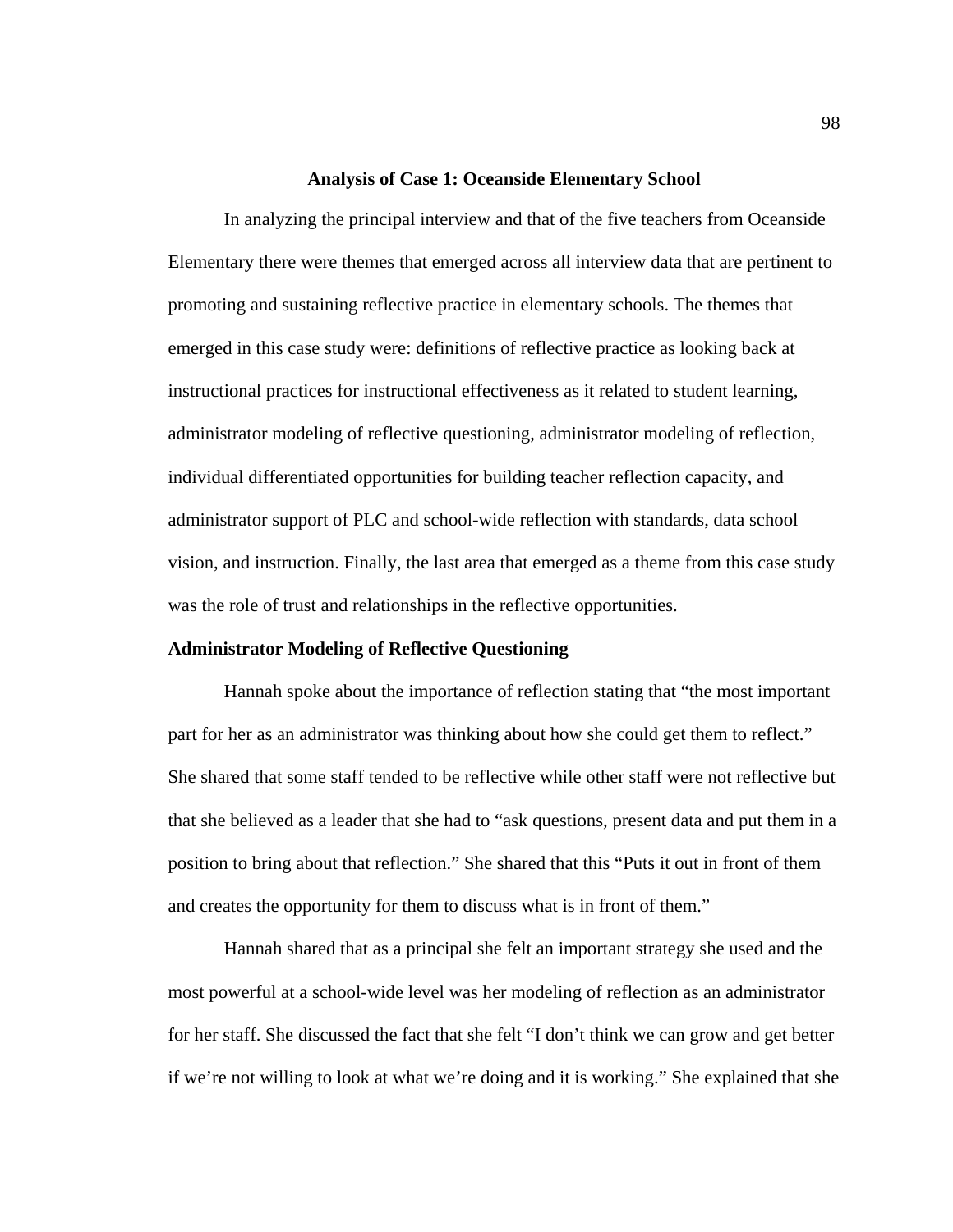## Analysis of Case 1: Oceanside Elementary School

In analyzing the principal interview and that of the five teachers from Oceanside Elementary there were themes that emerged across all interview data that are pertinent to promoting and sustaining reflective practice in elementary schools. The themes that emerged in this case study were: definitions of reflective practice as looking back at instructional practices for instructional effectiveness as it related to student learning, administrator modeling of reflective questioning, administrator modeling of reflection, individual differentiated opportunities for building teacher reflection capacity, and administrator support of PLC and school-wide reflection with standards, data school vision, and instruction. Finally, the last area that emerged as a theme from this case study was the role of trust and relationships in the reflective opportunities.

### Administrator Modeling of Reflective Questioning

Hannah spoke about the importance of reflection stating that "the most important part for her as an administrator was thinking about how she could get them to reflect." She shared that some staff tended to be reflective while other staff were not reflective but that she believed as a leader that she had to "ask questions, present data and put them in a position to bring about that reflection." She shared that this "Puts it out in front of them and creates the opportunity for them to discuss what is in front of them."

Hannah shared that as a principal she felt an important strategy she used and the most powerful at a school-wide level was her modeling of reflection as an administrator for her staff. She discussed the fact that she felt "I don't think we can grow and get better if we're not willing to look at what we're doing and it is working." She explained that she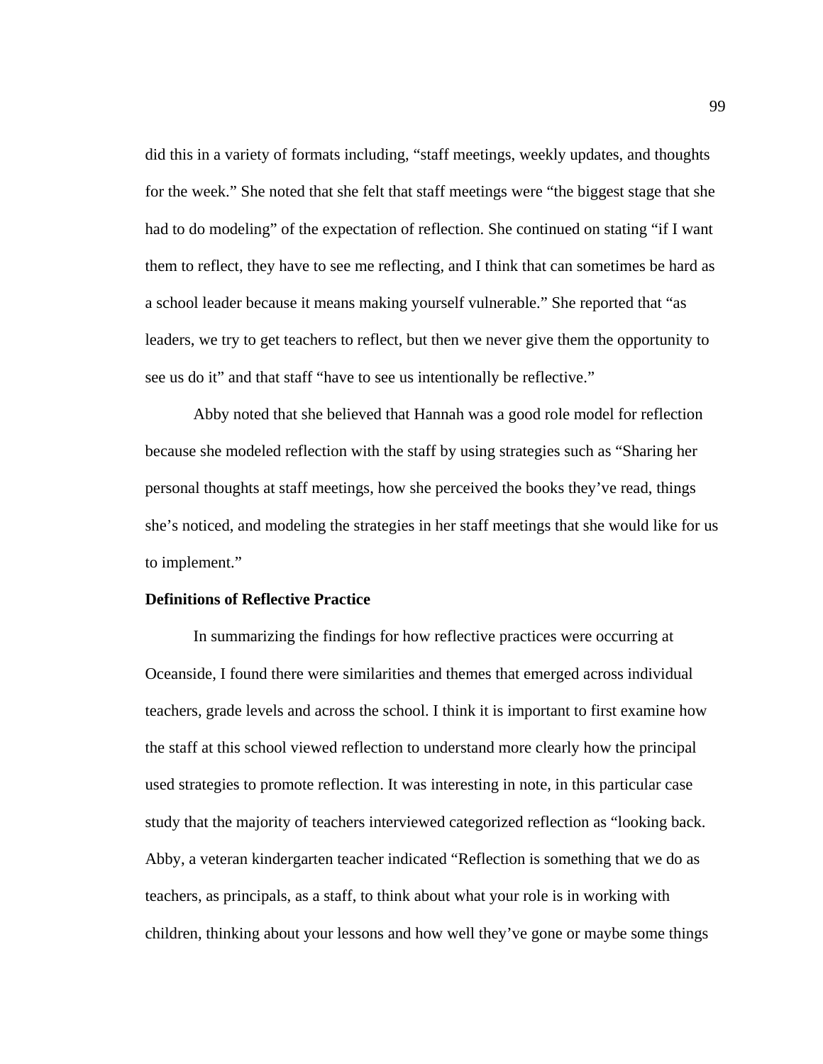did this in a variety of formats including, “staff meetings, weekly updates, and thoughts for the week.” She noted that she felt that staff meetings were “the biggest stage that she had to do modeling” of the expectation of reflection. She continued on stating “if I want them to reflect, they have to see me reflecting, and I think that can sometimes be hard as a school leader because it means making yourself vulnerable.” She reported that “as leaders, we try to get teachers to reflect, but then we never give them the opportunity to see us do it” and that staff “have to see us intentionally be reflective.”

Abby noted that she believed that Hannah was a good role model for reflection because she modeled reflection with the staff by using strategies such as “Sharing her personal thoughts at staff meetings, how she perceived the books they’ve read, things she’s noticed, and modeling the strategies in her staff meetings that she would like for us to implement.”

**Definitions of Reflective Practice**

In summarizing the findings for how reflective practices were occurring at Oceanside, I found there were similarities and themes that emerged across individual teachers, grade levels and across the school. I think it is important to first examine how the staff at this school viewed reflection to understand more clearly how the principal used strategies to promote reflection. It was interesting in note, in this particular case study that the majority of teachers interviewed categorized reflection as “looking back. Abby, a veteran kindergarten teacher indicated “Reflection is something that we do as teachers, as principals, as a staff, to think about what your role is in working with children, thinking about your lessons and how well they’ve gone or maybe some things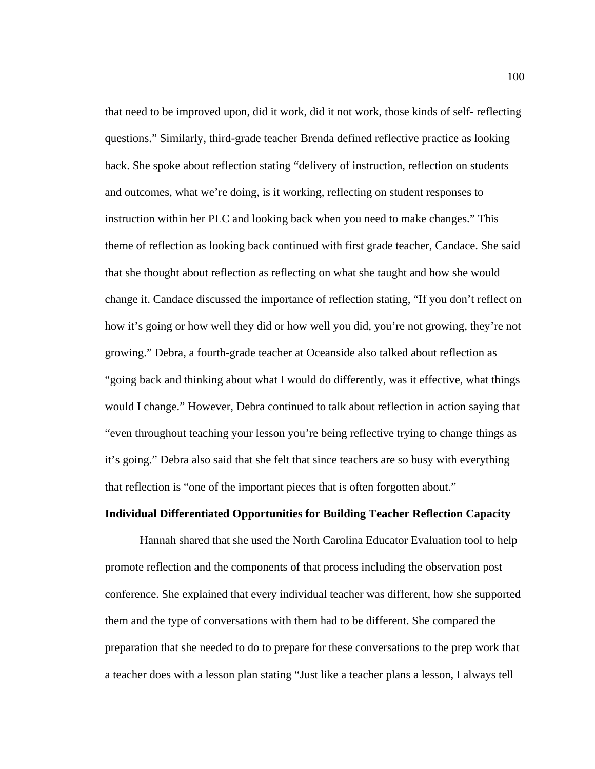that need to be improved upon, did it work, did it not work, those kinds of self- reflecting questions." Similarly, third-grade teacher Brenda defined reflective practice as looking back. She spoke about reflection stating "delivery of instruction, reflection on students and outcomes, what we're doing, is it working, reflecting on student responses to instruction within her PLC and looking back when you need to make changes." This theme of reflection as looking back continued with first grade teacher, Candace. She said that she thought about reflection as reflecting on what she taught and how she would change it. Candace discussed the importance of reflection stating, "If you don't reflect on how it's going or how well they did or how well you did, you're not growing, they're not growing." Debra, a fourth-grade teacher at Oceanside also talked about reflection as "going back and thinking about what I would do differently, was it effective, what things would I change." However, Debra continued to talk about reflection in action saying that "even throughout teaching your lesson you're being reflective trying to change things as it's going." Debra also said that she felt that since teachers are so busy with everything that reflection is "one of the important pieces that is often forgotten about."

**Individual Differentiated Opportunities for Building Teacher Reflection Capacity**

Hannah shared that she used the North Carolina Educator Evaluation tool to help promote reflection and the components of that process including the observation post conference. She explained that every individual teacher was different, how she supported them and the type of conversations with them had to be different. She compared the preparation that she needed to do to prepare for these conversations to the prep work that a teacher does with a lesson plan stating "Just like a teacher plans a lesson, I always tell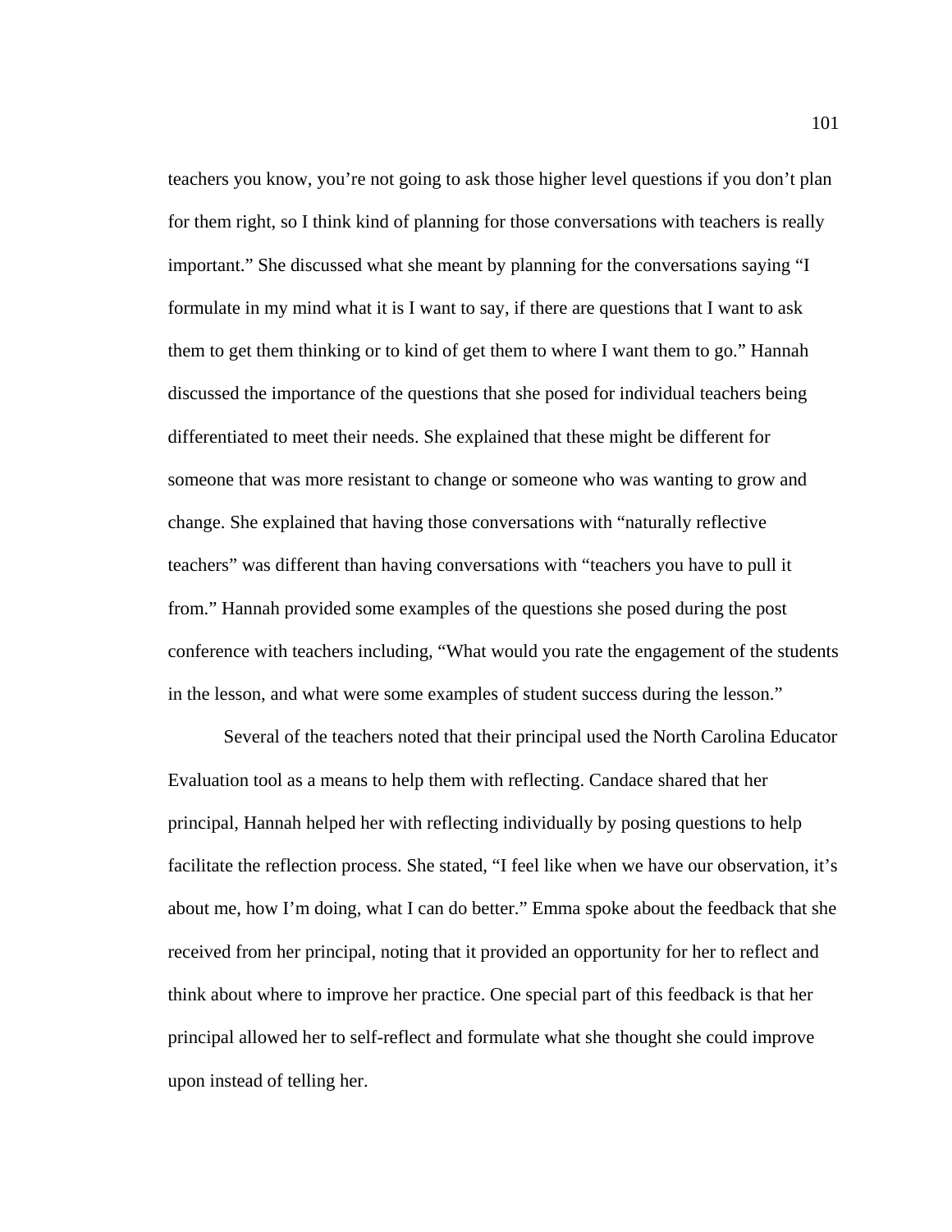teachers you know, you're not going to ask those higher level questions if you don't plan for them right, so I think kind of planning for those conversations with teachers is really important." She discussed what she meant by planning for the conversations saying "I formulate in my mind what it is I want to say, if there are questions that I want to ask them to get them thinking or to kind of get them to where I want them to go." Hannah discussed the importance of the questions that she posed for individual teachers being differentiated to meet their needs. She explained that these might be different for someone that was more resistant to change or someone who was wanting to grow and change. She explained that having those conversations with "naturally reflective teachers" was different than having conversations with "teachers you have to pull it from." Hannah provided some examples of the questions she posed during the post conference with teachers including, "What would you rate the engagement of the students in the lesson, and what were some examples of student success during the lesson."

Several of the teachers noted that their principal used the North Carolina Educator Evaluation tool as a means to help them with reflecting. Candace shared that her principal, Hannah helped her with reflecting individually by posing questions to help facilitate the reflection process. She stated, "I feel like when we have our observation, it's about me, how I'm doing, what I can do better." Emma spoke about the feedback that she received from her principal, noting that it provided an opportunity for her to reflect and think about where to improve her practice. One special part of this feedback is that her principal allowed her to self-reflect and formulate what she thought she could improve upon instead of telling her.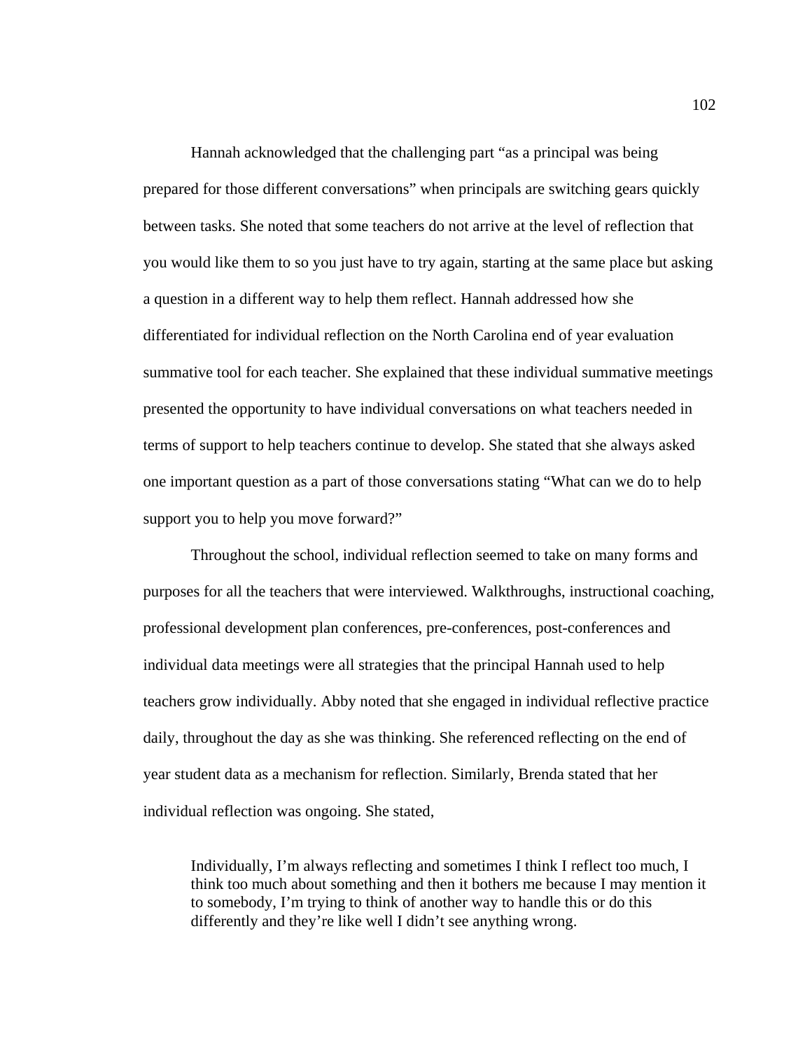Hannah acknowledged that the challenging part "as a principal was being prepared for those different conversations" when principals are switching gears quickly between tasks. She noted that some teachers do not arrive at the level of reflection that you would like them to so you just have to try again, starting at the same place but asking a question in a different way to help them reflect. Hannah addressed how she differentiated for individual reflection on the North Carolina end of year evaluation summative tool for each teacher. She explained that these individual summative meetings presented the opportunity to have individual conversations on what teachers needed in terms of support to help teachers continue to develop. She stated that she always asked one important question as a part of those conversations stating "What can we do to help support you to help you move forward?"

Throughout the school, individual reflection seemed to take on many forms and purposes for all the teachers that were interviewed. Walkthroughs, instructional coaching, professional development plan conferences, pre-conferences, post-conferences and individual data meetings were all strategies that the principal Hannah used to help teachers grow individually. Abby noted that she engaged in individual reflective practice daily, throughout the day as she was thinking. She referenced reflecting on the end of year student data as a mechanism for reflection. Similarly, Brenda stated that her individual reflection was ongoing. She stated,

> Individually, I'm always reflecting and sometimes I think I reflect too much, I think too much about something and then it bothers me because I may mention it to somebody, I'm trying to think of another way to handle this or do this differently and they're like well I didn't see anything wrong.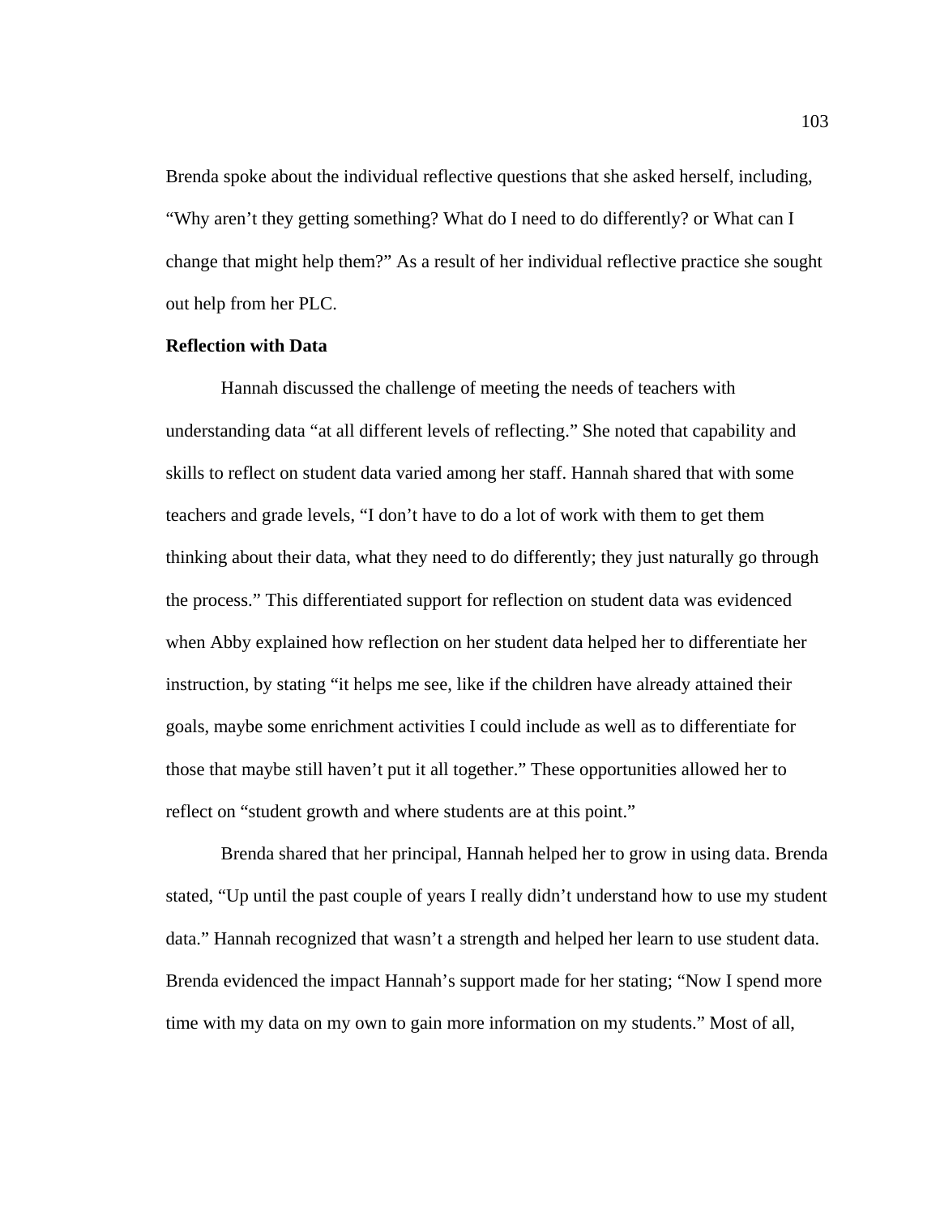Brenda spoke about the individual reflective questions that she asked herself, including, "Why aren't they getting something? What do I need to do differently? or What can I change that might help them?" As a result of her individual reflective practice she sought out help from her PLC.

**Reflection with Data**

Hannah discussed the challenge of meeting the needs of teachers with understanding data "at all different levels of reflecting." She noted that capability and skills to reflect on student data varied among her staff. Hannah shared that with some teachers and grade levels, "I don't have to do a lot of work with them to get them thinking about their data, what they need to do differently; they just naturally go through the process." This differentiated support for reflection on student data was evidenced when Abby explained how reflection on her student data helped her to differentiate her instruction, by stating "it helps me see, like if the children have already attained their goals, maybe some enrichment activities I could include as well as to differentiate for those that maybe still haven't put it all together." These opportunities allowed her to reflect on "student growth and where students are at this point."

Brenda shared that her principal, Hannah helped her to grow in using data. Brenda stated, "Up until the past couple of years I really didn't understand how to use my student data." Hannah recognized that wasn't a strength and helped her learn to use student data. Brenda evidenced the impact Hannah's support made for her stating; "Now I spend more time with my data on my own to gain more information on my students." Most of all,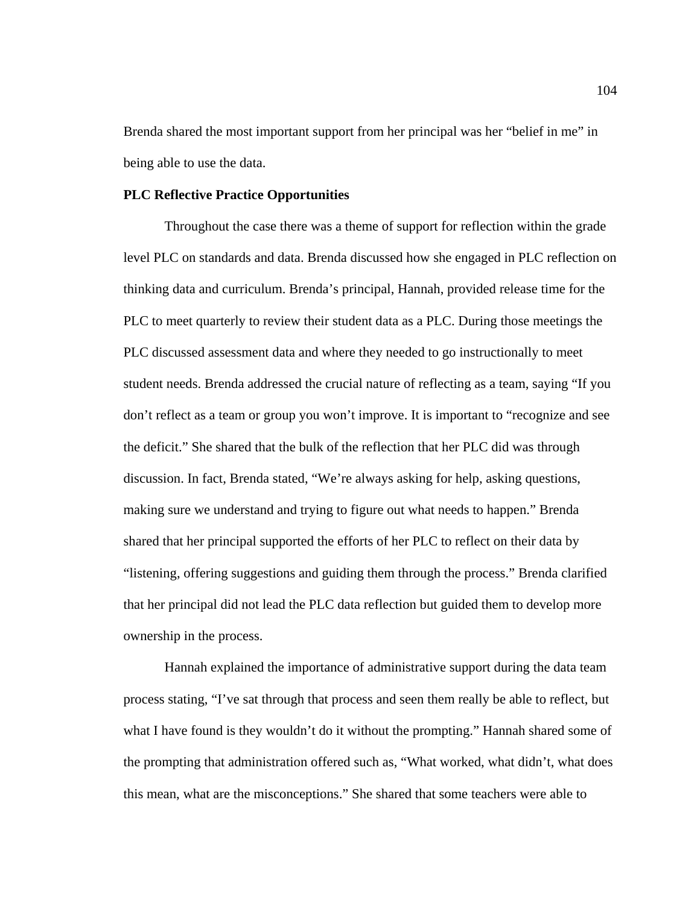Brenda shared the most important support from her principal was her “belief in me” in being able to use the data.

**PLC Reflective Practice Opportunities**

Throughout the case there was a theme of support for reflection within the grade level PLC on standards and data. Brenda discussed how she engaged in PLC reflection on thinking data and curriculum. Brenda’s principal, Hannah, provided release time for the PLC to meet quarterly to review their student data as a PLC. During those meetings the PLC discussed assessment data and where they needed to go instructionally to meet student needs. Brenda addressed the crucial nature of reflecting as a team, saying “If you don’t reflect as a team or group you won’t improve. It is important to “recognize and see the deficit.” She shared that the bulk of the reflection that her PLC did was through discussion. In fact, Brenda stated, “We’re always asking for help, asking questions, making sure we understand and trying to figure out what needs to happen.” Brenda shared that her principal supported the efforts of her PLC to reflect on their data by “listening, offering suggestions and guiding them through the process.” Brenda clarified that her principal did not lead the PLC data reflection but guided them to develop more ownership in the process.

Hannah explained the importance of administrative support during the data team process stating, “I’ve sat through that process and seen them really be able to reflect, but what I have found is they wouldn’t do it without the prompting.” Hannah shared some of the prompting that administration offered such as, “What worked, what didn’t, what does this mean, what are the misconceptions.” She shared that some teachers were able to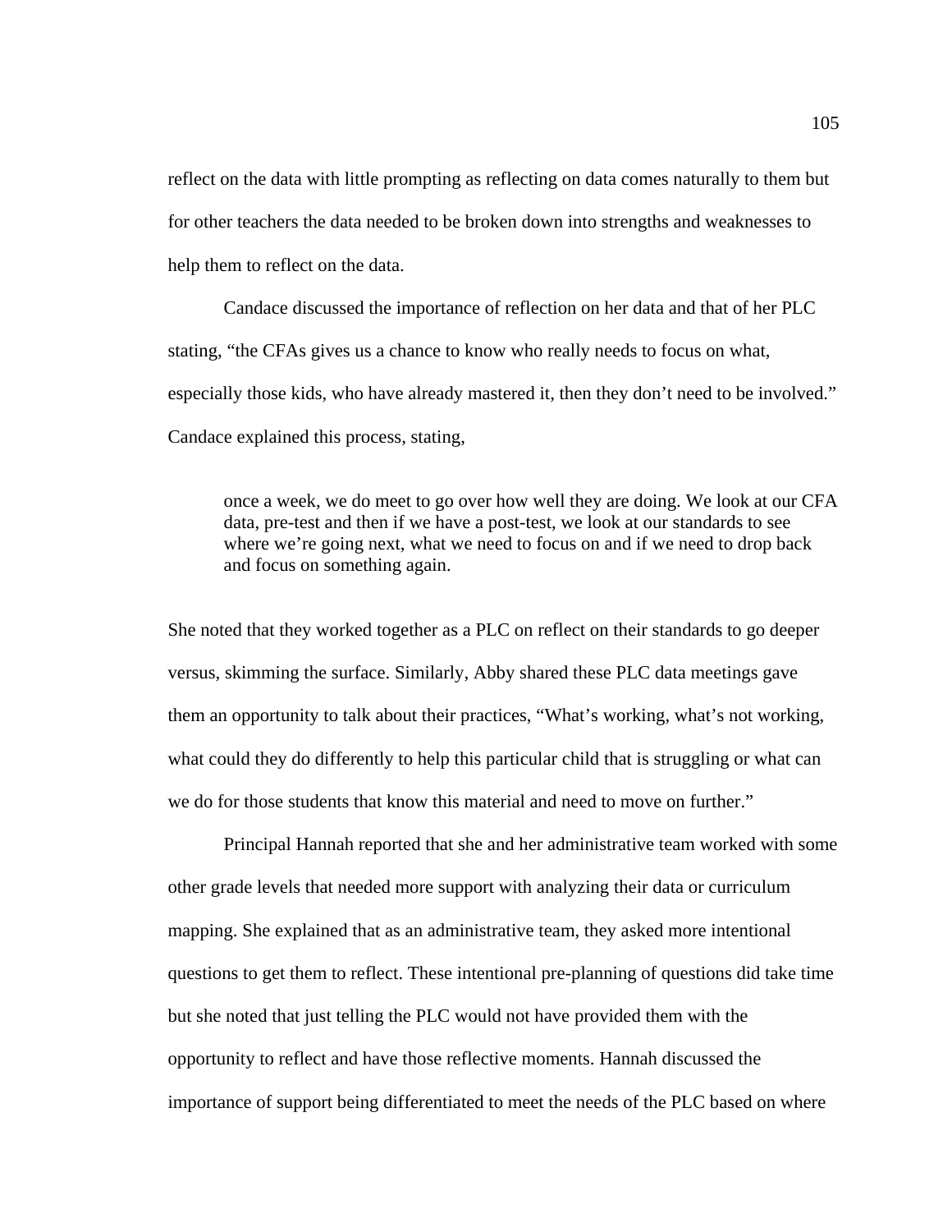reflect on the data with little prompting as reflecting on data comes naturally to them but for other teachers the data needed to be broken down into strengths and weaknesses to help them to reflect on the data.

Candace discussed the importance of reflection on her data and that of her PLC stating, “the CFAs gives us a chance to know who really needs to focus on what, especially those kids, who have already mastered it, then they don’t need to be involved.” Candace explained this process, stating,

> once a week, we do meet to go over how well they are doing. We look at our CFA data, pre-test and then if we have a post-test, we look at our standards to see where we’re going next, what we need to focus on and if we need to drop back and focus on something again.

She noted that they worked together as a PLC on reflect on their standards to go deeper versus, skimming the surface. Similarly, Abby shared these PLC data meetings gave them an opportunity to talk about their practices, “What’s working, what’s not working, what could they do differently to help this particular child that is struggling or what can we do for those students that know this material and need to move on further.”

Principal Hannah reported that she and her administrative team worked with some other grade levels that needed more support with analyzing their data or curriculum mapping. She explained that as an administrative team, they asked more intentional questions to get them to reflect. These intentional pre-planning of questions did take time but she noted that just telling the PLC would not have provided them with the opportunity to reflect and have those reflective moments. Hannah discussed the importance of support being differentiated to meet the needs of the PLC based on where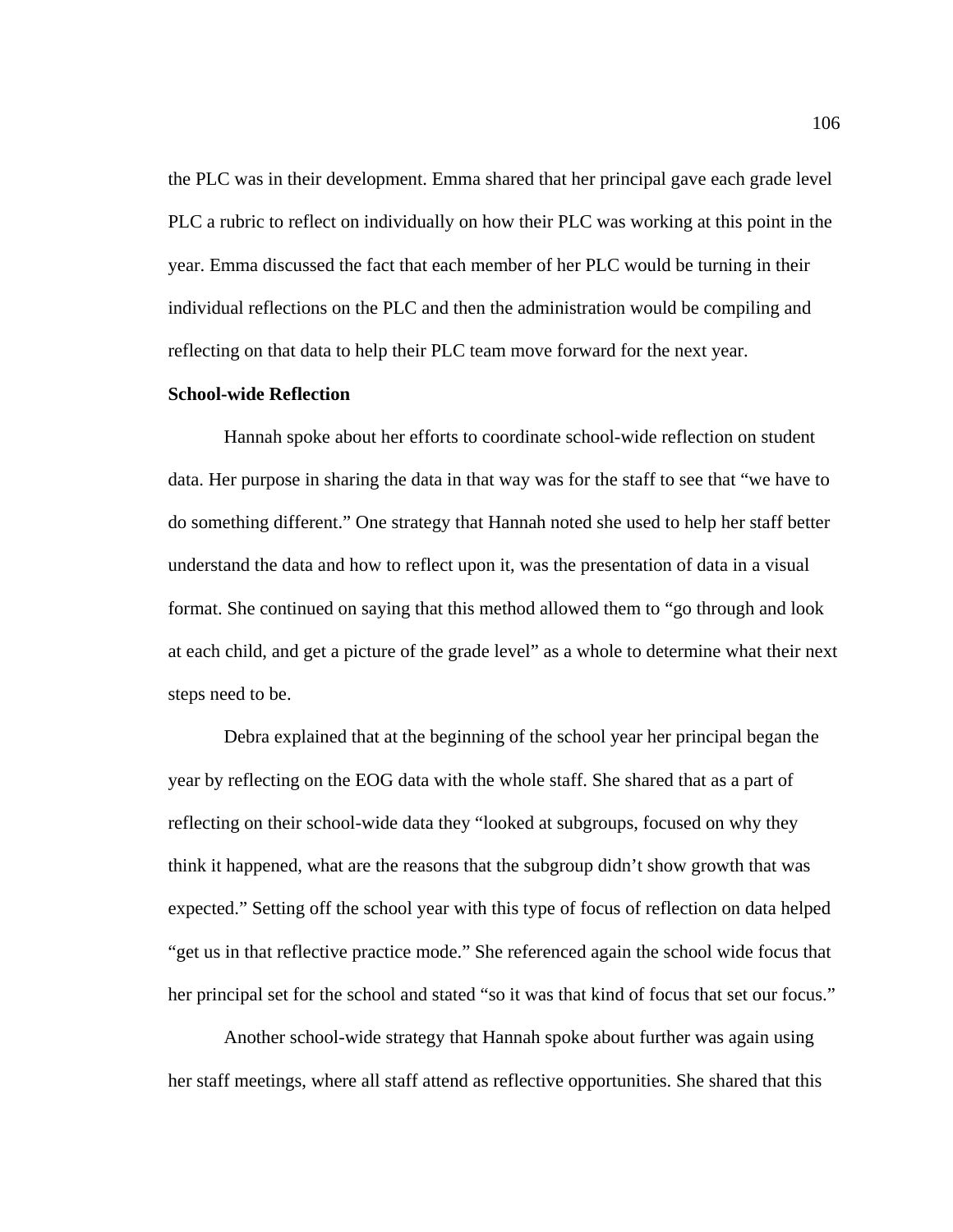the PLC was in their development. Emma shared that her principal gave each grade level PLC a rubric to reflect on individually on how their PLC was working at this point in the year. Emma discussed the fact that each member of her PLC would be turning in their individual reflections on the PLC and then the administration would be compiling and reflecting on that data to help their PLC team move forward for the next year.

**School-wide Reflection**

Hannah spoke about her efforts to coordinate school-wide reflection on student data. Her purpose in sharing the data in that way was for the staff to see that "we have to do something different." One strategy that Hannah noted she used to help her staff better understand the data and how to reflect upon it, was the presentation of data in a visual format. She continued on saying that this method allowed them to "go through and look at each child, and get a picture of the grade level" as a whole to determine what their next steps need to be.

Debra explained that at the beginning of the school year her principal began the year by reflecting on the EOG data with the whole staff. She shared that as a part of reflecting on their school-wide data they "looked at subgroups, focused on why they think it happened, what are the reasons that the subgroup didn't show growth that was expected." Setting off the school year with this type of focus of reflection on data helped "get us in that reflective practice mode." She referenced again the school wide focus that her principal set for the school and stated "so it was that kind of focus that set our focus."

Another school-wide strategy that Hannah spoke about further was again using her staff meetings, where all staff attend as reflective opportunities. She shared that this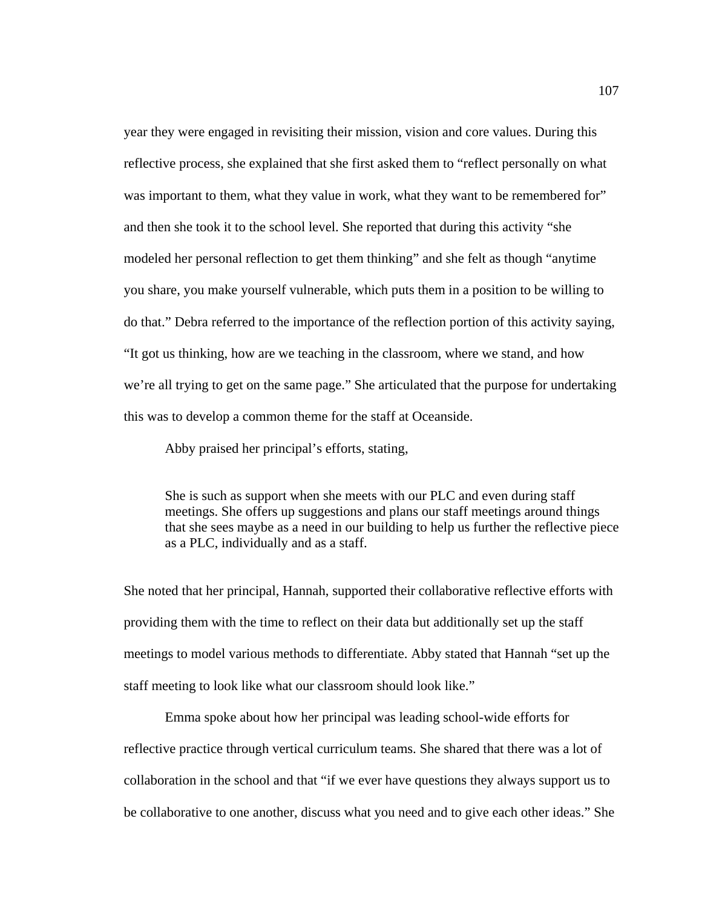year they were engaged in revisiting their mission, vision and core values. During this reflective process, she explained that she first asked them to "reflect personally on what was important to them, what they value in work, what they want to be remembered for" and then she took it to the school level. She reported that during this activity "she modeled her personal reflection to get them thinking" and she felt as though "anytime you share, you make yourself vulnerable, which puts them in a position to be willing to do that." Debra referred to the importance of the reflection portion of this activity saying, "It got us thinking, how are we teaching in the classroom, where we stand, and how we're all trying to get on the same page." She articulated that the purpose for undertaking this was to develop a common theme for the staff at Oceanside.

Abby praised her principal's efforts, stating,

> She is such as support when she meets with our PLC and even during staff meetings. She offers up suggestions and plans our staff meetings around things that she sees maybe as a need in our building to help us further the reflective piece as a PLC, individually and as a staff.

She noted that her principal, Hannah, supported their collaborative reflective efforts with providing them with the time to reflect on their data but additionally set up the staff meetings to model various methods to differentiate. Abby stated that Hannah "set up the staff meeting to look like what our classroom should look like."

Emma spoke about how her principal was leading school-wide efforts for reflective practice through vertical curriculum teams. She shared that there was a lot of collaboration in the school and that "if we ever have questions they always support us to be collaborative to one another, discuss what you need and to give each other ideas." She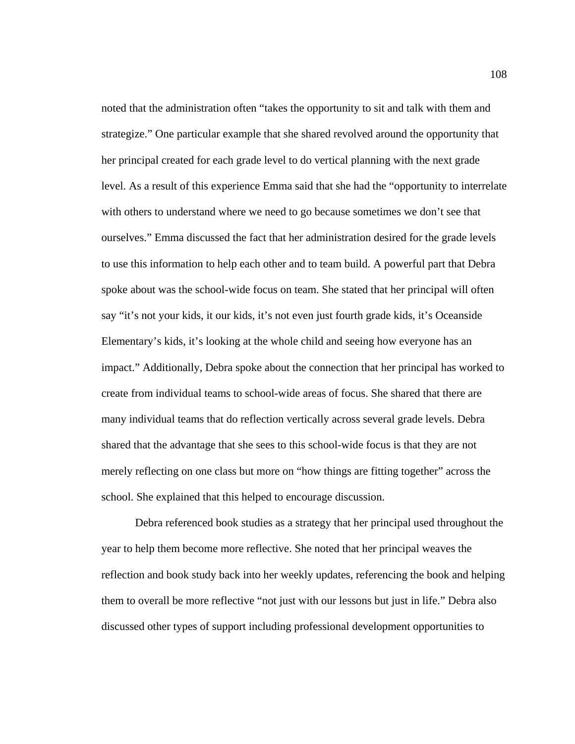noted that the administration often "takes the opportunity to sit and talk with them and strategize." One particular example that she shared revolved around the opportunity that her principal created for each grade level to do vertical planning with the next grade level. As a result of this experience Emma said that she had the "opportunity to interrelate with others to understand where we need to go because sometimes we don't see that ourselves." Emma discussed the fact that her administration desired for the grade levels to use this information to help each other and to team build. A powerful part that Debra spoke about was the school-wide focus on team. She stated that her principal will often say "it's not your kids, it our kids, it's not even just fourth grade kids, it's Oceanside Elementary's kids, it's looking at the whole child and seeing how everyone has an impact." Additionally, Debra spoke about the connection that her principal has worked to create from individual teams to school-wide areas of focus. She shared that there are many individual teams that do reflection vertically across several grade levels. Debra shared that the advantage that she sees to this school-wide focus is that they are not merely reflecting on one class but more on "how things are fitting together" across the school. She explained that this helped to encourage discussion.

Debra referenced book studies as a strategy that her principal used throughout the year to help them become more reflective. She noted that her principal weaves the reflection and book study back into her weekly updates, referencing the book and helping them to overall be more reflective "not just with our lessons but just in life." Debra also discussed other types of support including professional development opportunities to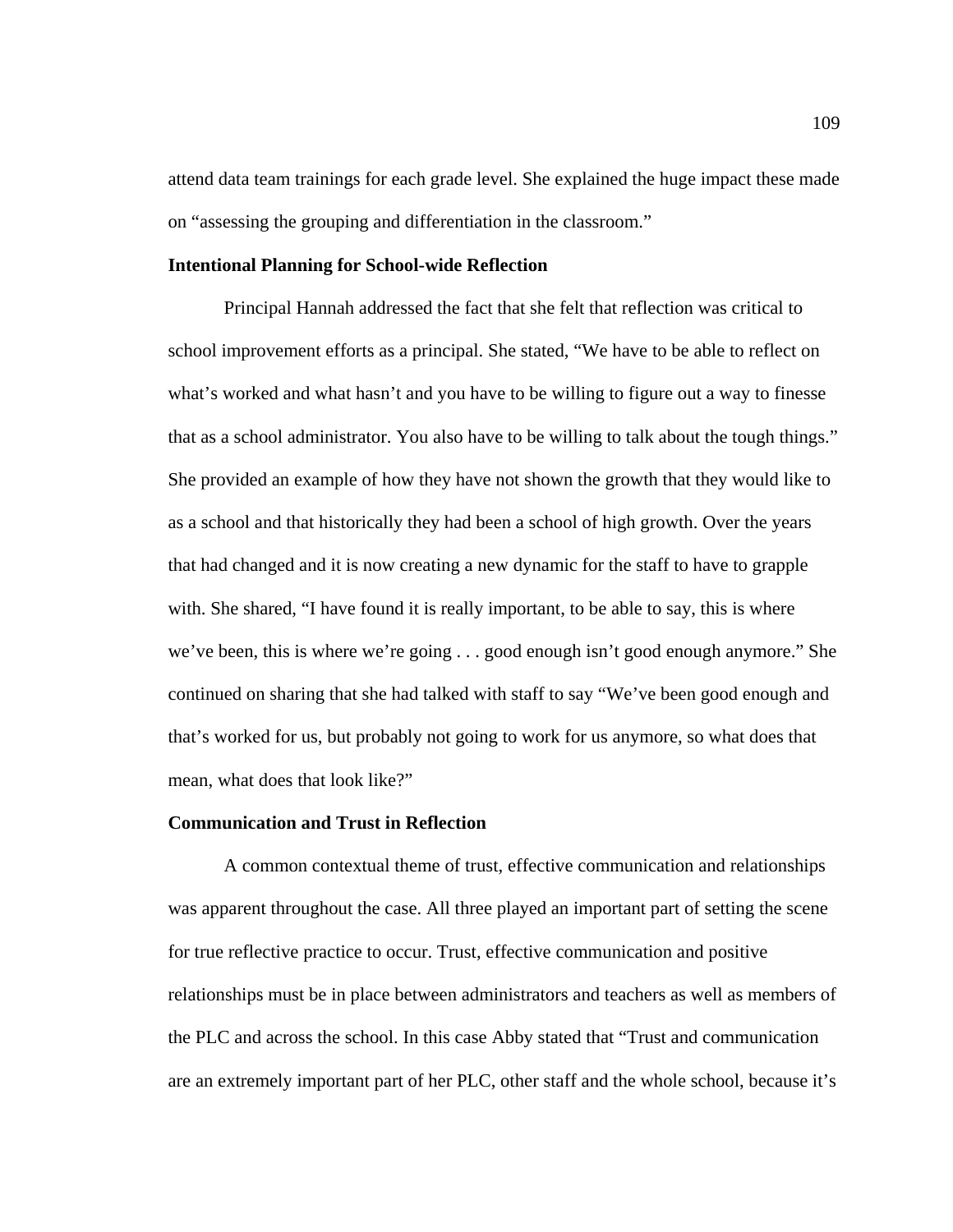attend data team trainings for each grade level. She explained the huge impact these made on "assessing the grouping and differentiation in the classroom."

**Intentional Planning for School-wide Reflection**

Principal Hannah addressed the fact that she felt that reflection was critical to school improvement efforts as a principal. She stated, "We have to be able to reflect on what's worked and what hasn't and you have to be willing to figure out a way to finesse that as a school administrator. You also have to be willing to talk about the tough things." She provided an example of how they have not shown the growth that they would like to as a school and that historically they had been a school of high growth. Over the years that had changed and it is now creating a new dynamic for the staff to have to grapple with. She shared, "I have found it is really important, to be able to say, this is where we've been, this is where we're going . . . good enough isn't good enough anymore." She continued on sharing that she had talked with staff to say "We've been good enough and that's worked for us, but probably not going to work for us anymore, so what does that mean, what does that look like?"

**Communication and Trust in Reflection**

A common contextual theme of trust, effective communication and relationships was apparent throughout the case. All three played an important part of setting the scene for true reflective practice to occur. Trust, effective communication and positive relationships must be in place between administrators and teachers as well as members of the PLC and across the school. In this case Abby stated that "Trust and communication are an extremely important part of her PLC, other staff and the whole school, because it's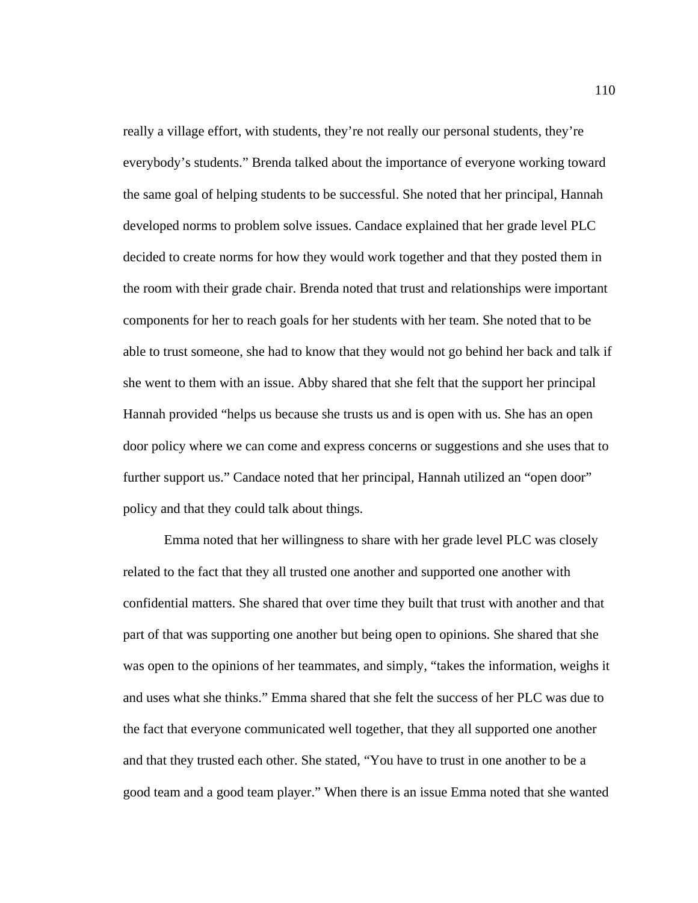really a village effort, with students, they're not really our personal students, they're everybody's students." Brenda talked about the importance of everyone working toward the same goal of helping students to be successful. She noted that her principal, Hannah developed norms to problem solve issues. Candace explained that her grade level PLC decided to create norms for how they would work together and that they posted them in the room with their grade chair. Brenda noted that trust and relationships were important components for her to reach goals for her students with her team. She noted that to be able to trust someone, she had to know that they would not go behind her back and talk if she went to them with an issue. Abby shared that she felt that the support her principal Hannah provided "helps us because she trusts us and is open with us. She has an open door policy where we can come and express concerns or suggestions and she uses that to further support us." Candace noted that her principal, Hannah utilized an "open door" policy and that they could talk about things.

Emma noted that her willingness to share with her grade level PLC was closely related to the fact that they all trusted one another and supported one another with confidential matters. She shared that over time they built that trust with another and that part of that was supporting one another but being open to opinions. She shared that she was open to the opinions of her teammates, and simply, "takes the information, weighs it and uses what she thinks." Emma shared that she felt the success of her PLC was due to the fact that everyone communicated well together, that they all supported one another and that they trusted each other. She stated, "You have to trust in one another to be a good team and a good team player." When there is an issue Emma noted that she wanted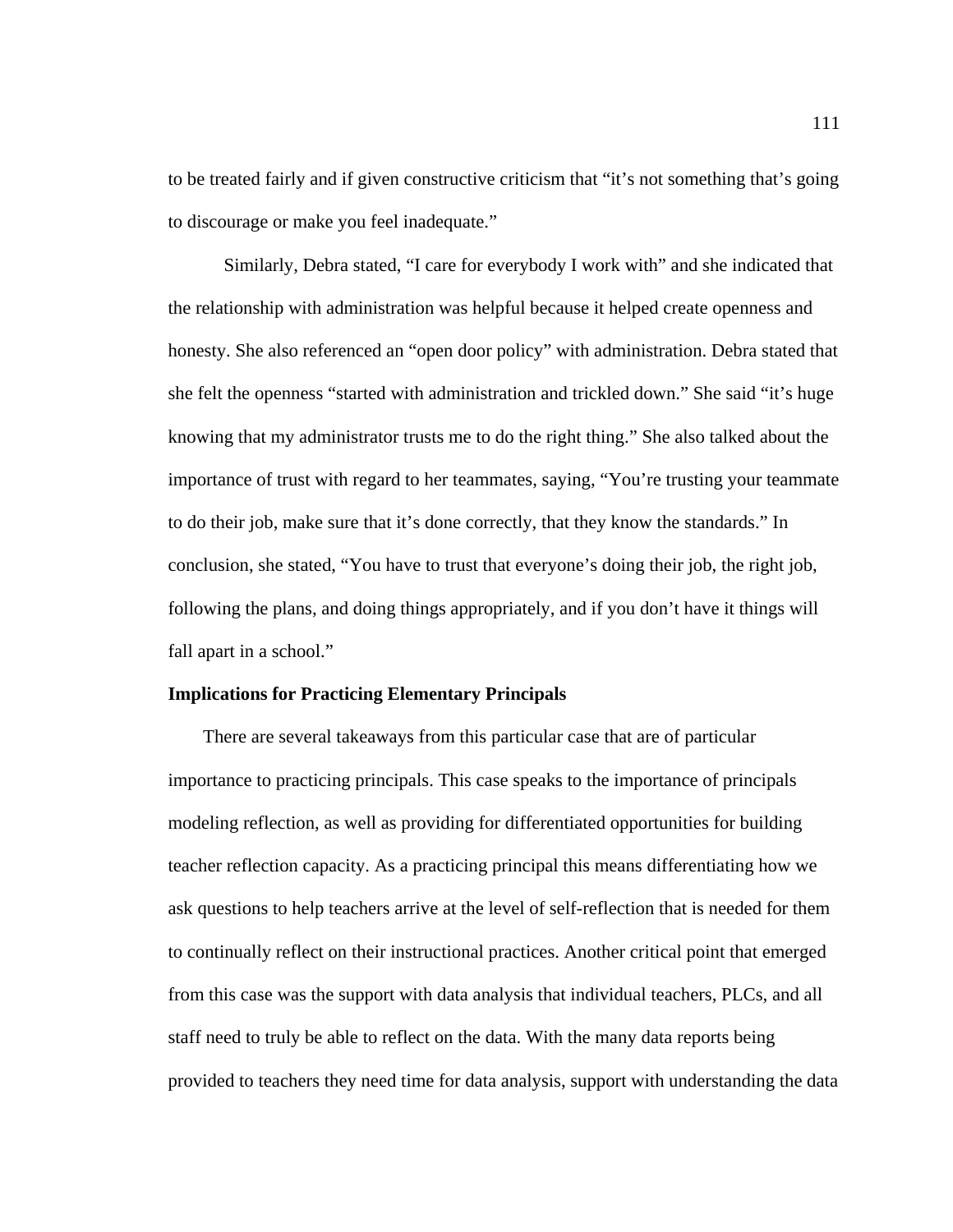to be treated fairly and if given constructive criticism that "it's not something that's going to discourage or make you feel inadequate."

Similarly, Debra stated, "I care for everybody I work with" and she indicated that the relationship with administration was helpful because it helped create openness and honesty. She also referenced an "open door policy" with administration. Debra stated that she felt the openness "started with administration and trickled down." She said "it's huge knowing that my administrator trusts me to do the right thing." She also talked about the importance of trust with regard to her teammates, saying, "You're trusting your teammate to do their job, make sure that it's done correctly, that they know the standards." In conclusion, she stated, "You have to trust that everyone's doing their job, the right job, following the plans, and doing things appropriately, and if you don't have it things will fall apart in a school."

**Implications for Practicing Elementary Principals**

There are several takeaways from this particular case that are of particular importance to practicing principals. This case speaks to the importance of principals modeling reflection, as well as providing for differentiated opportunities for building teacher reflection capacity. As a practicing principal this means differentiating how we ask questions to help teachers arrive at the level of self-reflection that is needed for them to continually reflect on their instructional practices. Another critical point that emerged from this case was the support with data analysis that individual teachers, PLCs, and all staff need to truly be able to reflect on the data. With the many data reports being provided to teachers they need time for data analysis, support with understanding the data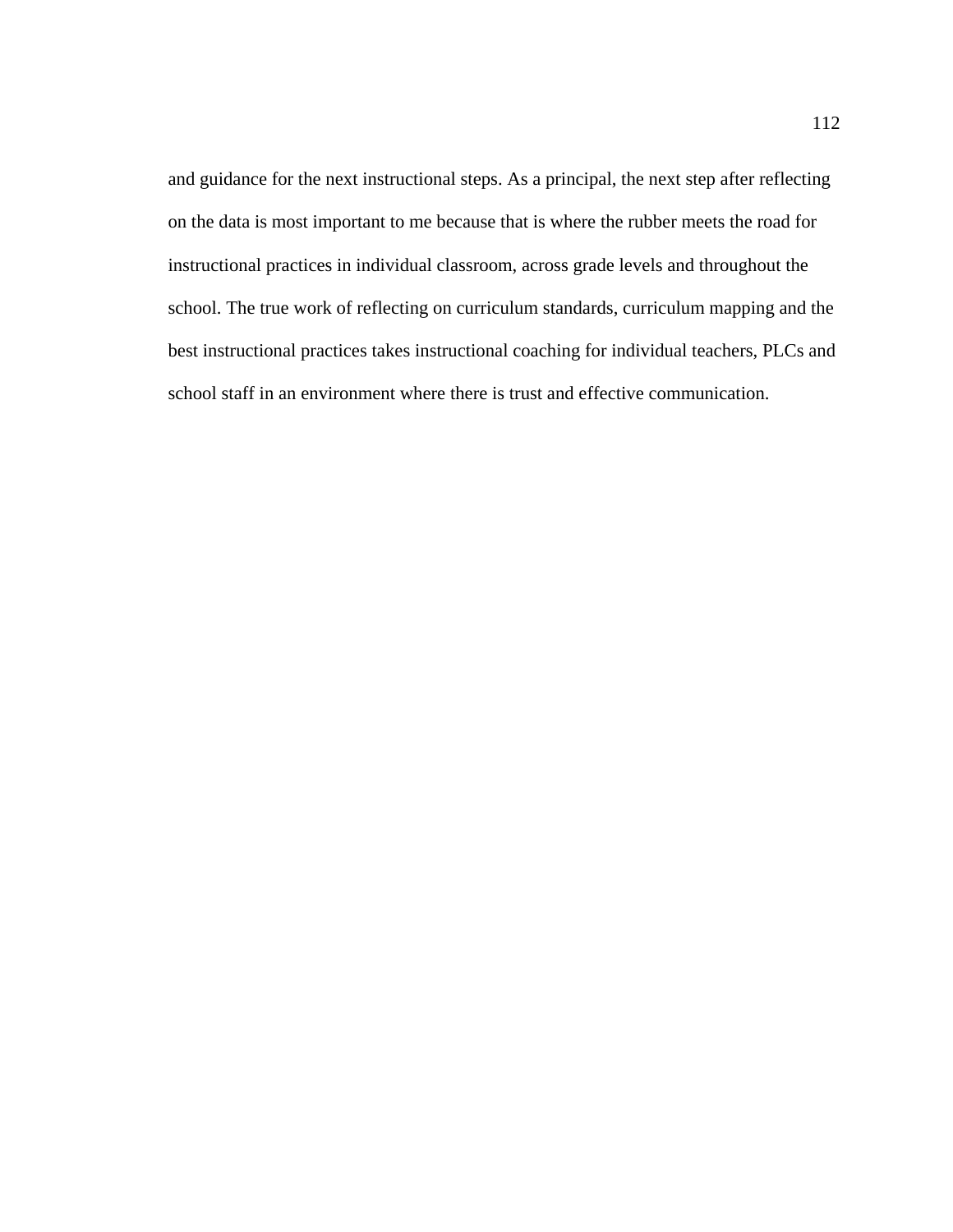and guidance for the next instructional steps. As a principal, the next step after reflecting on the data is most important to me because that is where the rubber meets the road for instructional practices in individual classroom, across grade levels and throughout the school. The true work of reflecting on curriculum standards, curriculum mapping and the best instructional practices takes instructional coaching for individual teachers, PLCs and school staff in an environment where there is trust and effective communication.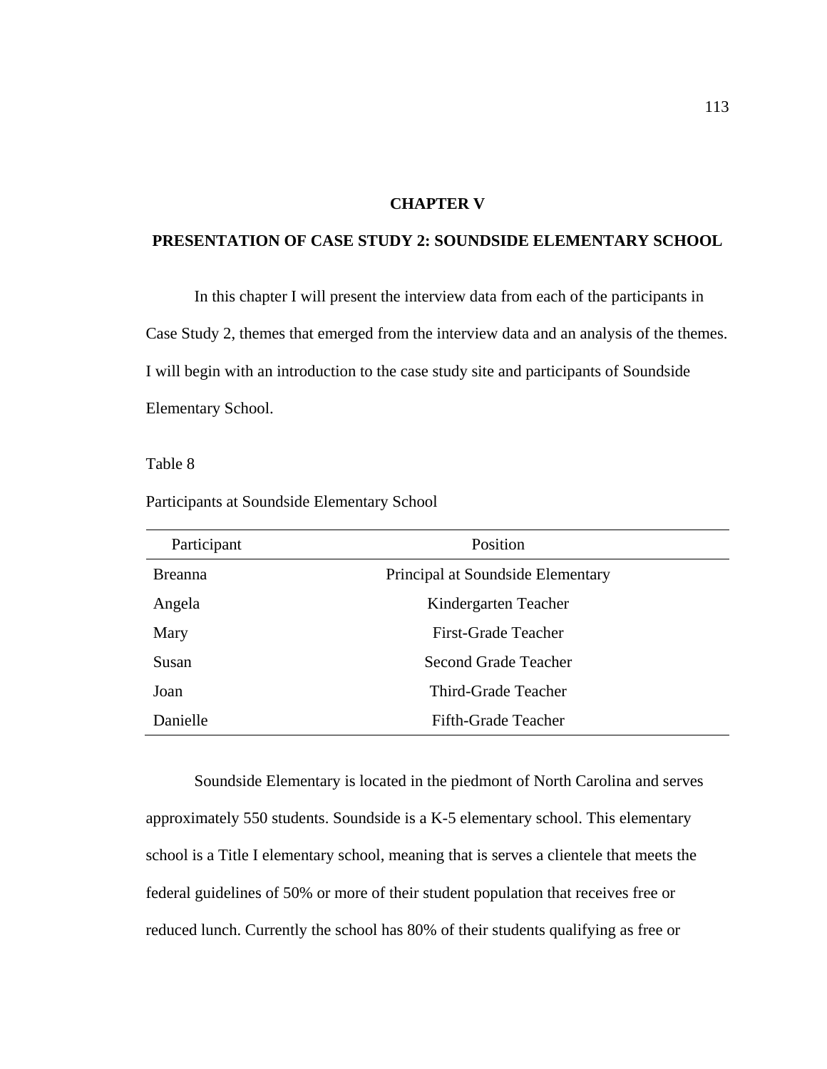# CHAPTER V

## PRESENTATION OF CASE STUDY 2: SOUNDSIDE ELEMENTARY SCHOOL

In this chapter I will present the interview data from each of the participants in Case Study 2, themes that emerged from the interview data and an analysis of the themes. I will begin with an introduction to the case study site and participants of Soundside Elementary School.

Table 8

Participants at Soundside Elementary School

| Participant | Position |
|---|---|
| Breanna | Principal at Soundside Elementary |
| Angela | Kindergarten Teacher |
| Mary | First-Grade Teacher |
| Susan | Second Grade Teacher |
| Joan | Third-Grade Teacher |
| Danielle | Fifth-Grade Teacher |

Soundside Elementary is located in the piedmont of North Carolina and serves approximately 550 students. Soundside is a K-5 elementary school. This elementary school is a Title I elementary school, meaning that is serves a clientele that meets the federal guidelines of 50% or more of their student population that receives free or reduced lunch. Currently the school has 80% of their students qualifying as free or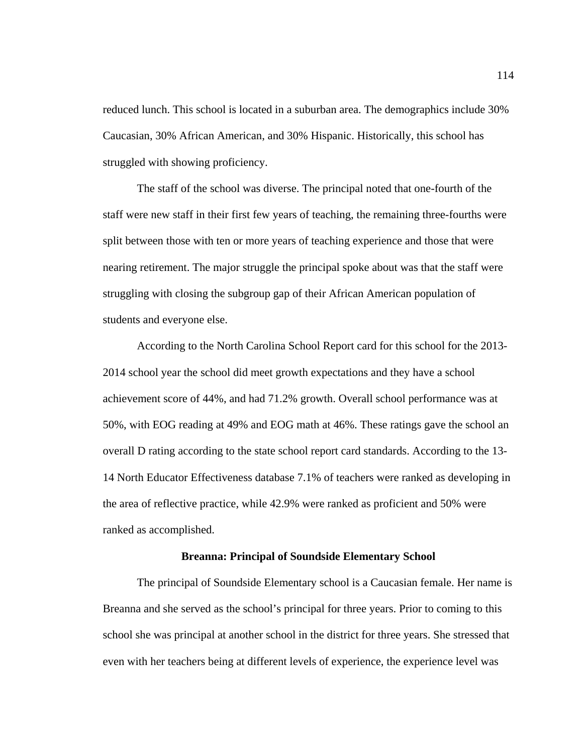reduced lunch. This school is located in a suburban area. The demographics include 30% Caucasian, 30% African American, and 30% Hispanic. Historically, this school has struggled with showing proficiency.

The staff of the school was diverse. The principal noted that one-fourth of the staff were new staff in their first few years of teaching, the remaining three-fourths were split between those with ten or more years of teaching experience and those that were nearing retirement. The major struggle the principal spoke about was that the staff were struggling with closing the subgroup gap of their African American population of students and everyone else.

According to the North Carolina School Report card for this school for the 2013-2014 school year the school did meet growth expectations and they have a school achievement score of 44%, and had 71.2% growth. Overall school performance was at 50%, with EOG reading at 49% and EOG math at 46%. These ratings gave the school an overall D rating according to the state school report card standards. According to the 13-14 North Educator Effectiveness database 7.1% of teachers were ranked as developing in the area of reflective practice, while 42.9% were ranked as proficient and 50% were ranked as accomplished.

**Breanna: Principal of Soundside Elementary School**

The principal of Soundside Elementary school is a Caucasian female. Her name is Breanna and she served as the school's principal for three years. Prior to coming to this school she was principal at another school in the district for three years. She stressed that even with her teachers being at different levels of experience, the experience level was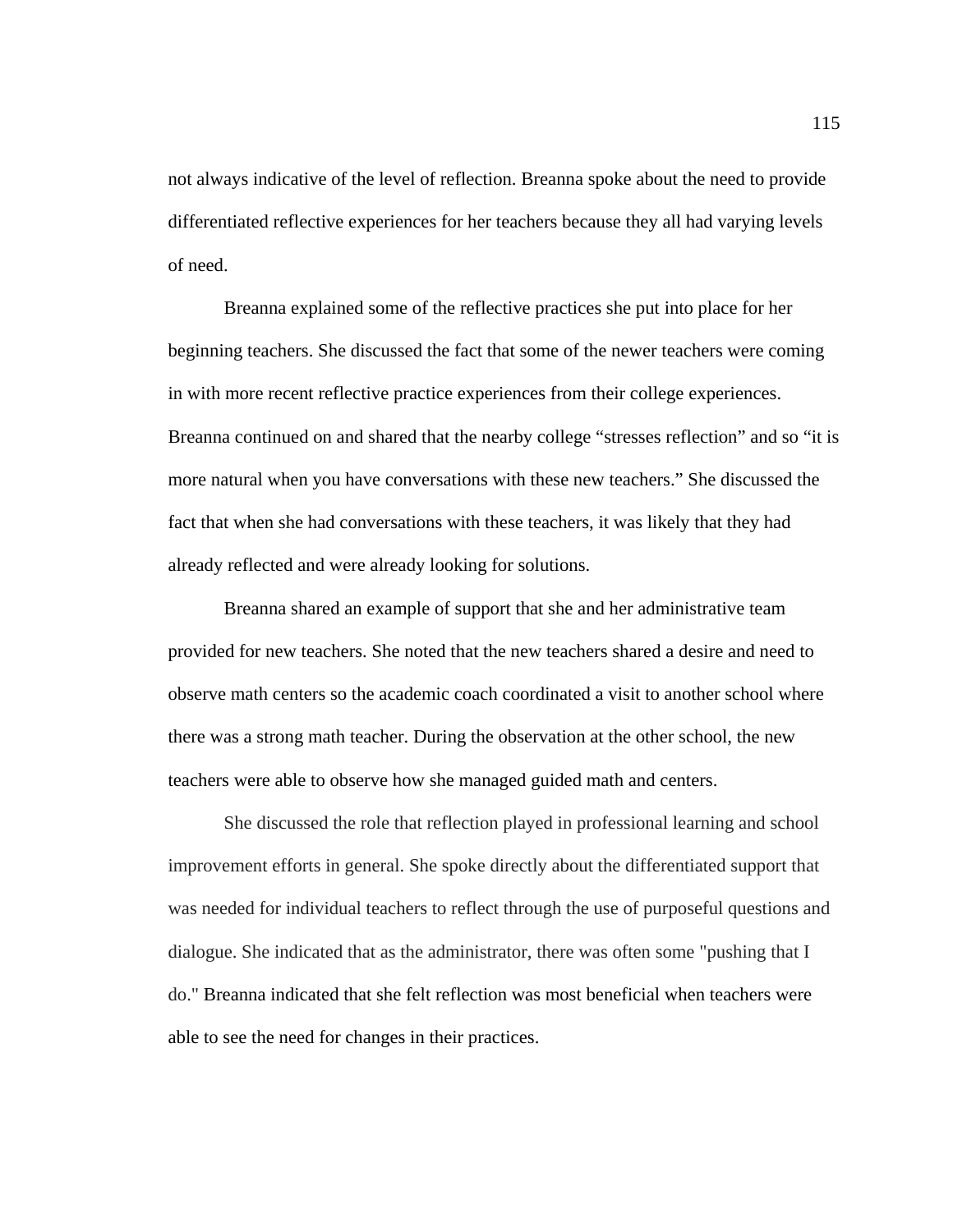not always indicative of the level of reflection. Breanna spoke about the need to provide differentiated reflective experiences for her teachers because they all had varying levels of need.

Breanna explained some of the reflective practices she put into place for her beginning teachers. She discussed the fact that some of the newer teachers were coming in with more recent reflective practice experiences from their college experiences. Breanna continued on and shared that the nearby college "stresses reflection" and so "it is more natural when you have conversations with these new teachers." She discussed the fact that when she had conversations with these teachers, it was likely that they had already reflected and were already looking for solutions.

Breanna shared an example of support that she and her administrative team provided for new teachers. She noted that the new teachers shared a desire and need to observe math centers so the academic coach coordinated a visit to another school where there was a strong math teacher. During the observation at the other school, the new teachers were able to observe how she managed guided math and centers.

She discussed the role that reflection played in professional learning and school improvement efforts in general. She spoke directly about the differentiated support that was needed for individual teachers to reflect through the use of purposeful questions and dialogue. She indicated that as the administrator, there was often some "pushing that I do." Breanna indicated that she felt reflection was most beneficial when teachers were able to see the need for changes in their practices.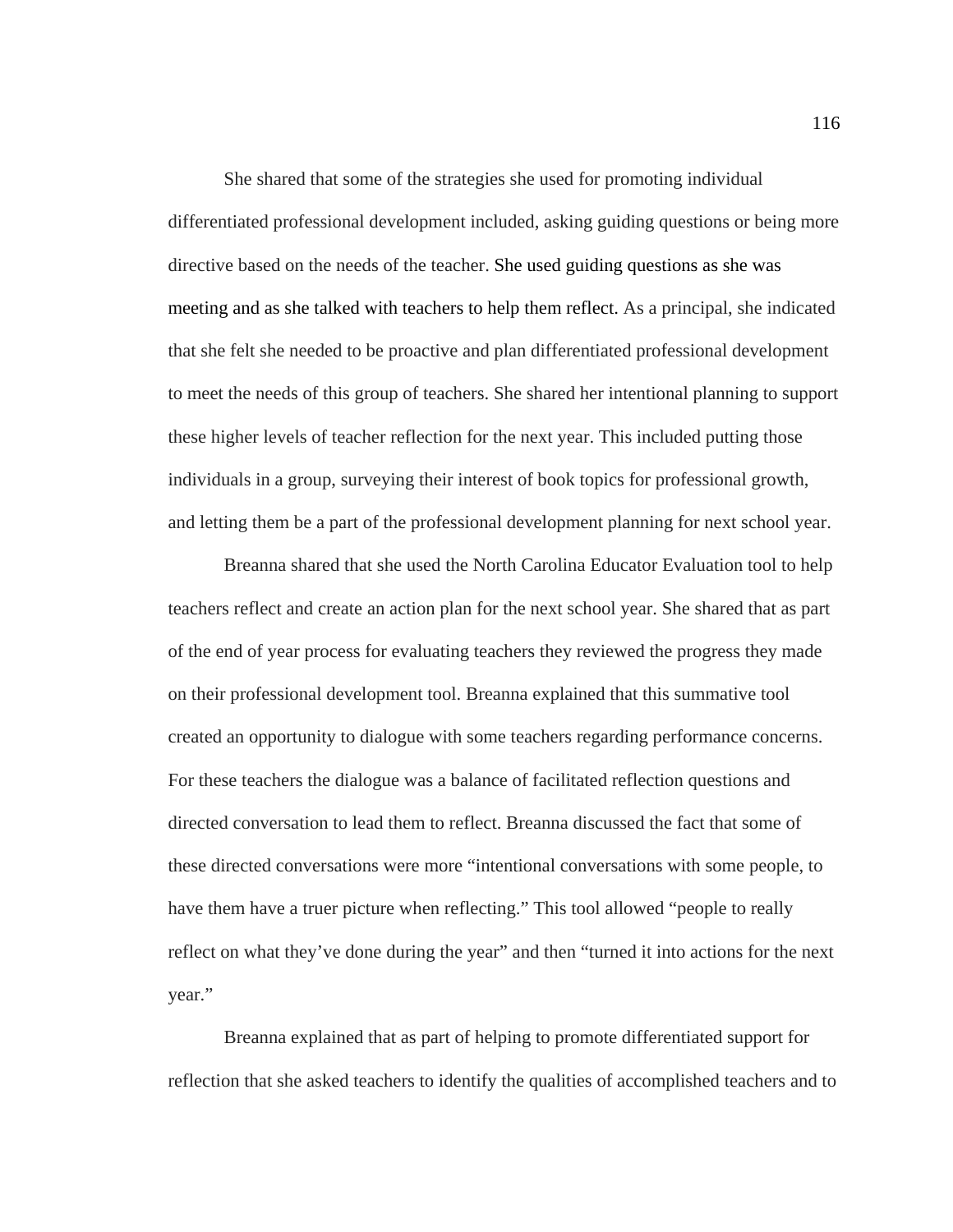She shared that some of the strategies she used for promoting individual differentiated professional development included, asking guiding questions or being more directive based on the needs of the teacher. She used guiding questions as she was meeting and as she talked with teachers to help them reflect. As a principal, she indicated that she felt she needed to be proactive and plan differentiated professional development to meet the needs of this group of teachers. She shared her intentional planning to support these higher levels of teacher reflection for the next year. This included putting those individuals in a group, surveying their interest of book topics for professional growth, and letting them be a part of the professional development planning for next school year.

Breanna shared that she used the North Carolina Educator Evaluation tool to help teachers reflect and create an action plan for the next school year. She shared that as part of the end of year process for evaluating teachers they reviewed the progress they made on their professional development tool. Breanna explained that this summative tool created an opportunity to dialogue with some teachers regarding performance concerns. For these teachers the dialogue was a balance of facilitated reflection questions and directed conversation to lead them to reflect. Breanna discussed the fact that some of these directed conversations were more "intentional conversations with some people, to have them have a truer picture when reflecting." This tool allowed "people to really reflect on what they've done during the year" and then "turned it into actions for the next year."

Breanna explained that as part of helping to promote differentiated support for reflection that she asked teachers to identify the qualities of accomplished teachers and to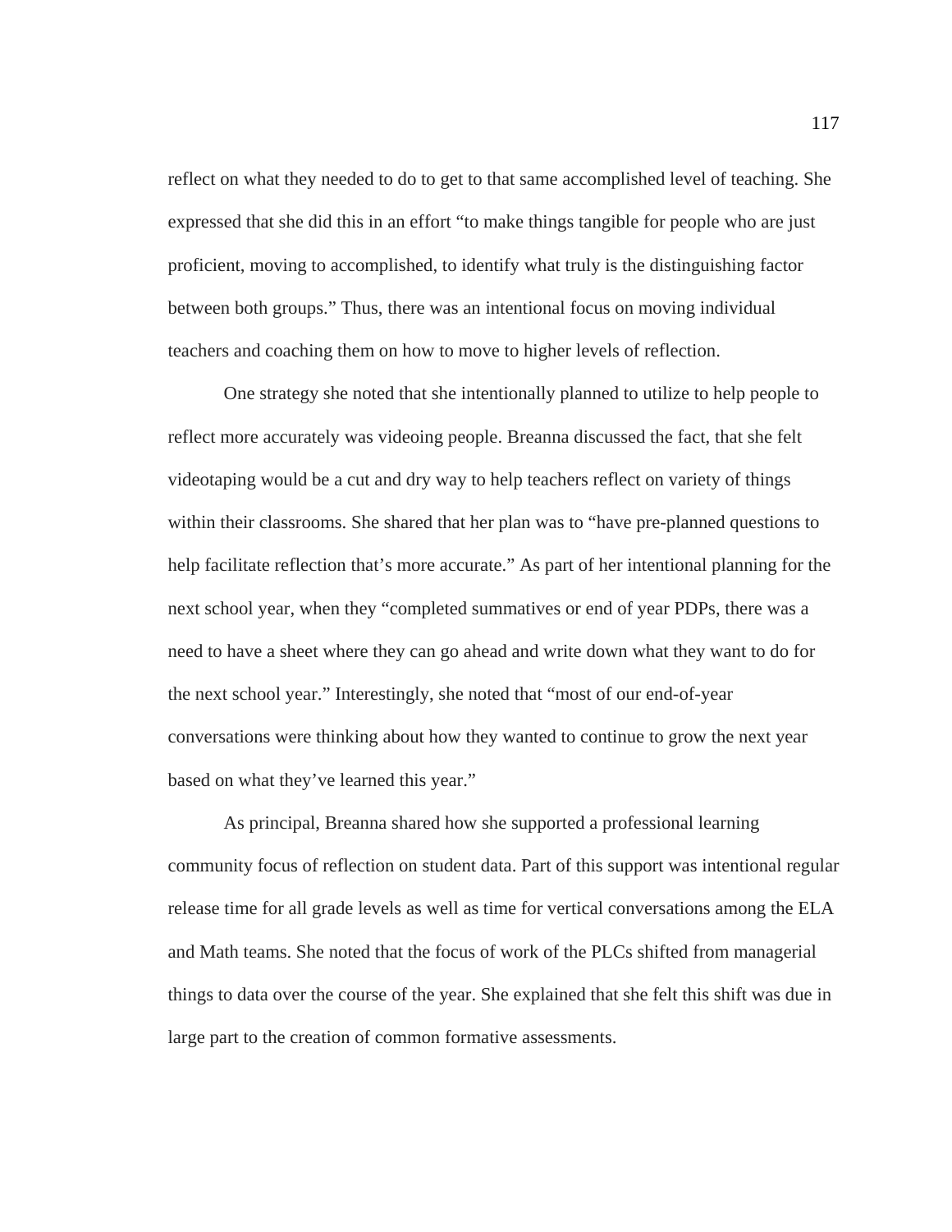reflect on what they needed to do to get to that same accomplished level of teaching. She expressed that she did this in an effort "to make things tangible for people who are just proficient, moving to accomplished, to identify what truly is the distinguishing factor between both groups." Thus, there was an intentional focus on moving individual teachers and coaching them on how to move to higher levels of reflection.

One strategy she noted that she intentionally planned to utilize to help people to reflect more accurately was videoing people. Breanna discussed the fact, that she felt videotaping would be a cut and dry way to help teachers reflect on variety of things within their classrooms. She shared that her plan was to "have pre-planned questions to help facilitate reflection that's more accurate." As part of her intentional planning for the next school year, when they "completed summatives or end of year PDPs, there was a need to have a sheet where they can go ahead and write down what they want to do for the next school year." Interestingly, she noted that "most of our end-of-year conversations were thinking about how they wanted to continue to grow the next year based on what they've learned this year."

As principal, Breanna shared how she supported a professional learning community focus of reflection on student data. Part of this support was intentional regular release time for all grade levels as well as time for vertical conversations among the ELA and Math teams. She noted that the focus of work of the PLCs shifted from managerial things to data over the course of the year. She explained that she felt this shift was due in large part to the creation of common formative assessments.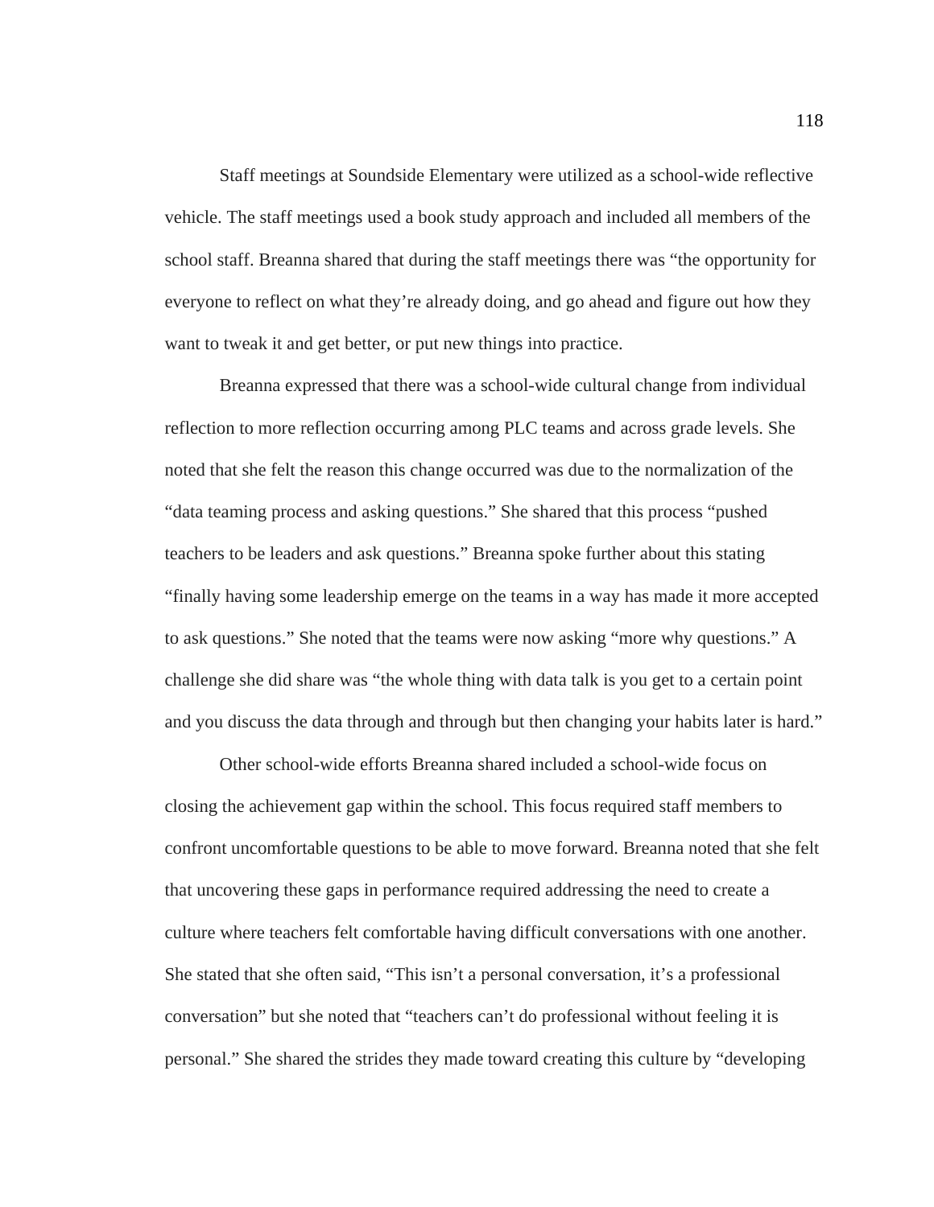Staff meetings at Soundside Elementary were utilized as a school-wide reflective vehicle. The staff meetings used a book study approach and included all members of the school staff. Breanna shared that during the staff meetings there was "the opportunity for everyone to reflect on what they're already doing, and go ahead and figure out how they want to tweak it and get better, or put new things into practice.

Breanna expressed that there was a school-wide cultural change from individual reflection to more reflection occurring among PLC teams and across grade levels. She noted that she felt the reason this change occurred was due to the normalization of the "data teaming process and asking questions." She shared that this process "pushed teachers to be leaders and ask questions." Breanna spoke further about this stating "finally having some leadership emerge on the teams in a way has made it more accepted to ask questions." She noted that the teams were now asking "more why questions." A challenge she did share was "the whole thing with data talk is you get to a certain point and you discuss the data through and through but then changing your habits later is hard."

Other school-wide efforts Breanna shared included a school-wide focus on closing the achievement gap within the school. This focus required staff members to confront uncomfortable questions to be able to move forward. Breanna noted that she felt that uncovering these gaps in performance required addressing the need to create a culture where teachers felt comfortable having difficult conversations with one another. She stated that she often said, "This isn't a personal conversation, it's a professional conversation" but she noted that "teachers can't do professional without feeling it is personal." She shared the strides they made toward creating this culture by "developing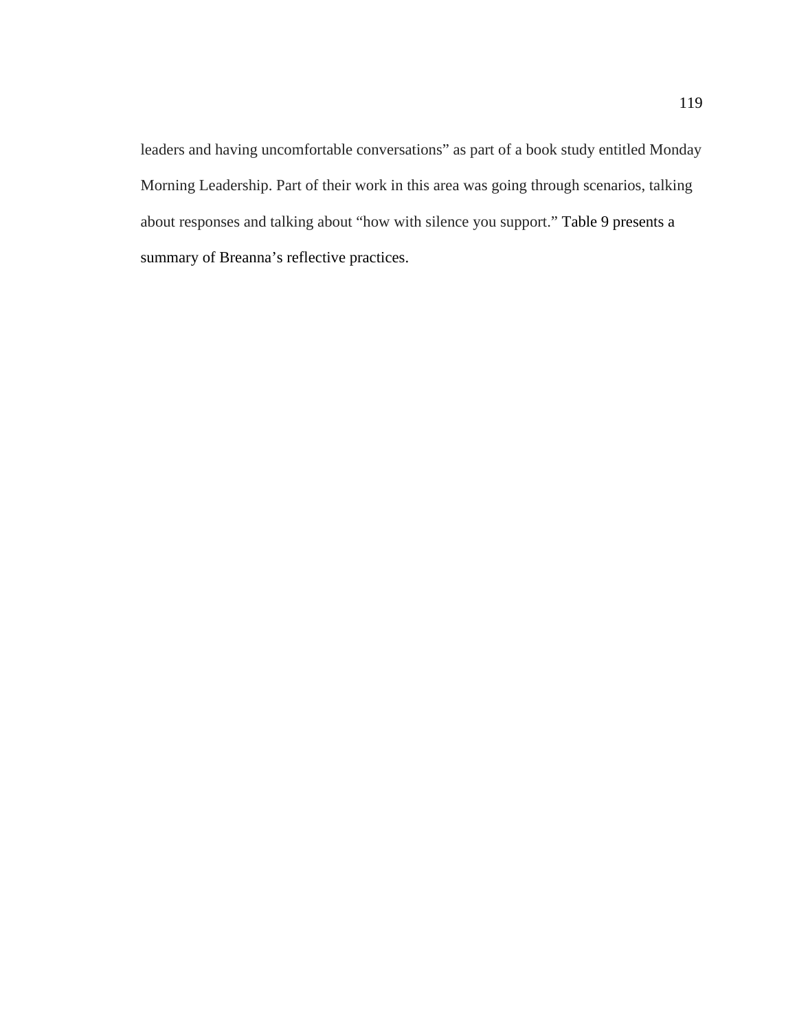leaders and having uncomfortable conversations" as part of a book study entitled Monday Morning Leadership. Part of their work in this area was going through scenarios, talking about responses and talking about "how with silence you support." Table 9 presents a summary of Breanna's reflective practices.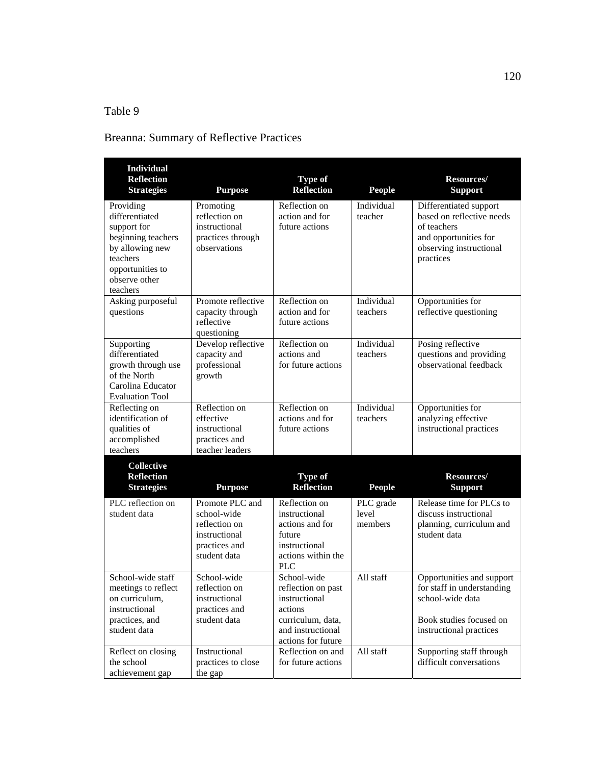Table 9

Breanna: Summary of Reflective Practices

| Individual Reflection Strategies | Purpose | Type of Reflection | People | Resources/ Support |
|---|---|---|---|---|
| Providing differentiated support for beginning teachers by allowing new teachers opportunities to observe other teachers | Promoting reflection on instructional practices through observations | Reflection on action and for future actions | Individual teacher | Differentiated support based on reflective needs of teachers and opportunities for observing instructional practices |
| Asking purposeful questions | Promote reflective capacity through reflective questioning | Reflection on action and for future actions | Individual teachers | Opportunities for reflective questioning |
| Supporting differentiated growth through use of the North Carolina Educator Evaluation Tool | Develop reflective capacity and professional growth | Reflection on actions and for future actions | Individual teachers | Posing reflective questions and providing observational feedback |
| Reflecting on identification of qualities of accomplished teachers | Reflection on effective instructional practices and teacher leaders | Reflection on actions and for future actions | Individual teachers | Opportunities for analyzing effective instructional practices |
| **Collective Reflection Strategies** | **Purpose** | **Type of Reflection** | **People** | **Resources/ Support** |
| PLC reflection on student data | Promote PLC and school-wide reflection on instructional practices and student data | Reflection on instructional actions and for future instructional actions within the PLC | PLC grade level members | Release time for PLCs to discuss instructional planning, curriculum and student data |
| School-wide staff meetings to reflect on curriculum, instructional practices, and student data | School-wide reflection on instructional practices and student data | School-wide reflection on past instructional actions curriculum, data, and instructional actions for future | All staff | Opportunities and support for staff in understanding school-wide data<br><br>Book studies focused on instructional practices |
| Reflect on closing the school achievement gap | Instructional practices to close the gap | Reflection on and for future actions | All staff | Supporting staff through difficult conversations |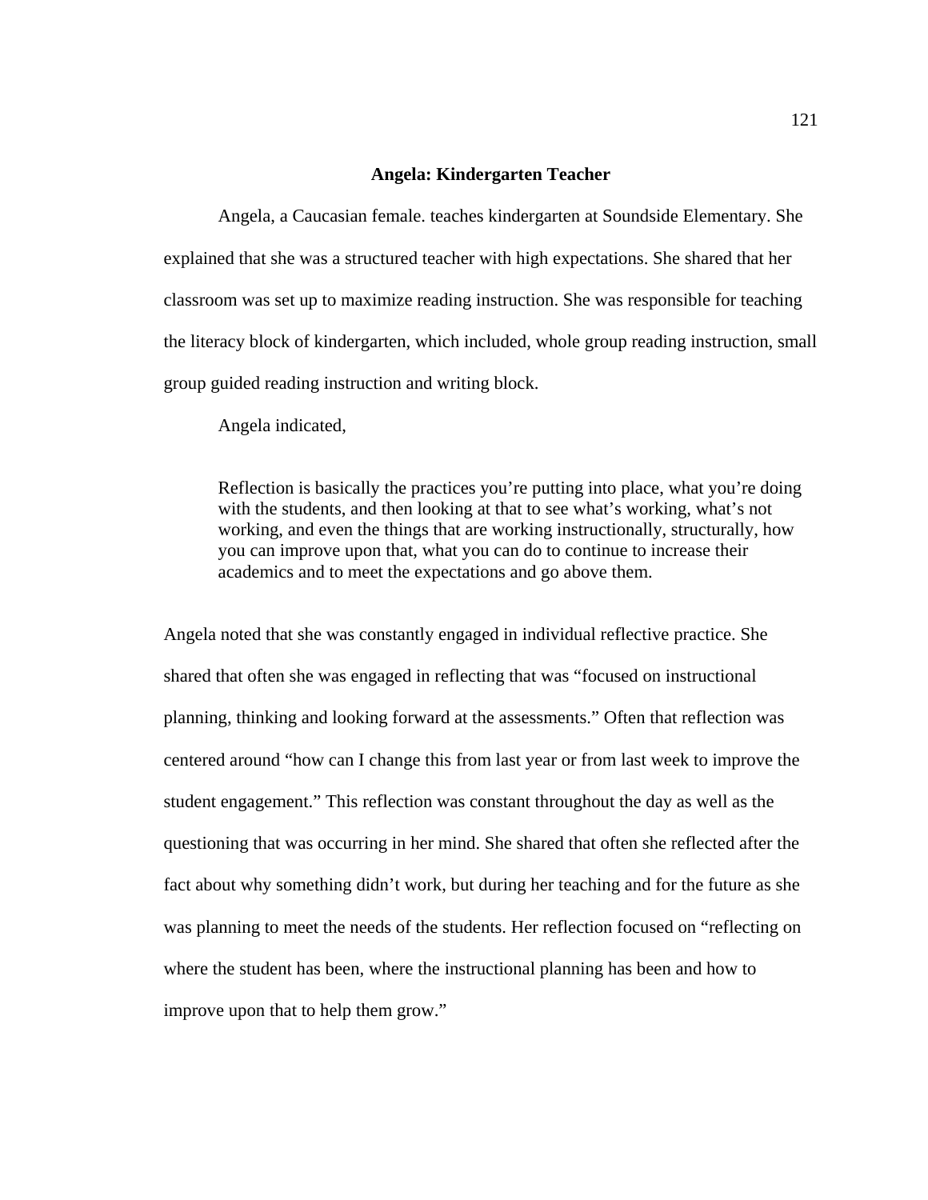### Angela: Kindergarten Teacher

Angela, a Caucasian female. teaches kindergarten at Soundside Elementary. She explained that she was a structured teacher with high expectations. She shared that her classroom was set up to maximize reading instruction. She was responsible for teaching the literacy block of kindergarten, which included, whole group reading instruction, small group guided reading instruction and writing block.

Angela indicated,

> Reflection is basically the practices you're putting into place, what you're doing with the students, and then looking at that to see what's working, what's not working, and even the things that are working instructionally, structurally, how you can improve upon that, what you can do to continue to increase their academics and to meet the expectations and go above them.

Angela noted that she was constantly engaged in individual reflective practice. She shared that often she was engaged in reflecting that was "focused on instructional planning, thinking and looking forward at the assessments." Often that reflection was centered around "how can I change this from last year or from last week to improve the student engagement." This reflection was constant throughout the day as well as the questioning that was occurring in her mind. She shared that often she reflected after the fact about why something didn't work, but during her teaching and for the future as she was planning to meet the needs of the students. Her reflection focused on "reflecting on where the student has been, where the instructional planning has been and how to improve upon that to help them grow."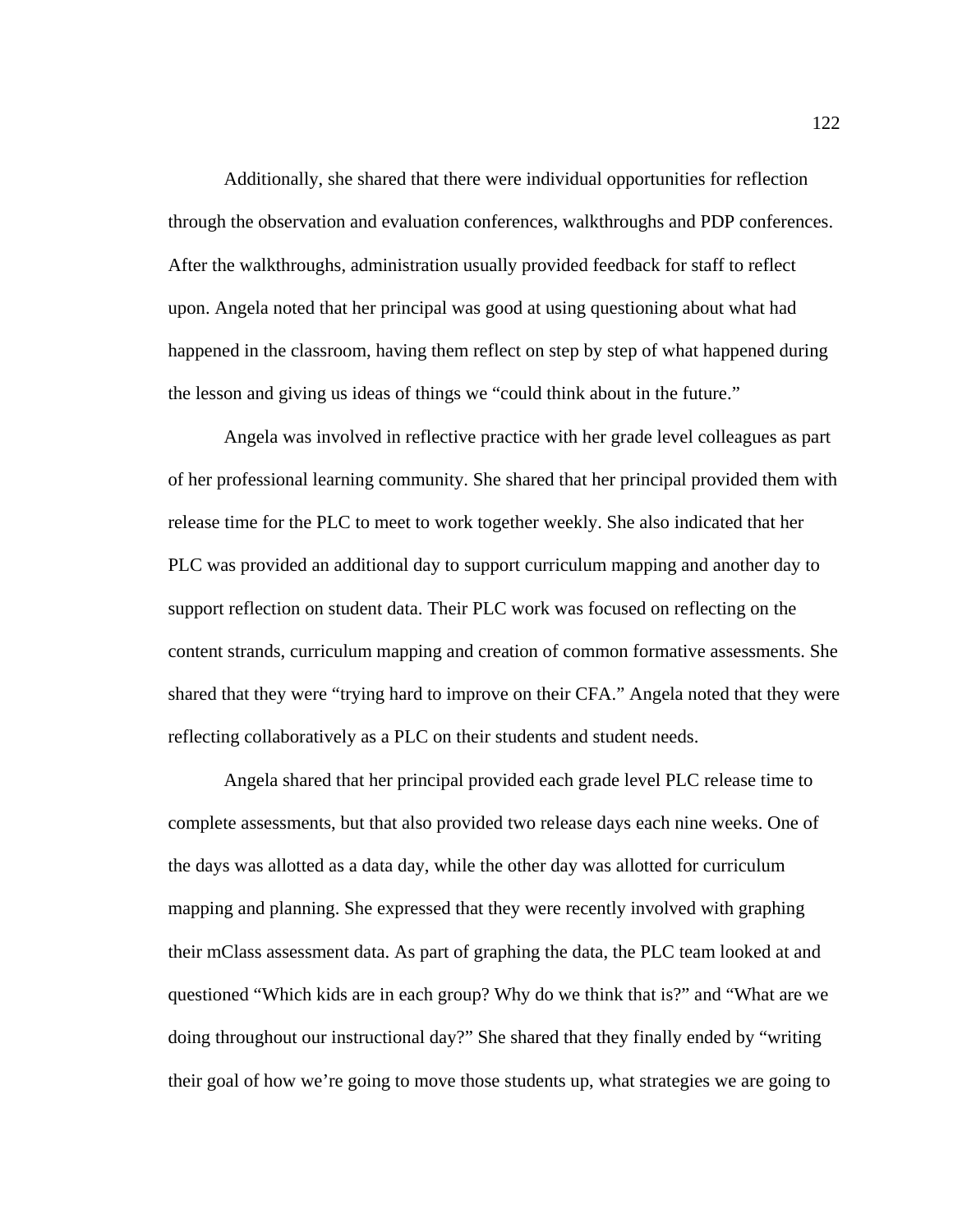Additionally, she shared that there were individual opportunities for reflection through the observation and evaluation conferences, walkthroughs and PDP conferences. After the walkthroughs, administration usually provided feedback for staff to reflect upon. Angela noted that her principal was good at using questioning about what had happened in the classroom, having them reflect on step by step of what happened during the lesson and giving us ideas of things we "could think about in the future."

Angela was involved in reflective practice with her grade level colleagues as part of her professional learning community. She shared that her principal provided them with release time for the PLC to meet to work together weekly. She also indicated that her PLC was provided an additional day to support curriculum mapping and another day to support reflection on student data. Their PLC work was focused on reflecting on the content strands, curriculum mapping and creation of common formative assessments. She shared that they were "trying hard to improve on their CFA." Angela noted that they were reflecting collaboratively as a PLC on their students and student needs.

Angela shared that her principal provided each grade level PLC release time to complete assessments, but that also provided two release days each nine weeks. One of the days was allotted as a data day, while the other day was allotted for curriculum mapping and planning. She expressed that they were recently involved with graphing their mClass assessment data. As part of graphing the data, the PLC team looked at and questioned "Which kids are in each group? Why do we think that is?" and "What are we doing throughout our instructional day?" She shared that they finally ended by "writing their goal of how we're going to move those students up, what strategies we are going to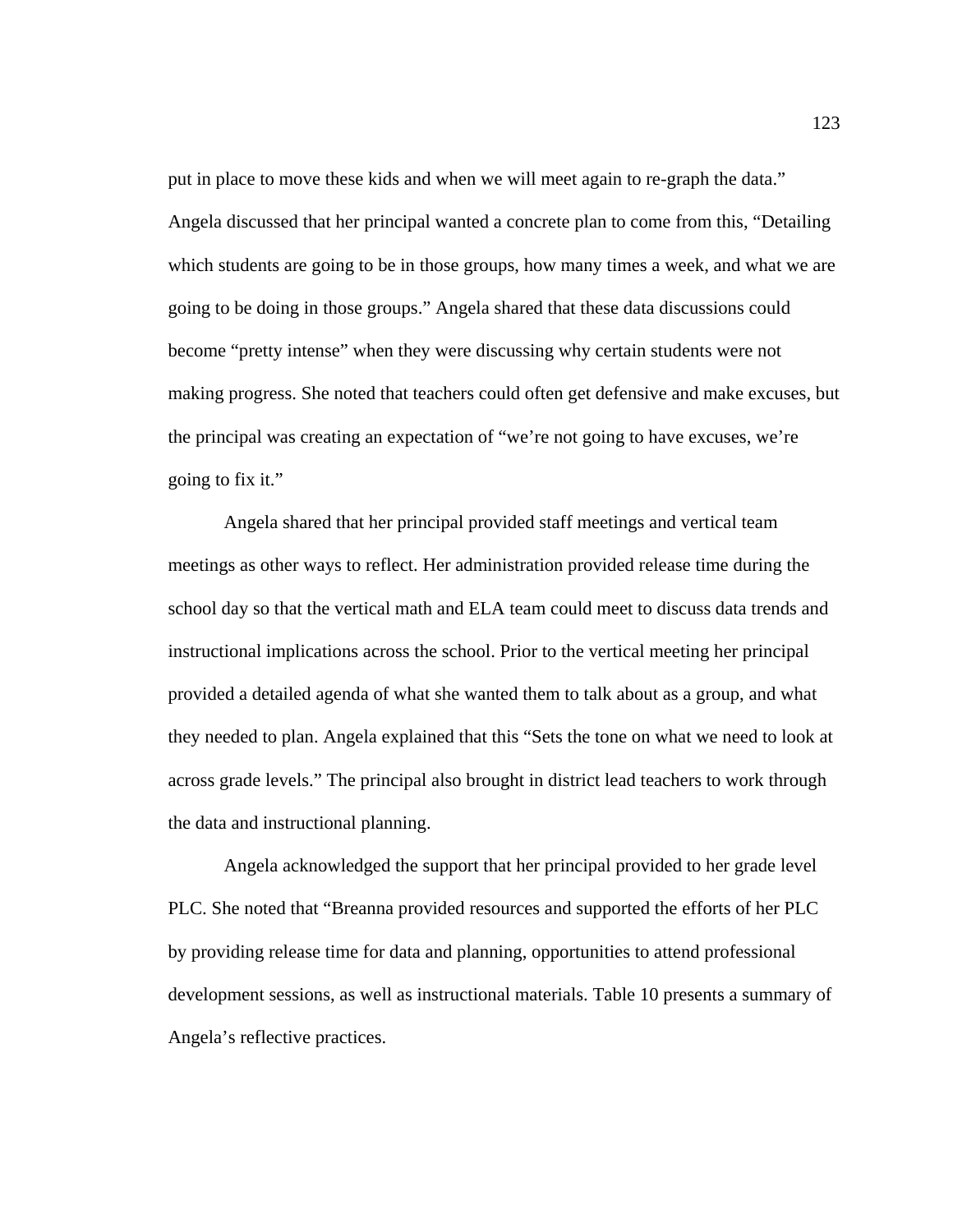put in place to move these kids and when we will meet again to re-graph the data." Angela discussed that her principal wanted a concrete plan to come from this, "Detailing which students are going to be in those groups, how many times a week, and what we are going to be doing in those groups." Angela shared that these data discussions could become "pretty intense" when they were discussing why certain students were not making progress. She noted that teachers could often get defensive and make excuses, but the principal was creating an expectation of "we're not going to have excuses, we're going to fix it."

Angela shared that her principal provided staff meetings and vertical team meetings as other ways to reflect. Her administration provided release time during the school day so that the vertical math and ELA team could meet to discuss data trends and instructional implications across the school. Prior to the vertical meeting her principal provided a detailed agenda of what she wanted them to talk about as a group, and what they needed to plan. Angela explained that this "Sets the tone on what we need to look at across grade levels." The principal also brought in district lead teachers to work through the data and instructional planning.

Angela acknowledged the support that her principal provided to her grade level PLC. She noted that "Breanna provided resources and supported the efforts of her PLC by providing release time for data and planning, opportunities to attend professional development sessions, as well as instructional materials. Table 10 presents a summary of Angela's reflective practices.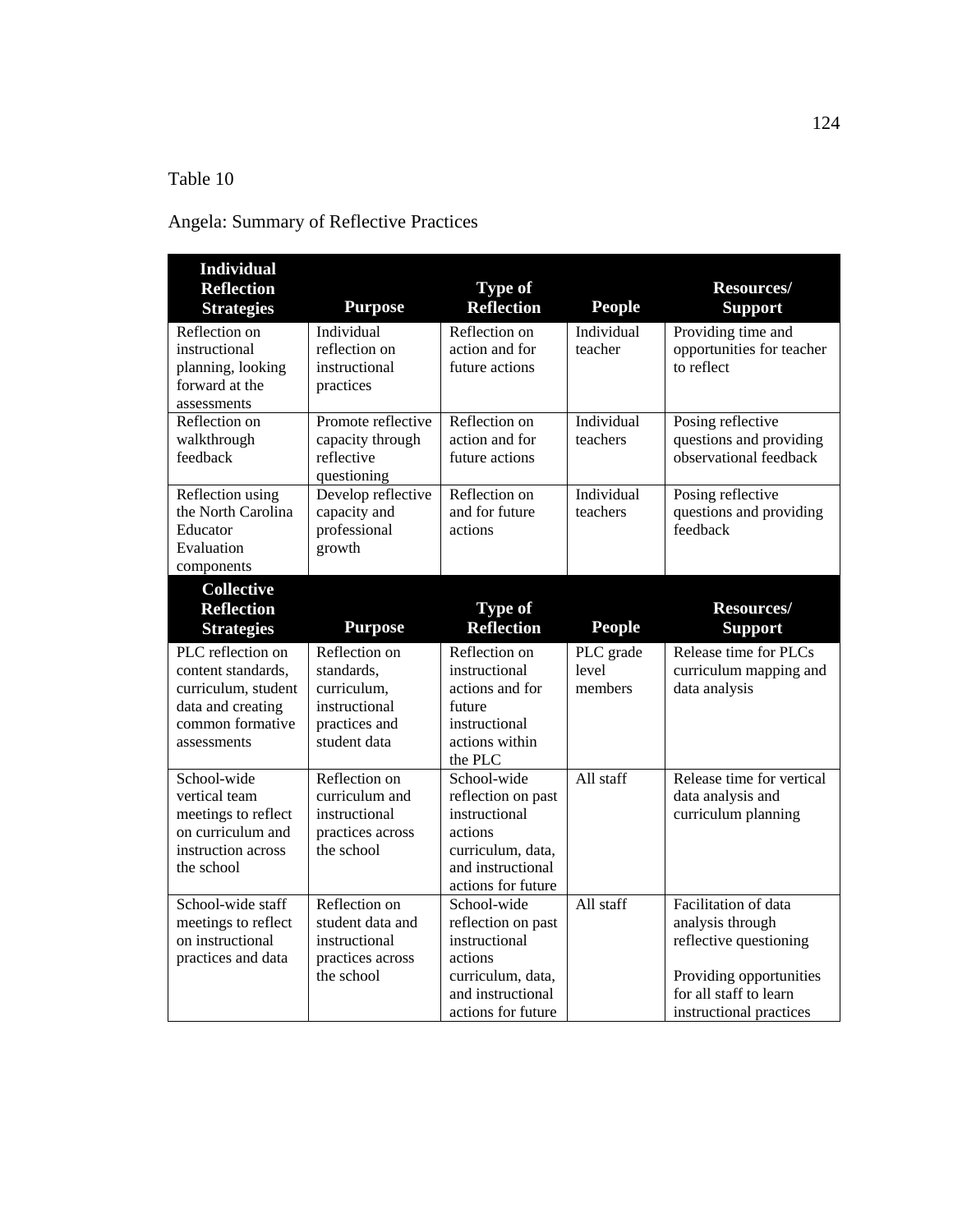Table 10

Angela: Summary of Reflective Practices

| Individual Reflection Strategies | Purpose | Type of Reflection | People | Resources/ Support |
|---|---|---|---|---|
| Reflection on instructional planning, looking forward at the assessments | Individual reflection on instructional practices | Reflection on action and for future actions | Individual teacher | Providing time and opportunities for teacher to reflect |
| Reflection on walkthrough feedback | Promote reflective capacity through reflective questioning | Reflection on action and for future actions | Individual teachers | Posing reflective questions and providing observational feedback |
| Reflection using the North Carolina Educator Evaluation components | Develop reflective capacity and professional growth | Reflection on and for future actions | Individual teachers | Posing reflective questions and providing feedback |
| **Collective Reflection Strategies** | **Purpose** | **Type of Reflection** | **People** | **Resources/ Support** |
| PLC reflection on content standards, curriculum, student data and creating common formative assessments | Reflection on standards, curriculum, instructional practices and student data | Reflection on instructional actions and for future instructional actions within the PLC | PLC grade level members | Release time for PLCs curriculum mapping and data analysis |
| School-wide vertical team meetings to reflect on curriculum and instruction across the school | Reflection on curriculum and instructional practices across the school | School-wide reflection on past instructional actions curriculum, data, and instructional actions for future | All staff | Release time for vertical data analysis and curriculum planning |
| School-wide staff meetings to reflect on instructional practices and data | Reflection on student data and instructional practices across the school | School-wide reflection on past instructional actions curriculum, data, and instructional actions for future | All staff | Facilitation of data analysis through reflective questioning<br><br>Providing opportunities for all staff to learn instructional practices |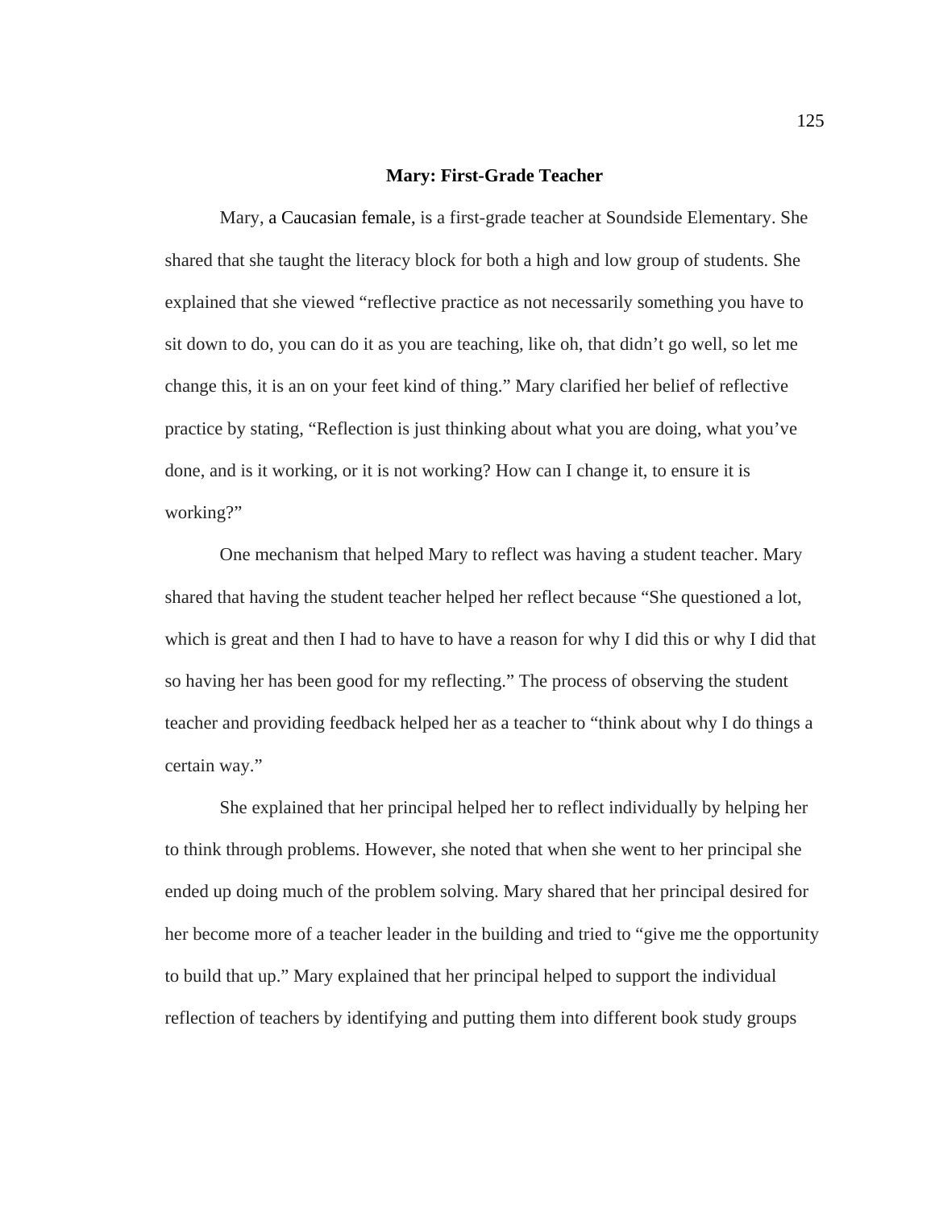## Mary: First-Grade Teacher

Mary, a Caucasian female, is a first-grade teacher at Soundside Elementary. She shared that she taught the literacy block for both a high and low group of students. She explained that she viewed "reflective practice as not necessarily something you have to sit down to do, you can do it as you are teaching, like oh, that didn't go well, so let me change this, it is an on your feet kind of thing." Mary clarified her belief of reflective practice by stating, "Reflection is just thinking about what you are doing, what you've done, and is it working, or it is not working? How can I change it, to ensure it is working?"

One mechanism that helped Mary to reflect was having a student teacher. Mary shared that having the student teacher helped her reflect because "She questioned a lot, which is great and then I had to have to have a reason for why I did this or why I did that so having her has been good for my reflecting." The process of observing the student teacher and providing feedback helped her as a teacher to "think about why I do things a certain way."

She explained that her principal helped her to reflect individually by helping her to think through problems. However, she noted that when she went to her principal she ended up doing much of the problem solving. Mary shared that her principal desired for her become more of a teacher leader in the building and tried to "give me the opportunity to build that up." Mary explained that her principal helped to support the individual reflection of teachers by identifying and putting them into different book study groups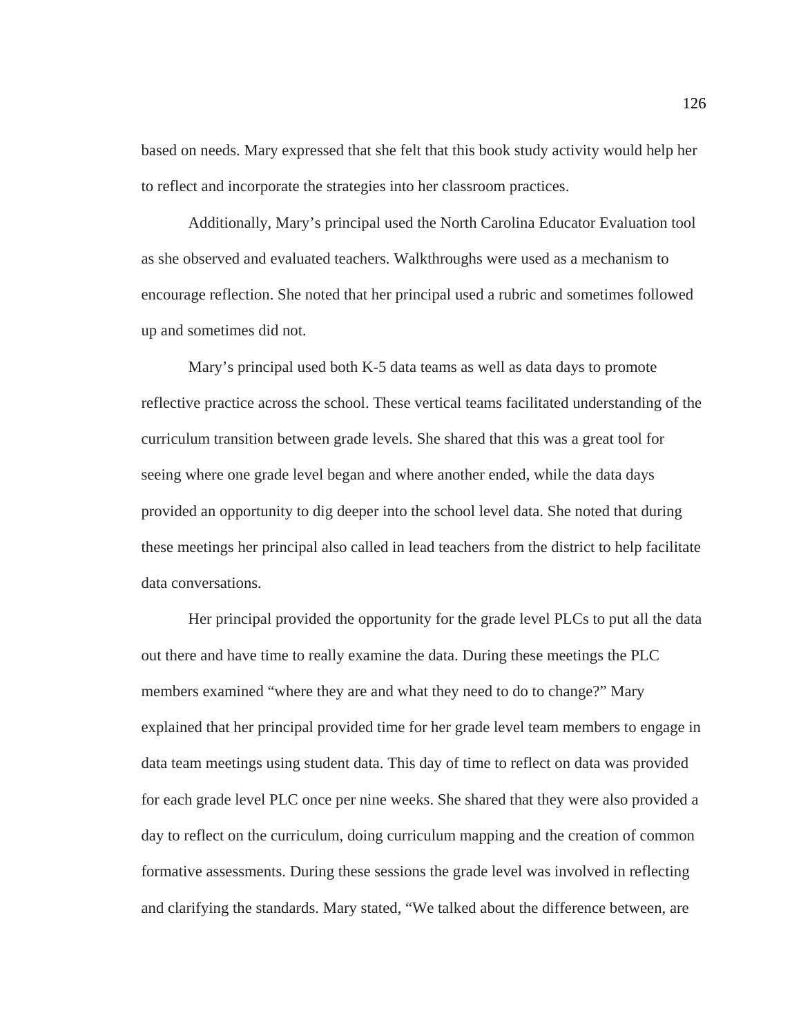based on needs. Mary expressed that she felt that this book study activity would help her to reflect and incorporate the strategies into her classroom practices.

Additionally, Mary's principal used the North Carolina Educator Evaluation tool as she observed and evaluated teachers. Walkthroughs were used as a mechanism to encourage reflection. She noted that her principal used a rubric and sometimes followed up and sometimes did not.

Mary's principal used both K-5 data teams as well as data days to promote reflective practice across the school. These vertical teams facilitated understanding of the curriculum transition between grade levels. She shared that this was a great tool for seeing where one grade level began and where another ended, while the data days provided an opportunity to dig deeper into the school level data. She noted that during these meetings her principal also called in lead teachers from the district to help facilitate data conversations.

Her principal provided the opportunity for the grade level PLCs to put all the data out there and have time to really examine the data. During these meetings the PLC members examined "where they are and what they need to do to change?" Mary explained that her principal provided time for her grade level team members to engage in data team meetings using student data. This day of time to reflect on data was provided for each grade level PLC once per nine weeks. She shared that they were also provided a day to reflect on the curriculum, doing curriculum mapping and the creation of common formative assessments. During these sessions the grade level was involved in reflecting and clarifying the standards. Mary stated, "We talked about the difference between, are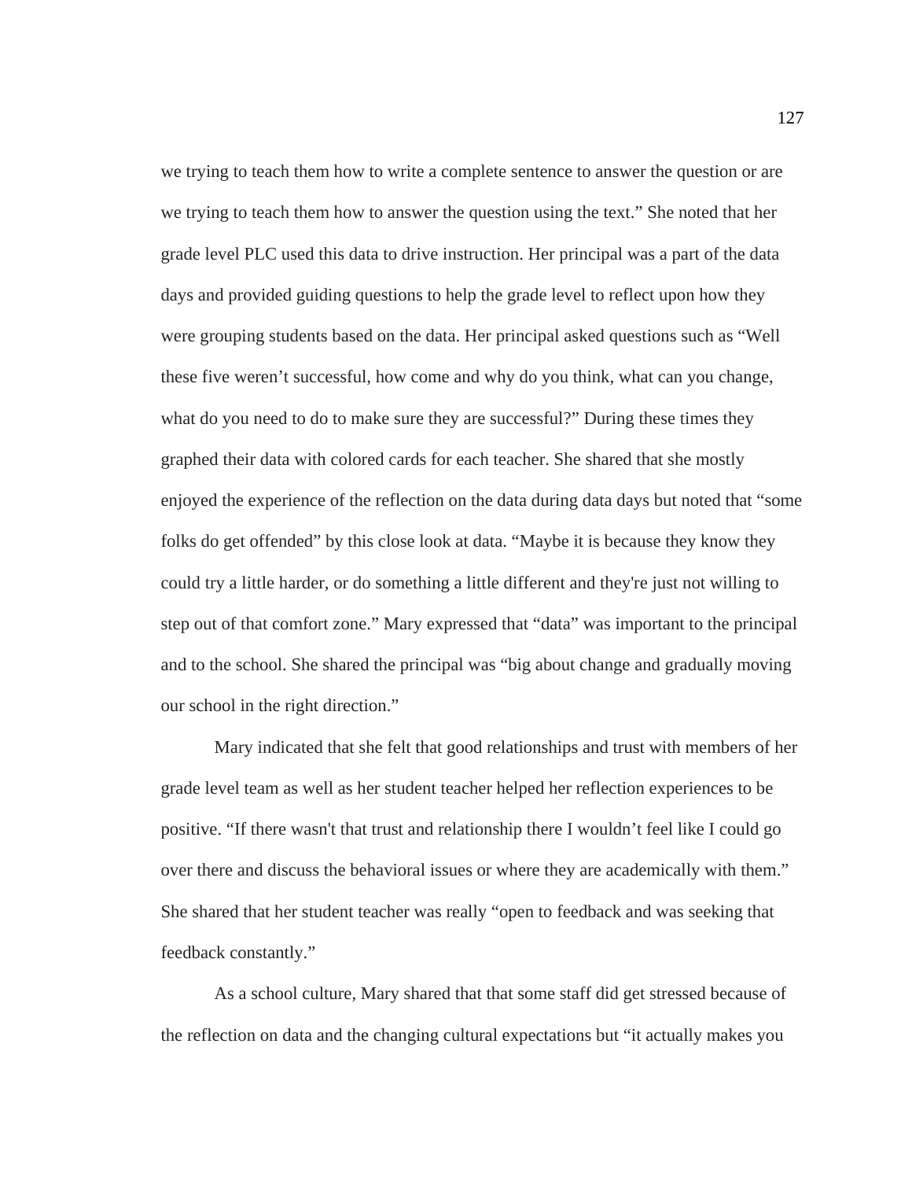we trying to teach them how to write a complete sentence to answer the question or are we trying to teach them how to answer the question using the text." She noted that her grade level PLC used this data to drive instruction. Her principal was a part of the data days and provided guiding questions to help the grade level to reflect upon how they were grouping students based on the data. Her principal asked questions such as "Well these five weren't successful, how come and why do you think, what can you change, what do you need to do to make sure they are successful?" During these times they graphed their data with colored cards for each teacher. She shared that she mostly enjoyed the experience of the reflection on the data during data days but noted that "some folks do get offended" by this close look at data. "Maybe it is because they know they could try a little harder, or do something a little different and they're just not willing to step out of that comfort zone." Mary expressed that "data" was important to the principal and to the school. She shared the principal was "big about change and gradually moving our school in the right direction."

Mary indicated that she felt that good relationships and trust with members of her grade level team as well as her student teacher helped her reflection experiences to be positive. "If there wasn't that trust and relationship there I wouldn't feel like I could go over there and discuss the behavioral issues or where they are academically with them." She shared that her student teacher was really "open to feedback and was seeking that feedback constantly."

As a school culture, Mary shared that that some staff did get stressed because of the reflection on data and the changing cultural expectations but "it actually makes you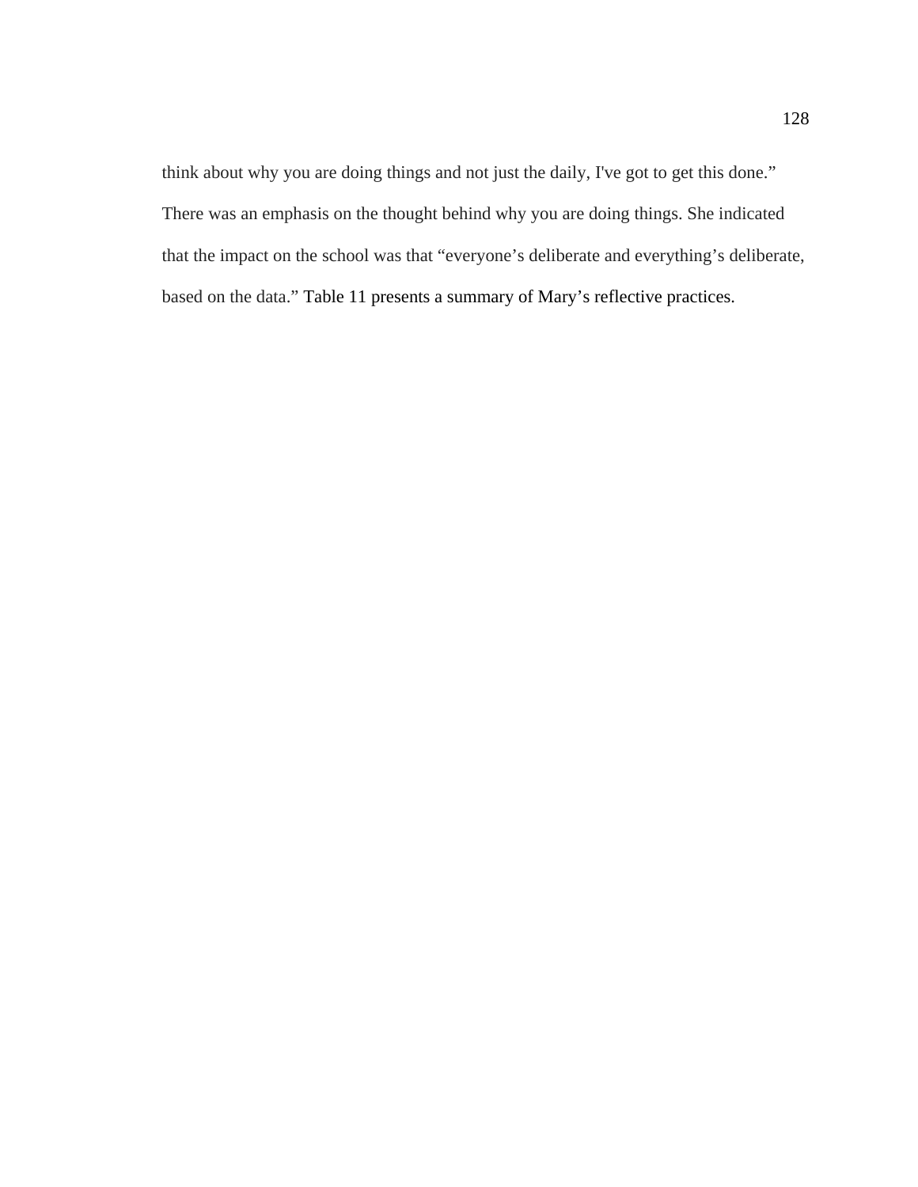think about why you are doing things and not just the daily, I've got to get this done." There was an emphasis on the thought behind why you are doing things. She indicated that the impact on the school was that "everyone's deliberate and everything's deliberate, based on the data." Table 11 presents a summary of Mary's reflective practices.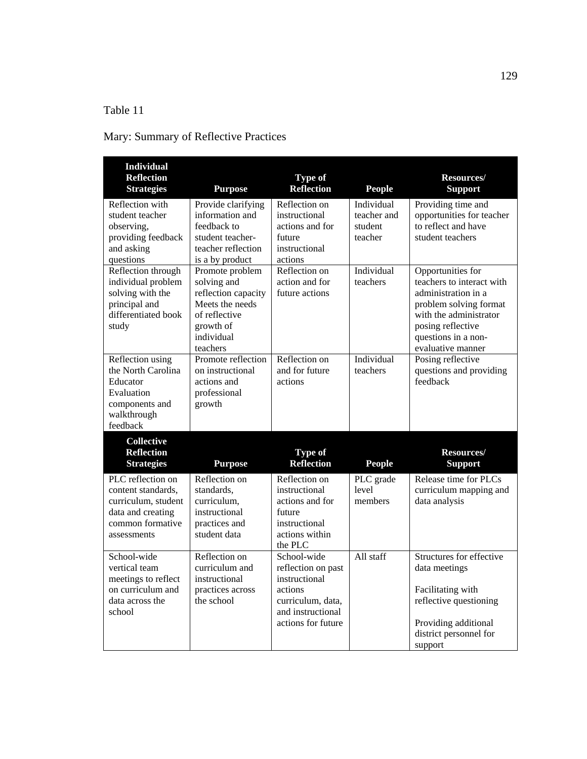Table 11

Mary: Summary of Reflective Practices

| Individual Reflection Strategies | Purpose | Type of Reflection | People | Resources/ Support |
|---|---|---|---|---|
| Reflection with student teacher observing, providing feedback and asking questions | Provide clarifying information and feedback to student teacher-teacher reflection is a by product | Reflection on instructional actions and for future instructional actions | Individual teacher and student teacher | Providing time and opportunities for teacher to reflect and have student teachers |
| Reflection through individual problem solving with the principal and differentiated book study | Promote problem solving and reflection capacity Meets the needs of reflective growth of individual teachers | Reflection on action and for future actions | Individual teachers | Opportunities for teachers to interact with administration in a problem solving format with the administrator posing reflective questions in a non-evaluative manner |
| Reflection using the North Carolina Educator Evaluation components and walkthrough feedback | Promote reflection on instructional actions and professional growth | Reflection on and for future actions | Individual teachers | Posing reflective questions and providing feedback |
| **Collective Reflection Strategies** | **Purpose** | **Type of Reflection** | **People** | **Resources/ Support** |
| PLC reflection on content standards, curriculum, student data and creating common formative assessments | Reflection on standards, curriculum, instructional practices and student data | Reflection on instructional actions and for future instructional actions within the PLC | PLC grade level members | Release time for PLCs curriculum mapping and data analysis |
| School-wide vertical team meetings to reflect on curriculum and data across the school | Reflection on curriculum and instructional practices across the school | School-wide reflection on past instructional actions curriculum, data, and instructional actions for future | All staff | Structures for effective data meetings<br><br>Facilitating with reflective questioning<br><br>Providing additional district personnel for support |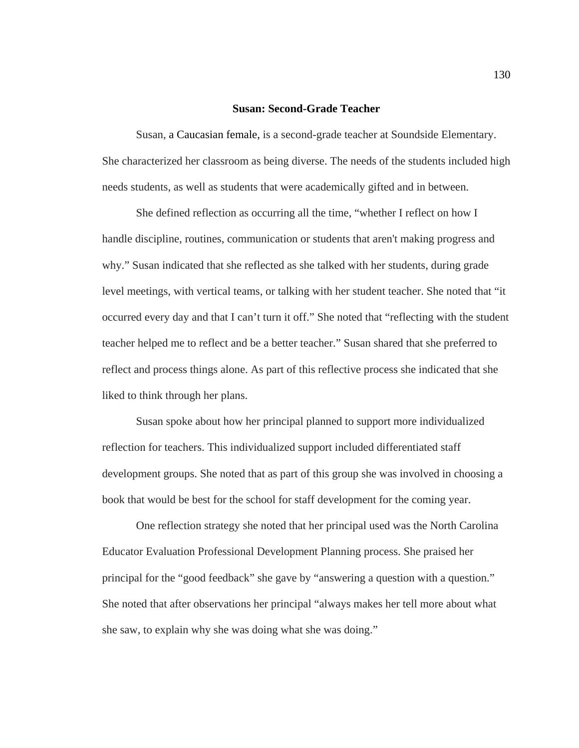## Susan: Second-Grade Teacher

Susan, a Caucasian female, is a second-grade teacher at Soundside Elementary. She characterized her classroom as being diverse. The needs of the students included high needs students, as well as students that were academically gifted and in between.

She defined reflection as occurring all the time, "whether I reflect on how I handle discipline, routines, communication or students that aren't making progress and why." Susan indicated that she reflected as she talked with her students, during grade level meetings, with vertical teams, or talking with her student teacher. She noted that "it occurred every day and that I can't turn it off." She noted that "reflecting with the student teacher helped me to reflect and be a better teacher." Susan shared that she preferred to reflect and process things alone. As part of this reflective process she indicated that she liked to think through her plans.

Susan spoke about how her principal planned to support more individualized reflection for teachers. This individualized support included differentiated staff development groups. She noted that as part of this group she was involved in choosing a book that would be best for the school for staff development for the coming year.

One reflection strategy she noted that her principal used was the North Carolina Educator Evaluation Professional Development Planning process. She praised her principal for the "good feedback" she gave by "answering a question with a question." She noted that after observations her principal "always makes her tell more about what she saw, to explain why she was doing what she was doing."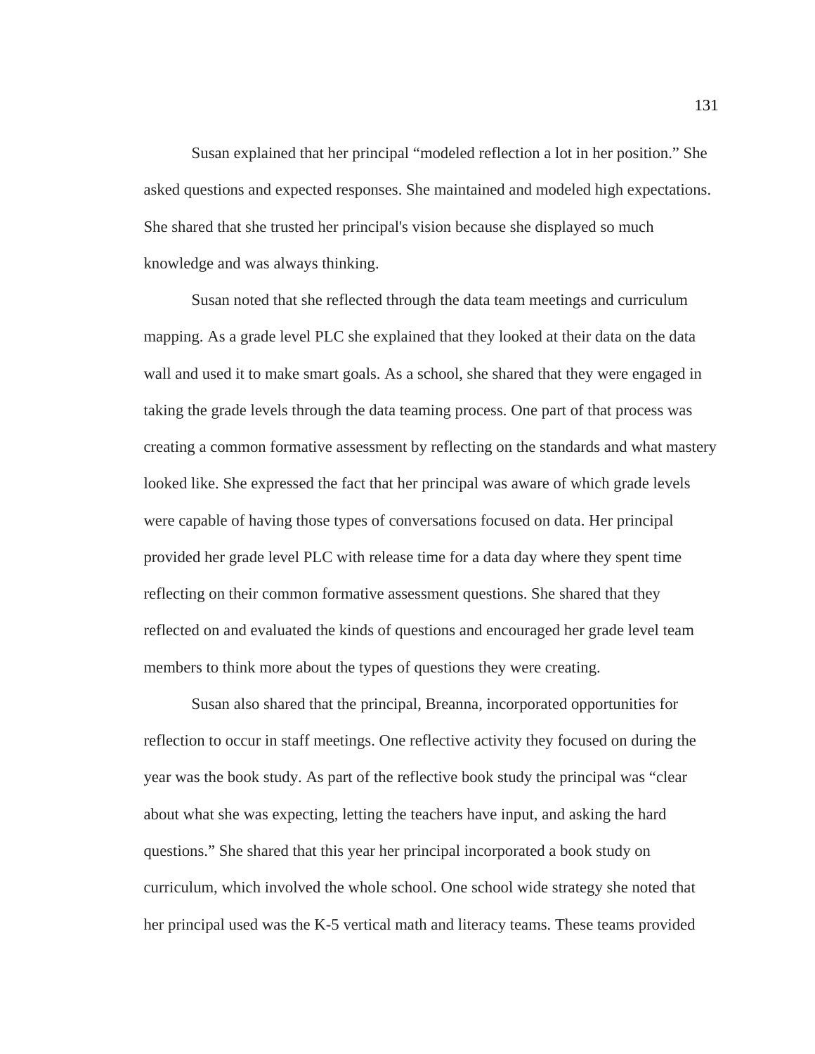Susan explained that her principal “modeled reflection a lot in her position.” She asked questions and expected responses. She maintained and modeled high expectations. She shared that she trusted her principal's vision because she displayed so much knowledge and was always thinking.

Susan noted that she reflected through the data team meetings and curriculum mapping. As a grade level PLC she explained that they looked at their data on the data wall and used it to make smart goals. As a school, she shared that they were engaged in taking the grade levels through the data teaming process. One part of that process was creating a common formative assessment by reflecting on the standards and what mastery looked like. She expressed the fact that her principal was aware of which grade levels were capable of having those types of conversations focused on data. Her principal provided her grade level PLC with release time for a data day where they spent time reflecting on their common formative assessment questions. She shared that they reflected on and evaluated the kinds of questions and encouraged her grade level team members to think more about the types of questions they were creating.

Susan also shared that the principal, Breanna, incorporated opportunities for reflection to occur in staff meetings. One reflective activity they focused on during the year was the book study. As part of the reflective book study the principal was “clear about what she was expecting, letting the teachers have input, and asking the hard questions.” She shared that this year her principal incorporated a book study on curriculum, which involved the whole school. One school wide strategy she noted that her principal used was the K-5 vertical math and literacy teams. These teams provided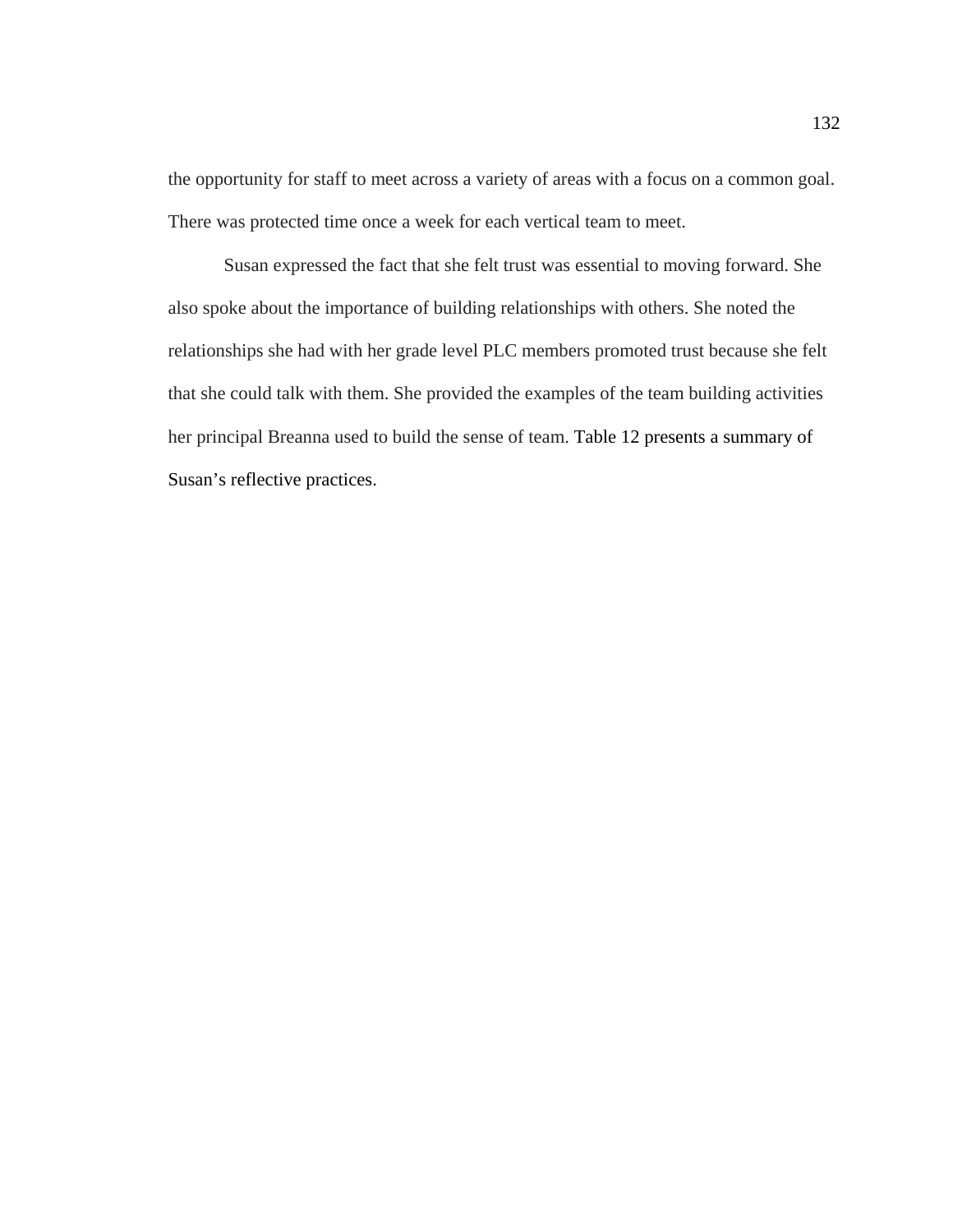the opportunity for staff to meet across a variety of areas with a focus on a common goal. There was protected time once a week for each vertical team to meet.

Susan expressed the fact that she felt trust was essential to moving forward. She also spoke about the importance of building relationships with others. She noted the relationships she had with her grade level PLC members promoted trust because she felt that she could talk with them. She provided the examples of the team building activities her principal Breanna used to build the sense of team. Table 12 presents a summary of Susan's reflective practices.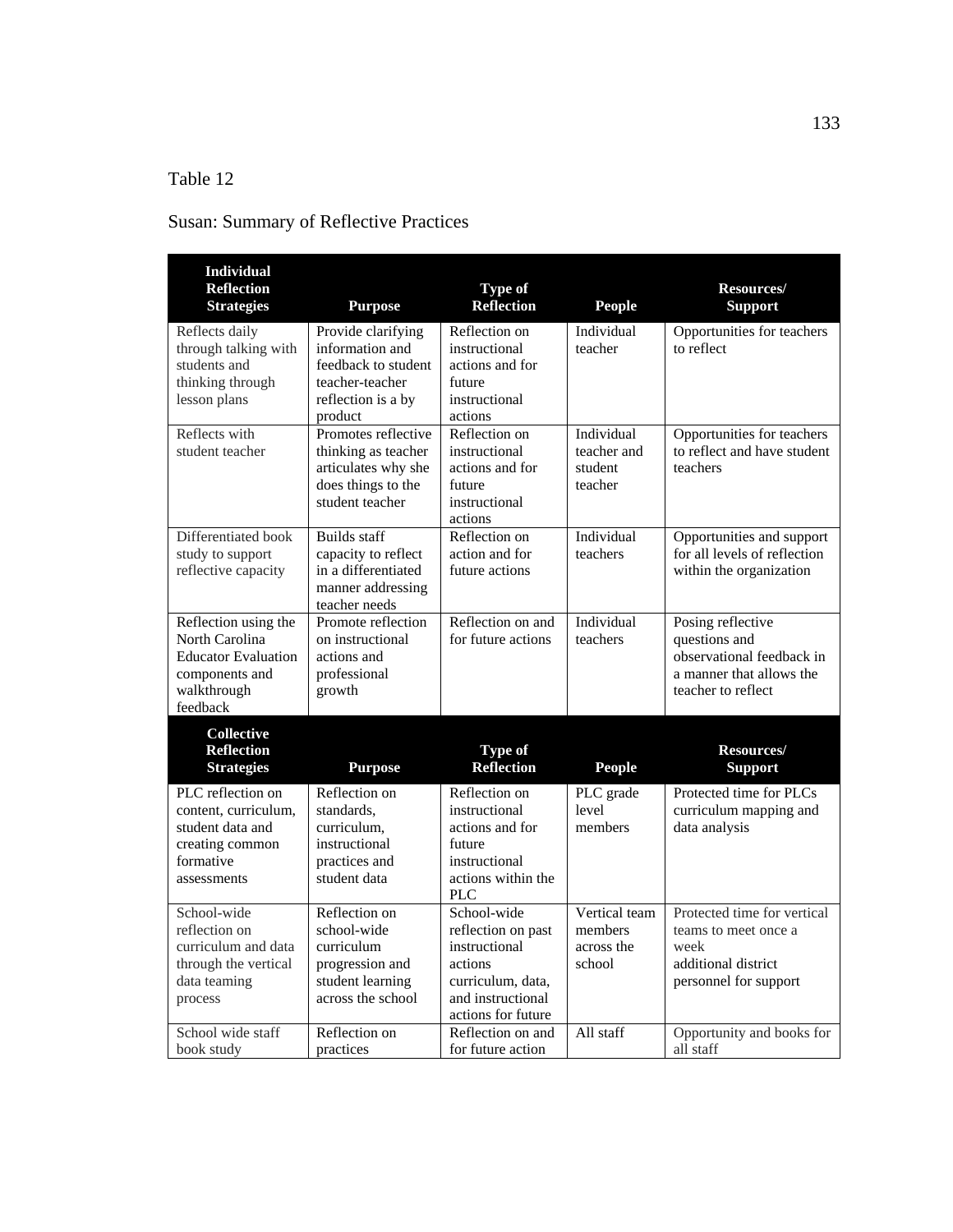Table 12

Susan: Summary of Reflective Practices

| Individual Reflection Strategies | Purpose | Type of Reflection | People | Resources/ Support |
|---|---|---|---|---|
| Reflects daily through talking with students and thinking through lesson plans | Provide clarifying information and feedback to student teacher-teacher reflection is a by product | Reflection on instructional actions and for future instructional actions | Individual teacher | Opportunities for teachers to reflect |
| Reflects with student teacher | Promotes reflective thinking as teacher articulates why she does things to the student teacher | Reflection on instructional actions and for future instructional actions | Individual teacher and student teacher | Opportunities for teachers to reflect and have student teachers |
| Differentiated book study to support reflective capacity | Builds staff capacity to reflect in a differentiated manner addressing teacher needs | Reflection on action and for future actions | Individual teachers | Opportunities and support for all levels of reflection within the organization |
| Reflection using the North Carolina Educator Evaluation components and walkthrough feedback | Promote reflection on instructional actions and professional growth | Reflection on and for future actions | Individual teachers | Posing reflective questions and observational feedback in a manner that allows the teacher to reflect |
| **Collective Reflection Strategies** | **Purpose** | **Type of Reflection** | **People** | **Resources/ Support** |
| PLC reflection on content, curriculum, student data and creating common formative assessments | Reflection on standards, curriculum, instructional practices and student data | Reflection on instructional actions and for future instructional actions within the PLC | PLC grade level members | Protected time for PLCs curriculum mapping and data analysis |
| School-wide reflection on curriculum and data through the vertical data teaming process | Reflection on school-wide curriculum progression and student learning across the school | School-wide reflection on past instructional actions curriculum, data, and instructional actions for future | Vertical team members across the school | Protected time for vertical teams to meet once a week additional district personnel for support |
| School wide staff book study | Reflection on practices | Reflection on and for future action | All staff | Opportunity and books for all staff |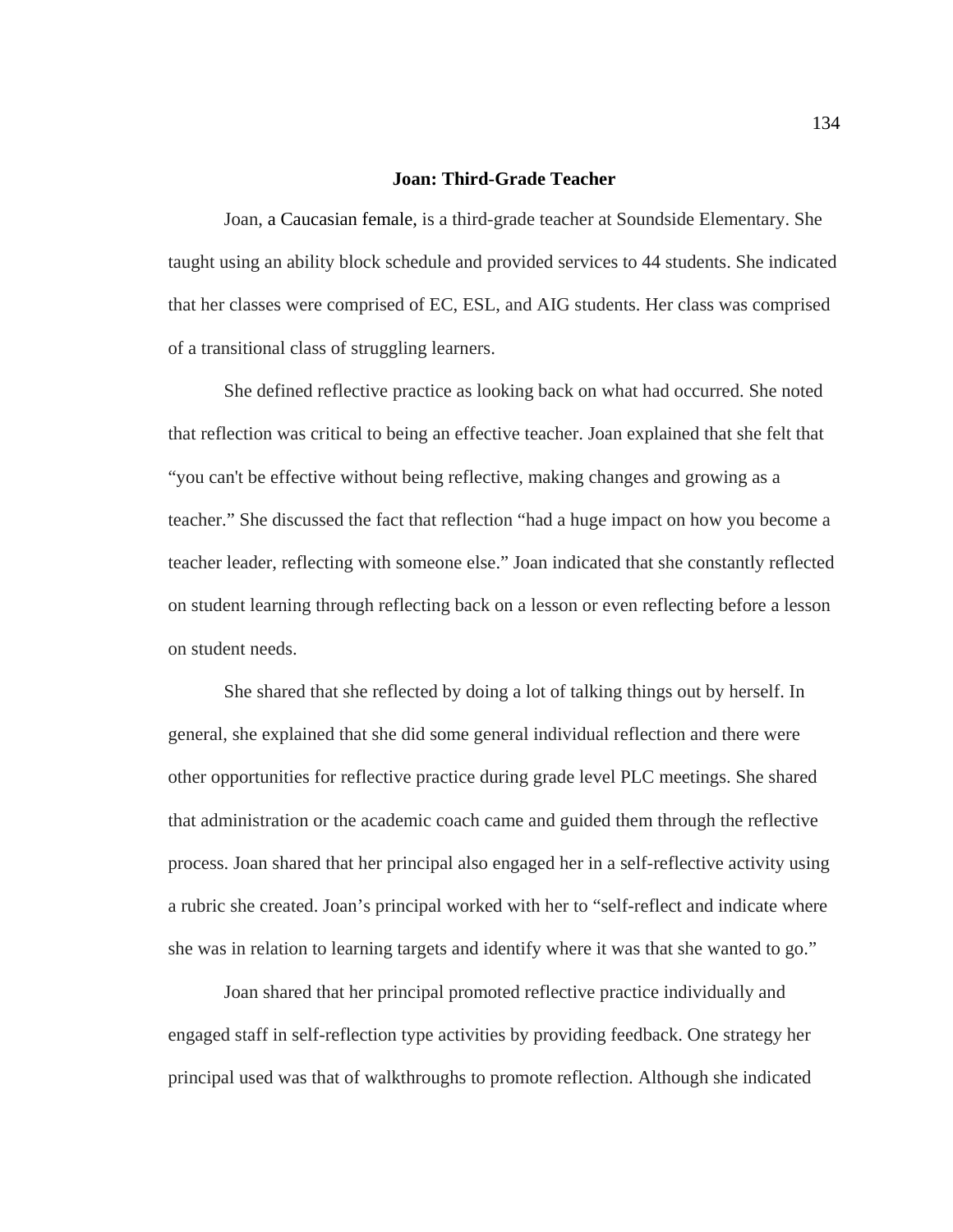## Joan: Third-Grade Teacher

Joan, a Caucasian female, is a third-grade teacher at Soundside Elementary. She taught using an ability block schedule and provided services to 44 students. She indicated that her classes were comprised of EC, ESL, and AIG students. Her class was comprised of a transitional class of struggling learners.

She defined reflective practice as looking back on what had occurred. She noted that reflection was critical to being an effective teacher. Joan explained that she felt that "you can't be effective without being reflective, making changes and growing as a teacher." She discussed the fact that reflection "had a huge impact on how you become a teacher leader, reflecting with someone else." Joan indicated that she constantly reflected on student learning through reflecting back on a lesson or even reflecting before a lesson on student needs.

She shared that she reflected by doing a lot of talking things out by herself. In general, she explained that she did some general individual reflection and there were other opportunities for reflective practice during grade level PLC meetings. She shared that administration or the academic coach came and guided them through the reflective process. Joan shared that her principal also engaged her in a self-reflective activity using a rubric she created. Joan's principal worked with her to "self-reflect and indicate where she was in relation to learning targets and identify where it was that she wanted to go."

Joan shared that her principal promoted reflective practice individually and engaged staff in self-reflection type activities by providing feedback. One strategy her principal used was that of walkthroughs to promote reflection. Although she indicated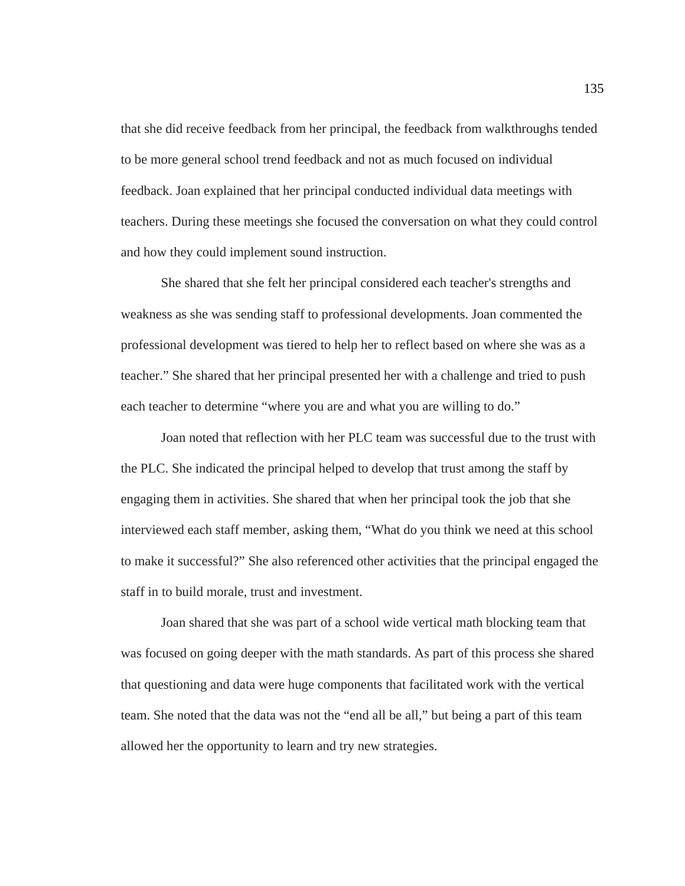that she did receive feedback from her principal, the feedback from walkthroughs tended to be more general school trend feedback and not as much focused on individual feedback. Joan explained that her principal conducted individual data meetings with teachers. During these meetings she focused the conversation on what they could control and how they could implement sound instruction.

She shared that she felt her principal considered each teacher's strengths and weakness as she was sending staff to professional developments. Joan commented the professional development was tiered to help her to reflect based on where she was as a teacher." She shared that her principal presented her with a challenge and tried to push each teacher to determine "where you are and what you are willing to do."

Joan noted that reflection with her PLC team was successful due to the trust with the PLC. She indicated the principal helped to develop that trust among the staff by engaging them in activities. She shared that when her principal took the job that she interviewed each staff member, asking them, "What do you think we need at this school to make it successful?" She also referenced other activities that the principal engaged the staff in to build morale, trust and investment.

Joan shared that she was part of a school wide vertical math blocking team that was focused on going deeper with the math standards. As part of this process she shared that questioning and data were huge components that facilitated work with the vertical team. She noted that the data was not the "end all be all," but being a part of this team allowed her the opportunity to learn and try new strategies.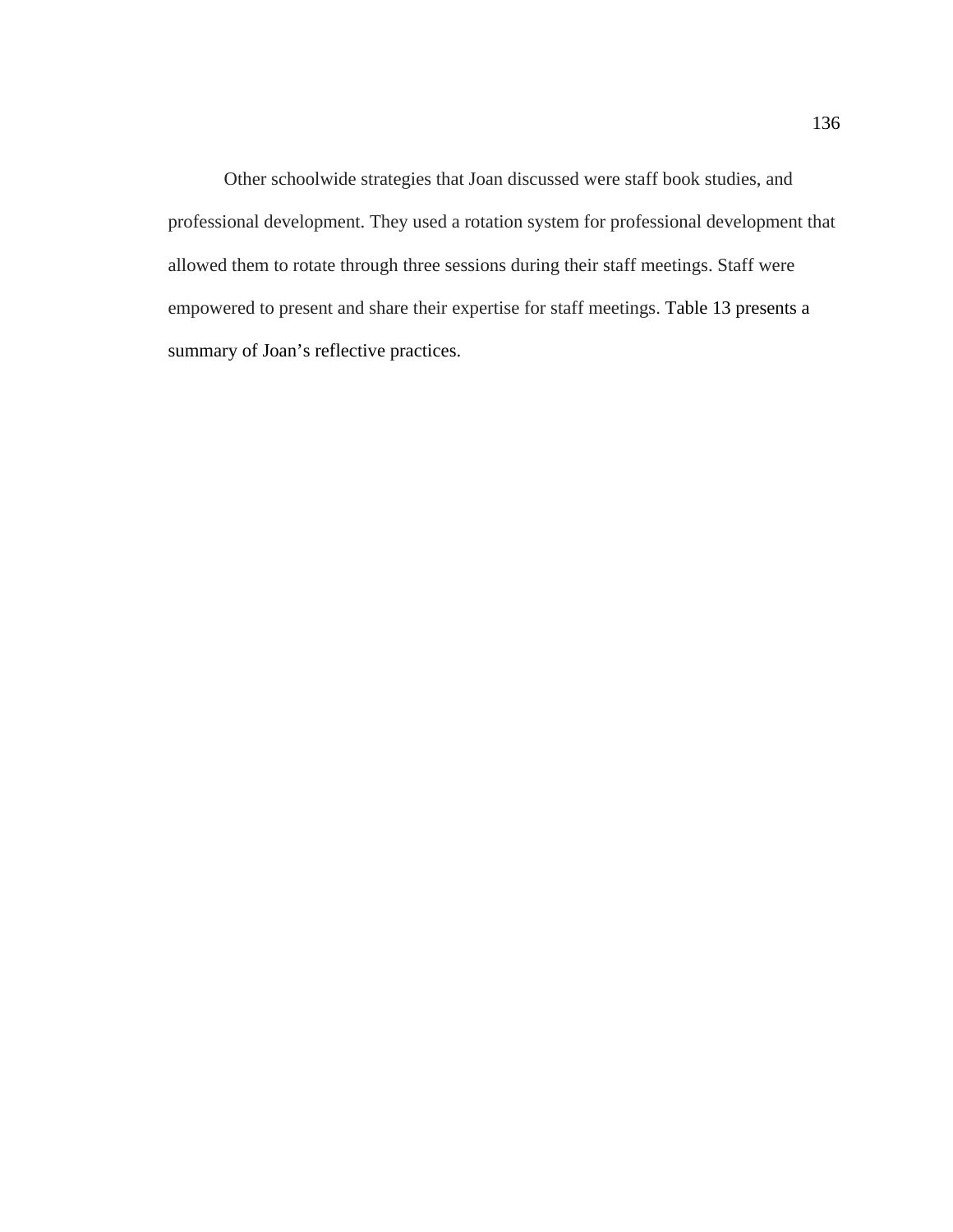Other schoolwide strategies that Joan discussed were staff book studies, and professional development. They used a rotation system for professional development that allowed them to rotate through three sessions during their staff meetings. Staff were empowered to present and share their expertise for staff meetings. Table 13 presents a summary of Joan’s reflective practices.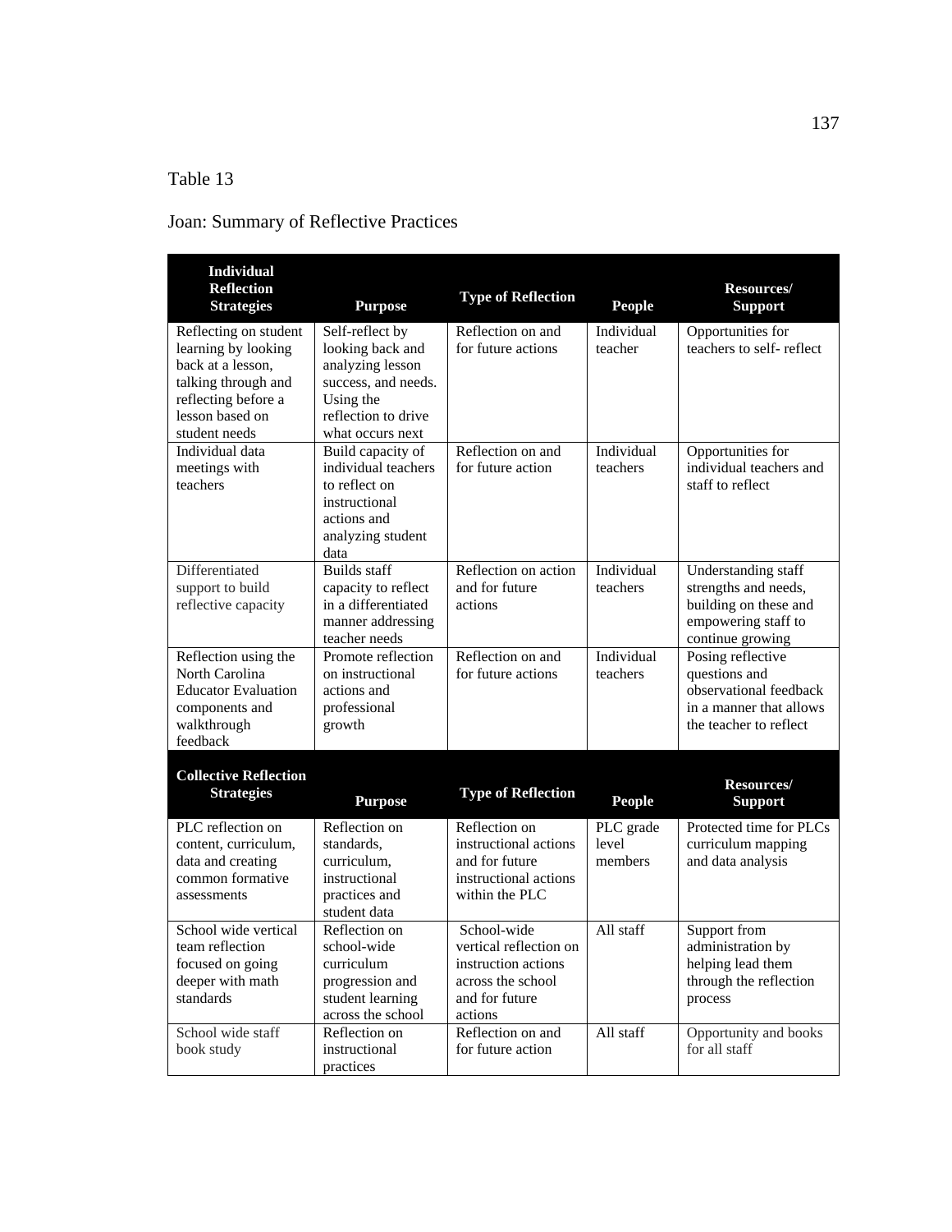Table 13

Joan: Summary of Reflective Practices

| Individual Reflection Strategies | Purpose | Type of Reflection | People | Resources/ Support |
|---|---|---|---|---|
| Reflecting on student learning by looking back at a lesson, talking through and reflecting before a lesson based on student needs | Self-reflect by looking back and analyzing lesson success, and needs. Using the reflection to drive what occurs next | Reflection on and for future actions | Individual teacher | Opportunities for teachers to self- reflect |
| Individual data meetings with teachers | Build capacity of individual teachers to reflect on instructional actions and analyzing student data | Reflection on and for future action | Individual teachers | Opportunities for individual teachers and staff to reflect |
| Differentiated support to build reflective capacity | Builds staff capacity to reflect in a differentiated manner addressing teacher needs | Reflection on action and for future actions | Individual teachers | Understanding staff strengths and needs, building on these and empowering staff to continue growing |
| Reflection using the North Carolina Educator Evaluation components and walkthrough feedback | Promote reflection on instructional actions and professional growth | Reflection on and for future actions | Individual teachers | Posing reflective questions and observational feedback in a manner that allows the teacher to reflect |
| **Collective Reflection Strategies** | **Purpose** | **Type of Reflection** | **People** | **Resources/ Support** |
| PLC reflection on content, curriculum, data and creating common formative assessments | Reflection on standards, curriculum, instructional practices and student data | Reflection on instructional actions and for future instructional actions within the PLC | PLC grade level members | Protected time for PLCs curriculum mapping and data analysis |
| School wide vertical team reflection focused on going deeper with math standards | Reflection on school-wide curriculum progression and student learning across the school | School-wide vertical reflection on instruction actions across the school and for future actions | All staff | Support from administration by helping lead them through the reflection process |
| School wide staff book study | Reflection on instructional practices | Reflection on and for future action | All staff | Opportunity and books for all staff |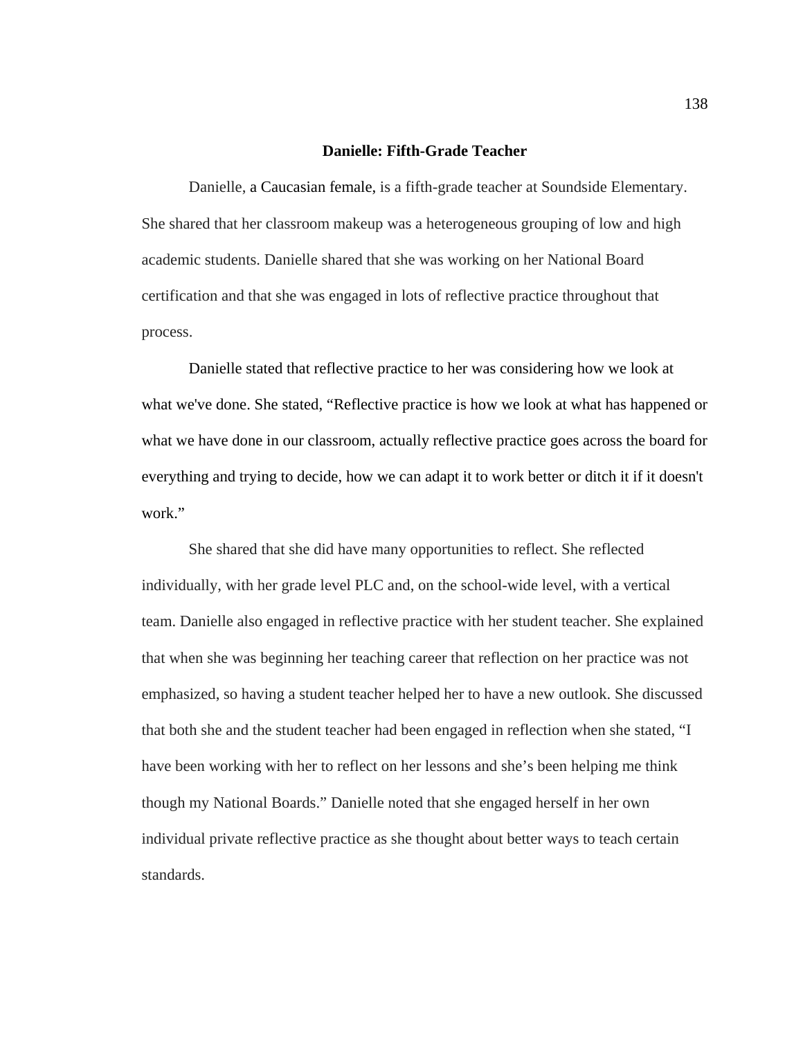**Danielle: Fifth-Grade Teacher**

Danielle, a Caucasian female, is a fifth-grade teacher at Soundside Elementary. She shared that her classroom makeup was a heterogeneous grouping of low and high academic students. Danielle shared that she was working on her National Board certification and that she was engaged in lots of reflective practice throughout that process.

Danielle stated that reflective practice to her was considering how we look at what we've done. She stated, "Reflective practice is how we look at what has happened or what we have done in our classroom, actually reflective practice goes across the board for everything and trying to decide, how we can adapt it to work better or ditch it if it doesn't work."

She shared that she did have many opportunities to reflect. She reflected individually, with her grade level PLC and, on the school-wide level, with a vertical team. Danielle also engaged in reflective practice with her student teacher. She explained that when she was beginning her teaching career that reflection on her practice was not emphasized, so having a student teacher helped her to have a new outlook. She discussed that both she and the student teacher had been engaged in reflection when she stated, "I have been working with her to reflect on her lessons and she's been helping me think though my National Boards." Danielle noted that she engaged herself in her own individual private reflective practice as she thought about better ways to teach certain standards.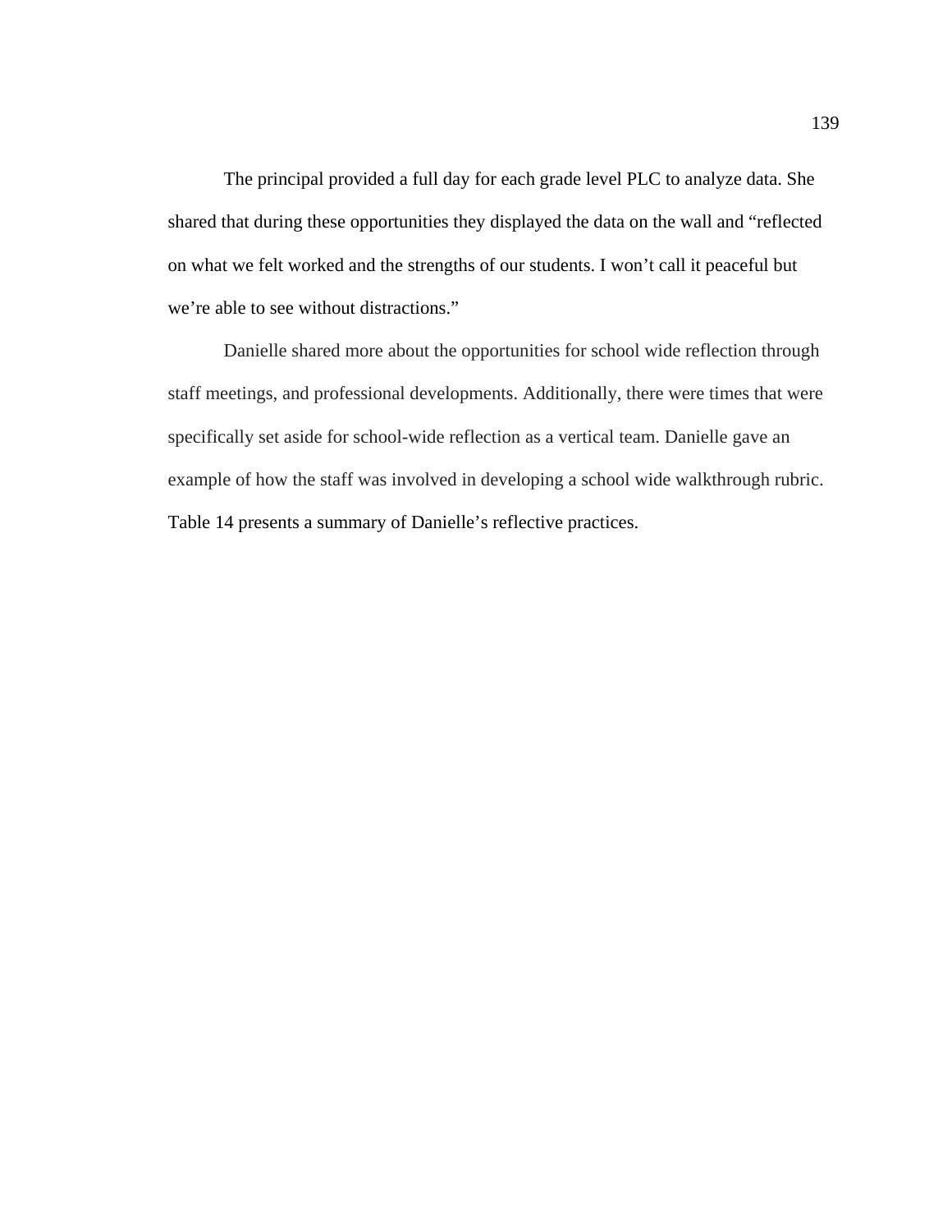The principal provided a full day for each grade level PLC to analyze data. She shared that during these opportunities they displayed the data on the wall and "reflected on what we felt worked and the strengths of our students. I won't call it peaceful but we're able to see without distractions."

Danielle shared more about the opportunities for school wide reflection through staff meetings, and professional developments. Additionally, there were times that were specifically set aside for school-wide reflection as a vertical team. Danielle gave an example of how the staff was involved in developing a school wide walkthrough rubric. Table 14 presents a summary of Danielle's reflective practices.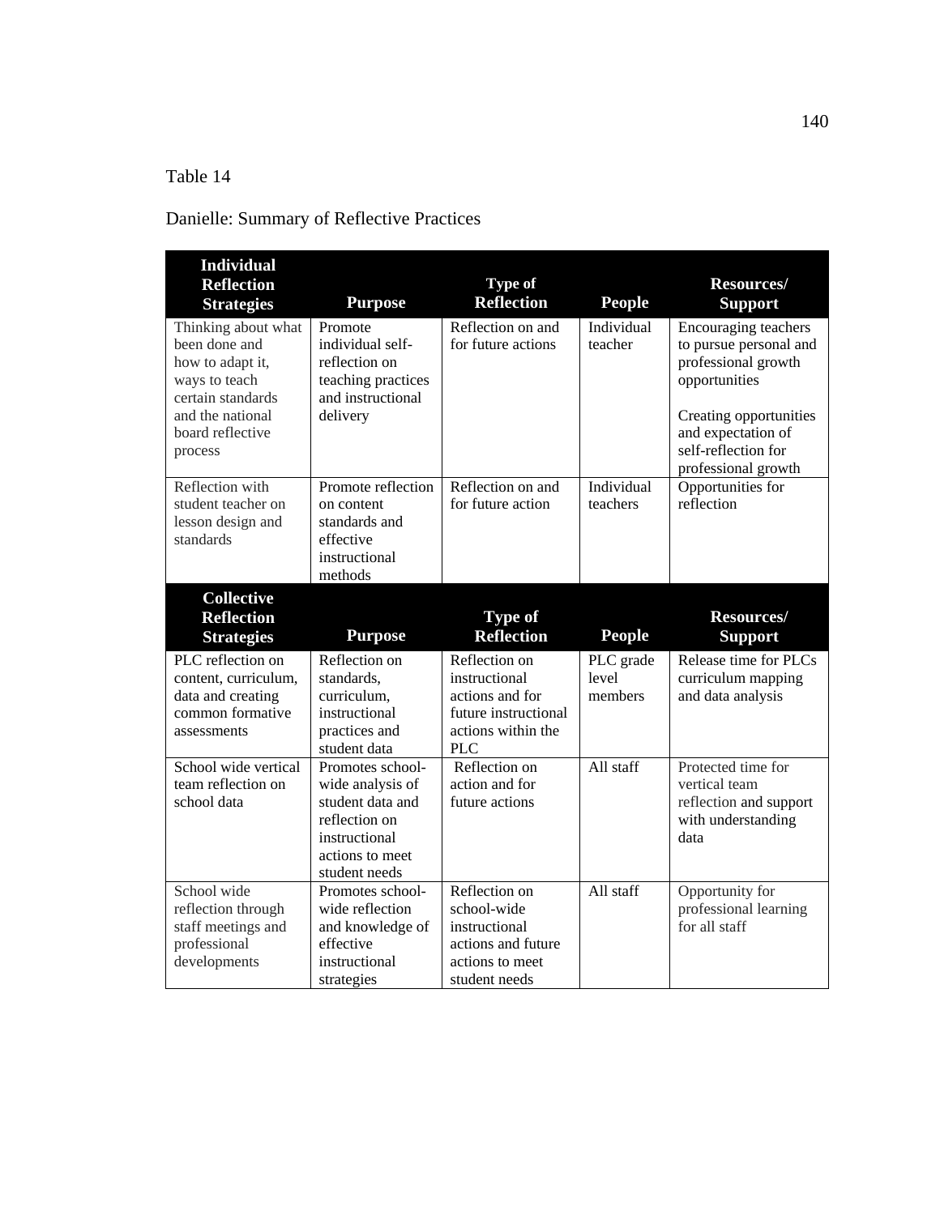Table 14

Danielle: Summary of Reflective Practices

| Individual Reflection Strategies | Purpose | Type of Reflection | People | Resources/ Support |
|---|---|---|---|---|
| Thinking about what been done and how to adapt it, ways to teach certain standards and the national board reflective process | Promote individual self-reflection on teaching practices and instructional delivery | Reflection on and for future actions | Individual teacher | Encouraging teachers to pursue personal and professional growth opportunities<br><br>Creating opportunities and expectation of self-reflection for professional growth |
| Reflection with student teacher on lesson design and standards | Promote reflection on content standards and effective instructional methods | Reflection on and for future action | Individual teachers | Opportunities for reflection |
| **Collective Reflection Strategies** | **Purpose** | **Type of Reflection** | **People** | **Resources/ Support** |
| PLC reflection on content, curriculum, data and creating common formative assessments | Reflection on standards, curriculum, instructional practices and student data | Reflection on instructional actions and for future instructional actions within the PLC | PLC grade level members | Release time for PLCs curriculum mapping and data analysis |
| School wide vertical team reflection on school data | Promotes school-wide analysis of student data and reflection on instructional actions to meet student needs | Reflection on action and for future actions | All staff | Protected time for vertical team reflection and support with understanding data |
| School wide reflection through staff meetings and professional developments | Promotes school-wide reflection and knowledge of effective instructional strategies | Reflection on school-wide instructional actions and future actions to meet student needs | All staff | Opportunity for professional learning for all staff |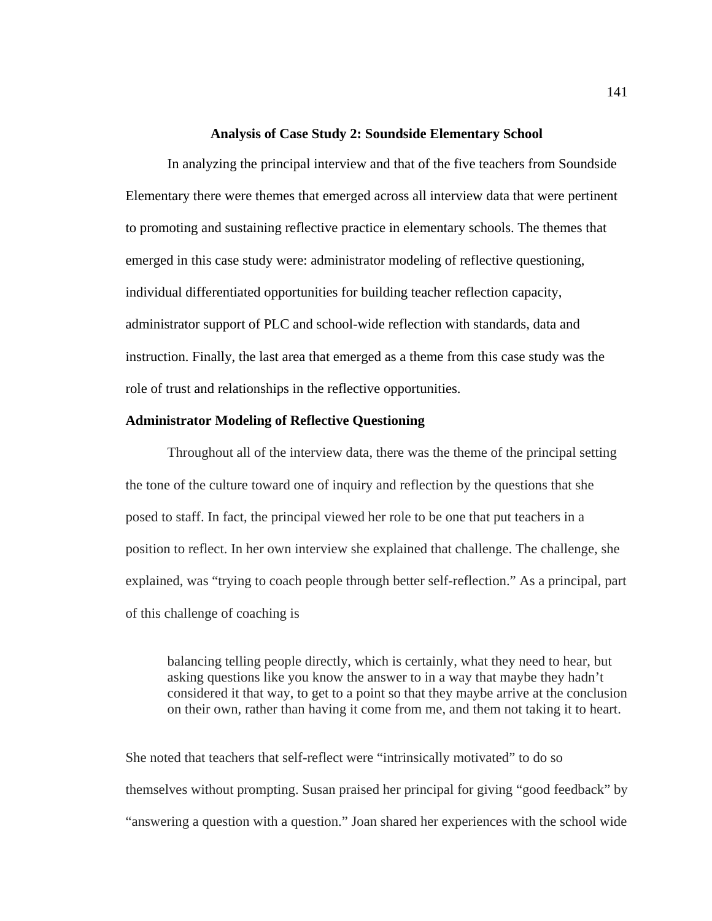## Analysis of Case Study 2: Soundside Elementary School

In analyzing the principal interview and that of the five teachers from Soundside Elementary there were themes that emerged across all interview data that were pertinent to promoting and sustaining reflective practice in elementary schools. The themes that emerged in this case study were: administrator modeling of reflective questioning, individual differentiated opportunities for building teacher reflection capacity, administrator support of PLC and school-wide reflection with standards, data and instruction. Finally, the last area that emerged as a theme from this case study was the role of trust and relationships in the reflective opportunities.

### Administrator Modeling of Reflective Questioning

Throughout all of the interview data, there was the theme of the principal setting the tone of the culture toward one of inquiry and reflection by the questions that she posed to staff. In fact, the principal viewed her role to be one that put teachers in a position to reflect. In her own interview she explained that challenge. The challenge, she explained, was “trying to coach people through better self-reflection.” As a principal, part of this challenge of coaching is

> balancing telling people directly, which is certainly, what they need to hear, but asking questions like you know the answer to in a way that maybe they hadn’t considered it that way, to get to a point so that they maybe arrive at the conclusion on their own, rather than having it come from me, and them not taking it to heart.

She noted that teachers that self-reflect were “intrinsically motivated” to do so themselves without prompting. Susan praised her principal for giving “good feedback” by “answering a question with a question.” Joan shared her experiences with the school wide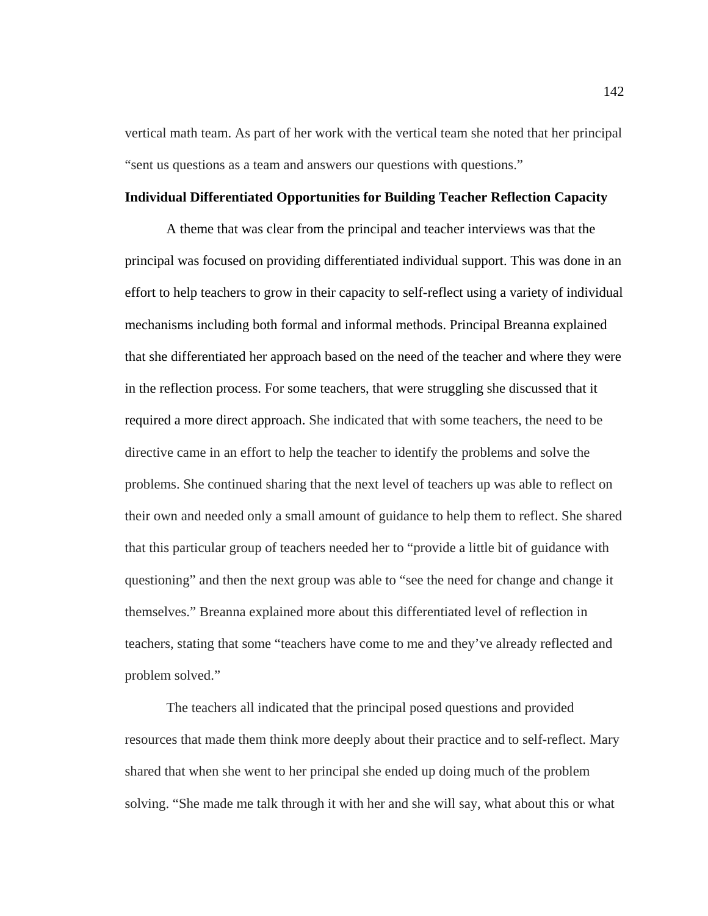vertical math team. As part of her work with the vertical team she noted that her principal "sent us questions as a team and answers our questions with questions."

**Individual Differentiated Opportunities for Building Teacher Reflection Capacity**

A theme that was clear from the principal and teacher interviews was that the principal was focused on providing differentiated individual support. This was done in an effort to help teachers to grow in their capacity to self-reflect using a variety of individual mechanisms including both formal and informal methods. Principal Breanna explained that she differentiated her approach based on the need of the teacher and where they were in the reflection process. For some teachers, that were struggling she discussed that it required a more direct approach. She indicated that with some teachers, the need to be directive came in an effort to help the teacher to identify the problems and solve the problems. She continued sharing that the next level of teachers up was able to reflect on their own and needed only a small amount of guidance to help them to reflect. She shared that this particular group of teachers needed her to "provide a little bit of guidance with questioning" and then the next group was able to "see the need for change and change it themselves." Breanna explained more about this differentiated level of reflection in teachers, stating that some "teachers have come to me and they've already reflected and problem solved."

The teachers all indicated that the principal posed questions and provided resources that made them think more deeply about their practice and to self-reflect. Mary shared that when she went to her principal she ended up doing much of the problem solving. "She made me talk through it with her and she will say, what about this or what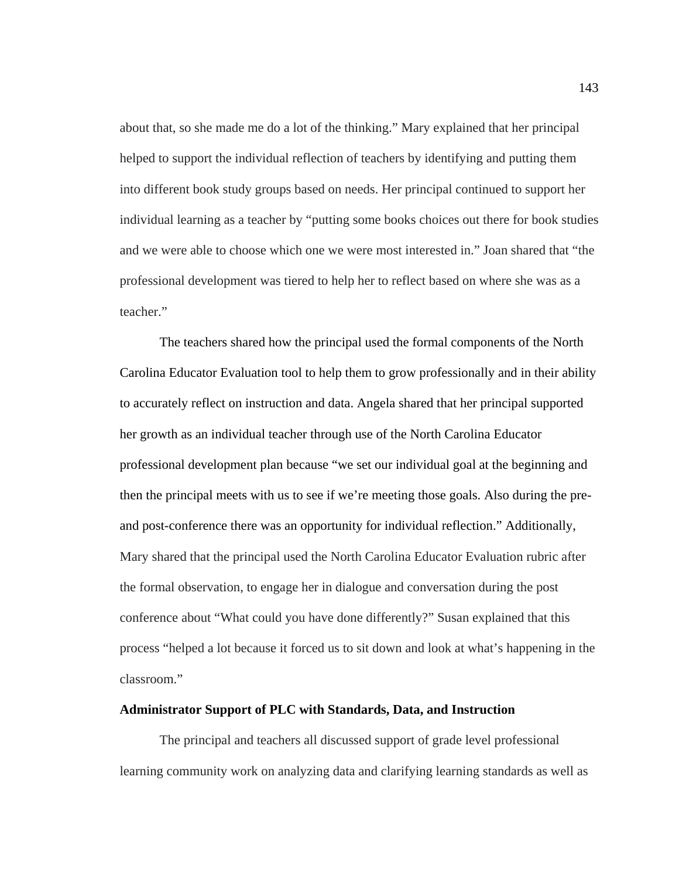about that, so she made me do a lot of the thinking." Mary explained that her principal helped to support the individual reflection of teachers by identifying and putting them into different book study groups based on needs. Her principal continued to support her individual learning as a teacher by "putting some books choices out there for book studies and we were able to choose which one we were most interested in." Joan shared that "the professional development was tiered to help her to reflect based on where she was as a teacher."

The teachers shared how the principal used the formal components of the North Carolina Educator Evaluation tool to help them to grow professionally and in their ability to accurately reflect on instruction and data. Angela shared that her principal supported her growth as an individual teacher through use of the North Carolina Educator professional development plan because "we set our individual goal at the beginning and then the principal meets with us to see if we're meeting those goals. Also during the pre- and post-conference there was an opportunity for individual reflection." Additionally, Mary shared that the principal used the North Carolina Educator Evaluation rubric after the formal observation, to engage her in dialogue and conversation during the post conference about "What could you have done differently?" Susan explained that this process "helped a lot because it forced us to sit down and look at what's happening in the classroom."

**Administrator Support of PLC with Standards, Data, and Instruction**

The principal and teachers all discussed support of grade level professional learning community work on analyzing data and clarifying learning standards as well as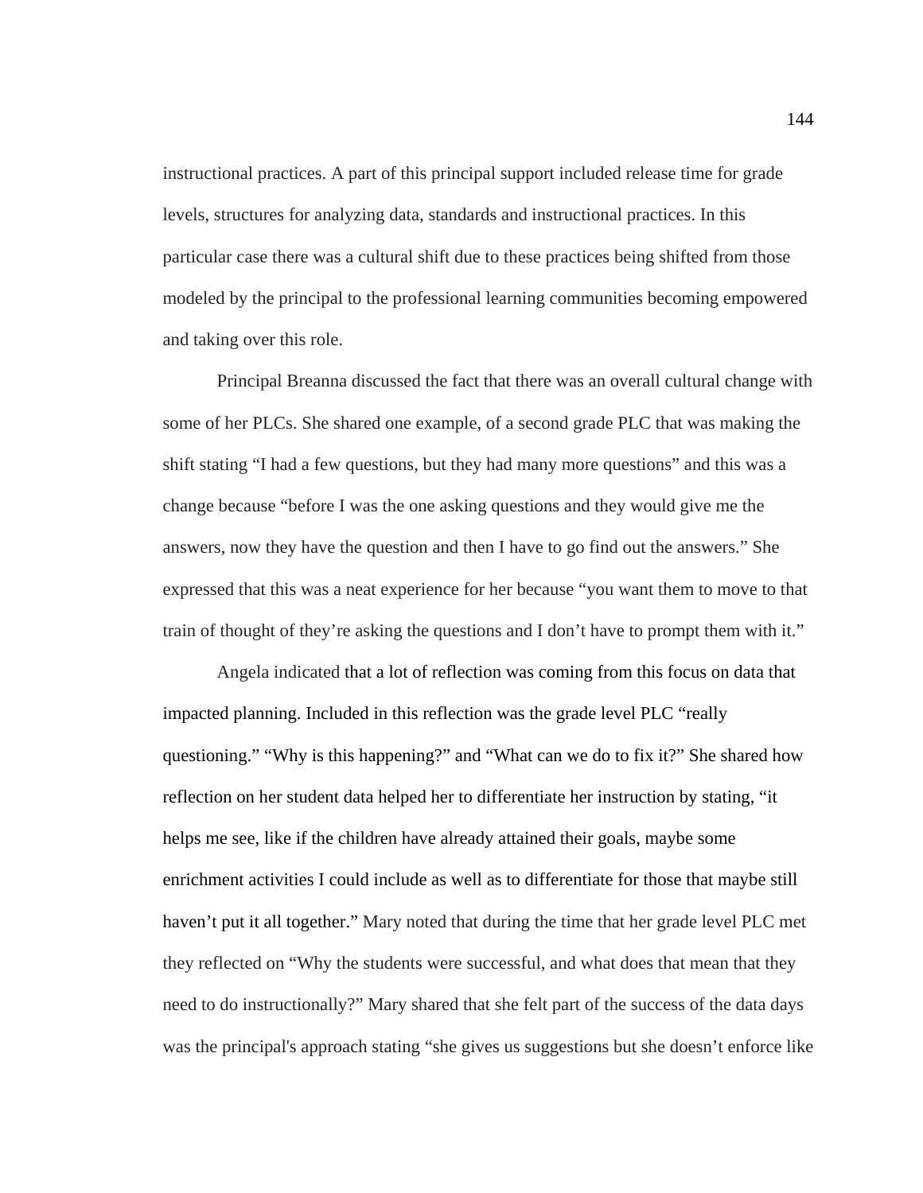instructional practices. A part of this principal support included release time for grade levels, structures for analyzing data, standards and instructional practices. In this particular case there was a cultural shift due to these practices being shifted from those modeled by the principal to the professional learning communities becoming empowered and taking over this role.

Principal Breanna discussed the fact that there was an overall cultural change with some of her PLCs. She shared one example, of a second grade PLC that was making the shift stating "I had a few questions, but they had many more questions" and this was a change because "before I was the one asking questions and they would give me the answers, now they have the question and then I have to go find out the answers." She expressed that this was a neat experience for her because "you want them to move to that train of thought of they're asking the questions and I don't have to prompt them with it."

Angela indicated that a lot of reflection was coming from this focus on data that impacted planning. Included in this reflection was the grade level PLC "really questioning." "Why is this happening?" and "What can we do to fix it?" She shared how reflection on her student data helped her to differentiate her instruction by stating, "it helps me see, like if the children have already attained their goals, maybe some enrichment activities I could include as well as to differentiate for those that maybe still haven't put it all together." Mary noted that during the time that her grade level PLC met they reflected on "Why the students were successful, and what does that mean that they need to do instructionally?" Mary shared that she felt part of the success of the data days was the principal's approach stating "she gives us suggestions but she doesn't enforce like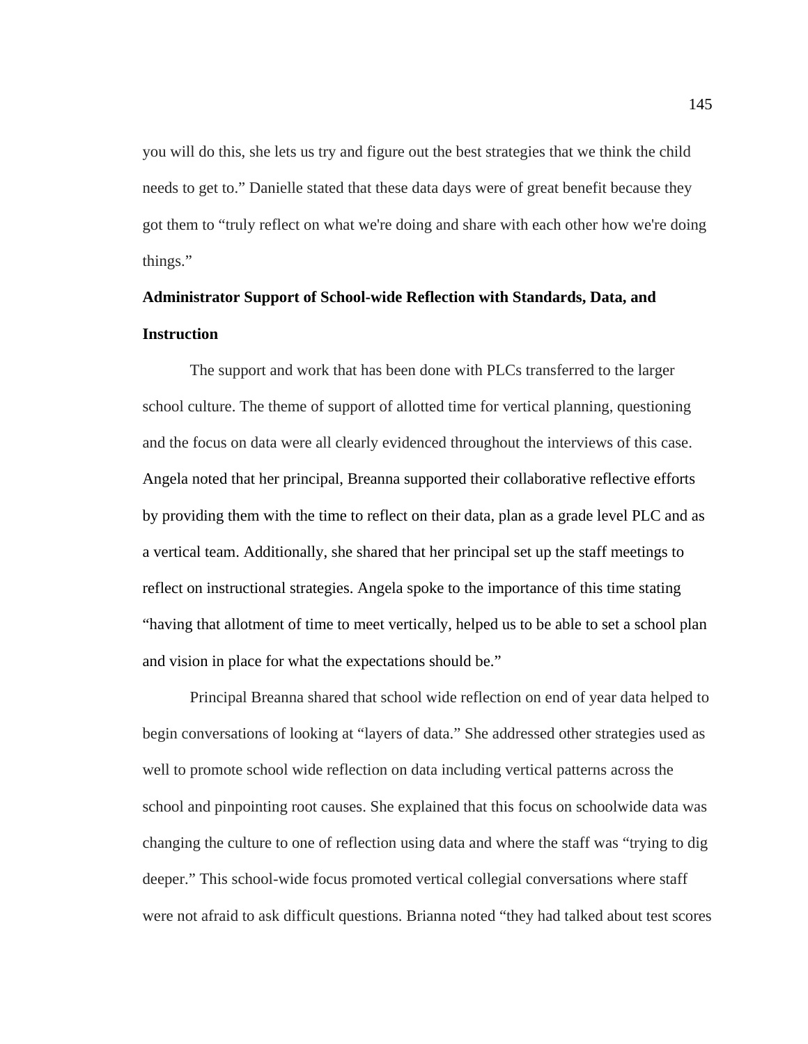you will do this, she lets us try and figure out the best strategies that we think the child needs to get to." Danielle stated that these data days were of great benefit because they got them to "truly reflect on what we're doing and share with each other how we're doing things."

**Administrator Support of School-wide Reflection with Standards, Data, and Instruction**

The support and work that has been done with PLCs transferred to the larger school culture. The theme of support of allotted time for vertical planning, questioning and the focus on data were all clearly evidenced throughout the interviews of this case. Angela noted that her principal, Breanna supported their collaborative reflective efforts by providing them with the time to reflect on their data, plan as a grade level PLC and as a vertical team. Additionally, she shared that her principal set up the staff meetings to reflect on instructional strategies. Angela spoke to the importance of this time stating "having that allotment of time to meet vertically, helped us to be able to set a school plan and vision in place for what the expectations should be."

Principal Breanna shared that school wide reflection on end of year data helped to begin conversations of looking at "layers of data." She addressed other strategies used as well to promote school wide reflection on data including vertical patterns across the school and pinpointing root causes. She explained that this focus on schoolwide data was changing the culture to one of reflection using data and where the staff was "trying to dig deeper." This school-wide focus promoted vertical collegial conversations where staff were not afraid to ask difficult questions. Brianna noted "they had talked about test scores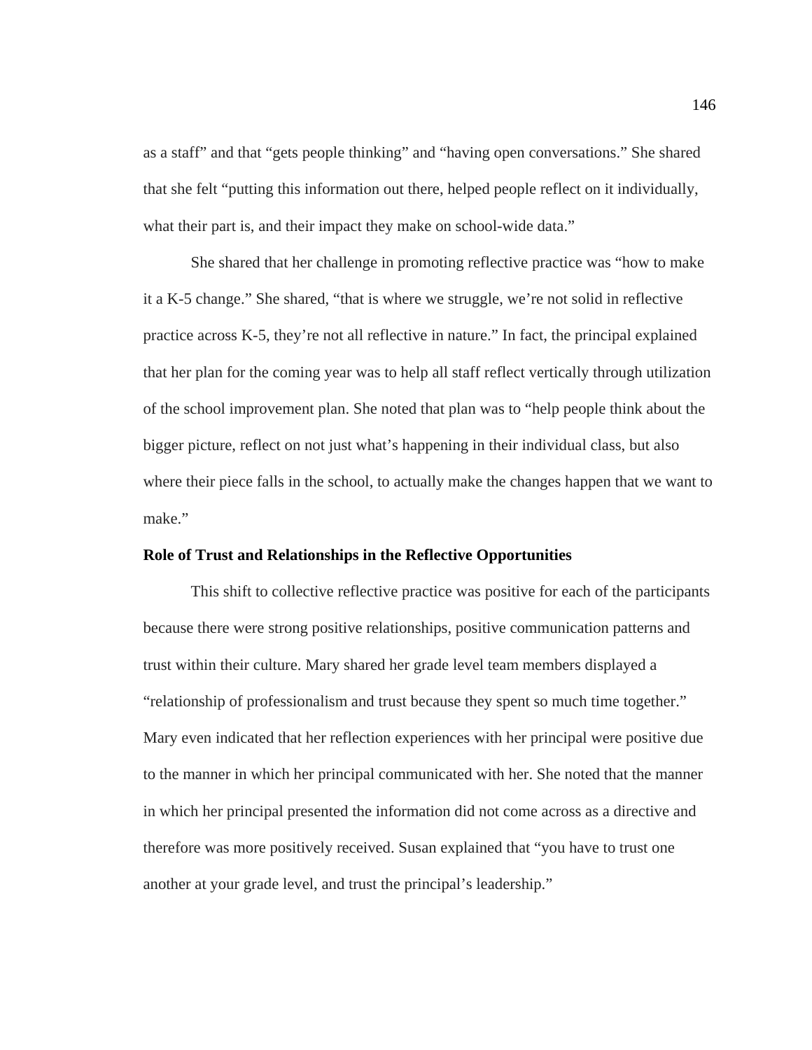as a staff" and that "gets people thinking" and "having open conversations." She shared that she felt "putting this information out there, helped people reflect on it individually, what their part is, and their impact they make on school-wide data."

She shared that her challenge in promoting reflective practice was "how to make it a K-5 change." She shared, "that is where we struggle, we're not solid in reflective practice across K-5, they're not all reflective in nature." In fact, the principal explained that her plan for the coming year was to help all staff reflect vertically through utilization of the school improvement plan. She noted that plan was to "help people think about the bigger picture, reflect on not just what's happening in their individual class, but also where their piece falls in the school, to actually make the changes happen that we want to make."

**Role of Trust and Relationships in the Reflective Opportunities**

This shift to collective reflective practice was positive for each of the participants because there were strong positive relationships, positive communication patterns and trust within their culture. Mary shared her grade level team members displayed a "relationship of professionalism and trust because they spent so much time together." Mary even indicated that her reflection experiences with her principal were positive due to the manner in which her principal communicated with her. She noted that the manner in which her principal presented the information did not come across as a directive and therefore was more positively received. Susan explained that "you have to trust one another at your grade level, and trust the principal's leadership."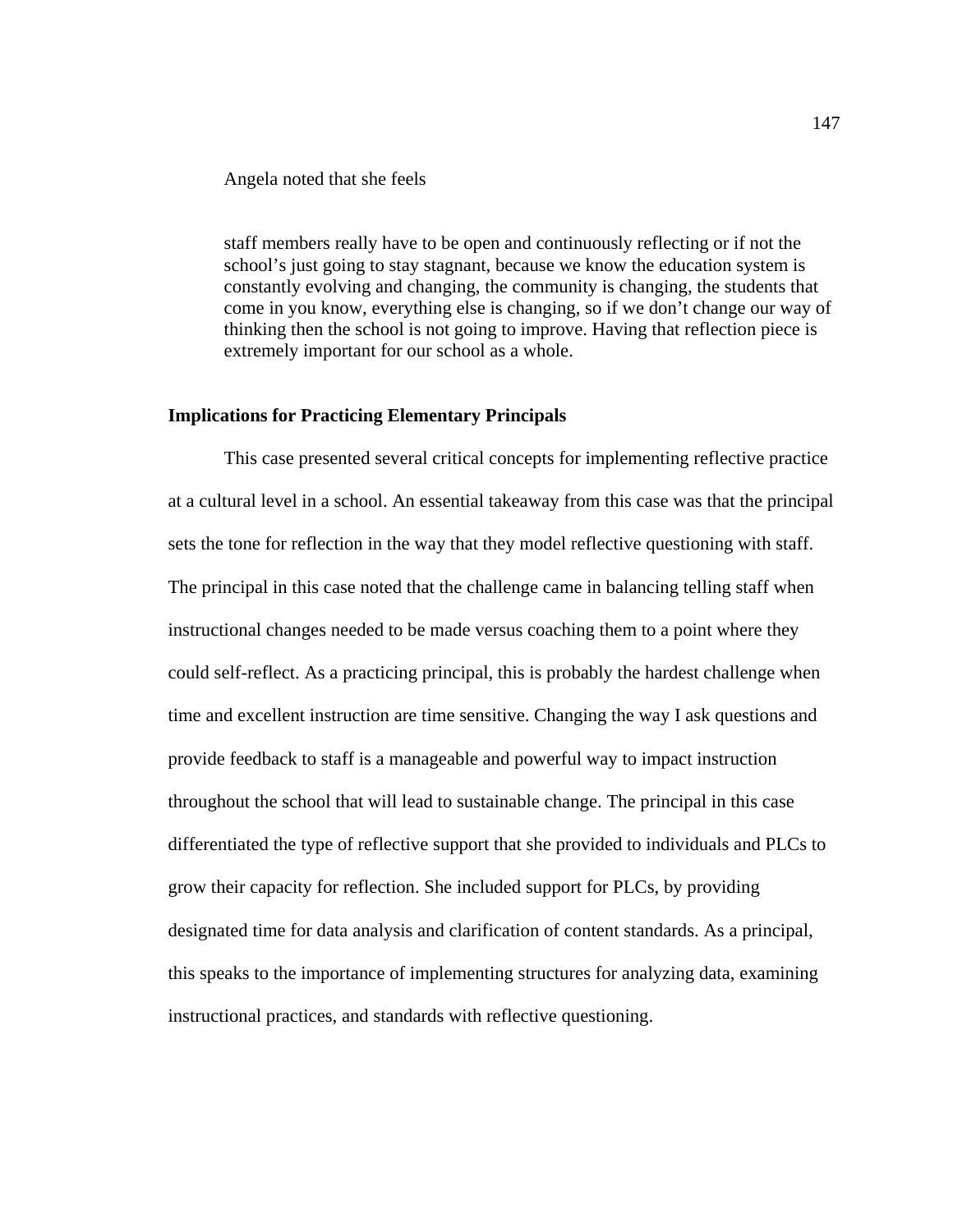Angela noted that she feels

> staff members really have to be open and continuously reflecting or if not the school's just going to stay stagnant, because we know the education system is constantly evolving and changing, the community is changing, the students that come in you know, everything else is changing, so if we don't change our way of thinking then the school is not going to improve. Having that reflection piece is extremely important for our school as a whole.

**Implications for Practicing Elementary Principals**

This case presented several critical concepts for implementing reflective practice at a cultural level in a school. An essential takeaway from this case was that the principal sets the tone for reflection in the way that they model reflective questioning with staff. The principal in this case noted that the challenge came in balancing telling staff when instructional changes needed to be made versus coaching them to a point where they could self-reflect. As a practicing principal, this is probably the hardest challenge when time and excellent instruction are time sensitive. Changing the way I ask questions and provide feedback to staff is a manageable and powerful way to impact instruction throughout the school that will lead to sustainable change. The principal in this case differentiated the type of reflective support that she provided to individuals and PLCs to grow their capacity for reflection. She included support for PLCs, by providing designated time for data analysis and clarification of content standards. As a principal, this speaks to the importance of implementing structures for analyzing data, examining instructional practices, and standards with reflective questioning.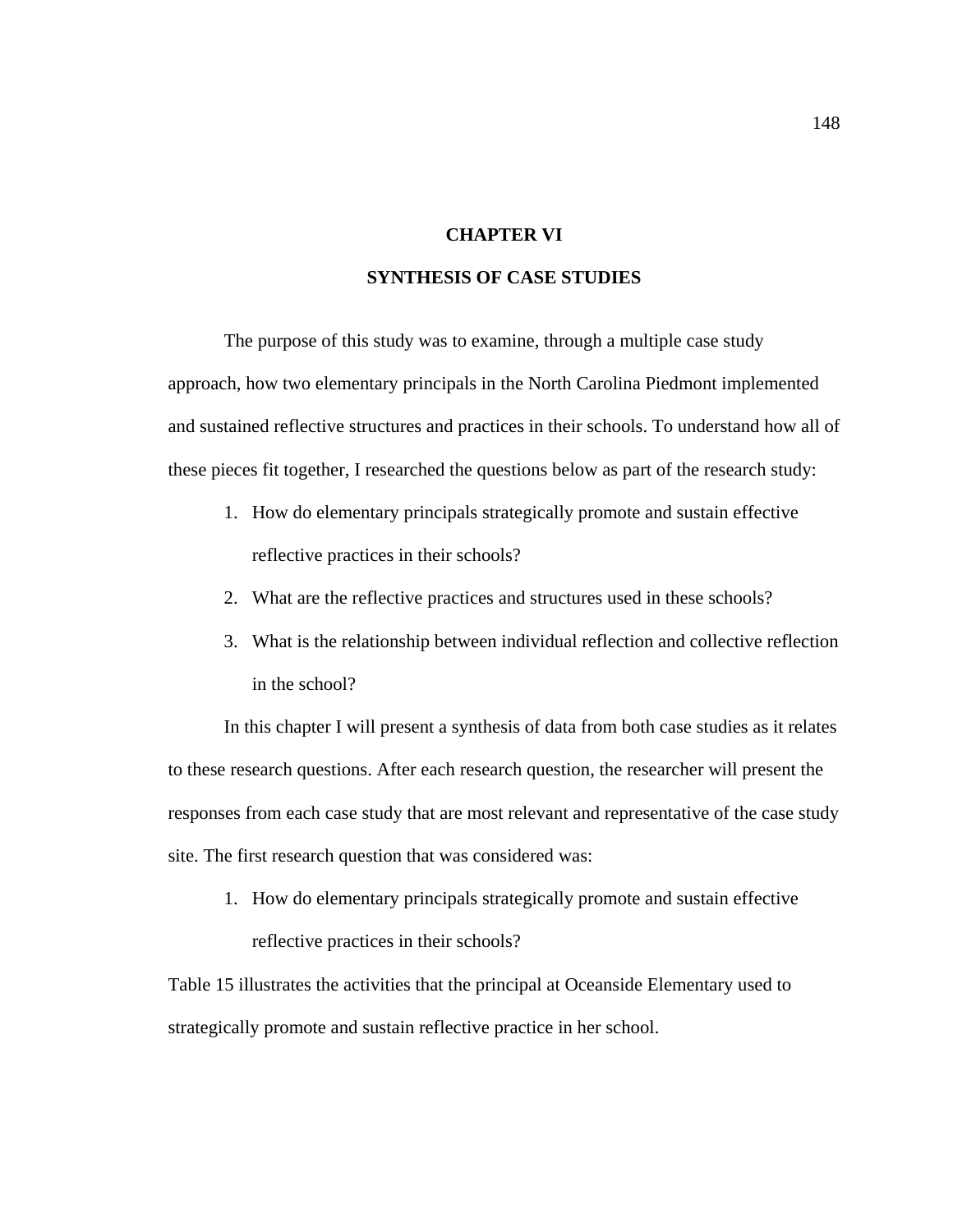# CHAPTER VI

# SYNTHESIS OF CASE STUDIES

The purpose of this study was to examine, through a multiple case study approach, how two elementary principals in the North Carolina Piedmont implemented and sustained reflective structures and practices in their schools. To understand how all of these pieces fit together, I researched the questions below as part of the research study:

1. How do elementary principals strategically promote and sustain effective reflective practices in their schools?
2. What are the reflective practices and structures used in these schools?
3. What is the relationship between individual reflection and collective reflection in the school?

In this chapter I will present a synthesis of data from both case studies as it relates to these research questions. After each research question, the researcher will present the responses from each case study that are most relevant and representative of the case study site. The first research question that was considered was:

1. How do elementary principals strategically promote and sustain effective reflective practices in their schools?

Table 15 illustrates the activities that the principal at Oceanside Elementary used to strategically promote and sustain reflective practice in her school.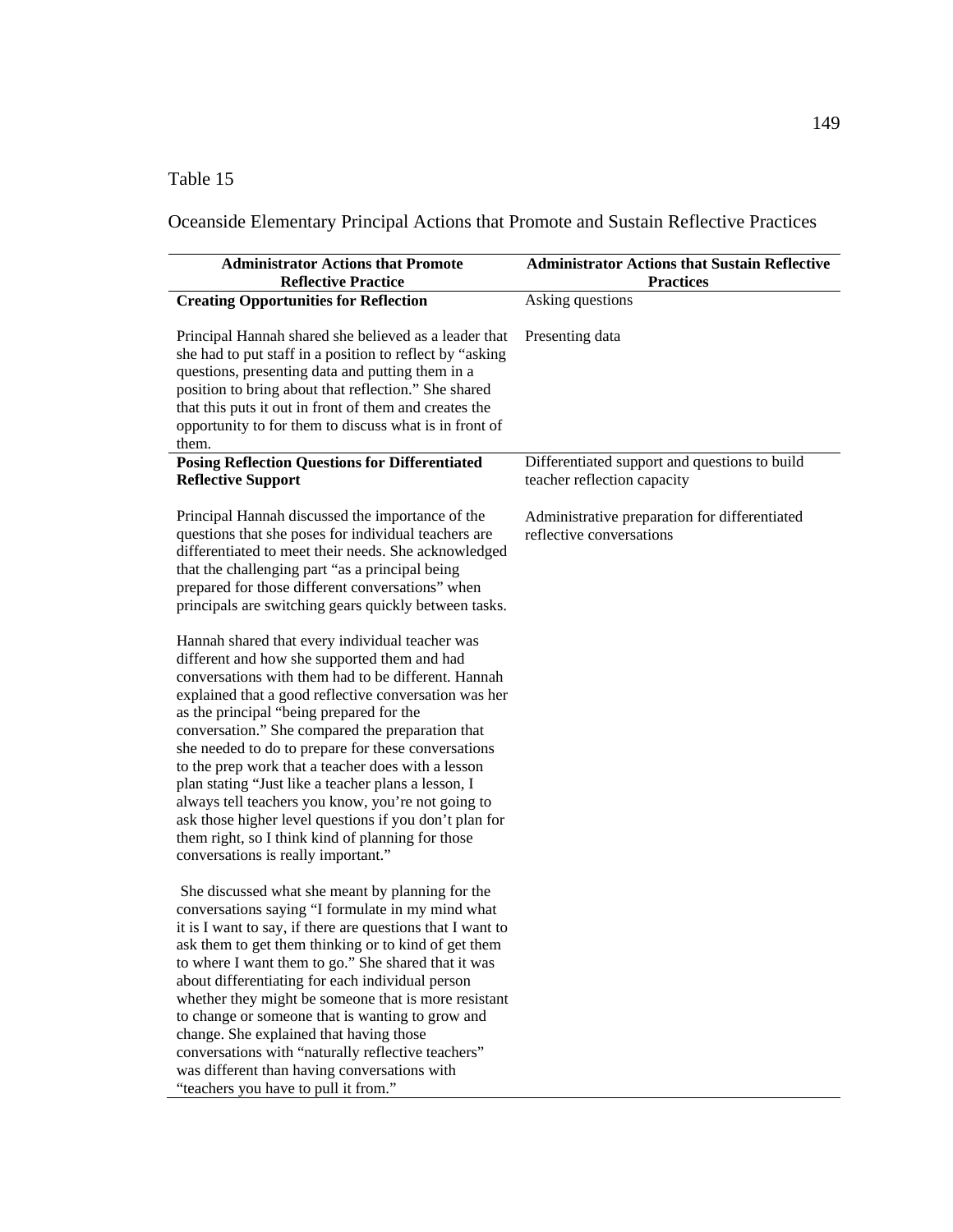Table 15

Oceanside Elementary Principal Actions that Promote and Sustain Reflective Practices

| Administrator Actions that Promote Reflective Practice | Administrator Actions that Sustain Reflective Practices |
|---|---|
| **Creating Opportunities for Reflection**<br><br>Principal Hannah shared she believed as a leader that she had to put staff in a position to reflect by "asking questions, presenting data and putting them in a position to bring about that reflection." She shared that this puts it out in front of them and creates the opportunity to for them to discuss what is in front of them. | Asking questions<br><br>Presenting data |
| **Posing Reflection Questions for Differentiated Reflective Support**<br><br>Principal Hannah discussed the importance of the questions that she poses for individual teachers are differentiated to meet their needs. She acknowledged that the challenging part "as a principal being prepared for those different conversations" when principals are switching gears quickly between tasks.<br><br>Hannah shared that every individual teacher was different and how she supported them and had conversations with them had to be different. Hannah explained that a good reflective conversation was her as the principal "being prepared for the conversation." She compared the preparation that she needed to do to prepare for these conversations to the prep work that a teacher does with a lesson plan stating "Just like a teacher plans a lesson, I always tell teachers you know, you're not going to ask those higher level questions if you don't plan for them right, so I think kind of planning for those conversations is really important."<br><br>She discussed what she meant by planning for the conversations saying "I formulate in my mind what it is I want to say, if there are questions that I want to ask them to get them thinking or to kind of get them to where I want them to go." She shared that it was about differentiating for each individual person whether they might be someone that is more resistant to change or someone that is wanting to grow and change. She explained that having those conversations with "naturally reflective teachers" was different than having conversations with "teachers you have to pull it from." | Differentiated support and questions to build teacher reflection capacity<br><br>Administrative preparation for differentiated reflective conversations |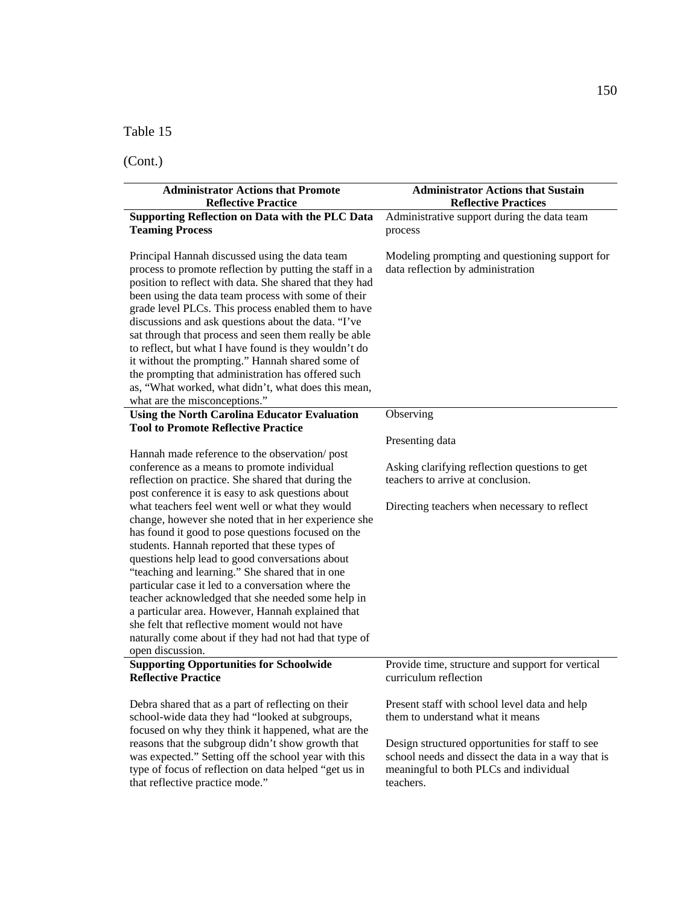Table 15

(Cont.)

| Administrator Actions that Promote Reflective Practice | Administrator Actions that Sustain Reflective Practices |
|---|---|
| **Supporting Reflection on Data with the PLC Data Teaming Process**<br><br>Principal Hannah discussed using the data team process to promote reflection by putting the staff in a position to reflect with data. She shared that they had been using the data team process with some of their grade level PLCs. This process enabled them to have discussions and ask questions about the data. "I've sat through that process and seen them really be able to reflect, but what I have found is they wouldn't do it without the prompting." Hannah shared some of the prompting that administration has offered such as, "What worked, what didn't, what does this mean, what are the misconceptions." | Administrative support during the data team process<br><br>Modeling prompting and questioning support for data reflection by administration |
| **Using the North Carolina Educator Evaluation Tool to Promote Reflective Practice**<br><br>Hannah made reference to the observation/ post conference as a means to promote individual reflection on practice. She shared that during the post conference it is easy to ask questions about what teachers feel went well or what they would change, however she noted that in her experience she has found it good to pose questions focused on the students. Hannah reported that these types of questions help lead to good conversations about "teaching and learning." She shared that in one particular case it led to a conversation where the teacher acknowledged that she needed some help in a particular area. However, Hannah explained that she felt that reflective moment would not have naturally come about if they had not had that type of open discussion. | Observing<br><br>Presenting data<br><br>Asking clarifying reflection questions to get teachers to arrive at conclusion.<br><br>Directing teachers when necessary to reflect |
| **Supporting Opportunities for Schoolwide Reflective Practice**<br><br>Debra shared that as a part of reflecting on their school-wide data they had "looked at subgroups, focused on why they think it happened, what are the reasons that the subgroup didn't show growth that was expected." Setting off the school year with this type of focus of reflection on data helped "get us in that reflective practice mode." | Provide time, structure and support for vertical curriculum reflection<br><br>Present staff with school level data and help them to understand what it means<br><br>Design structured opportunities for staff to see school needs and dissect the data in a way that is meaningful to both PLCs and individual teachers. |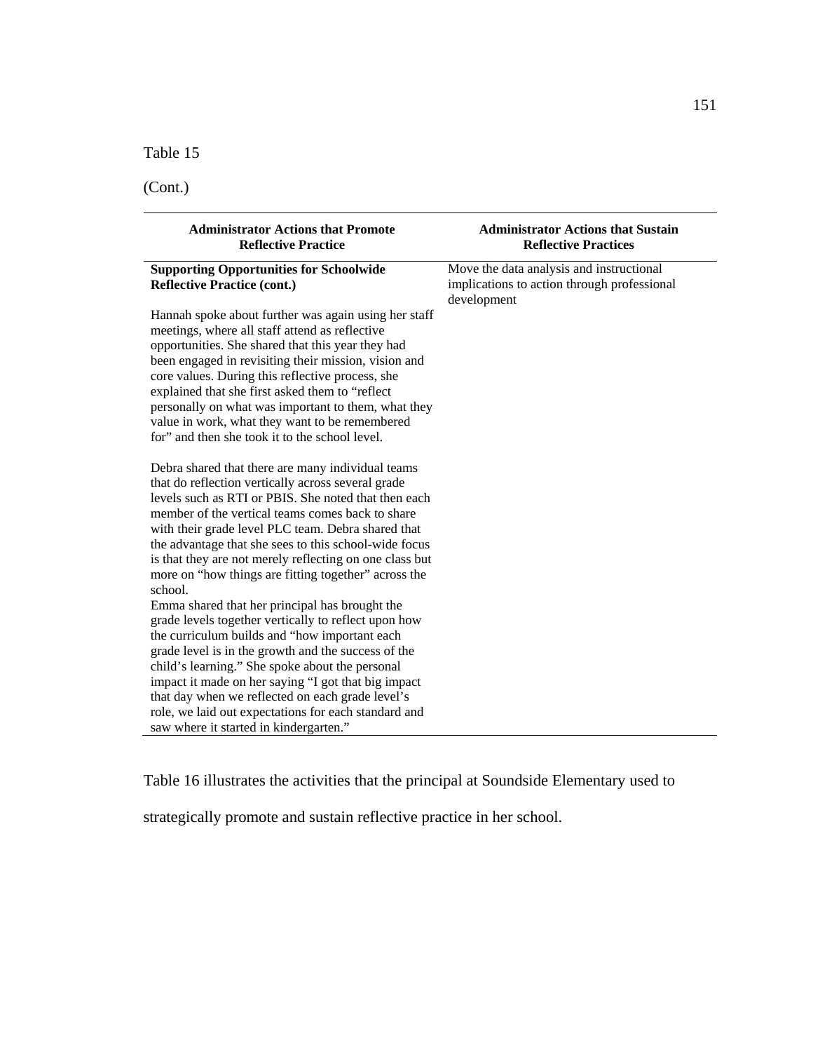Table 15

(Cont.)

| Administrator Actions that Promote Reflective Practice | Administrator Actions that Sustain Reflective Practices |
|---|---|
| **Supporting Opportunities for Schoolwide Reflective Practice (cont.)**<br><br>Hannah spoke about further was again using her staff meetings, where all staff attend as reflective opportunities. She shared that this year they had been engaged in revisiting their mission, vision and core values. During this reflective process, she explained that she first asked them to "reflect personally on what was important to them, what they value in work, what they want to be remembered for" and then she took it to the school level.<br><br>Debra shared that there are many individual teams that do reflection vertically across several grade levels such as RTI or PBIS. She noted that then each member of the vertical teams comes back to share with their grade level PLC team. Debra shared that the advantage that she sees to this school-wide focus is that they are not merely reflecting on one class but more on "how things are fitting together" across the school.<br>Emma shared that her principal has brought the grade levels together vertically to reflect upon how the curriculum builds and "how important each grade level is in the growth and the success of the child's learning." She spoke about the personal impact it made on her saying "I got that big impact that day when we reflected on each grade level's role, we laid out expectations for each standard and saw where it started in kindergarten." | Move the data analysis and instructional implications to action through professional development |

Table 16 illustrates the activities that the principal at Soundside Elementary used to strategically promote and sustain reflective practice in her school.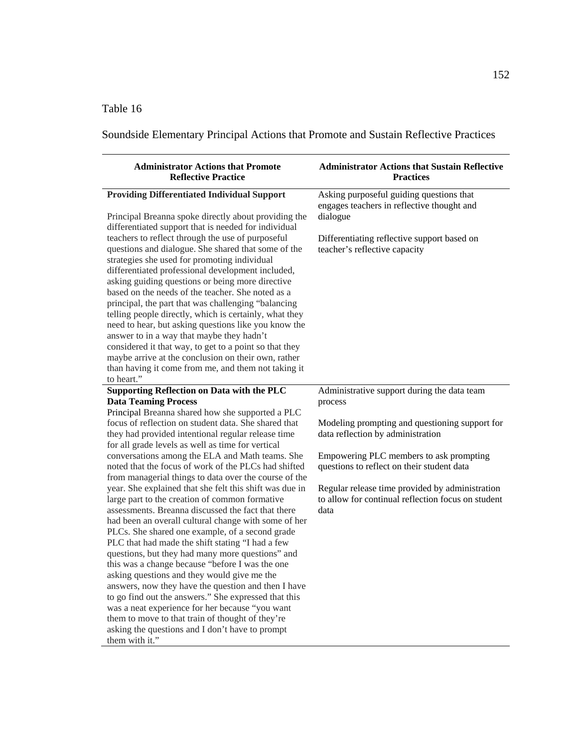Table 16

Soundside Elementary Principal Actions that Promote and Sustain Reflective Practices

| **Administrator Actions that Promote Reflective Practice** | **Administrator Actions that Sustain Reflective Practices** |
|---|---|
| **Providing Differentiated Individual Support**<br><br>Principal Breanna spoke directly about providing the differentiated support that is needed for individual teachers to reflect through the use of purposeful questions and dialogue. She shared that some of the strategies she used for promoting individual differentiated professional development included, asking guiding questions or being more directive based on the needs of the teacher. She noted as a principal, the part that was challenging "balancing telling people directly, which is certainly, what they need to hear, but asking questions like you know the answer to in a way that maybe they hadn't considered it that way, to get to a point so that they maybe arrive at the conclusion on their own, rather than having it come from me, and them not taking it to heart." | Asking purposeful guiding questions that engages teachers in reflective thought and dialogue<br><br>Differentiating reflective support based on teacher's reflective capacity |
| **Supporting Reflection on Data with the PLC Data Teaming Process**<br>Principal Breanna shared how she supported a PLC focus of reflection on student data. She shared that they had provided intentional regular release time for all grade levels as well as time for vertical conversations among the ELA and Math teams. She noted that the focus of work of the PLCs had shifted from managerial things to data over the course of the year. She explained that she felt this shift was due in large part to the creation of common formative assessments. Breanna discussed the fact that there had been an overall cultural change with some of her PLCs. She shared one example, of a second grade PLC that had made the shift stating "I had a few questions, but they had many more questions" and this was a change because "before I was the one asking questions and they would give me the answers, now they have the question and then I have to go find out the answers." She expressed that this was a neat experience for her because "you want them to move to that train of thought of they're asking the questions and I don't have to prompt them with it." | Administrative support during the data team process<br><br>Modeling prompting and questioning support for data reflection by administration<br><br>Empowering PLC members to ask prompting questions to reflect on their student data<br><br>Regular release time provided by administration to allow for continual reflection focus on student data |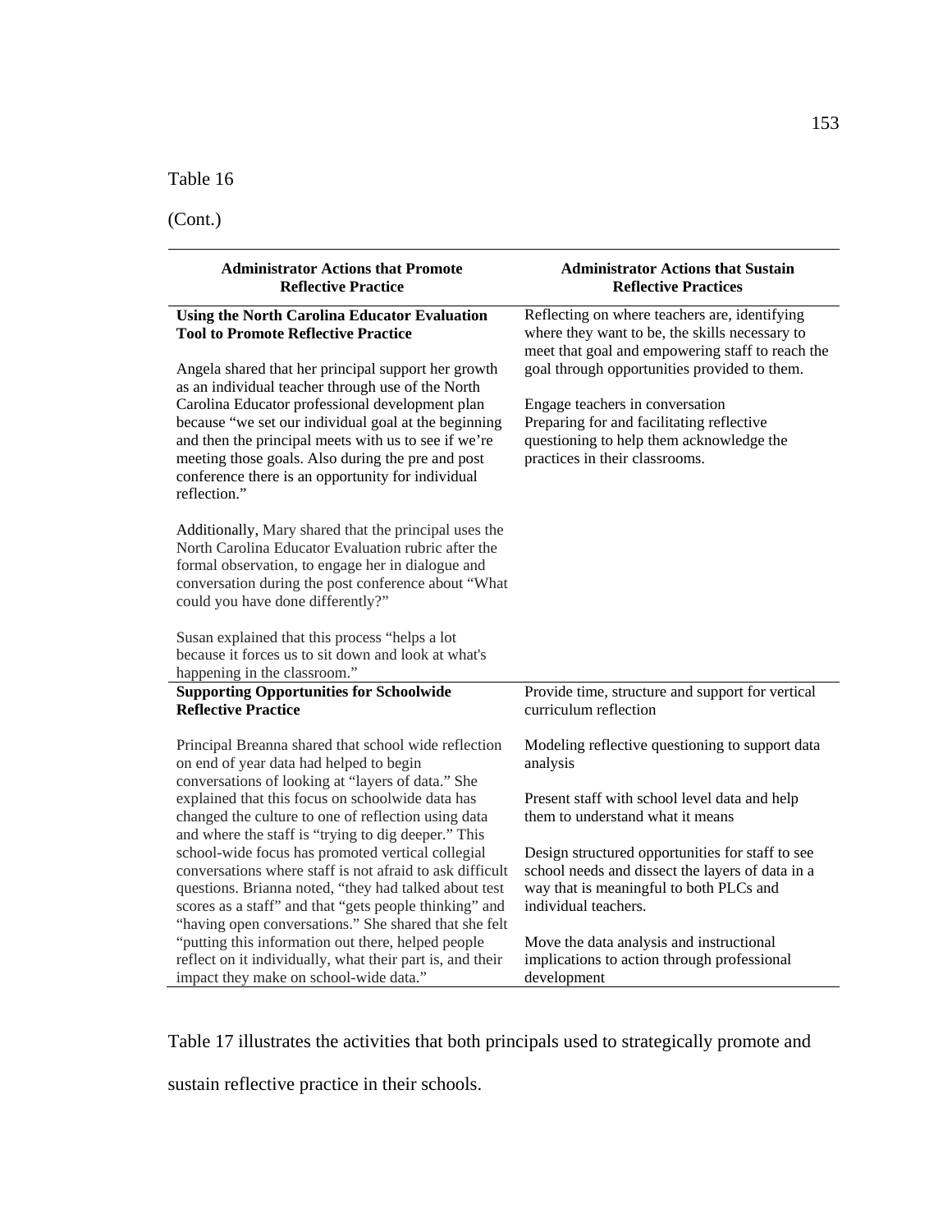Table 16

(Cont.)

| Administrator Actions that Promote Reflective Practice | Administrator Actions that Sustain Reflective Practices |
|---|---|
| **Using the North Carolina Educator Evaluation Tool to Promote Reflective Practice**<br><br>Angela shared that her principal support her growth as an individual teacher through use of the North Carolina Educator professional development plan because "we set our individual goal at the beginning and then the principal meets with us to see if we're meeting those goals. Also during the pre and post conference there is an opportunity for individual reflection."<br><br>Additionally, Mary shared that the principal uses the North Carolina Educator Evaluation rubric after the formal observation, to engage her in dialogue and conversation during the post conference about "What could you have done differently?"<br><br>Susan explained that this process "helps a lot because it forces us to sit down and look at what's happening in the classroom." | Reflecting on where teachers are, identifying where they want to be, the skills necessary to meet that goal and empowering staff to reach the goal through opportunities provided to them.<br><br>Engage teachers in conversation<br>Preparing for and facilitating reflective questioning to help them acknowledge the practices in their classrooms. |
| **Supporting Opportunities for Schoolwide Reflective Practice**<br><br>Principal Breanna shared that school wide reflection on end of year data had helped to begin conversations of looking at "layers of data." She explained that this focus on schoolwide data has changed the culture to one of reflection using data and where the staff is "trying to dig deeper." This school-wide focus has promoted vertical collegial conversations where staff is not afraid to ask difficult questions. Brianna noted, "they had talked about test scores as a staff" and that "gets people thinking" and "having open conversations." She shared that she felt "putting this information out there, helped people reflect on it individually, what their part is, and their impact they make on school-wide data." | Provide time, structure and support for vertical curriculum reflection<br><br>Modeling reflective questioning to support data analysis<br><br>Present staff with school level data and help them to understand what it means<br><br>Design structured opportunities for staff to see school needs and dissect the layers of data in a way that is meaningful to both PLCs and individual teachers.<br><br>Move the data analysis and instructional implications to action through professional development |

Table 17 illustrates the activities that both principals used to strategically promote and sustain reflective practice in their schools.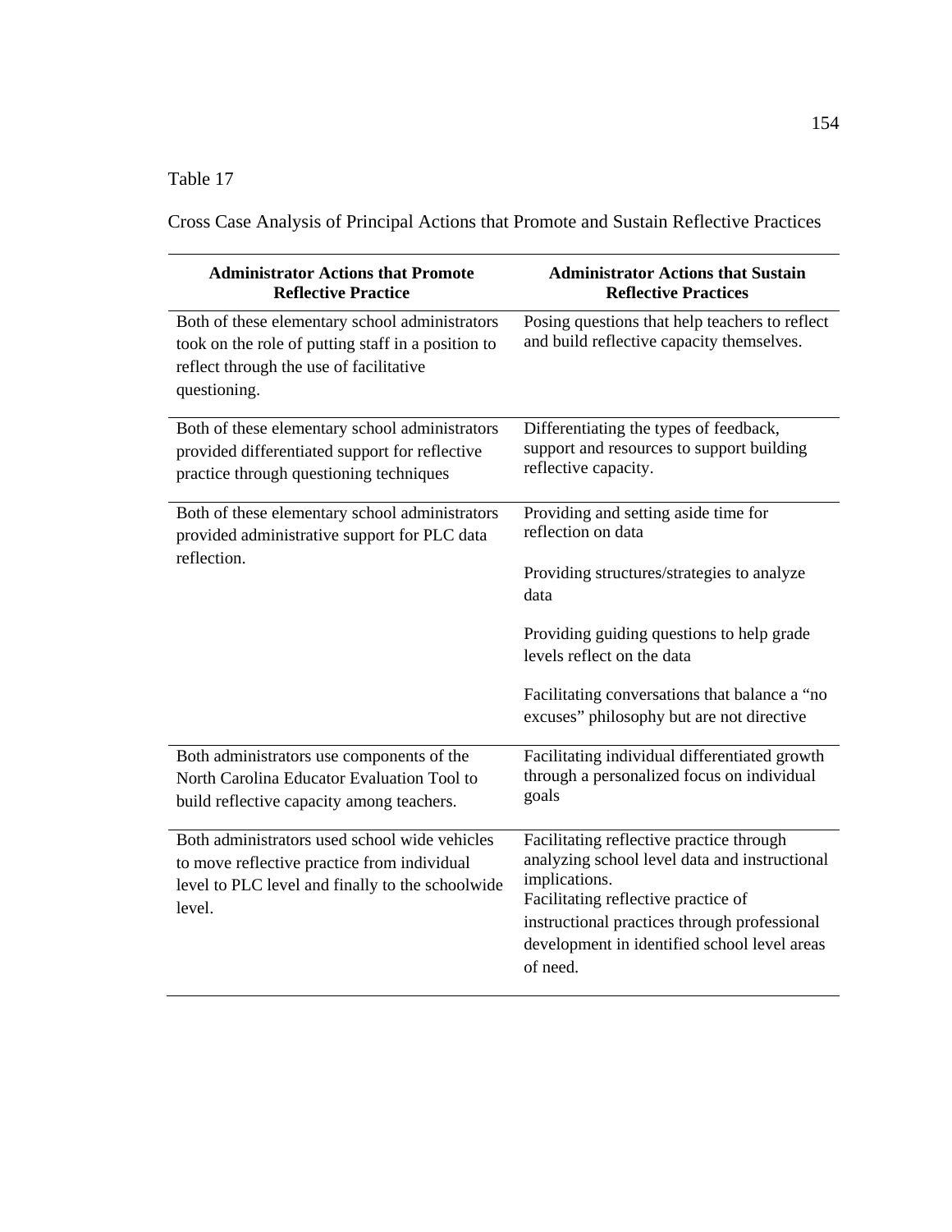Table 17

Cross Case Analysis of Principal Actions that Promote and Sustain Reflective Practices

| **Administrator Actions that Promote Reflective Practice** | **Administrator Actions that Sustain Reflective Practices** |
|---|---|
| Both of these elementary school administrators took on the role of putting staff in a position to reflect through the use of facilitative questioning. | Posing questions that help teachers to reflect and build reflective capacity themselves. |
| Both of these elementary school administrators provided differentiated support for reflective practice through questioning techniques | Differentiating the types of feedback, support and resources to support building reflective capacity. |
| Both of these elementary school administrators provided administrative support for PLC data reflection. | Providing and setting aside time for reflection on data<br><br>Providing structures/strategies to analyze data<br><br>Providing guiding questions to help grade levels reflect on the data<br><br>Facilitating conversations that balance a "no excuses" philosophy but are not directive |
| Both administrators use components of the North Carolina Educator Evaluation Tool to build reflective capacity among teachers. | Facilitating individual differentiated growth through a personalized focus on individual goals |
| Both administrators used school wide vehicles to move reflective practice from individual level to PLC level and finally to the schoolwide level. | Facilitating reflective practice through analyzing school level data and instructional implications.<br>Facilitating reflective practice of instructional practices through professional development in identified school level areas of need. |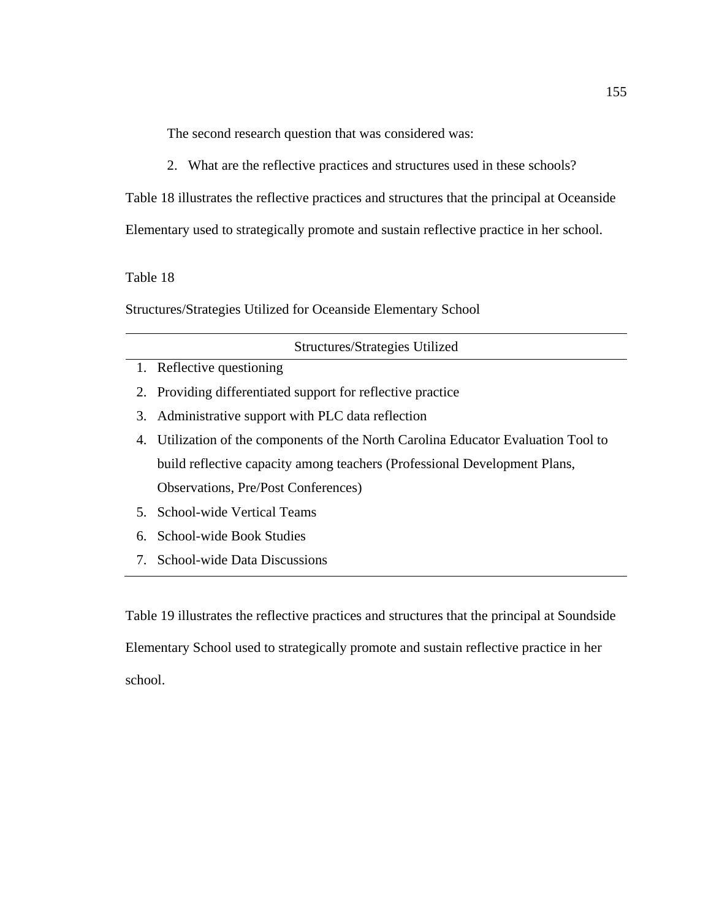The second research question that was considered was:

2. What are the reflective practices and structures used in these schools?

Table 18 illustrates the reflective practices and structures that the principal at Oceanside Elementary used to strategically promote and sustain reflective practice in her school.

Table 18

Structures/Strategies Utilized for Oceanside Elementary School

| Structures/Strategies Utilized |
|---|
| 1. Reflective questioning |
| 2. Providing differentiated support for reflective practice |
| 3. Administrative support with PLC data reflection |
| 4. Utilization of the components of the North Carolina Educator Evaluation Tool to build reflective capacity among teachers (Professional Development Plans, Observations, Pre/Post Conferences) |
| 5. School-wide Vertical Teams |
| 6. School-wide Book Studies |
| 7. School-wide Data Discussions |

Table 19 illustrates the reflective practices and structures that the principal at Soundside Elementary School used to strategically promote and sustain reflective practice in her school.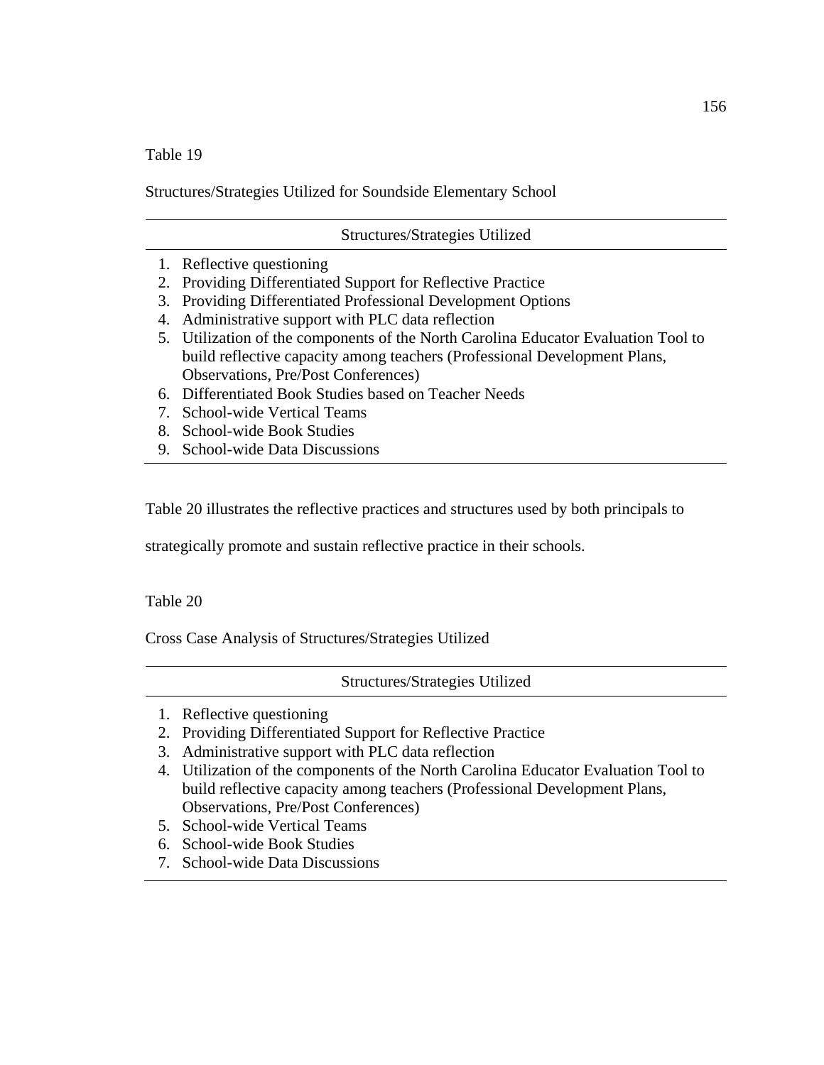Table 19

Structures/Strategies Utilized for Soundside Elementary School

| Structures/Strategies Utilized |
| --- |
| 1. Reflective questioning<br>2. Providing Differentiated Support for Reflective Practice<br>3. Providing Differentiated Professional Development Options<br>4. Administrative support with PLC data reflection<br>5. Utilization of the components of the North Carolina Educator Evaluation Tool to build reflective capacity among teachers (Professional Development Plans, Observations, Pre/Post Conferences)<br>6. Differentiated Book Studies based on Teacher Needs<br>7. School-wide Vertical Teams<br>8. School-wide Book Studies<br>9. School-wide Data Discussions |

Table 20 illustrates the reflective practices and structures used by both principals to strategically promote and sustain reflective practice in their schools.

Table 20

Cross Case Analysis of Structures/Strategies Utilized

| Structures/Strategies Utilized |
| --- |
| 1. Reflective questioning<br>2. Providing Differentiated Support for Reflective Practice<br>3. Administrative support with PLC data reflection<br>4. Utilization of the components of the North Carolina Educator Evaluation Tool to build reflective capacity among teachers (Professional Development Plans, Observations, Pre/Post Conferences)<br>5. School-wide Vertical Teams<br>6. School-wide Book Studies<br>7. School-wide Data Discussions |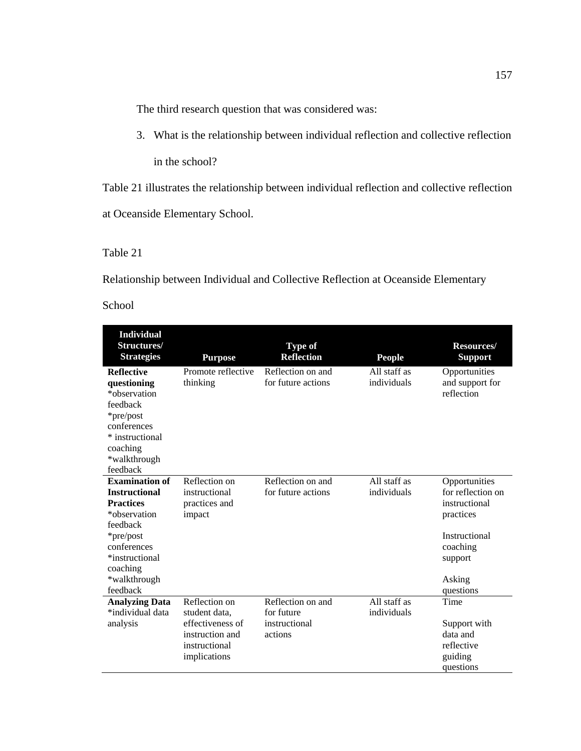The third research question that was considered was:

3. What is the relationship between individual reflection and collective reflection in the school?

Table 21 illustrates the relationship between individual reflection and collective reflection at Oceanside Elementary School.

Table 21

Relationship between Individual and Collective Reflection at Oceanside Elementary School

| Individual Structures/ Strategies | Purpose | Type of Reflection | People | Resources/ Support |
|---|---|---|---|---|
| **Reflective questioning** *observation feedback *pre/post conferences * instructional coaching *walkthrough feedback | Promote reflective thinking | Reflection on and for future actions | All staff as individuals | Opportunities and support for reflection |
| **Examination of Instructional Practices** *observation feedback *pre/post conferences *instructional coaching *walkthrough feedback | Reflection on instructional practices and impact | Reflection on and for future actions | All staff as individuals | Opportunities for reflection on instructional practices<br><br>Instructional coaching support<br><br>Asking questions |
| **Analyzing Data** *individual data analysis | Reflection on student data, effectiveness of instruction and instructional implications | Reflection on and for future instructional actions | All staff as individuals | Time<br><br>Support with data and reflective guiding questions |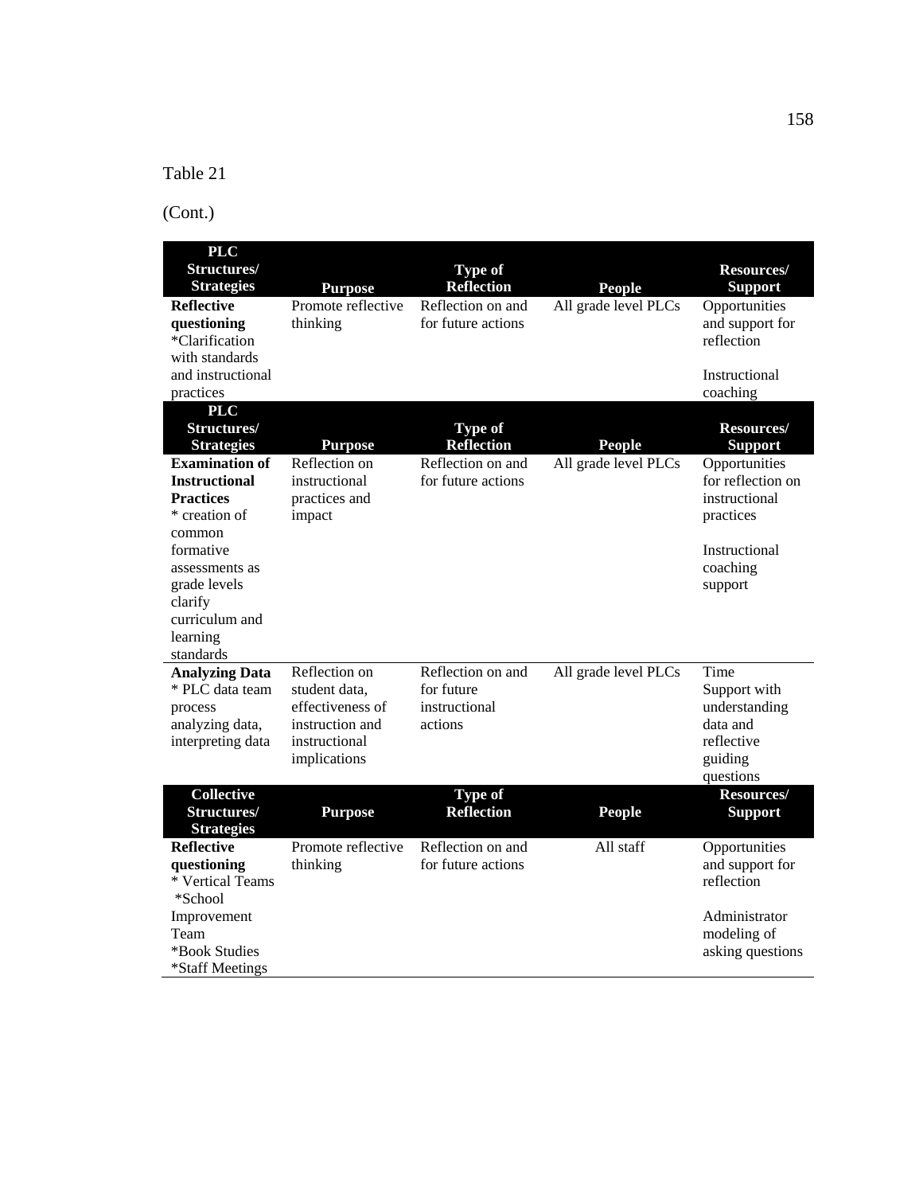Table 21

(Cont.)

| PLC Structures/ Strategies | Purpose | Type of Reflection | People | Resources/ Support |
|---|---|---|---|---|
| **Reflective questioning** *Clarification with standards and instructional practices | Promote reflective thinking | Reflection on and for future actions | All grade level PLCs | Opportunities and support for reflection<br><br>Instructional coaching |
| **PLC Structures/ Strategies** | **Purpose** | **Type of Reflection** | **People** | **Resources/ Support** |
| **Examination of Instructional Practices** * creation of common formative assessments as grade levels clarify curriculum and learning standards | Reflection on instructional practices and impact | Reflection on and for future actions | All grade level PLCs | Opportunities for reflection on instructional practices<br><br>Instructional coaching support |
| **Analyzing Data** * PLC data team process analyzing data, interpreting data | Reflection on student data, effectiveness of instruction and instructional implications | Reflection on and for future instructional actions | All grade level PLCs | Time Support with understanding data and reflective guiding questions |
| **Collective Structures/ Strategies** | **Purpose** | **Type of Reflection** | **People** | **Resources/ Support** |
| **Reflective questioning** * Vertical Teams *School Improvement Team *Book Studies *Staff Meetings | Promote reflective thinking | Reflection on and for future actions | All staff | Opportunities and support for reflection<br><br>Administrator modeling of asking questions |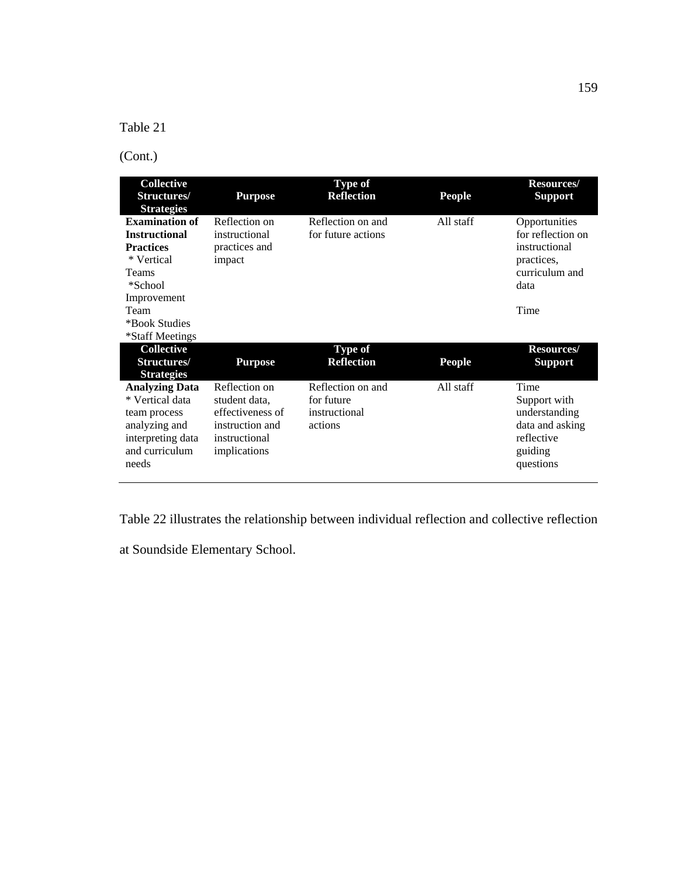Table 21

(Cont.)

| Collective Structures/ Strategies | Purpose | Type of Reflection | People | Resources/ Support |
|---|---|---|---|---|
| **Examination of Instructional Practices** * Vertical Teams *School Improvement Team *Book Studies *Staff Meetings | Reflection on instructional practices and impact | Reflection on and for future actions | All staff | Opportunities for reflection on instructional practices, curriculum and data<br><br>Time |
| **Analyzing Data** * Vertical data team process analyzing and interpreting data and curriculum needs | Reflection on student data, effectiveness of instruction and instructional implications | Reflection on and for future instructional actions | All staff | Time<br>Support with understanding data and asking reflective guiding questions |

Table 22 illustrates the relationship between individual reflection and collective reflection at Soundside Elementary School.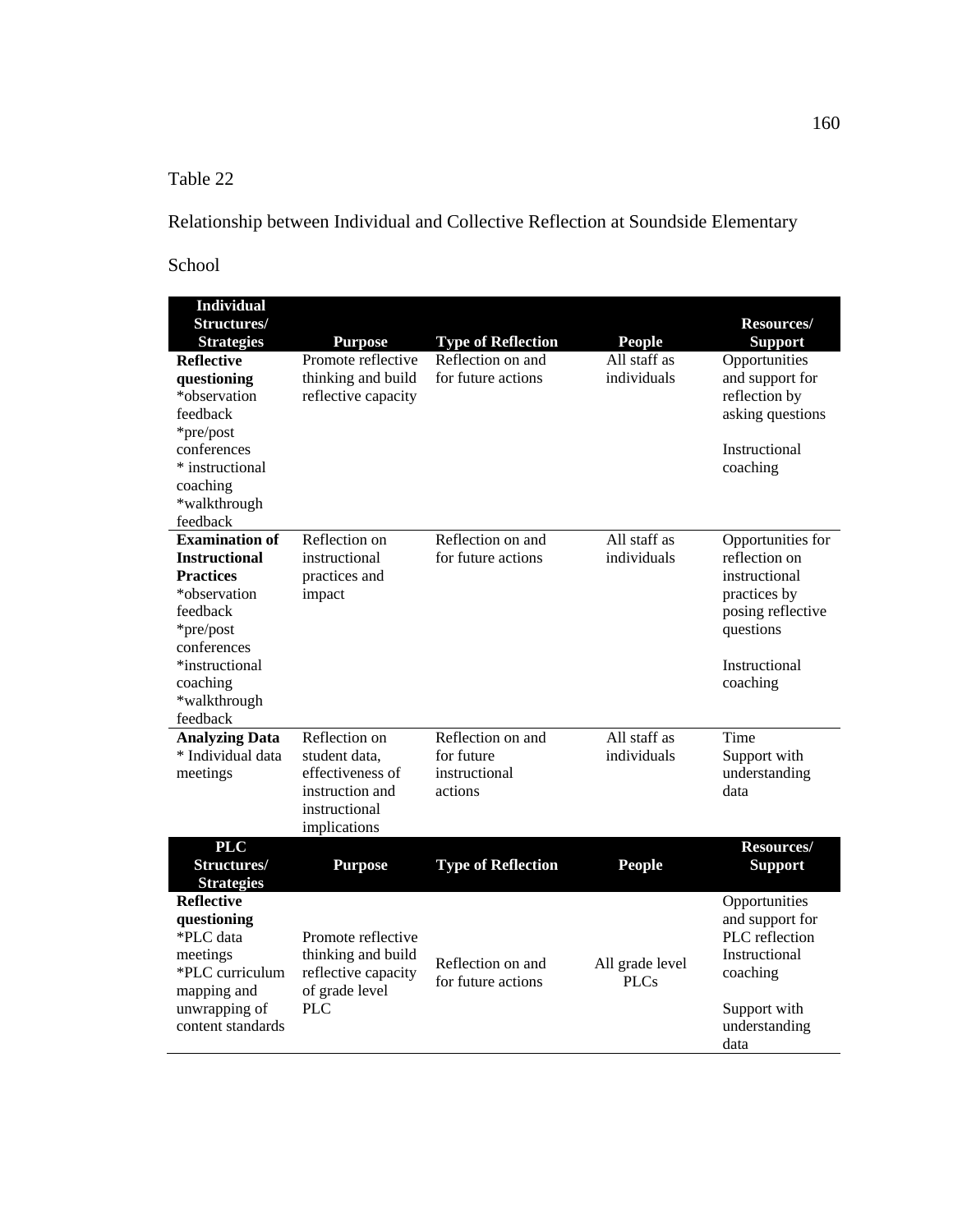Table 22

Relationship between Individual and Collective Reflection at Soundside Elementary School

| Individual Structures/ Strategies | Purpose | Type of Reflection | People | Resources/ Support |
|---|---|---|---|---|
| **Reflective questioning** *observation feedback *pre/post conferences * instructional coaching *walkthrough feedback | Promote reflective thinking and build reflective capacity | Reflection on and for future actions | All staff as individuals | Opportunities and support for reflection by asking questions<br><br>Instructional coaching |
| **Examination of Instructional Practices** *observation feedback *pre/post conferences *instructional coaching *walkthrough feedback | Reflection on instructional practices and impact | Reflection on and for future actions | All staff as individuals | Opportunities for reflection on instructional practices by posing reflective questions<br><br>Instructional coaching |
| **Analyzing Data** * Individual data meetings | Reflection on student data, effectiveness of instruction and instructional implications | Reflection on and for future instructional actions | All staff as individuals | Time Support with understanding data |
| **PLC Structures/ Strategies** | **Purpose** | **Type of Reflection** | **People** | **Resources/ Support** |
| **Reflective questioning** *PLC data meetings *PLC curriculum mapping and unwrapping of content standards | Promote reflective thinking and build reflective capacity of grade level PLC | Reflection on and for future actions | All grade level PLCs | Opportunities and support for PLC reflection Instructional coaching<br><br>Support with understanding data |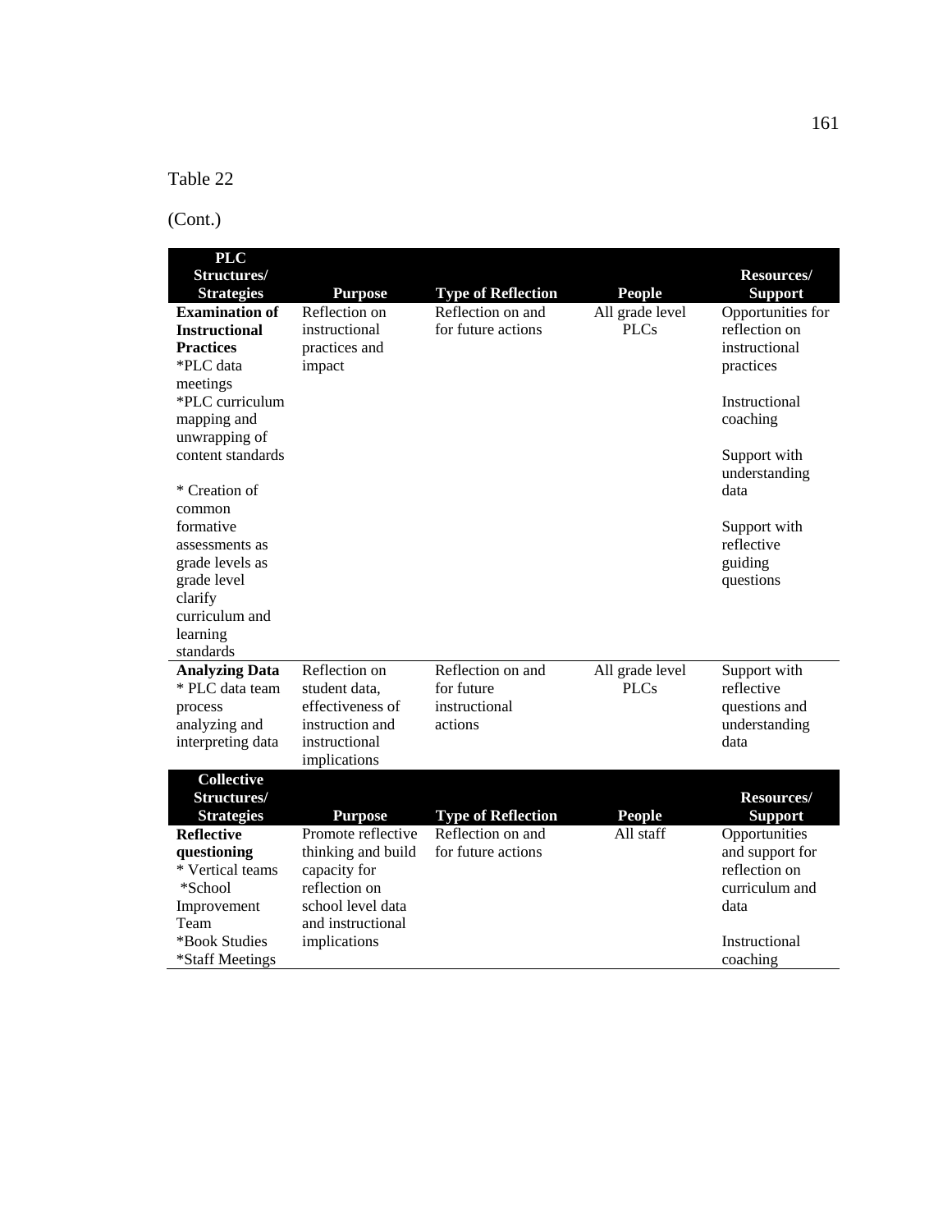Table 22

(Cont.)

| PLC Structures/ Strategies | Purpose | Type of Reflection | People | Resources/ Support |
|---|---|---|---|---|
| **Examination of Instructional Practices**<br>*PLC data meetings<br>*PLC curriculum mapping and unwrapping of content standards<br><br>* Creation of common formative assessments as grade levels as grade level clarify curriculum and learning standards | Reflection on instructional practices and impact | Reflection on and for future actions | All grade level PLCs | Opportunities for reflection on instructional practices<br><br>Instructional coaching<br><br>Support with understanding data<br><br>Support with reflective guiding questions |
| **Analyzing Data**<br>* PLC data team process analyzing and interpreting data | Reflection on student data, effectiveness of instruction and instructional implications | Reflection on and for future instructional actions | All grade level PLCs | Support with reflective questions and understanding data |
| **Collective Structures/ Strategies** | **Purpose** | **Type of Reflection** | **People** | **Resources/ Support** |
| **Reflective questioning**<br>* Vertical teams<br>*School Improvement Team<br>*Book Studies<br>*Staff Meetings | Promote reflective thinking and build capacity for reflection on school level data and instructional implications | Reflection on and for future actions | All staff | Opportunities and support for reflection on curriculum and data<br><br>Instructional coaching |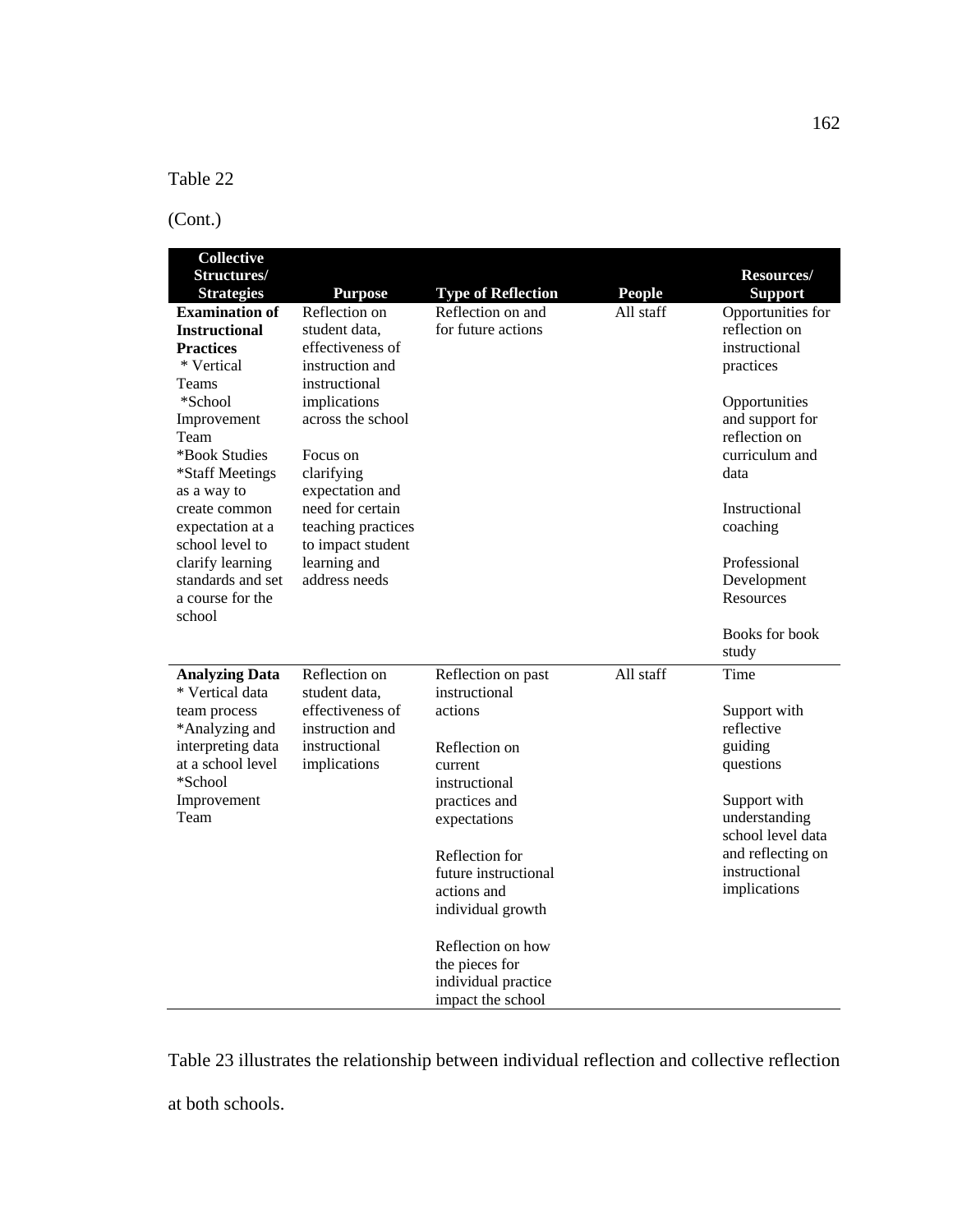Table 22

(Cont.)

| Collective Structures/ Strategies | Purpose | Type of Reflection | People | Resources/ Support |
|---|---|---|---|---|
| **Examination of Instructional Practices** * Vertical Teams *School Improvement Team *Book Studies *Staff Meetings as a way to create common expectation at a school level to clarify learning standards and set a course for the school | Reflection on student data, effectiveness of instruction and instructional implications across the school<br><br>Focus on clarifying expectation and need for certain teaching practices to impact student learning and address needs | Reflection on and for future actions | All staff | Opportunities for reflection on instructional practices<br><br>Opportunities and support for reflection on curriculum and data<br><br>Instructional coaching<br><br>Professional Development Resources<br><br>Books for book study |
| **Analyzing Data** * Vertical data team process *Analyzing and interpreting data at a school level *School Improvement Team | Reflection on student data, effectiveness of instruction and instructional implications | Reflection on past instructional actions<br><br>Reflection on current instructional practices and expectations<br><br>Reflection for future instructional actions and individual growth<br><br>Reflection on how the pieces for individual practice impact the school | All staff | Time<br><br>Support with reflective guiding questions<br><br>Support with understanding school level data and reflecting on instructional implications |

Table 23 illustrates the relationship between individual reflection and collective reflection at both schools.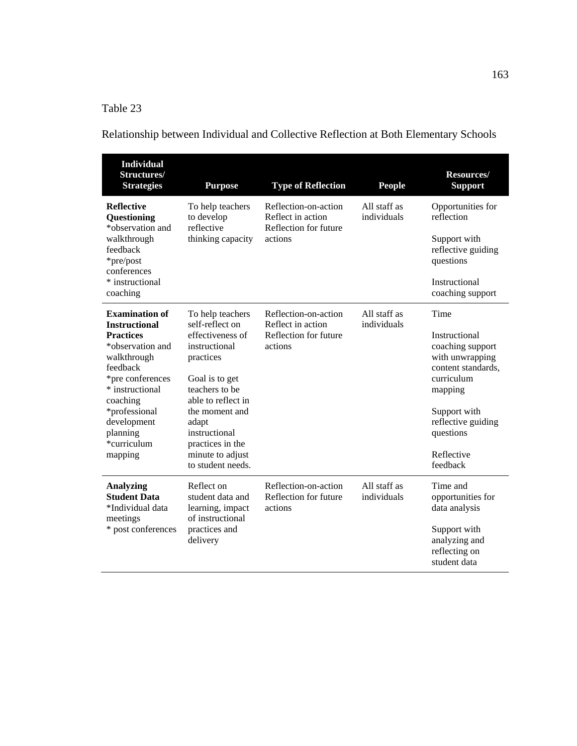Table 23

Relationship between Individual and Collective Reflection at Both Elementary Schools

| Individual Structures/ Strategies | Purpose | Type of Reflection | People | Resources/ Support |
|---|---|---|---|---|
| **Reflective Questioning** *observation and walkthrough feedback *pre/post conferences * instructional coaching | To help teachers to develop reflective thinking capacity | Reflection-on-action Reflect in action Reflection for future actions | All staff as individuals | Opportunities for reflection<br><br>Support with reflective guiding questions<br><br>Instructional coaching support |
| **Examination of Instructional Practices** *observation and walkthrough feedback *pre conferences * instructional coaching *professional development planning *curriculum mapping | To help teachers self-reflect on effectiveness of instructional practices<br><br>Goal is to get teachers to be able to reflect in the moment and adapt instructional practices in the minute to adjust to student needs. | Reflection-on-action Reflect in action Reflection for future actions | All staff as individuals | Time<br><br>Instructional coaching support with unwrapping content standards, curriculum mapping<br><br>Support with reflective guiding questions<br><br>Reflective feedback |
| **Analyzing Student Data** *Individual data meetings * post conferences | Reflect on student data and learning, impact of instructional practices and delivery | Reflection-on-action Reflection for future actions | All staff as individuals | Time and opportunities for data analysis<br><br>Support with analyzing and reflecting on student data |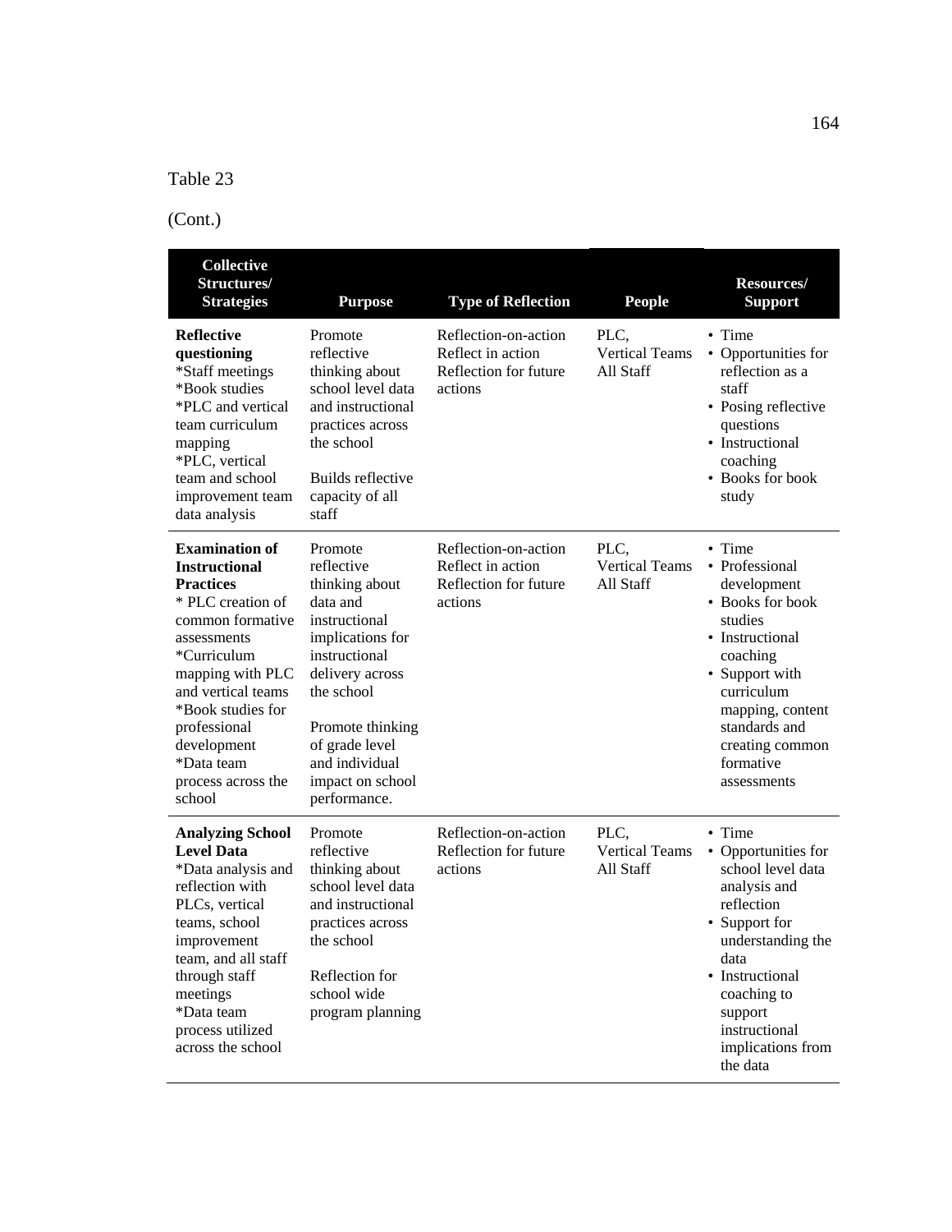Table 23

(Cont.)

| Collective Structures/ Strategies | Purpose | Type of Reflection | People | Resources/ Support |
|---|---|---|---|---|
| **Reflective questioning** *Staff meetings *Book studies *PLC and vertical team curriculum mapping *PLC, vertical team and school improvement team data analysis | Promote reflective thinking about school level data and instructional practices across the school<br><br>Builds reflective capacity of all staff | Reflection-on-action Reflect in action Reflection for future actions | PLC, Vertical Teams All Staff | • Time<br>• Opportunities for reflection as a staff<br>• Posing reflective questions<br>• Instructional coaching<br>• Books for book study |
| **Examination of Instructional Practices** * PLC creation of common formative assessments *Curriculum mapping with PLC and vertical teams *Book studies for professional development *Data team process across the school | Promote reflective thinking about data and instructional implications for instructional delivery across the school<br><br>Promote thinking of grade level and individual impact on school performance. | Reflection-on-action Reflect in action Reflection for future actions | PLC, Vertical Teams All Staff | • Time<br>• Professional development<br>• Books for book studies<br>• Instructional coaching<br>• Support with curriculum mapping, content standards and creating common formative assessments |
| **Analyzing School Level Data** *Data analysis and reflection with PLCs, vertical teams, school improvement team, and all staff through staff meetings *Data team process utilized across the school | Promote reflective thinking about school level data and instructional practices across the school<br><br>Reflection for school wide program planning | Reflection-on-action Reflection for future actions | PLC, Vertical Teams All Staff | • Time<br>• Opportunities for school level data analysis and reflection<br>• Support for understanding the data<br>• Instructional coaching to support instructional implications from the data |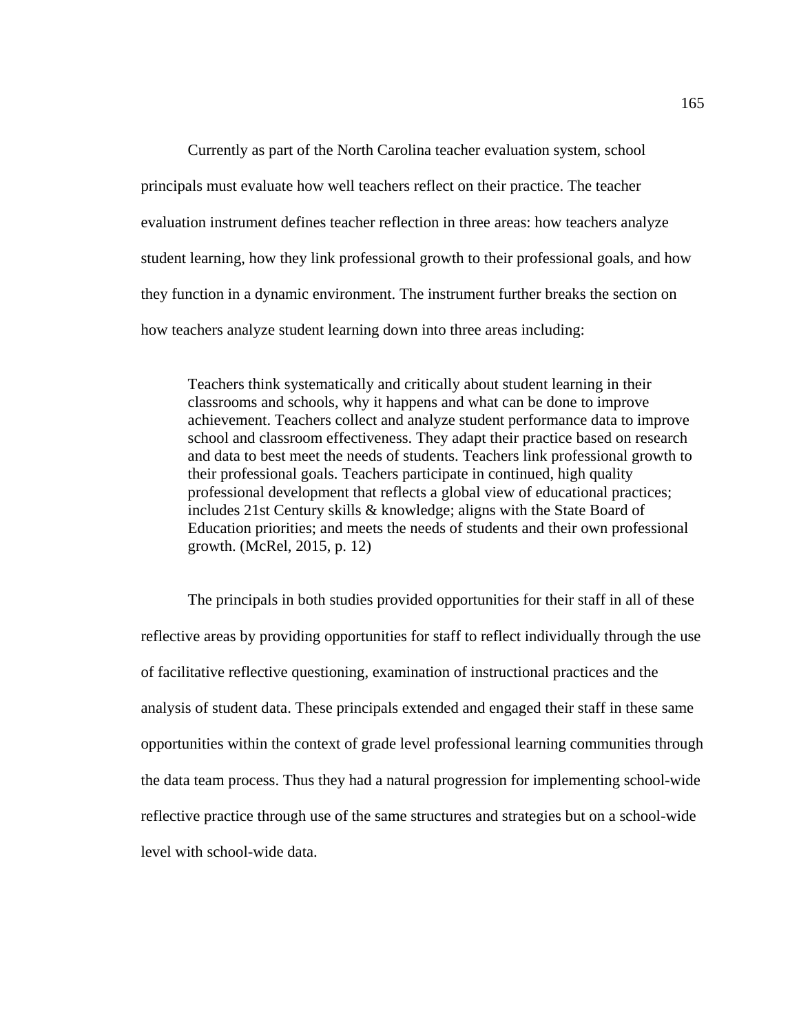Currently as part of the North Carolina teacher evaluation system, school principals must evaluate how well teachers reflect on their practice. The teacher evaluation instrument defines teacher reflection in three areas: how teachers analyze student learning, how they link professional growth to their professional goals, and how they function in a dynamic environment. The instrument further breaks the section on how teachers analyze student learning down into three areas including:

> Teachers think systematically and critically about student learning in their classrooms and schools, why it happens and what can be done to improve achievement. Teachers collect and analyze student performance data to improve school and classroom effectiveness. They adapt their practice based on research and data to best meet the needs of students. Teachers link professional growth to their professional goals. Teachers participate in continued, high quality professional development that reflects a global view of educational practices; includes 21st Century skills & knowledge; aligns with the State Board of Education priorities; and meets the needs of students and their own professional growth. (McRel, 2015, p. 12)

The principals in both studies provided opportunities for their staff in all of these reflective areas by providing opportunities for staff to reflect individually through the use of facilitative reflective questioning, examination of instructional practices and the analysis of student data. These principals extended and engaged their staff in these same opportunities within the context of grade level professional learning communities through the data team process. Thus they had a natural progression for implementing school-wide reflective practice through use of the same structures and strategies but on a school-wide level with school-wide data.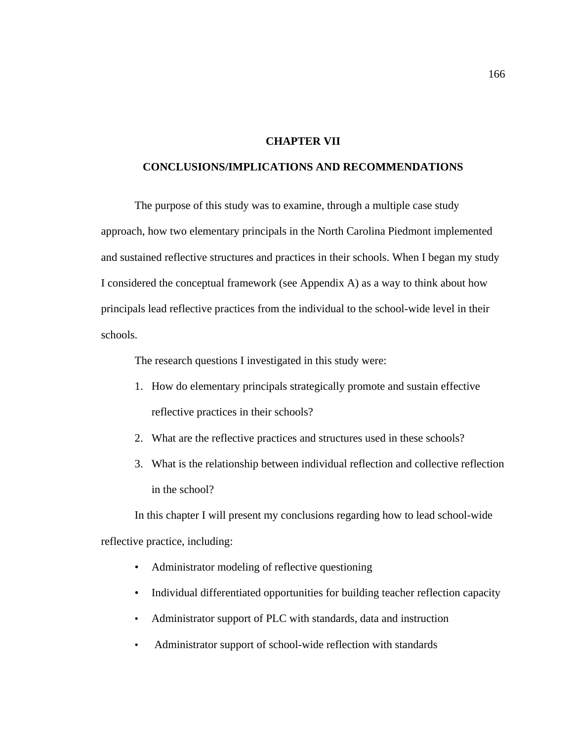# CHAPTER VII

# CONCLUSIONS/IMPLICATIONS AND RECOMMENDATIONS

The purpose of this study was to examine, through a multiple case study approach, how two elementary principals in the North Carolina Piedmont implemented and sustained reflective structures and practices in their schools. When I began my study I considered the conceptual framework (see Appendix A) as a way to think about how principals lead reflective practices from the individual to the school-wide level in their schools.

The research questions I investigated in this study were:

1. How do elementary principals strategically promote and sustain effective reflective practices in their schools?
2. What are the reflective practices and structures used in these schools?
3. What is the relationship between individual reflection and collective reflection in the school?

In this chapter I will present my conclusions regarding how to lead school-wide reflective practice, including:

- Administrator modeling of reflective questioning
- Individual differentiated opportunities for building teacher reflection capacity
- Administrator support of PLC with standards, data and instruction
- Administrator support of school-wide reflection with standards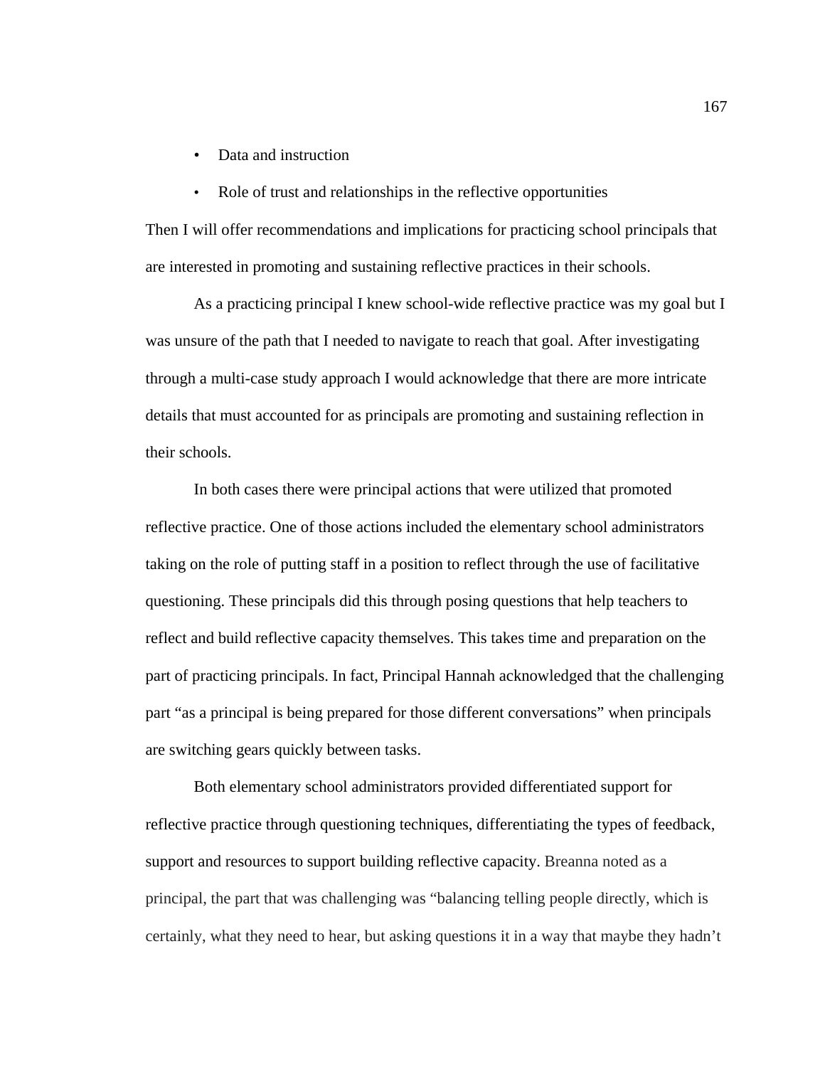- Data and instruction
- Role of trust and relationships in the reflective opportunities

Then I will offer recommendations and implications for practicing school principals that are interested in promoting and sustaining reflective practices in their schools.

As a practicing principal I knew school-wide reflective practice was my goal but I was unsure of the path that I needed to navigate to reach that goal. After investigating through a multi-case study approach I would acknowledge that there are more intricate details that must accounted for as principals are promoting and sustaining reflection in their schools.

In both cases there were principal actions that were utilized that promoted reflective practice. One of those actions included the elementary school administrators taking on the role of putting staff in a position to reflect through the use of facilitative questioning. These principals did this through posing questions that help teachers to reflect and build reflective capacity themselves. This takes time and preparation on the part of practicing principals. In fact, Principal Hannah acknowledged that the challenging part "as a principal is being prepared for those different conversations" when principals are switching gears quickly between tasks.

Both elementary school administrators provided differentiated support for reflective practice through questioning techniques, differentiating the types of feedback, support and resources to support building reflective capacity. Breanna noted as a principal, the part that was challenging was "balancing telling people directly, which is certainly, what they need to hear, but asking questions it in a way that maybe they hadn't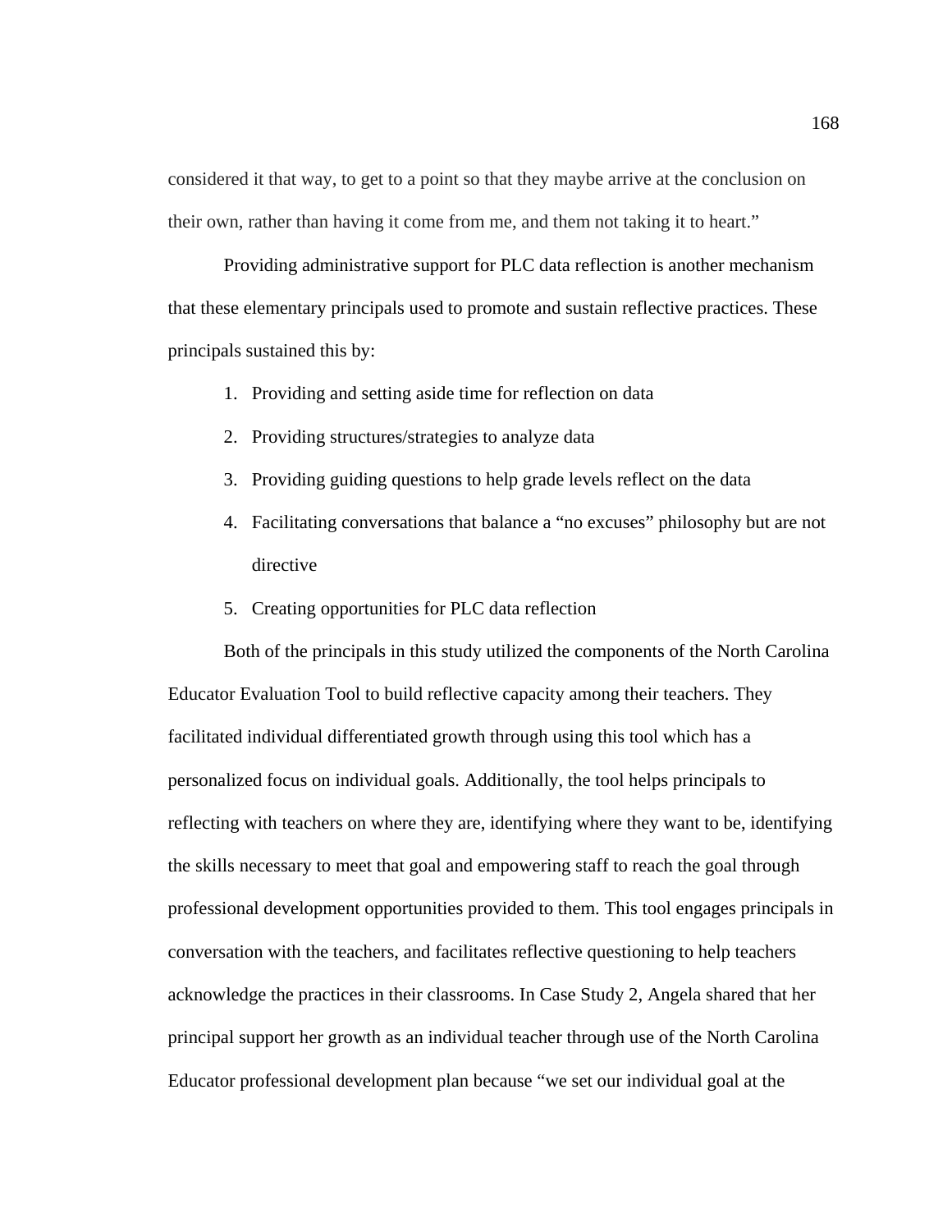considered it that way, to get to a point so that they maybe arrive at the conclusion on their own, rather than having it come from me, and them not taking it to heart."

Providing administrative support for PLC data reflection is another mechanism that these elementary principals used to promote and sustain reflective practices. These principals sustained this by:

1. Providing and setting aside time for reflection on data
2. Providing structures/strategies to analyze data
3. Providing guiding questions to help grade levels reflect on the data
4. Facilitating conversations that balance a "no excuses" philosophy but are not directive
5. Creating opportunities for PLC data reflection

Both of the principals in this study utilized the components of the North Carolina Educator Evaluation Tool to build reflective capacity among their teachers. They facilitated individual differentiated growth through using this tool which has a personalized focus on individual goals. Additionally, the tool helps principals to reflecting with teachers on where they are, identifying where they want to be, identifying the skills necessary to meet that goal and empowering staff to reach the goal through professional development opportunities provided to them. This tool engages principals in conversation with the teachers, and facilitates reflective questioning to help teachers acknowledge the practices in their classrooms. In Case Study 2, Angela shared that her principal support her growth as an individual teacher through use of the North Carolina Educator professional development plan because "we set our individual goal at the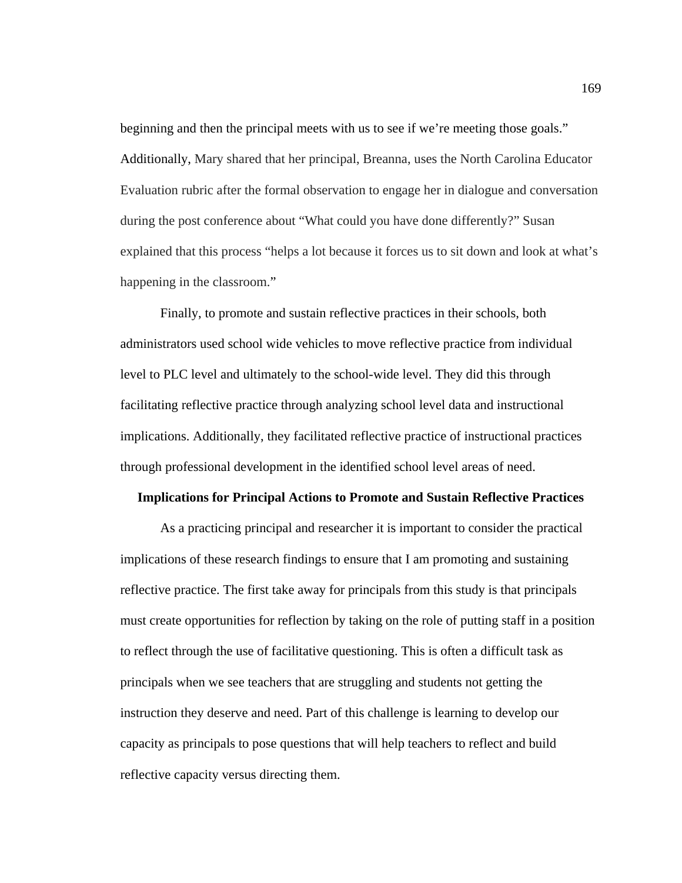beginning and then the principal meets with us to see if we're meeting those goals." Additionally, Mary shared that her principal, Breanna, uses the North Carolina Educator Evaluation rubric after the formal observation to engage her in dialogue and conversation during the post conference about "What could you have done differently?" Susan explained that this process "helps a lot because it forces us to sit down and look at what's happening in the classroom."

Finally, to promote and sustain reflective practices in their schools, both administrators used school wide vehicles to move reflective practice from individual level to PLC level and ultimately to the school-wide level. They did this through facilitating reflective practice through analyzing school level data and instructional implications. Additionally, they facilitated reflective practice of instructional practices through professional development in the identified school level areas of need.

## Implications for Principal Actions to Promote and Sustain Reflective Practices

As a practicing principal and researcher it is important to consider the practical implications of these research findings to ensure that I am promoting and sustaining reflective practice. The first take away for principals from this study is that principals must create opportunities for reflection by taking on the role of putting staff in a position to reflect through the use of facilitative questioning. This is often a difficult task as principals when we see teachers that are struggling and students not getting the instruction they deserve and need. Part of this challenge is learning to develop our capacity as principals to pose questions that will help teachers to reflect and build reflective capacity versus directing them.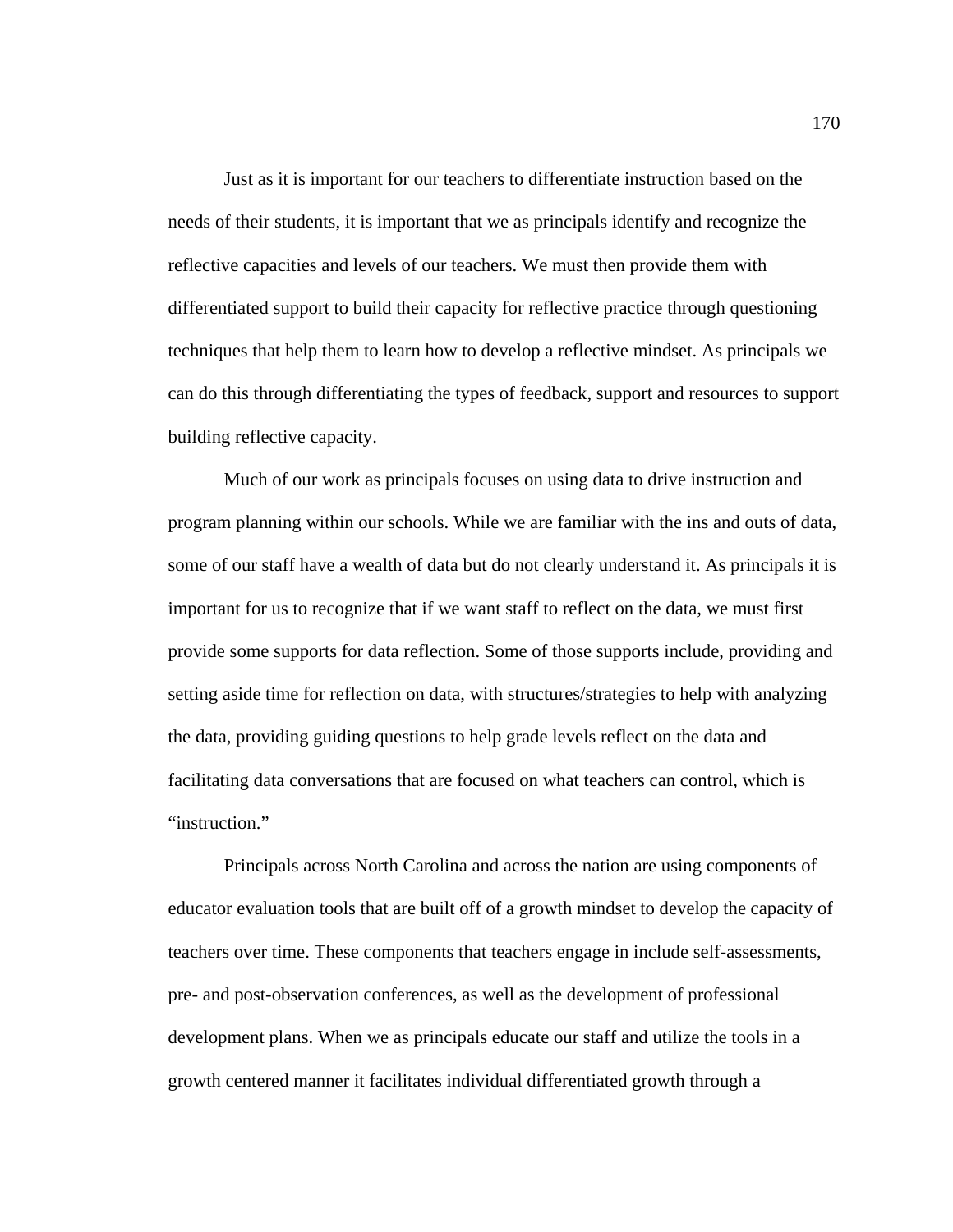Just as it is important for our teachers to differentiate instruction based on the needs of their students, it is important that we as principals identify and recognize the reflective capacities and levels of our teachers. We must then provide them with differentiated support to build their capacity for reflective practice through questioning techniques that help them to learn how to develop a reflective mindset. As principals we can do this through differentiating the types of feedback, support and resources to support building reflective capacity.

Much of our work as principals focuses on using data to drive instruction and program planning within our schools. While we are familiar with the ins and outs of data, some of our staff have a wealth of data but do not clearly understand it. As principals it is important for us to recognize that if we want staff to reflect on the data, we must first provide some supports for data reflection. Some of those supports include, providing and setting aside time for reflection on data, with structures/strategies to help with analyzing the data, providing guiding questions to help grade levels reflect on the data and facilitating data conversations that are focused on what teachers can control, which is "instruction."

Principals across North Carolina and across the nation are using components of educator evaluation tools that are built off of a growth mindset to develop the capacity of teachers over time. These components that teachers engage in include self-assessments, pre- and post-observation conferences, as well as the development of professional development plans. When we as principals educate our staff and utilize the tools in a growth centered manner it facilitates individual differentiated growth through a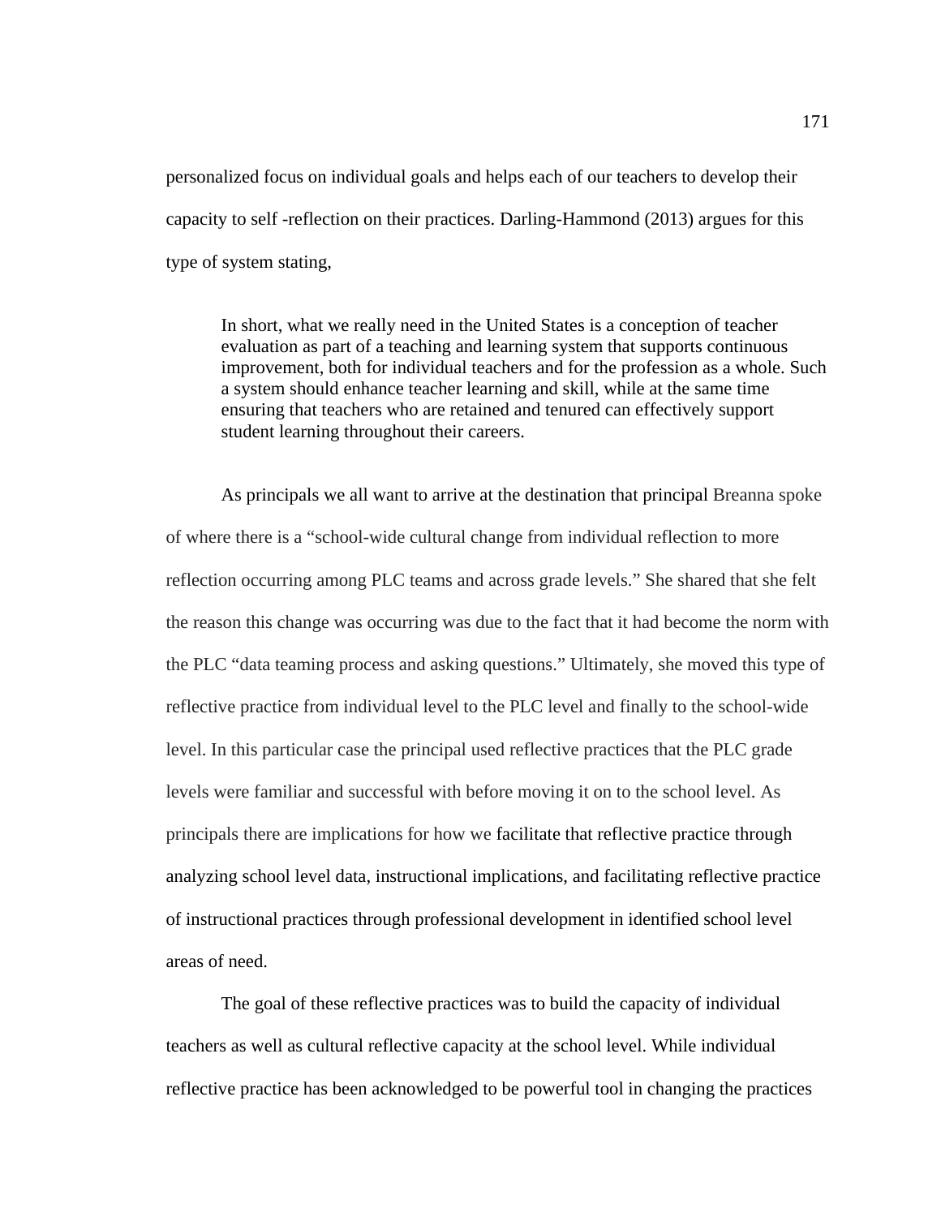personalized focus on individual goals and helps each of our teachers to develop their capacity to self -reflection on their practices. Darling-Hammond (2013) argues for this type of system stating,

> In short, what we really need in the United States is a conception of teacher evaluation as part of a teaching and learning system that supports continuous improvement, both for individual teachers and for the profession as a whole. Such a system should enhance teacher learning and skill, while at the same time ensuring that teachers who are retained and tenured can effectively support student learning throughout their careers.

As principals we all want to arrive at the destination that principal Breanna spoke of where there is a "school-wide cultural change from individual reflection to more reflection occurring among PLC teams and across grade levels." She shared that she felt the reason this change was occurring was due to the fact that it had become the norm with the PLC "data teaming process and asking questions." Ultimately, she moved this type of reflective practice from individual level to the PLC level and finally to the school-wide level. In this particular case the principal used reflective practices that the PLC grade levels were familiar and successful with before moving it on to the school level. As principals there are implications for how we facilitate that reflective practice through analyzing school level data, instructional implications, and facilitating reflective practice of instructional practices through professional development in identified school level areas of need.

The goal of these reflective practices was to build the capacity of individual teachers as well as cultural reflective capacity at the school level. While individual reflective practice has been acknowledged to be powerful tool in changing the practices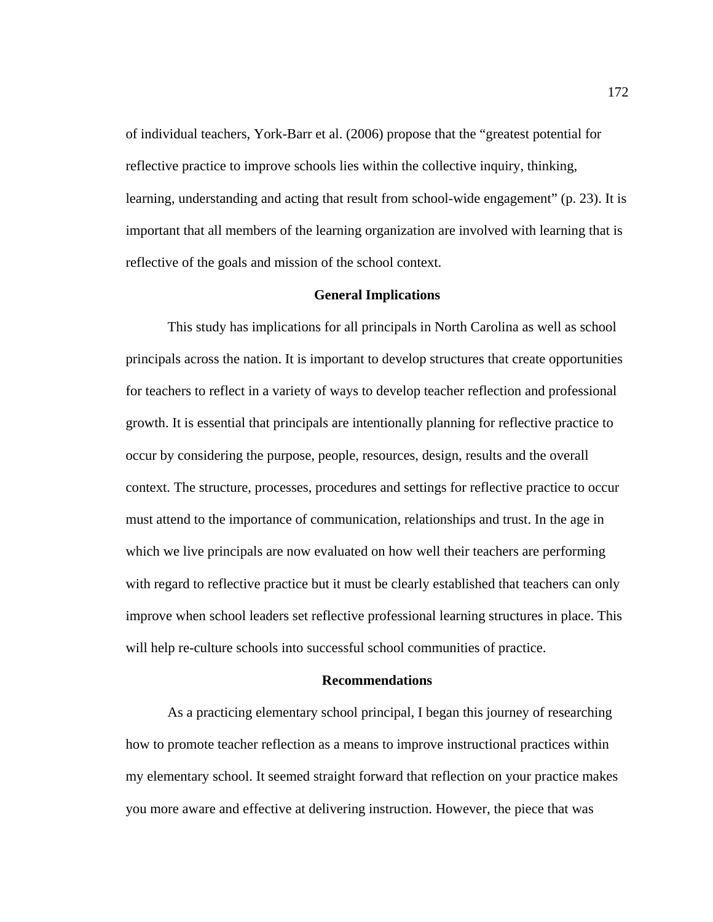of individual teachers, York-Barr et al. (2006) propose that the "greatest potential for reflective practice to improve schools lies within the collective inquiry, thinking, learning, understanding and acting that result from school-wide engagement" (p. 23). It is important that all members of the learning organization are involved with learning that is reflective of the goals and mission of the school context.

## General Implications

This study has implications for all principals in North Carolina as well as school principals across the nation. It is important to develop structures that create opportunities for teachers to reflect in a variety of ways to develop teacher reflection and professional growth. It is essential that principals are intentionally planning for reflective practice to occur by considering the purpose, people, resources, design, results and the overall context. The structure, processes, procedures and settings for reflective practice to occur must attend to the importance of communication, relationships and trust. In the age in which we live principals are now evaluated on how well their teachers are performing with regard to reflective practice but it must be clearly established that teachers can only improve when school leaders set reflective professional learning structures in place. This will help re-culture schools into successful school communities of practice.

## Recommendations

As a practicing elementary school principal, I began this journey of researching how to promote teacher reflection as a means to improve instructional practices within my elementary school. It seemed straight forward that reflection on your practice makes you more aware and effective at delivering instruction. However, the piece that was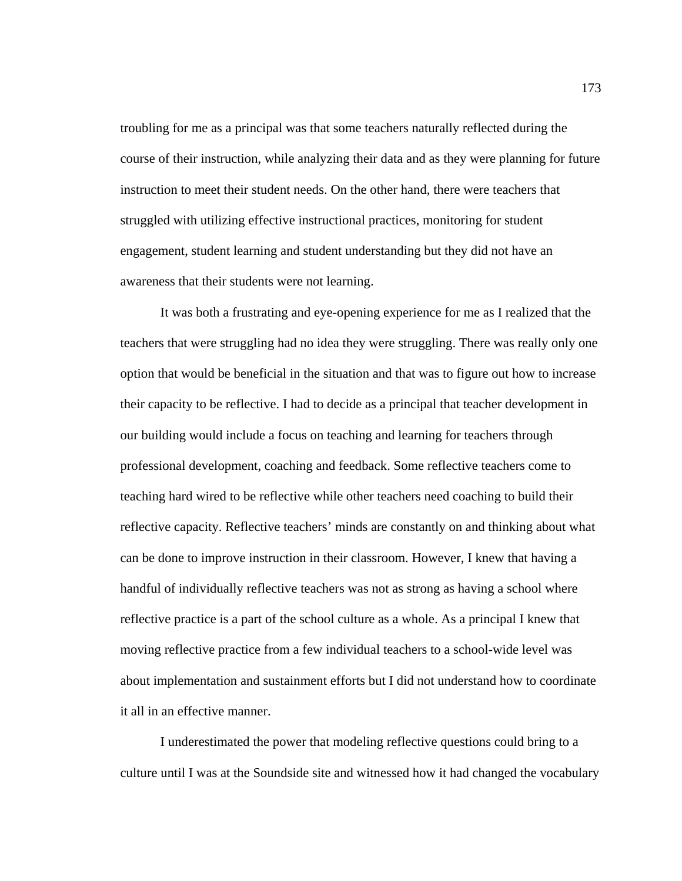troubling for me as a principal was that some teachers naturally reflected during the course of their instruction, while analyzing their data and as they were planning for future instruction to meet their student needs. On the other hand, there were teachers that struggled with utilizing effective instructional practices, monitoring for student engagement, student learning and student understanding but they did not have an awareness that their students were not learning.

It was both a frustrating and eye-opening experience for me as I realized that the teachers that were struggling had no idea they were struggling. There was really only one option that would be beneficial in the situation and that was to figure out how to increase their capacity to be reflective. I had to decide as a principal that teacher development in our building would include a focus on teaching and learning for teachers through professional development, coaching and feedback. Some reflective teachers come to teaching hard wired to be reflective while other teachers need coaching to build their reflective capacity. Reflective teachers' minds are constantly on and thinking about what can be done to improve instruction in their classroom. However, I knew that having a handful of individually reflective teachers was not as strong as having a school where reflective practice is a part of the school culture as a whole. As a principal I knew that moving reflective practice from a few individual teachers to a school-wide level was about implementation and sustainment efforts but I did not understand how to coordinate it all in an effective manner.

I underestimated the power that modeling reflective questions could bring to a culture until I was at the Soundside site and witnessed how it had changed the vocabulary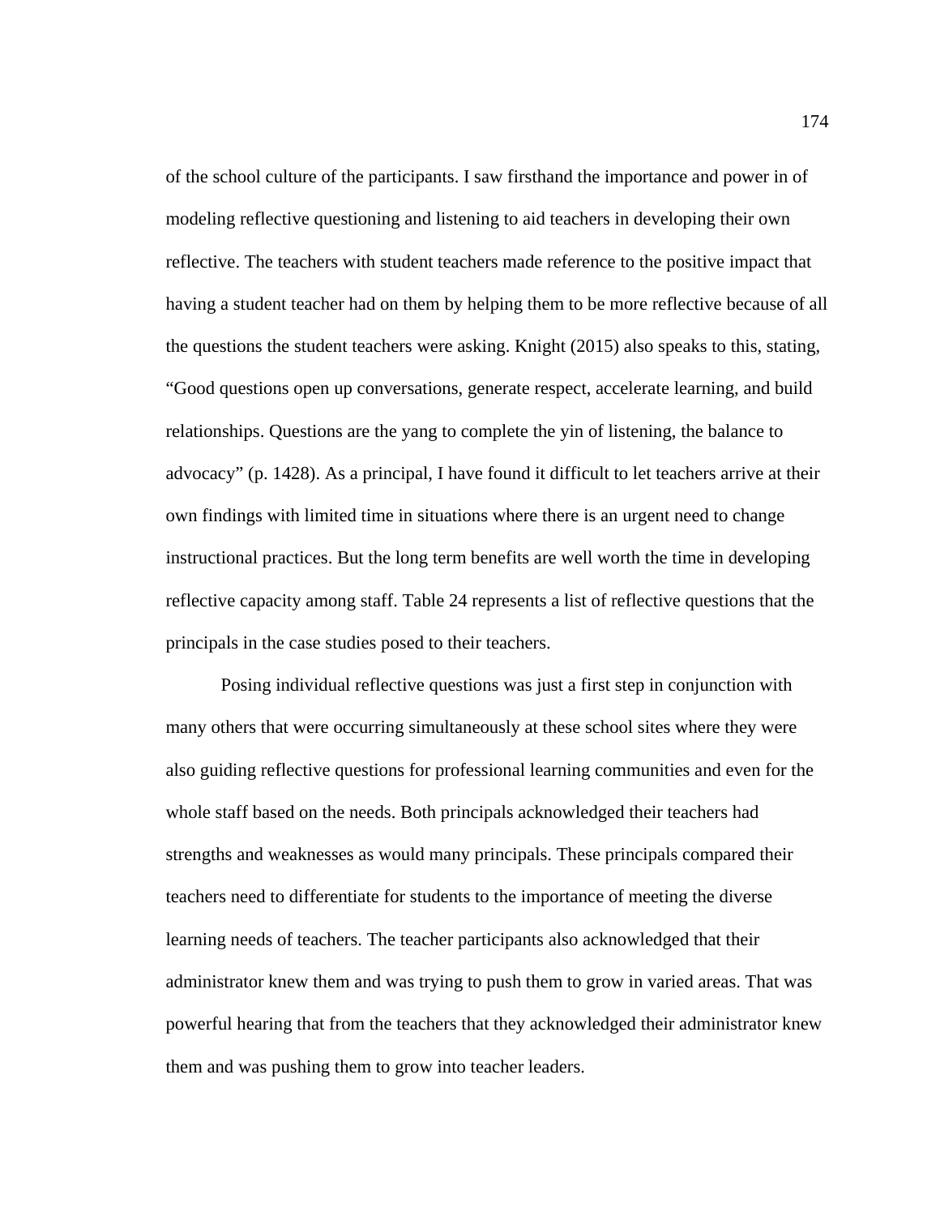of the school culture of the participants. I saw firsthand the importance and power in of modeling reflective questioning and listening to aid teachers in developing their own reflective. The teachers with student teachers made reference to the positive impact that having a student teacher had on them by helping them to be more reflective because of all the questions the student teachers were asking. Knight (2015) also speaks to this, stating, “Good questions open up conversations, generate respect, accelerate learning, and build relationships. Questions are the yang to complete the yin of listening, the balance to advocacy” (p. 1428). As a principal, I have found it difficult to let teachers arrive at their own findings with limited time in situations where there is an urgent need to change instructional practices. But the long term benefits are well worth the time in developing reflective capacity among staff. Table 24 represents a list of reflective questions that the principals in the case studies posed to their teachers.

Posing individual reflective questions was just a first step in conjunction with many others that were occurring simultaneously at these school sites where they were also guiding reflective questions for professional learning communities and even for the whole staff based on the needs. Both principals acknowledged their teachers had strengths and weaknesses as would many principals. These principals compared their teachers need to differentiate for students to the importance of meeting the diverse learning needs of teachers. The teacher participants also acknowledged that their administrator knew them and was trying to push them to grow in varied areas. That was powerful hearing that from the teachers that they acknowledged their administrator knew them and was pushing them to grow into teacher leaders.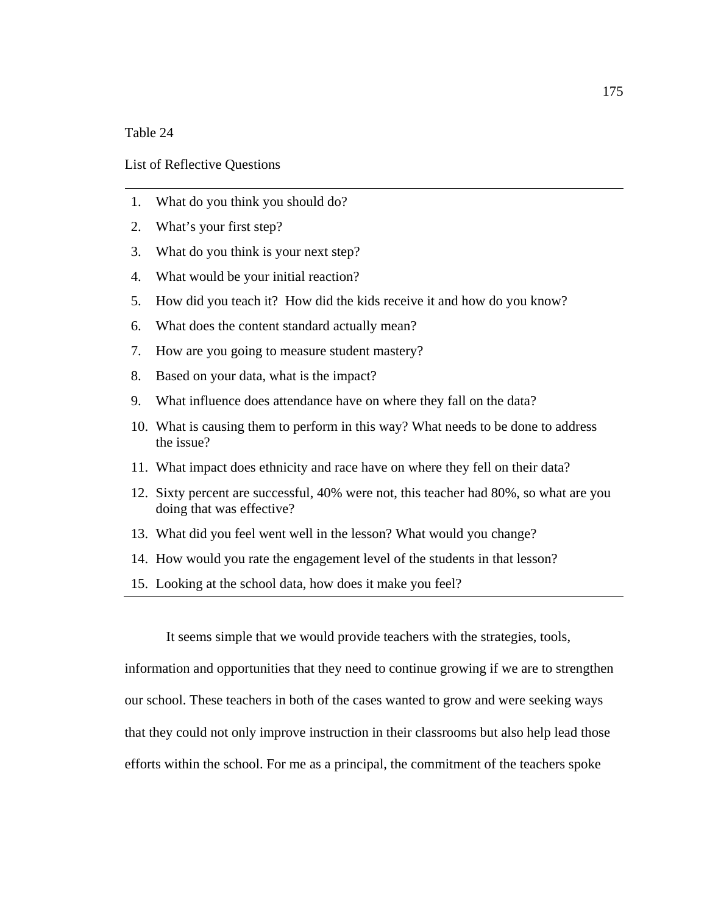Table 24

List of Reflective Questions

1. What do you think you should do?
2. What's your first step?
3. What do you think is your next step?
4. What would be your initial reaction?
5. How did you teach it? How did the kids receive it and how do you know?
6. What does the content standard actually mean?
7. How are you going to measure student mastery?
8. Based on your data, what is the impact?
9. What influence does attendance have on where they fall on the data?
10. What is causing them to perform in this way? What needs to be done to address the issue?
11. What impact does ethnicity and race have on where they fell on their data?
12. Sixty percent are successful, 40% were not, this teacher had 80%, so what are you doing that was effective?
13. What did you feel went well in the lesson? What would you change?
14. How would you rate the engagement level of the students in that lesson?
15. Looking at the school data, how does it make you feel?

It seems simple that we would provide teachers with the strategies, tools, information and opportunities that they need to continue growing if we are to strengthen our school. These teachers in both of the cases wanted to grow and were seeking ways that they could not only improve instruction in their classrooms but also help lead those efforts within the school. For me as a principal, the commitment of the teachers spoke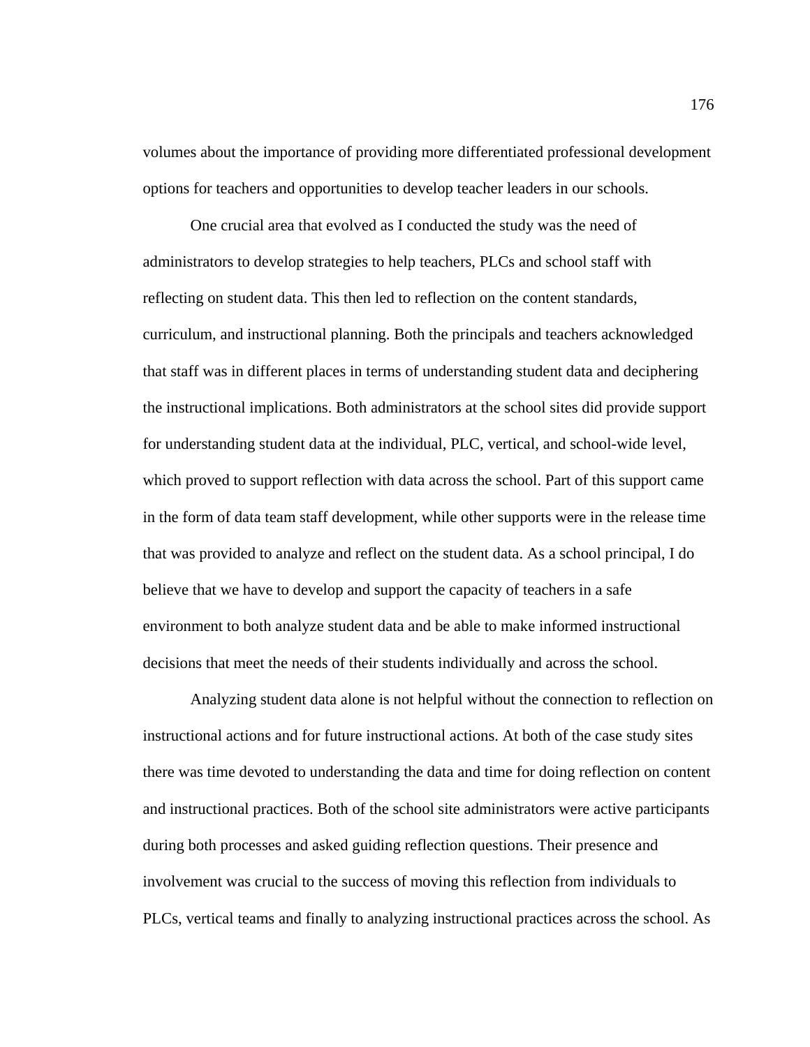volumes about the importance of providing more differentiated professional development options for teachers and opportunities to develop teacher leaders in our schools.

One crucial area that evolved as I conducted the study was the need of administrators to develop strategies to help teachers, PLCs and school staff with reflecting on student data. This then led to reflection on the content standards, curriculum, and instructional planning. Both the principals and teachers acknowledged that staff was in different places in terms of understanding student data and deciphering the instructional implications. Both administrators at the school sites did provide support for understanding student data at the individual, PLC, vertical, and school-wide level, which proved to support reflection with data across the school. Part of this support came in the form of data team staff development, while other supports were in the release time that was provided to analyze and reflect on the student data. As a school principal, I do believe that we have to develop and support the capacity of teachers in a safe environment to both analyze student data and be able to make informed instructional decisions that meet the needs of their students individually and across the school.

Analyzing student data alone is not helpful without the connection to reflection on instructional actions and for future instructional actions. At both of the case study sites there was time devoted to understanding the data and time for doing reflection on content and instructional practices. Both of the school site administrators were active participants during both processes and asked guiding reflection questions. Their presence and involvement was crucial to the success of moving this reflection from individuals to PLCs, vertical teams and finally to analyzing instructional practices across the school. As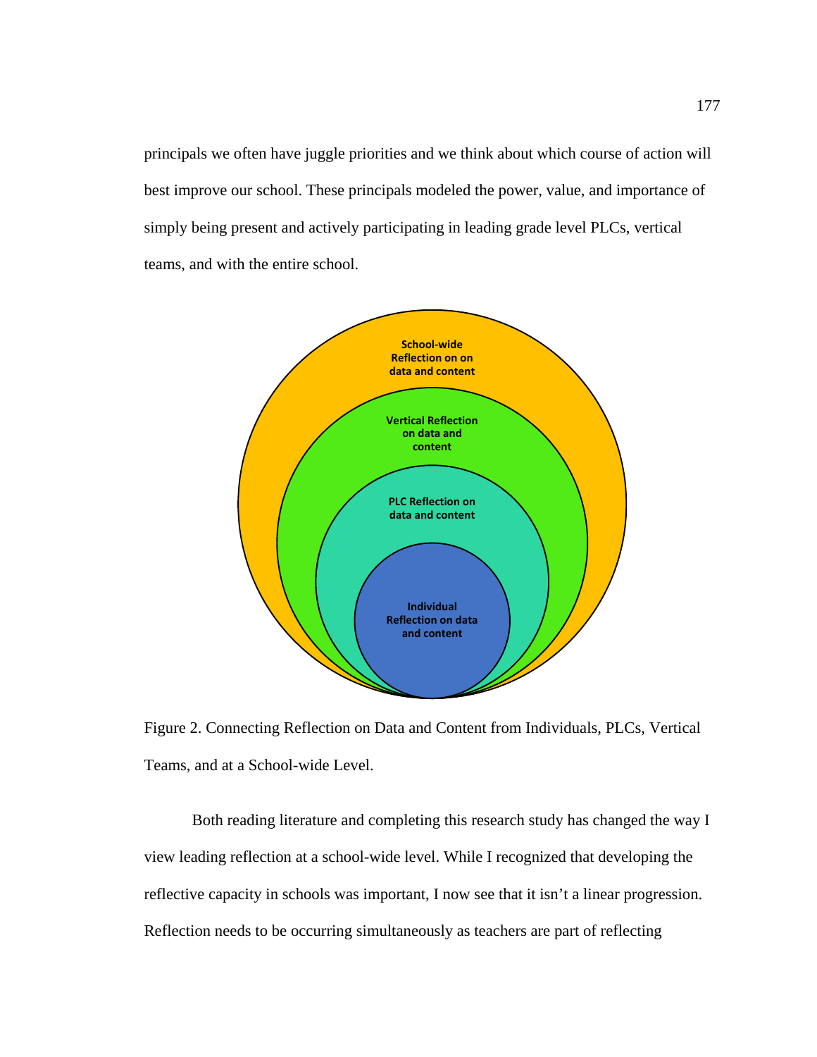principals we often have juggle priorities and we think about which course of action will best improve our school. These principals modeled the power, value, and importance of simply being present and actively participating in leading grade level PLCs, vertical teams, and with the entire school.

School-wide Reflection on on data and content

Vertical Reflection on data and content

PLC Reflection on data and content

Individual Reflection on data and content

Figure 2. Connecting Reflection on Data and Content from Individuals, PLCs, Vertical Teams, and at a School-wide Level.

Both reading literature and completing this research study has changed the way I view leading reflection at a school-wide level. While I recognized that developing the reflective capacity in schools was important, I now see that it isn't a linear progression. Reflection needs to be occurring simultaneously as teachers are part of reflecting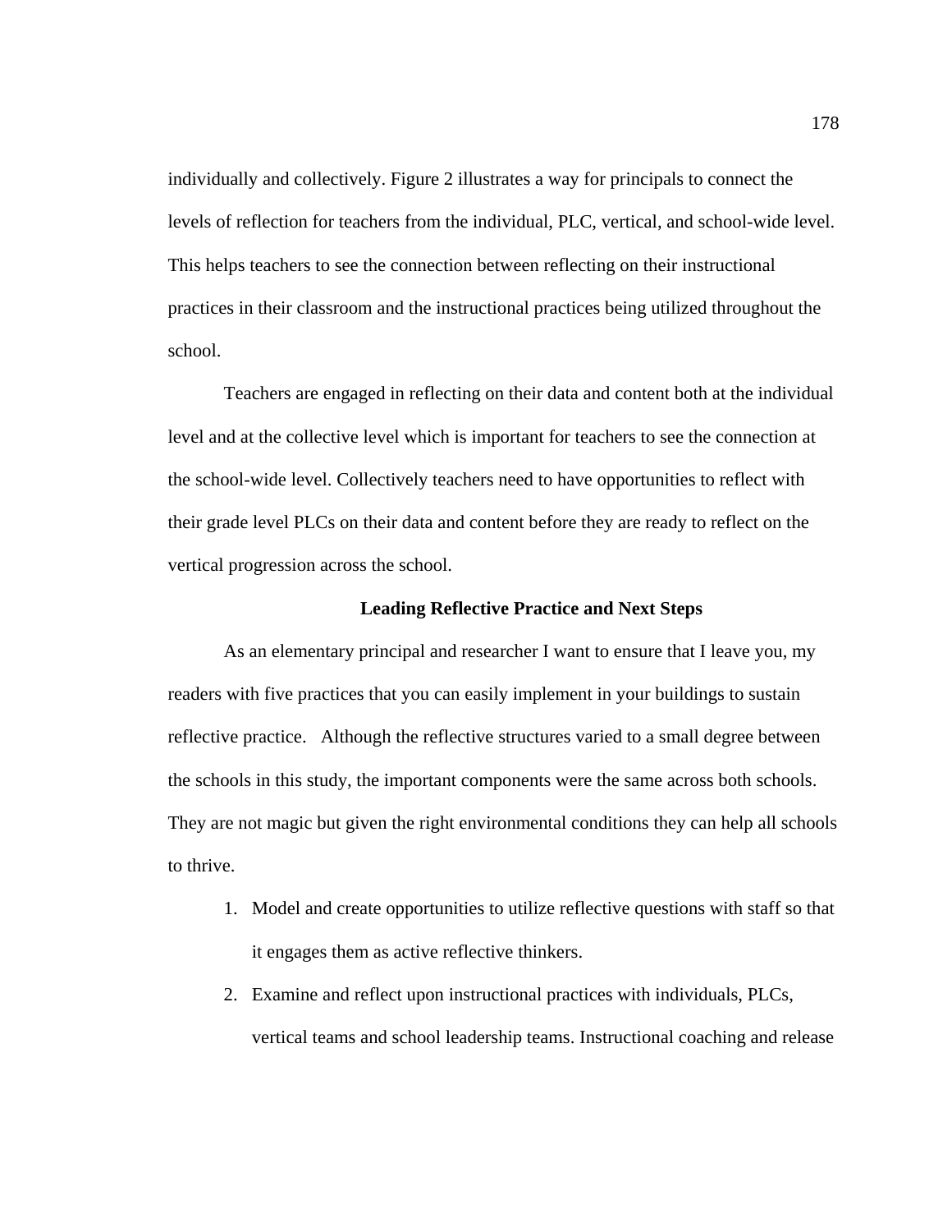individually and collectively. Figure 2 illustrates a way for principals to connect the levels of reflection for teachers from the individual, PLC, vertical, and school-wide level. This helps teachers to see the connection between reflecting on their instructional practices in their classroom and the instructional practices being utilized throughout the school.

Teachers are engaged in reflecting on their data and content both at the individual level and at the collective level which is important for teachers to see the connection at the school-wide level. Collectively teachers need to have opportunities to reflect with their grade level PLCs on their data and content before they are ready to reflect on the vertical progression across the school.

**Leading Reflective Practice and Next Steps**

As an elementary principal and researcher I want to ensure that I leave you, my readers with five practices that you can easily implement in your buildings to sustain reflective practice. Although the reflective structures varied to a small degree between the schools in this study, the important components were the same across both schools. They are not magic but given the right environmental conditions they can help all schools to thrive.

1. Model and create opportunities to utilize reflective questions with staff so that it engages them as active reflective thinkers.
2. Examine and reflect upon instructional practices with individuals, PLCs, vertical teams and school leadership teams. Instructional coaching and release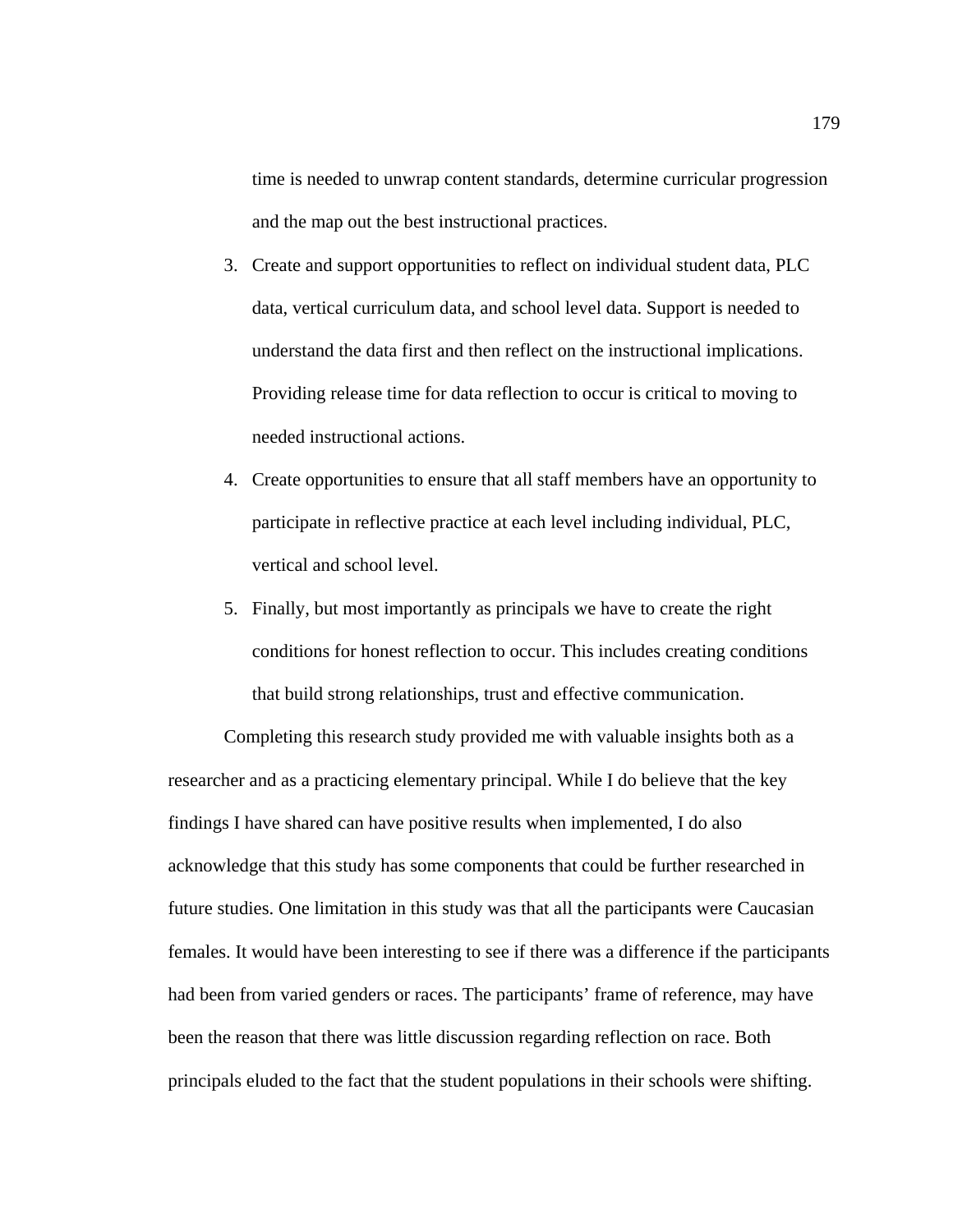time is needed to unwrap content standards, determine curricular progression and the map out the best instructional practices.

3. Create and support opportunities to reflect on individual student data, PLC data, vertical curriculum data, and school level data. Support is needed to understand the data first and then reflect on the instructional implications. Providing release time for data reflection to occur is critical to moving to needed instructional actions.
4. Create opportunities to ensure that all staff members have an opportunity to participate in reflective practice at each level including individual, PLC, vertical and school level.
5. Finally, but most importantly as principals we have to create the right conditions for honest reflection to occur. This includes creating conditions that build strong relationships, trust and effective communication.

Completing this research study provided me with valuable insights both as a researcher and as a practicing elementary principal. While I do believe that the key findings I have shared can have positive results when implemented, I do also acknowledge that this study has some components that could be further researched in future studies. One limitation in this study was that all the participants were Caucasian females. It would have been interesting to see if there was a difference if the participants had been from varied genders or races. The participants' frame of reference, may have been the reason that there was little discussion regarding reflection on race. Both principals eluded to the fact that the student populations in their schools were shifting.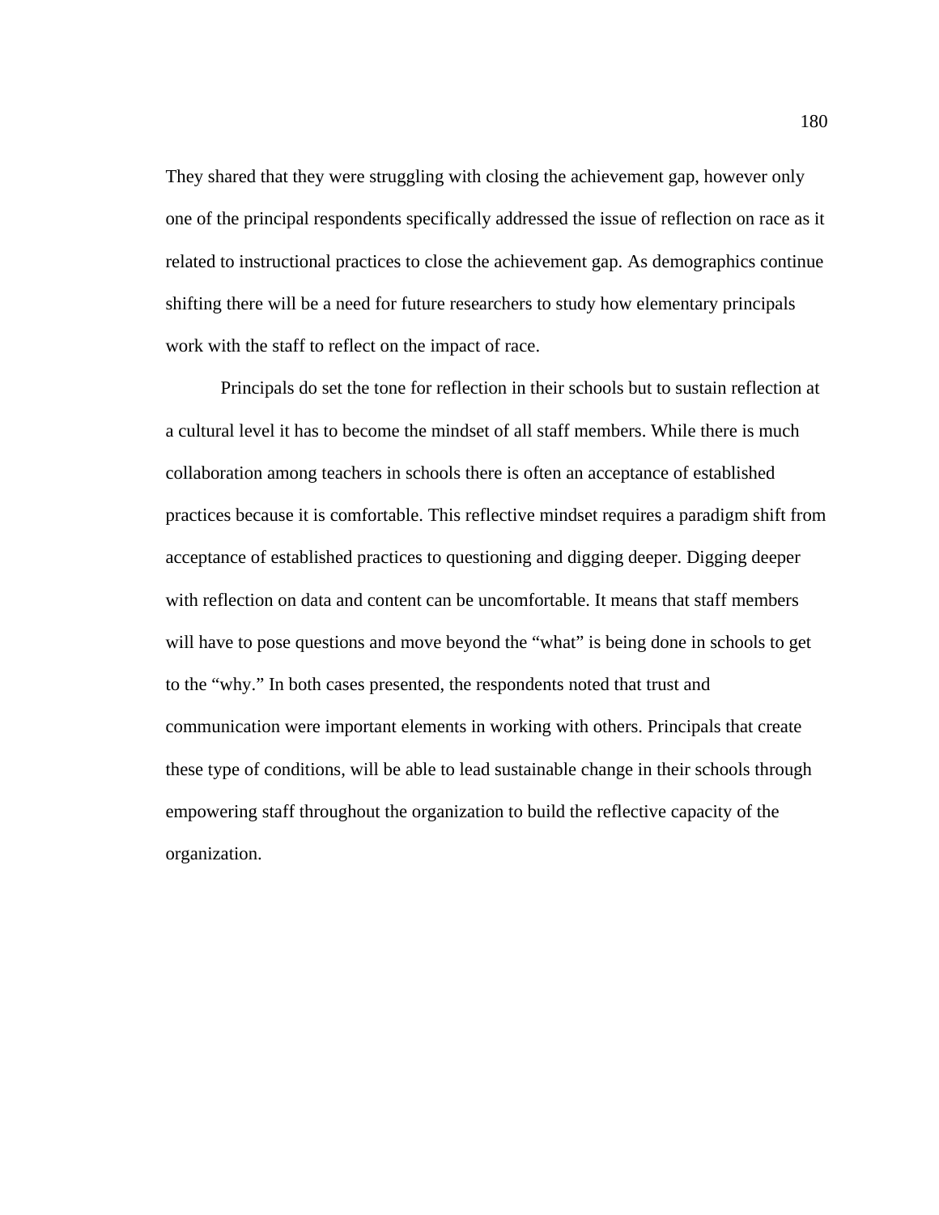They shared that they were struggling with closing the achievement gap, however only one of the principal respondents specifically addressed the issue of reflection on race as it related to instructional practices to close the achievement gap. As demographics continue shifting there will be a need for future researchers to study how elementary principals work with the staff to reflect on the impact of race.

Principals do set the tone for reflection in their schools but to sustain reflection at a cultural level it has to become the mindset of all staff members. While there is much collaboration among teachers in schools there is often an acceptance of established practices because it is comfortable. This reflective mindset requires a paradigm shift from acceptance of established practices to questioning and digging deeper. Digging deeper with reflection on data and content can be uncomfortable. It means that staff members will have to pose questions and move beyond the "what" is being done in schools to get to the "why." In both cases presented, the respondents noted that trust and communication were important elements in working with others. Principals that create these type of conditions, will be able to lead sustainable change in their schools through empowering staff throughout the organization to build the reflective capacity of the organization.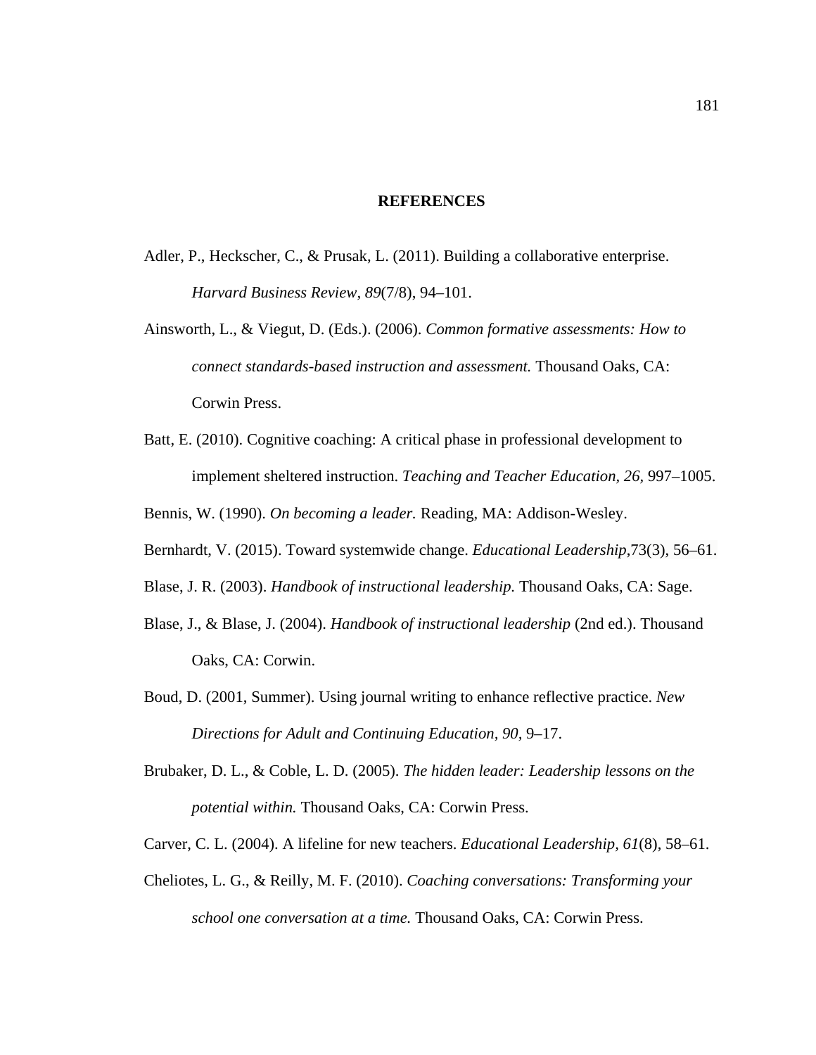# REFERENCES

Adler, P., Heckscher, C., & Prusak, L. (2011). Building a collaborative enterprise. *Harvard Business Review, 89*(7/8), 94–101.

Ainsworth, L., & Viegut, D. (Eds.). (2006). *Common formative assessments: How to connect standards-based instruction and assessment.* Thousand Oaks, CA: Corwin Press.

Batt, E. (2010). Cognitive coaching: A critical phase in professional development to implement sheltered instruction. *Teaching and Teacher Education, 26,* 997–1005.

Bennis, W. (1990). *On becoming a leader.* Reading, MA: Addison-Wesley.

Bernhardt, V. (2015). Toward systemwide change. *Educational Leadership*,73(3), 56–61.

Blase, J. R. (2003). *Handbook of instructional leadership.* Thousand Oaks, CA: Sage.

Blase, J., & Blase, J. (2004). *Handbook of instructional leadership* (2nd ed.). Thousand Oaks, CA: Corwin.

Boud, D. (2001, Summer). Using journal writing to enhance reflective practice. *New Directions for Adult and Continuing Education, 90,* 9–17.

Brubaker, D. L., & Coble, L. D. (2005). *The hidden leader: Leadership lessons on the potential within.* Thousand Oaks, CA: Corwin Press.

Carver, C. L. (2004). A lifeline for new teachers. *Educational Leadership, 61*(8), 58–61.

Cheliotes, L. G., & Reilly, M. F. (2010). *Coaching conversations: Transforming your school one conversation at a time.* Thousand Oaks, CA: Corwin Press.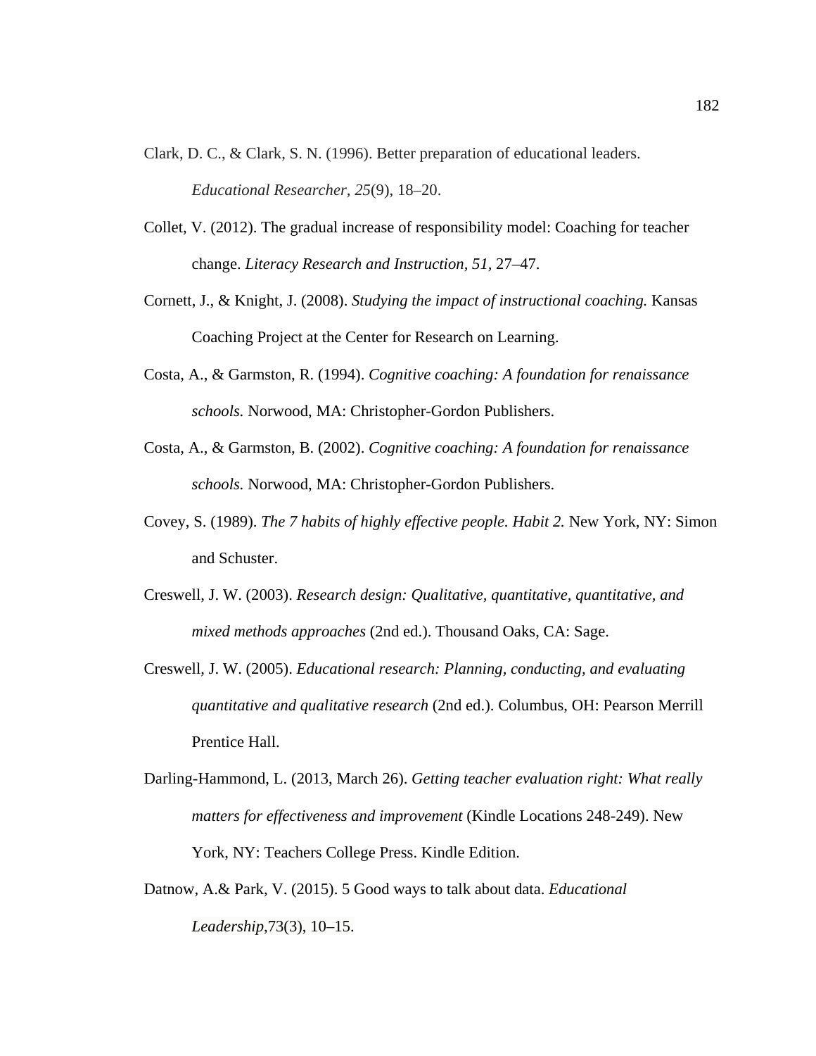Clark, D. C., & Clark, S. N. (1996). Better preparation of educational leaders. *Educational Researcher, 25*(9), 18–20.

Collet, V. (2012). The gradual increase of responsibility model: Coaching for teacher change. *Literacy Research and Instruction, 51,* 27–47.

Cornett, J., & Knight, J. (2008). *Studying the impact of instructional coaching.* Kansas Coaching Project at the Center for Research on Learning.

Costa, A., & Garmston, R. (1994). *Cognitive coaching: A foundation for renaissance schools.* Norwood, MA: Christopher-Gordon Publishers.

Costa, A., & Garmston, B. (2002). *Cognitive coaching: A foundation for renaissance schools.* Norwood, MA: Christopher-Gordon Publishers.

Covey, S. (1989). *The 7 habits of highly effective people. Habit 2.* New York, NY: Simon and Schuster.

Creswell, J. W. (2003). *Research design: Qualitative, quantitative, quantitative, and mixed methods approaches* (2nd ed.). Thousand Oaks, CA: Sage.

Creswell, J. W. (2005). *Educational research: Planning, conducting, and evaluating quantitative and qualitative research* (2nd ed.). Columbus, OH: Pearson Merrill Prentice Hall.

Darling-Hammond, L. (2013, March 26). *Getting teacher evaluation right: What really matters for effectiveness and improvement* (Kindle Locations 248-249). New York, NY: Teachers College Press. Kindle Edition.

Datnow, A.& Park, V. (2015). 5 Good ways to talk about data. *Educational Leadership*,73(3), 10–15.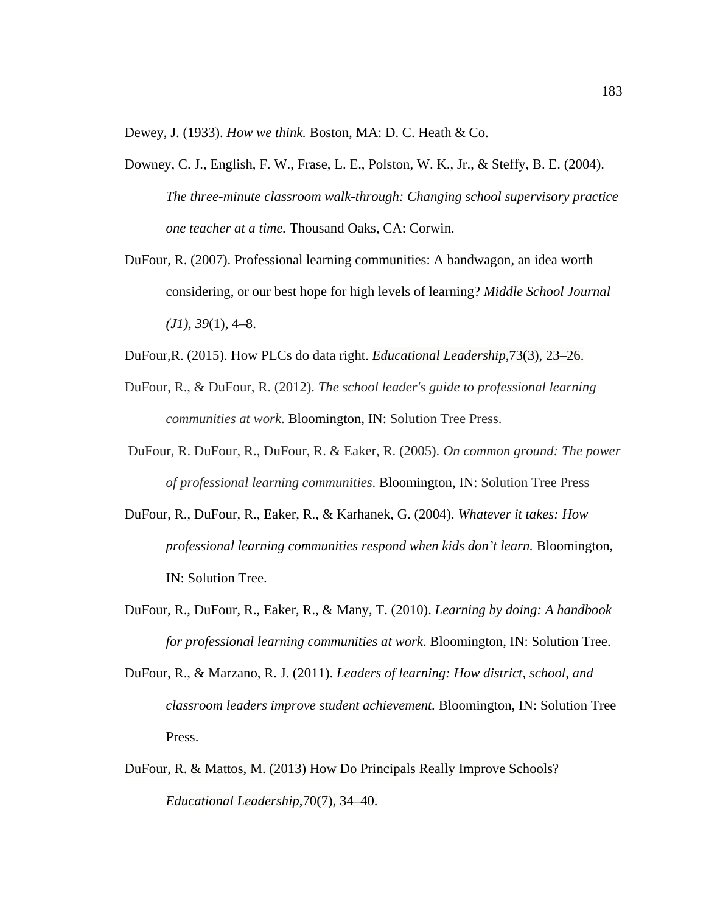Dewey, J. (1933). *How we think.* Boston, MA: D. C. Heath & Co.

Downey, C. J., English, F. W., Frase, L. E., Polston, W. K., Jr., & Steffy, B. E. (2004). *The three-minute classroom walk-through: Changing school supervisory practice one teacher at a time.* Thousand Oaks, CA: Corwin.

DuFour, R. (2007). Professional learning communities: A bandwagon, an idea worth considering, or our best hope for high levels of learning? *Middle School Journal (J1), 39*(1), 4–8.

DuFour,R. (2015). How PLCs do data right. *Educational Leadership*,73(3), 23–26.

DuFour, R., & DuFour, R. (2012). *The school leader's guide to professional learning communities at work*. Bloomington, IN: Solution Tree Press.

DuFour, R. DuFour, R., DuFour, R. & Eaker, R. (2005). *On common ground: The power of professional learning communities*. Bloomington, IN: Solution Tree Press

DuFour, R., DuFour, R., Eaker, R., & Karhanek, G. (2004). *Whatever it takes: How professional learning communities respond when kids don't learn.* Bloomington, IN: Solution Tree.

DuFour, R., DuFour, R., Eaker, R., & Many, T. (2010). *Learning by doing: A handbook for professional learning communities at work*. Bloomington, IN: Solution Tree.

DuFour, R., & Marzano, R. J. (2011). *Leaders of learning: How district, school, and classroom leaders improve student achievement.* Bloomington, IN: Solution Tree Press.

DuFour, R. & Mattos, M. (2013) How Do Principals Really Improve Schools? *Educational Leadership*,70(7), 34–40.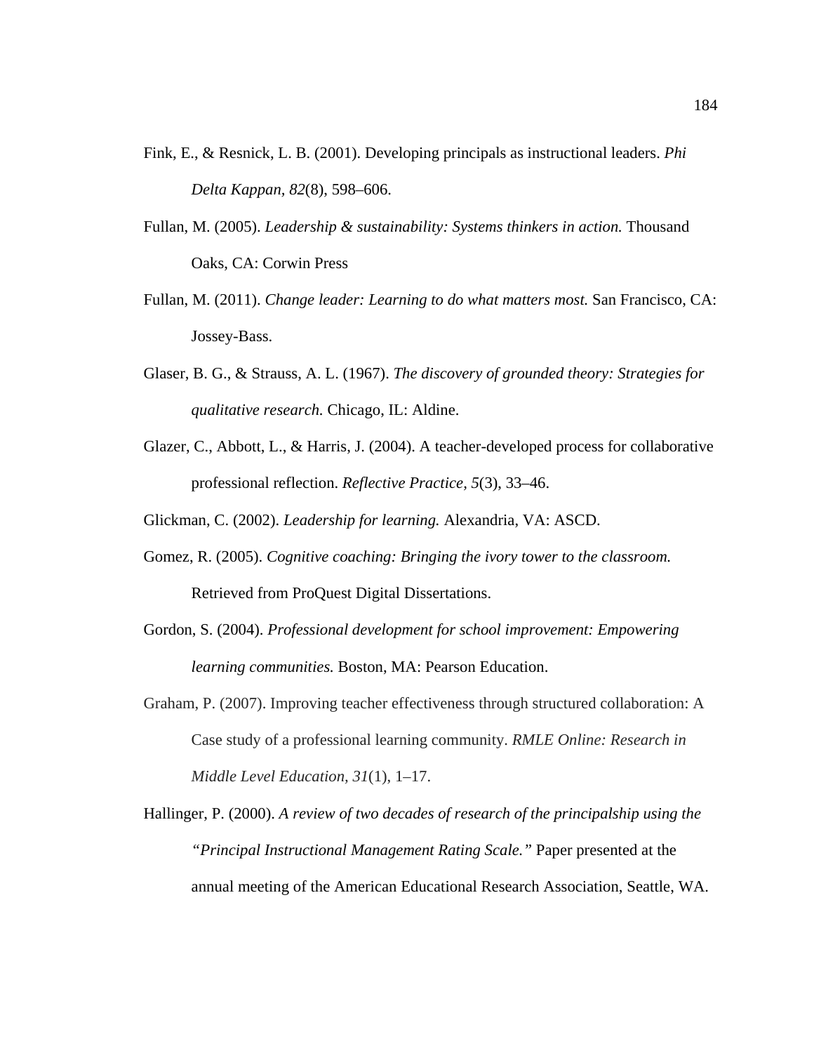Fink, E., & Resnick, L. B. (2001). Developing principals as instructional leaders. *Phi Delta Kappan, 82*(8), 598–606.

Fullan, M. (2005). *Leadership & sustainability: Systems thinkers in action.* Thousand Oaks, CA: Corwin Press

Fullan, M. (2011). *Change leader: Learning to do what matters most.* San Francisco, CA: Jossey-Bass.

Glaser, B. G., & Strauss, A. L. (1967). *The discovery of grounded theory: Strategies for qualitative research.* Chicago, IL: Aldine.

Glazer, C., Abbott, L., & Harris, J. (2004). A teacher-developed process for collaborative professional reflection. *Reflective Practice, 5*(3), 33–46.

Glickman, C. (2002). *Leadership for learning.* Alexandria, VA: ASCD.

Gomez, R. (2005). *Cognitive coaching: Bringing the ivory tower to the classroom.* Retrieved from ProQuest Digital Dissertations.

Gordon, S. (2004). *Professional development for school improvement: Empowering learning communities.* Boston, MA: Pearson Education.

Graham, P. (2007). Improving teacher effectiveness through structured collaboration: A Case study of a professional learning community. *RMLE Online: Research in Middle Level Education, 31*(1), 1–17.

Hallinger, P. (2000). *A review of two decades of research of the principalship using the "Principal Instructional Management Rating Scale."* Paper presented at the annual meeting of the American Educational Research Association, Seattle, WA.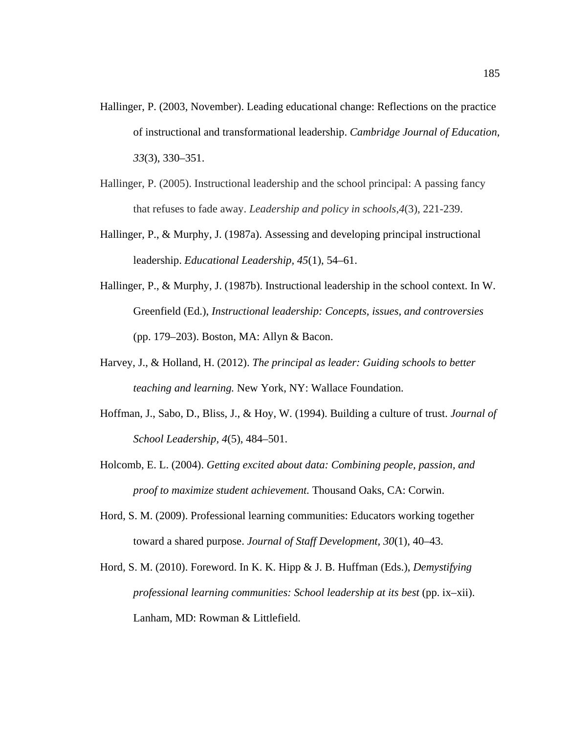Hallinger, P. (2003, November). Leading educational change: Reflections on the practice of instructional and transformational leadership. *Cambridge Journal of Education, 33*(3), 330–351.

Hallinger, P. (2005). Instructional leadership and the school principal: A passing fancy that refuses to fade away. *Leadership and policy in schools,4*(3), 221-239.

Hallinger, P., & Murphy, J. (1987a). Assessing and developing principal instructional leadership. *Educational Leadership, 45*(1), 54–61.

Hallinger, P., & Murphy, J. (1987b). Instructional leadership in the school context. In W. Greenfield (Ed.), *Instructional leadership: Concepts, issues, and controversies* (pp. 179–203). Boston, MA: Allyn & Bacon.

Harvey, J., & Holland, H. (2012). *The principal as leader: Guiding schools to better teaching and learning.* New York, NY: Wallace Foundation.

Hoffman, J., Sabo, D., Bliss, J., & Hoy, W. (1994). Building a culture of trust. *Journal of School Leadership, 4*(5), 484–501.

Holcomb, E. L. (2004). *Getting excited about data: Combining people, passion, and proof to maximize student achievement.* Thousand Oaks, CA: Corwin.

Hord, S. M. (2009). Professional learning communities: Educators working together toward a shared purpose. *Journal of Staff Development, 30*(1), 40–43.

Hord, S. M. (2010). Foreword. In K. K. Hipp & J. B. Huffman (Eds.), *Demystifying professional learning communities: School leadership at its best* (pp. ix–xii). Lanham, MD: Rowman & Littlefield.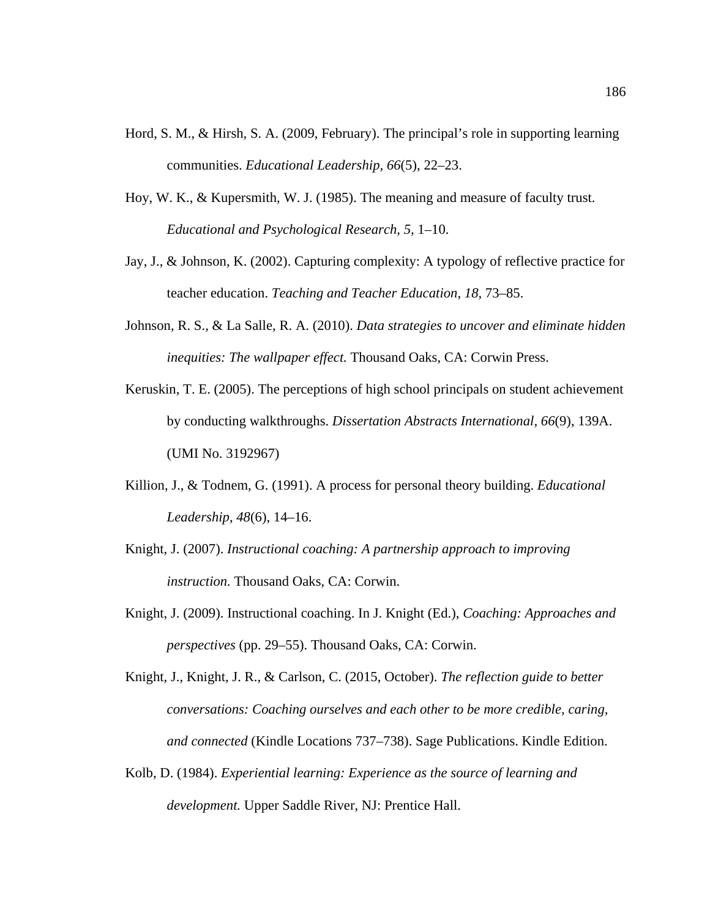Hord, S. M., & Hirsh, S. A. (2009, February). The principal’s role in supporting learning communities. *Educational Leadership, 66*(5), 22–23.

Hoy, W. K., & Kupersmith, W. J. (1985). The meaning and measure of faculty trust. *Educational and Psychological Research, 5,* 1–10.

Jay, J., & Johnson, K. (2002). Capturing complexity: A typology of reflective practice for teacher education. *Teaching and Teacher Education, 18,* 73–85.

Johnson, R. S., & La Salle, R. A. (2010). *Data strategies to uncover and eliminate hidden inequities: The wallpaper effect.* Thousand Oaks, CA: Corwin Press.

Keruskin, T. E. (2005). The perceptions of high school principals on student achievement by conducting walkthroughs. *Dissertation Abstracts International, 66*(9), 139A. (UMI No. 3192967)

Killion, J., & Todnem, G. (1991). A process for personal theory building. *Educational Leadership, 48*(6), 14–16.

Knight, J. (2007). *Instructional coaching: A partnership approach to improving instruction.* Thousand Oaks, CA: Corwin.

Knight, J. (2009). Instructional coaching. In J. Knight (Ed.), *Coaching: Approaches and perspectives* (pp. 29–55). Thousand Oaks, CA: Corwin.

Knight, J., Knight, J. R., & Carlson, C. (2015, October). *The reflection guide to better conversations: Coaching ourselves and each other to be more credible, caring, and connected* (Kindle Locations 737–738). Sage Publications. Kindle Edition.

Kolb, D. (1984). *Experiential learning: Experience as the source of learning and development.* Upper Saddle River, NJ: Prentice Hall.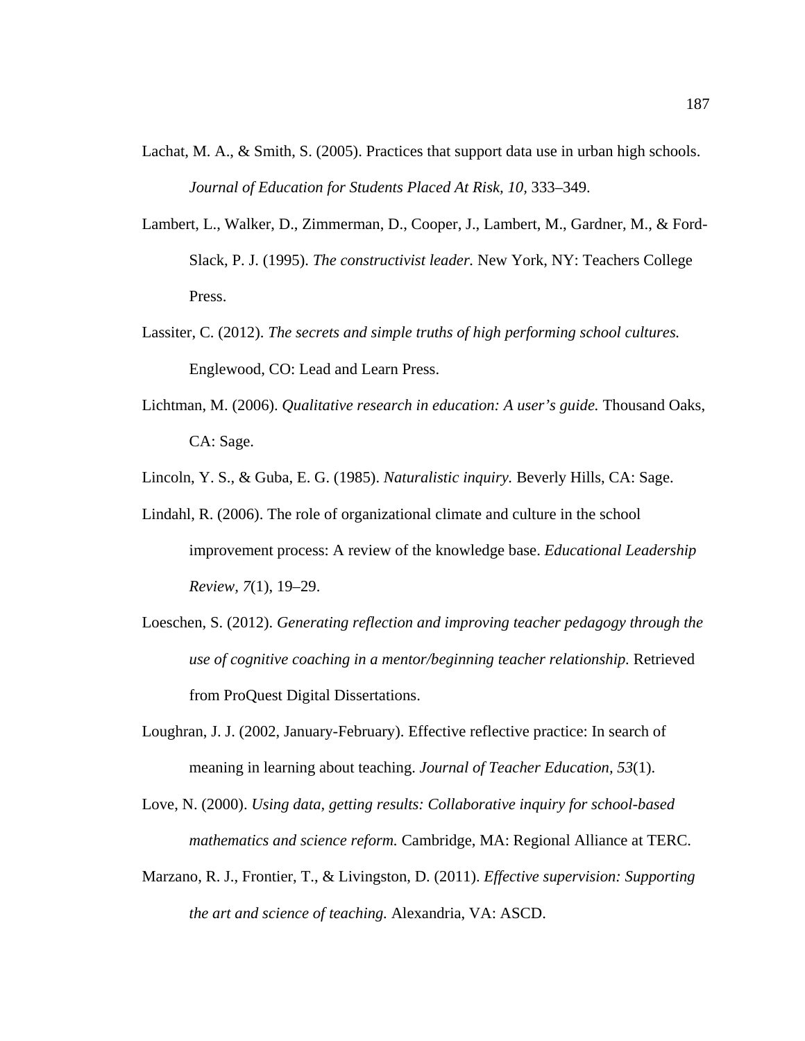Lachat, M. A., & Smith, S. (2005). Practices that support data use in urban high schools. *Journal of Education for Students Placed At Risk, 10*, 333–349.

Lambert, L., Walker, D., Zimmerman, D., Cooper, J., Lambert, M., Gardner, M., & Ford-Slack, P. J. (1995). *The constructivist leader.* New York, NY: Teachers College Press.

Lassiter, C. (2012). *The secrets and simple truths of high performing school cultures.* Englewood, CO: Lead and Learn Press.

Lichtman, M. (2006). *Qualitative research in education: A user's guide.* Thousand Oaks, CA: Sage.

Lincoln, Y. S., & Guba, E. G. (1985). *Naturalistic inquiry.* Beverly Hills, CA: Sage.

Lindahl, R. (2006). The role of organizational climate and culture in the school improvement process: A review of the knowledge base. *Educational Leadership Review, 7*(1), 19–29.

Loeschen, S. (2012). *Generating reflection and improving teacher pedagogy through the use of cognitive coaching in a mentor/beginning teacher relationship.* Retrieved from ProQuest Digital Dissertations.

Loughran, J. J. (2002, January-February). Effective reflective practice: In search of meaning in learning about teaching. *Journal of Teacher Education, 53*(1).

Love, N. (2000). *Using data, getting results: Collaborative inquiry for school-based mathematics and science reform.* Cambridge, MA: Regional Alliance at TERC.

Marzano, R. J., Frontier, T., & Livingston, D. (2011). *Effective supervision: Supporting the art and science of teaching.* Alexandria, VA: ASCD.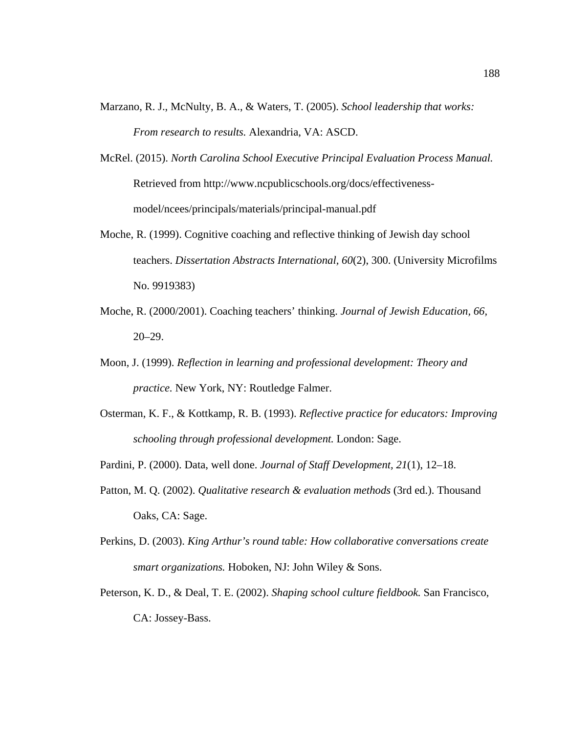Marzano, R. J., McNulty, B. A., & Waters, T. (2005). *School leadership that works: From research to results.* Alexandria, VA: ASCD.

McRel. (2015). *North Carolina School Executive Principal Evaluation Process Manual.* Retrieved from http://www.ncpublicschools.org/docs/effectiveness-model/ncees/principals/materials/principal-manual.pdf

Moche, R. (1999). Cognitive coaching and reflective thinking of Jewish day school teachers. *Dissertation Abstracts International*, *60*(2), 300. (University Microfilms No. 9919383)

Moche, R. (2000/2001). Coaching teachers' thinking. *Journal of Jewish Education*, *66*, 20–29.

Moon, J. (1999). *Reflection in learning and professional development: Theory and practice.* New York, NY: Routledge Falmer.

Osterman, K. F., & Kottkamp, R. B. (1993). *Reflective practice for educators: Improving schooling through professional development.* London: Sage.

Pardini, P. (2000). Data, well done. *Journal of Staff Development, 21*(1), 12–18.

Patton, M. Q. (2002). *Qualitative research & evaluation methods* (3rd ed.). Thousand Oaks, CA: Sage.

Perkins, D. (2003). *King Arthur's round table: How collaborative conversations create smart organizations.* Hoboken, NJ: John Wiley & Sons.

Peterson, K. D., & Deal, T. E. (2002). *Shaping school culture fieldbook.* San Francisco, CA: Jossey-Bass.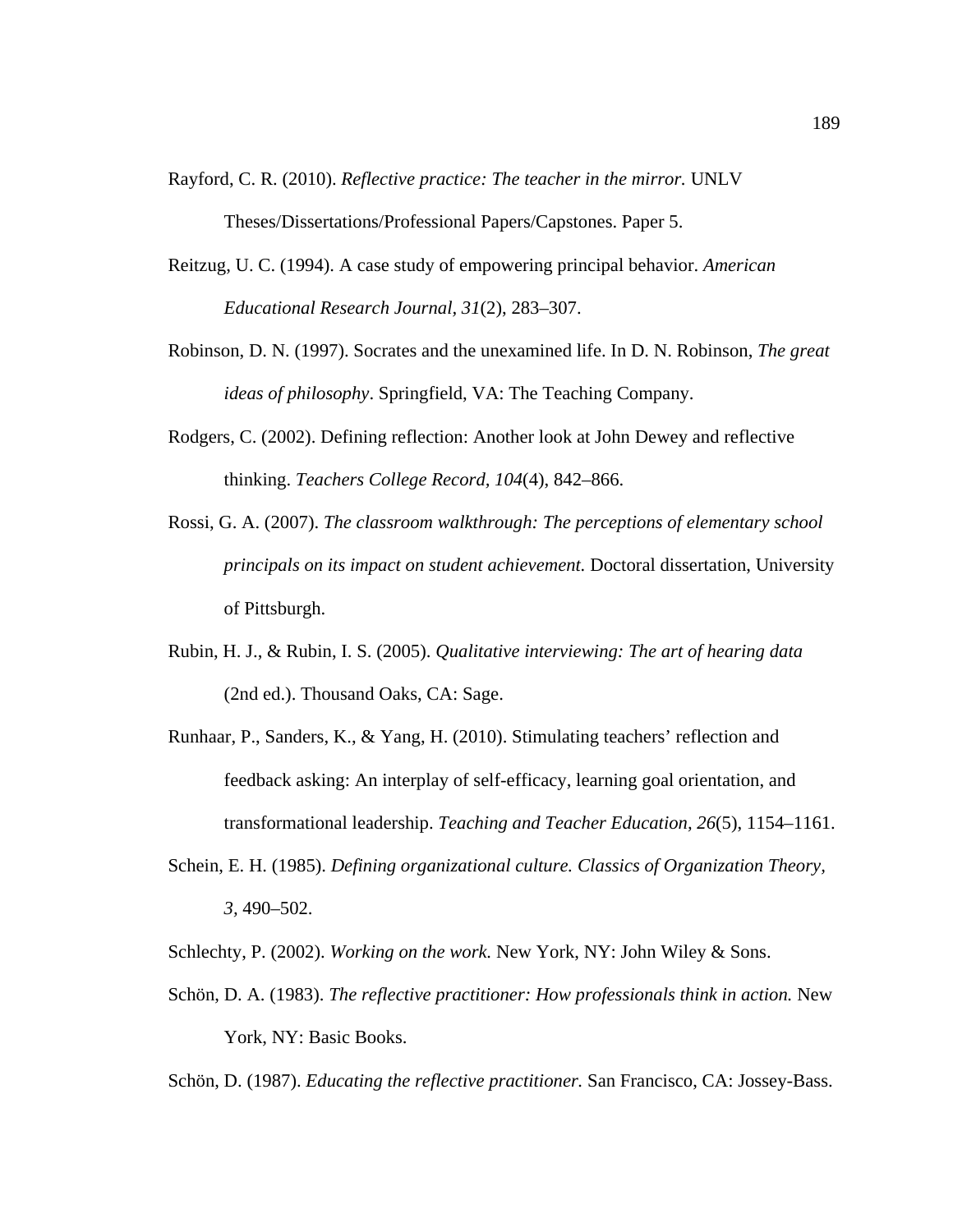Rayford, C. R. (2010). *Reflective practice: The teacher in the mirror.* UNLV Theses/Dissertations/Professional Papers/Capstones. Paper 5.

Reitzug, U. C. (1994). A case study of empowering principal behavior. *American Educational Research Journal, 31*(2), 283–307.

Robinson, D. N. (1997). Socrates and the unexamined life. In D. N. Robinson, *The great ideas of philosophy*. Springfield, VA: The Teaching Company.

Rodgers, C. (2002). Defining reflection: Another look at John Dewey and reflective thinking. *Teachers College Record, 104*(4), 842–866.

Rossi, G. A. (2007). *The classroom walkthrough: The perceptions of elementary school principals on its impact on student achievement.* Doctoral dissertation, University of Pittsburgh.

Rubin, H. J., & Rubin, I. S. (2005). *Qualitative interviewing: The art of hearing data* (2nd ed.). Thousand Oaks, CA: Sage.

Runhaar, P., Sanders, K., & Yang, H. (2010). Stimulating teachers' reflection and feedback asking: An interplay of self-efficacy, learning goal orientation, and transformational leadership. *Teaching and Teacher Education, 26*(5), 1154–1161.

Schein, E. H. (1985). *Defining organizational culture. Classics of Organization Theory, 3,* 490–502.

Schlechty, P. (2002). *Working on the work.* New York, NY: John Wiley & Sons.

Schön, D. A. (1983). *The reflective practitioner: How professionals think in action.* New York, NY: Basic Books.

Schön, D. (1987). *Educating the reflective practitioner.* San Francisco, CA: Jossey-Bass.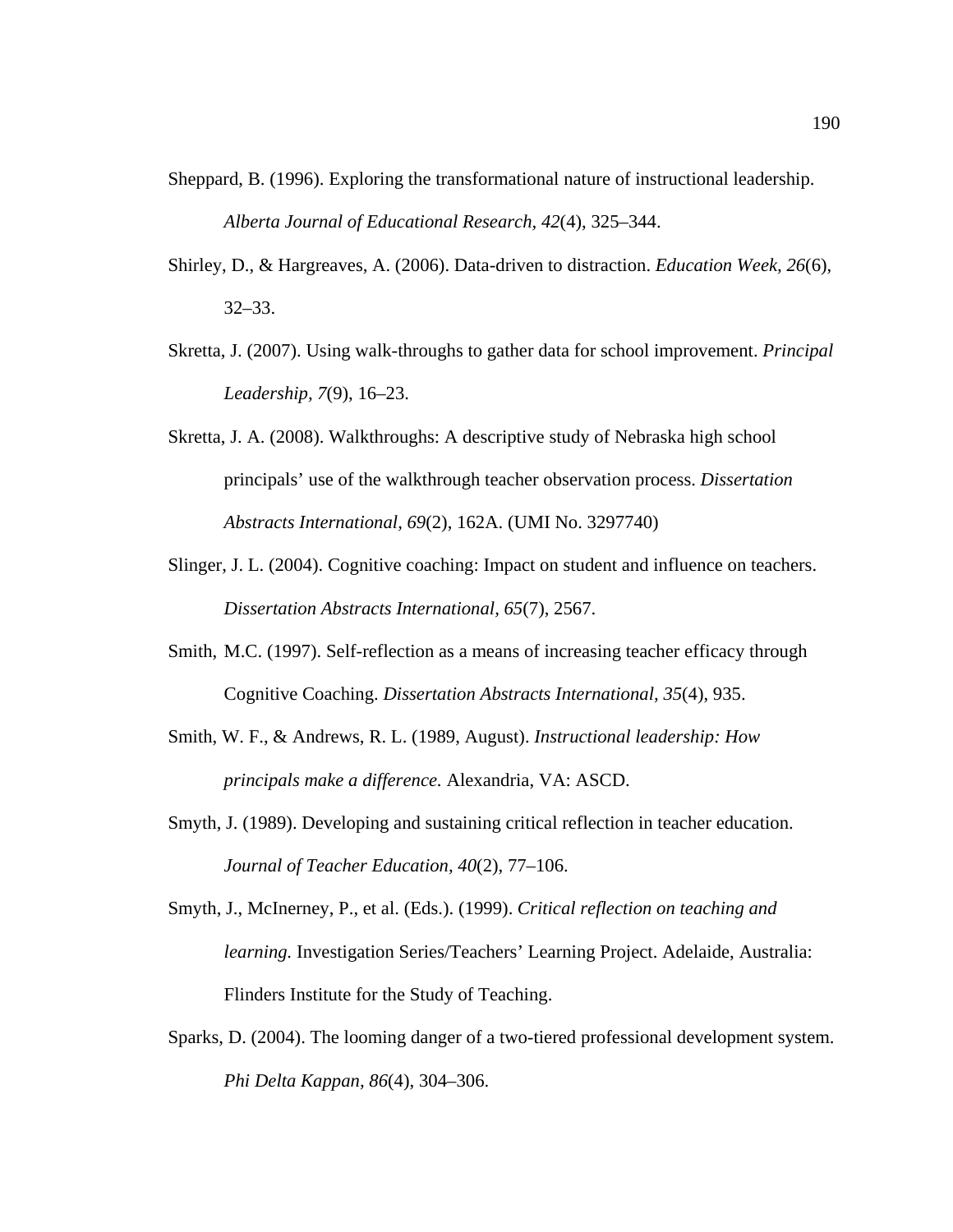Sheppard, B. (1996). Exploring the transformational nature of instructional leadership. *Alberta Journal of Educational Research*, *42*(4), 325–344.

Shirley, D., & Hargreaves, A. (2006). Data-driven to distraction. *Education Week*, *26*(6), 32–33.

Skretta, J. (2007). Using walk-throughs to gather data for school improvement. *Principal Leadership*, *7*(9), 16–23.

Skretta, J. A. (2008). Walkthroughs: A descriptive study of Nebraska high school principals' use of the walkthrough teacher observation process. *Dissertation Abstracts International*, *69*(2), 162A. (UMI No. 3297740)

Slinger, J. L. (2004). Cognitive coaching: Impact on student and influence on teachers. *Dissertation Abstracts International*, *65*(7), 2567.

Smith, M.C. (1997). Self-reflection as a means of increasing teacher efficacy through Cognitive Coaching. *Dissertation Abstracts International*, *35*(4), 935.

Smith, W. F., & Andrews, R. L. (1989, August). *Instructional leadership: How principals make a difference*. Alexandria, VA: ASCD.

Smyth, J. (1989). Developing and sustaining critical reflection in teacher education. *Journal of Teacher Education*, *40*(2), 77–106.

Smyth, J., McInerney, P., et al. (Eds.). (1999). *Critical reflection on teaching and learning.* Investigation Series/Teachers' Learning Project. Adelaide, Australia: Flinders Institute for the Study of Teaching.

Sparks, D. (2004). The looming danger of a two-tiered professional development system. *Phi Delta Kappan*, *86*(4), 304–306.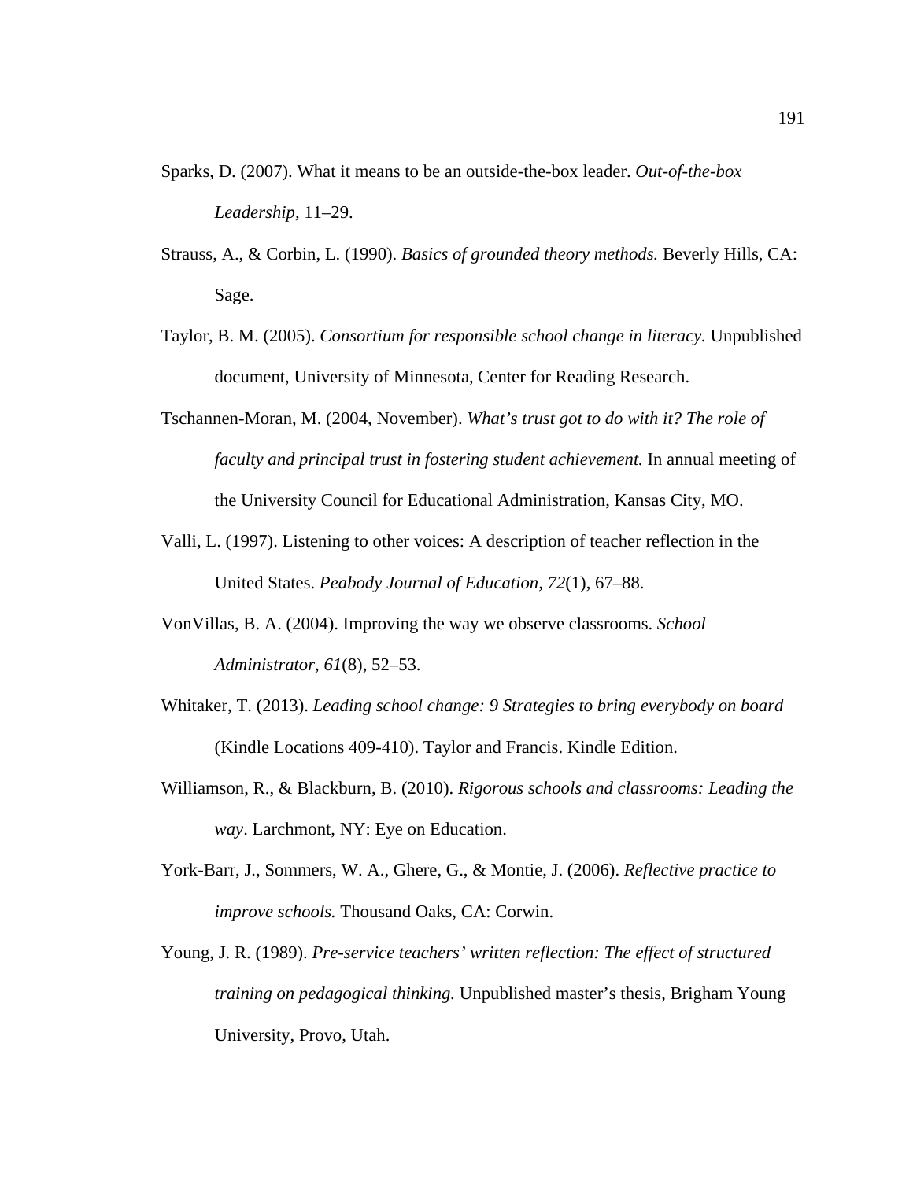Sparks, D. (2007). What it means to be an outside-the-box leader. *Out-of-the-box Leadership,* 11–29.

Strauss, A., & Corbin, L. (1990). *Basics of grounded theory methods.* Beverly Hills, CA: Sage.

Taylor, B. M. (2005). *Consortium for responsible school change in literacy.* Unpublished document, University of Minnesota, Center for Reading Research.

Tschannen-Moran, M. (2004, November). *What's trust got to do with it? The role of faculty and principal trust in fostering student achievement.* In annual meeting of the University Council for Educational Administration, Kansas City, MO.

Valli, L. (1997). Listening to other voices: A description of teacher reflection in the United States. *Peabody Journal of Education, 72*(1), 67–88.

VonVillas, B. A. (2004). Improving the way we observe classrooms. *School Administrator, 61*(8), 52–53.

Whitaker, T. (2013). *Leading school change: 9 Strategies to bring everybody on board* (Kindle Locations 409-410). Taylor and Francis. Kindle Edition.

Williamson, R., & Blackburn, B. (2010). *Rigorous schools and classrooms: Leading the way*. Larchmont, NY: Eye on Education.

York-Barr, J., Sommers, W. A., Ghere, G., & Montie, J. (2006). *Reflective practice to improve schools.* Thousand Oaks, CA: Corwin.

Young, J. R. (1989). *Pre-service teachers' written reflection: The effect of structured training on pedagogical thinking.* Unpublished master's thesis, Brigham Young University, Provo, Utah.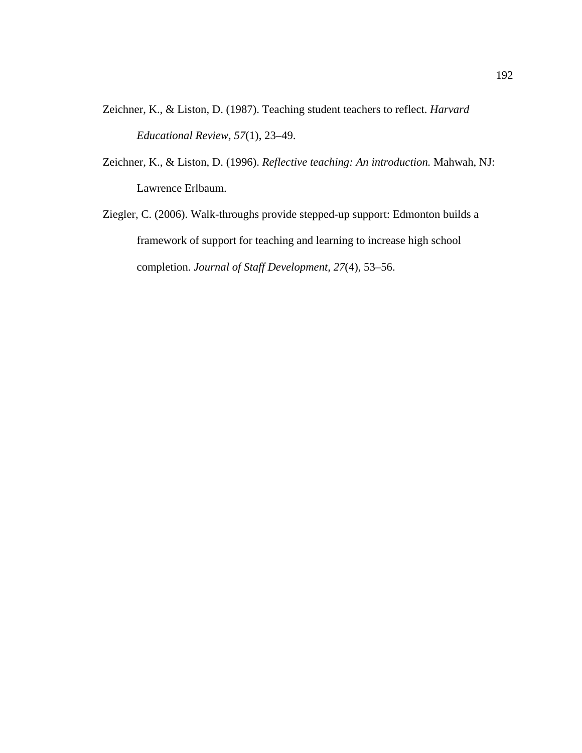Zeichner, K., & Liston, D. (1987). Teaching student teachers to reflect. *Harvard Educational Review, 57*(1), 23–49.

Zeichner, K., & Liston, D. (1996). *Reflective teaching: An introduction.* Mahwah, NJ: Lawrence Erlbaum.

Ziegler, C. (2006). Walk-throughs provide stepped-up support: Edmonton builds a framework of support for teaching and learning to increase high school completion. *Journal of Staff Development, 27*(4), 53–56.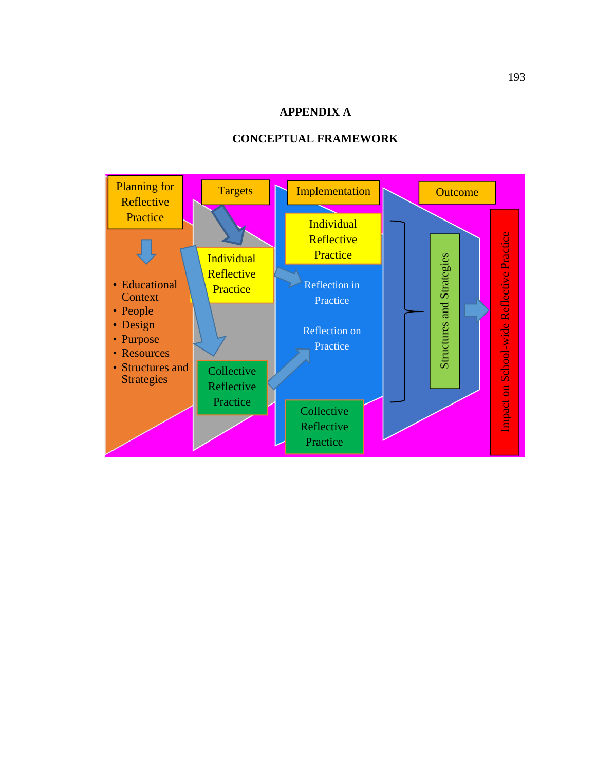# APPENDIX A

## CONCEPTUAL FRAMEWORK

Planning for Reflective Practice

- Educational Context
- People
- Design
- Purpose
- Resources
- Structures and Strategies

Targets

Individual Reflective Practice

Collective Reflective Practice

Implementation

Individual Reflective Practice

Reflection in Practice

Reflection on Practice

Collective Reflective Practice

Outcome

Structures and Strategies

Impact on School-wide Reflective Practice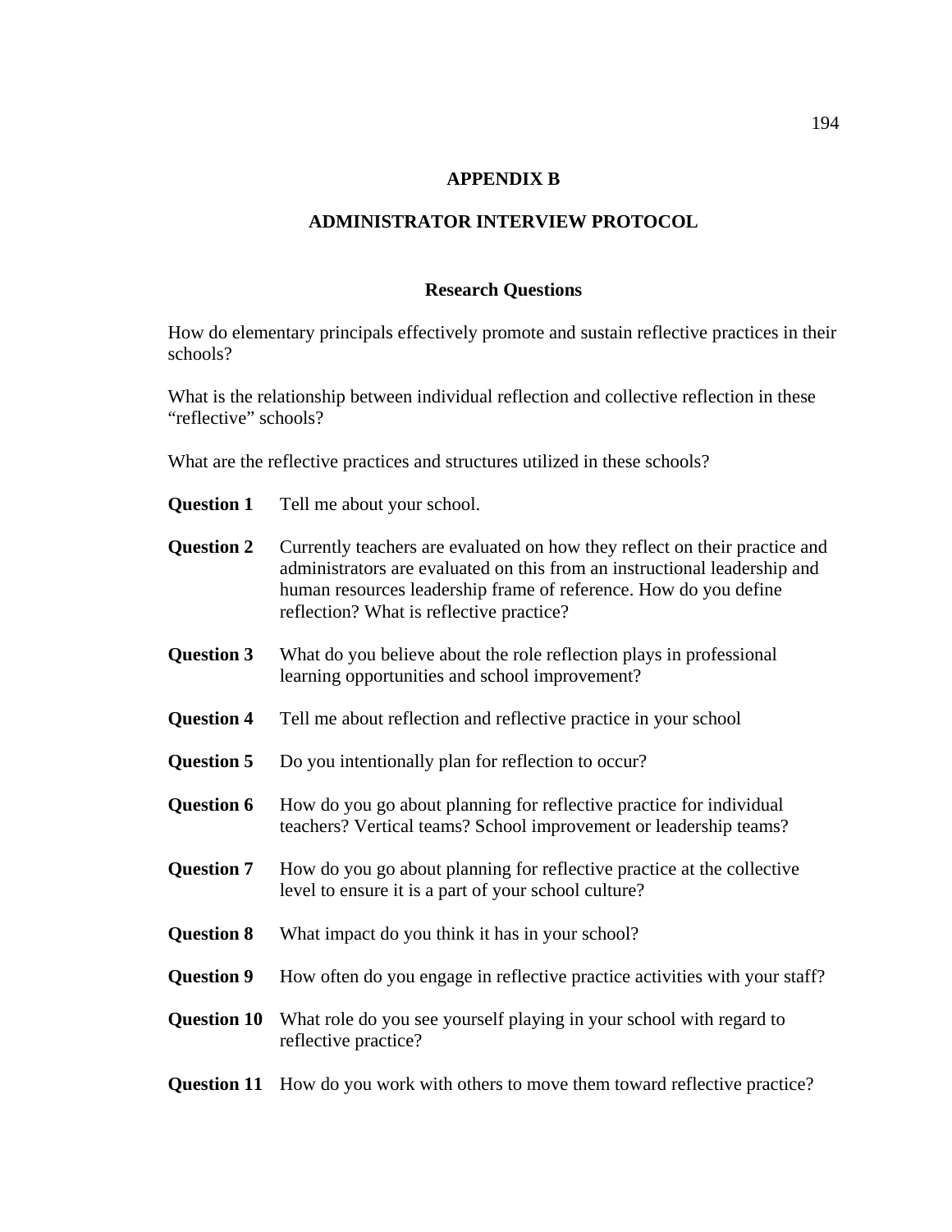# APPENDIX B

## ADMINISTRATOR INTERVIEW PROTOCOL

### Research Questions

How do elementary principals effectively promote and sustain reflective practices in their schools?

What is the relationship between individual reflection and collective reflection in these "reflective" schools?

What are the reflective practices and structures utilized in these schools?

**Question 1** Tell me about your school.

**Question 2** Currently teachers are evaluated on how they reflect on their practice and administrators are evaluated on this from an instructional leadership and human resources leadership frame of reference. How do you define reflection? What is reflective practice?

**Question 3** What do you believe about the role reflection plays in professional learning opportunities and school improvement?

**Question 4** Tell me about reflection and reflective practice in your school

**Question 5** Do you intentionally plan for reflection to occur?

**Question 6** How do you go about planning for reflective practice for individual teachers? Vertical teams? School improvement or leadership teams?

**Question 7** How do you go about planning for reflective practice at the collective level to ensure it is a part of your school culture?

**Question 8** What impact do you think it has in your school?

**Question 9** How often do you engage in reflective practice activities with your staff?

**Question 10** What role do you see yourself playing in your school with regard to reflective practice?

**Question 11** How do you work with others to move them toward reflective practice?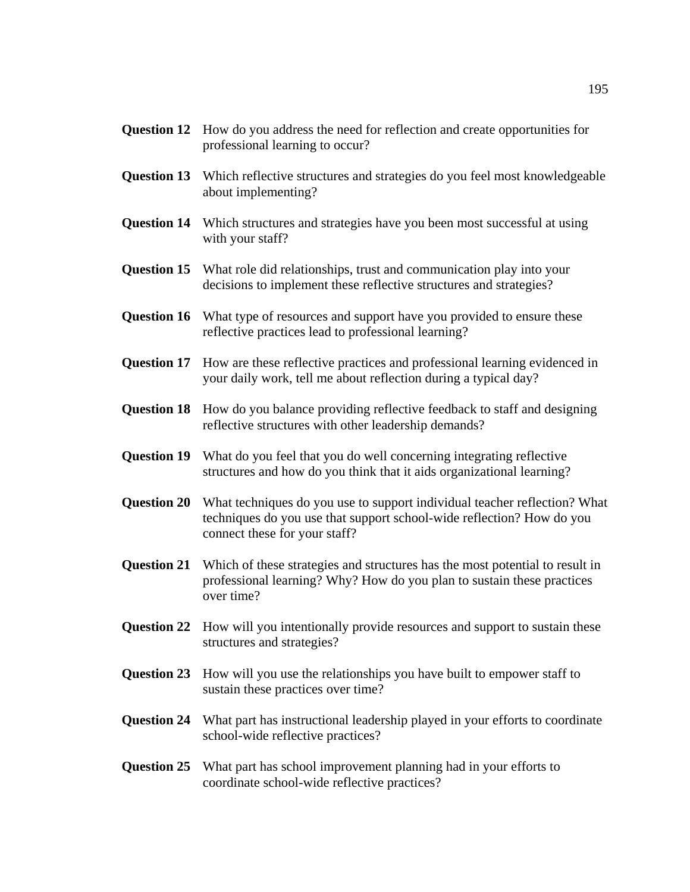**Question 12** How do you address the need for reflection and create opportunities for professional learning to occur?

**Question 13** Which reflective structures and strategies do you feel most knowledgeable about implementing?

**Question 14** Which structures and strategies have you been most successful at using with your staff?

**Question 15** What role did relationships, trust and communication play into your decisions to implement these reflective structures and strategies?

**Question 16** What type of resources and support have you provided to ensure these reflective practices lead to professional learning?

**Question 17** How are these reflective practices and professional learning evidenced in your daily work, tell me about reflection during a typical day?

**Question 18** How do you balance providing reflective feedback to staff and designing reflective structures with other leadership demands?

**Question 19** What do you feel that you do well concerning integrating reflective structures and how do you think that it aids organizational learning?

**Question 20** What techniques do you use to support individual teacher reflection? What techniques do you use that support school-wide reflection? How do you connect these for your staff?

**Question 21** Which of these strategies and structures has the most potential to result in professional learning? Why? How do you plan to sustain these practices over time?

**Question 22** How will you intentionally provide resources and support to sustain these structures and strategies?

**Question 23** How will you use the relationships you have built to empower staff to sustain these practices over time?

**Question 24** What part has instructional leadership played in your efforts to coordinate school-wide reflective practices?

**Question 25** What part has school improvement planning had in your efforts to coordinate school-wide reflective practices?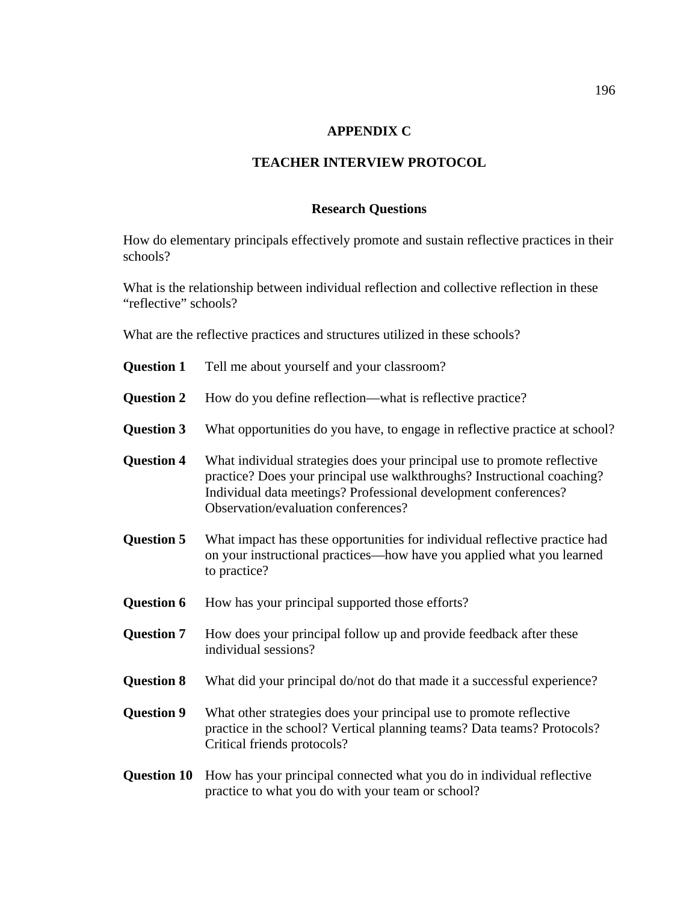# APPENDIX C

## TEACHER INTERVIEW PROTOCOL

### Research Questions

How do elementary principals effectively promote and sustain reflective practices in their schools?

What is the relationship between individual reflection and collective reflection in these "reflective" schools?

What are the reflective practices and structures utilized in these schools?

**Question 1** Tell me about yourself and your classroom?

**Question 2** How do you define reflection—what is reflective practice?

**Question 3** What opportunities do you have, to engage in reflective practice at school?

**Question 4** What individual strategies does your principal use to promote reflective practice? Does your principal use walkthroughs? Instructional coaching? Individual data meetings? Professional development conferences? Observation/evaluation conferences?

**Question 5** What impact has these opportunities for individual reflective practice had on your instructional practices—how have you applied what you learned to practice?

**Question 6** How has your principal supported those efforts?

**Question 7** How does your principal follow up and provide feedback after these individual sessions?

**Question 8** What did your principal do/not do that made it a successful experience?

**Question 9** What other strategies does your principal use to promote reflective practice in the school? Vertical planning teams? Data teams? Protocols? Critical friends protocols?

**Question 10** How has your principal connected what you do in individual reflective practice to what you do with your team or school?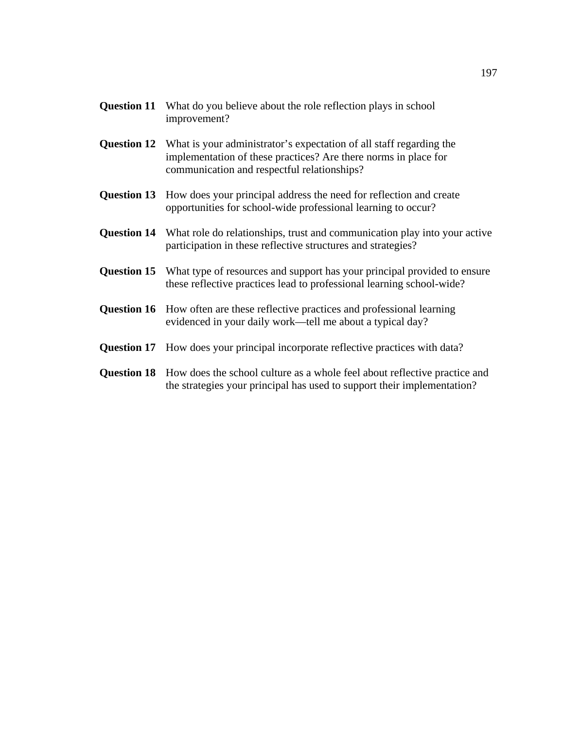**Question 11** What do you believe about the role reflection plays in school improvement?

**Question 12** What is your administrator's expectation of all staff regarding the implementation of these practices? Are there norms in place for communication and respectful relationships?

**Question 13** How does your principal address the need for reflection and create opportunities for school-wide professional learning to occur?

**Question 14** What role do relationships, trust and communication play into your active participation in these reflective structures and strategies?

**Question 15** What type of resources and support has your principal provided to ensure these reflective practices lead to professional learning school-wide?

**Question 16** How often are these reflective practices and professional learning evidenced in your daily work—tell me about a typical day?

**Question 17** How does your principal incorporate reflective practices with data?

**Question 18** How does the school culture as a whole feel about reflective practice and the strategies your principal has used to support their implementation?